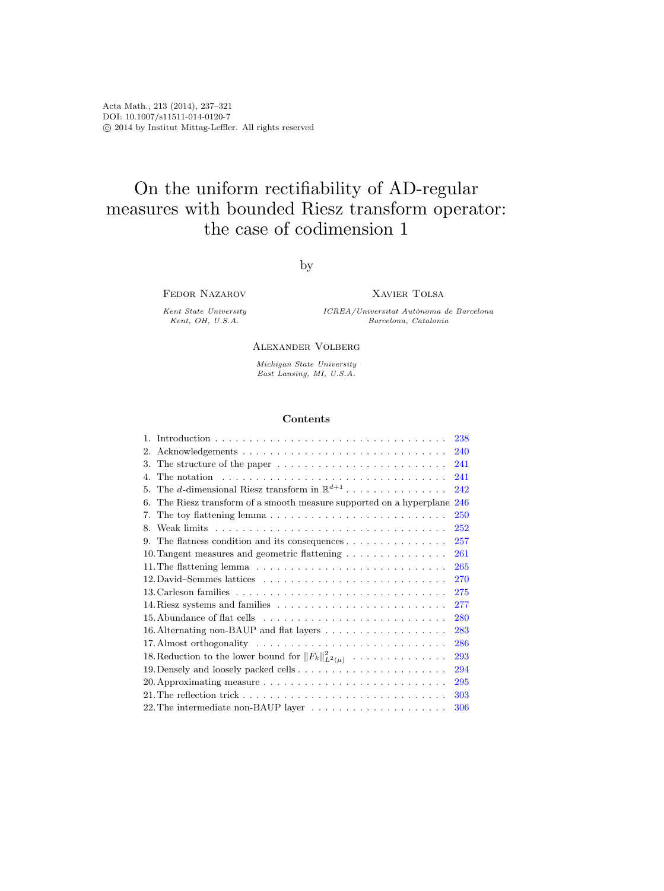Acta Math., 213 (2014), 237–321
DOI: 10.1007/s11511-014-0120-7
© 2014 by Institut Mittag-Leffler. All rights reserved

# On the uniform rectifiability of AD-regular measures with bounded Riesz transform operator: the case of codimension 1

by

Fedor Nazarov

*Kent State University*
*Kent, OH, U.S.A.*

Xavier Tolsa

*ICREA/Universitat Autònoma de Barcelona*
*Barcelona, Catalonia*

Alexander Volberg

*Michigan State University*
*East Lansing, MI, U.S.A.*

## Contents

1. Introduction . . . 238
2. Acknowledgements . . . 240
3. The structure of the paper . . . 241
4. The notation . . . 241
5. The $d$-dimensional Riesz transform in $\mathbb{R}^{d+1}$ . . . 242
6. The Riesz transform of a smooth measure supported on a hyperplane 246
7. The toy flattening lemma . . . 250
8. Weak limits . . . 252
9. The flatness condition and its consequences . . . 257
10. Tangent measures and geometric flattening . . . 261
11. The flattening lemma . . . 265
12. David–Semmes lattices . . . 270
13. Carleson families . . . 275
14. Riesz systems and families . . . 277
15. Abundance of flat cells . . . 280
16. Alternating non-BAUP and flat layers . . . 283
17. Almost orthogonality . . . 286
18. Reduction to the lower bound for $\|F_k\|^2_{L^2(\mu)}$ . . . 293
19. Densely and loosely packed cells . . . 294
20. Approximating measure . . . 295
21. The reflection trick . . . 303
22. The intermediate non-BAUP layer . . . 306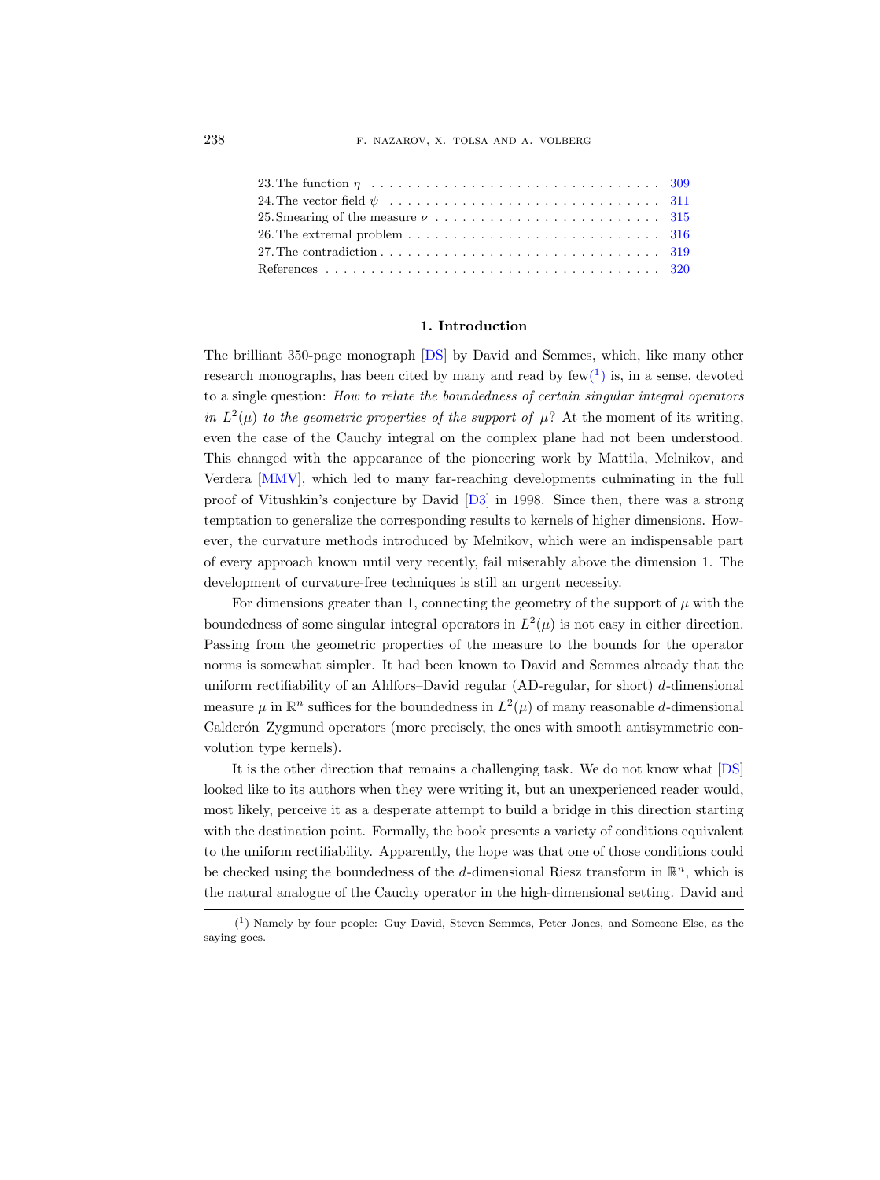23. The function $\eta$ . . . . . . . . . . . . . . . . . . . . . . . . . . . . . . . 309
24. The vector field $\psi$ . . . . . . . . . . . . . . . . . . . . . . . . . . . . . 311
25. Smearing of the measure $\nu$ . . . . . . . . . . . . . . . . . . . . . . . . 315
26. The extremal problem . . . . . . . . . . . . . . . . . . . . . . . . . . . . 316
27. The contradiction . . . . . . . . . . . . . . . . . . . . . . . . . . . . . . 319
References . . . . . . . . . . . . . . . . . . . . . . . . . . . . . . . . . . . 320

## 1. Introduction

The brilliant 350-page monograph [DS] by David and Semmes, which, like many other research monographs, has been cited by many and read by few([1]) is, in a sense, devoted to a single question: *How to relate the boundedness of certain singular integral operators in $L^2(\mu)$ to the geometric properties of the support of* $\mu$? At the moment of its writing, even the case of the Cauchy integral on the complex plane had not been understood. This changed with the appearance of the pioneering work by Mattila, Melnikov, and Verdera [MMV], which led to many far-reaching developments culminating in the full proof of Vitushkin's conjecture by David [D3] in 1998. Since then, there was a strong temptation to generalize the corresponding results to kernels of higher dimensions. However, the curvature methods introduced by Melnikov, which were an indispensable part of every approach known until very recently, fail miserably above the dimension 1. The development of curvature-free techniques is still an urgent necessity.

For dimensions greater than 1, connecting the geometry of the support of $\mu$ with the boundedness of some singular integral operators in $L^2(\mu)$ is not easy in either direction. Passing from the geometric properties of the measure to the bounds for the operator norms is somewhat simpler. It had been known to David and Semmes already that the uniform rectifiability of an Ahlfors–David regular (AD-regular, for short) $d$-dimensional measure $\mu$ in $\mathbb{R}^n$ suffices for the boundedness in $L^2(\mu)$ of many reasonable $d$-dimensional Calderón–Zygmund operators (more precisely, the ones with smooth antisymmetric convolution type kernels).

It is the other direction that remains a challenging task. We do not know what [DS] looked like to its authors when they were writing it, but an unexperienced reader would, most likely, perceive it as a desperate attempt to build a bridge in this direction starting with the destination point. Formally, the book presents a variety of conditions equivalent to the uniform rectifiability. Apparently, the hope was that one of those conditions could be checked using the boundedness of the $d$-dimensional Riesz transform in $\mathbb{R}^n$, which is the natural analogue of the Cauchy operator in the high-dimensional setting. David and

---

([1]) Namely by four people: Guy David, Steven Semmes, Peter Jones, and Someone Else, as the saying goes.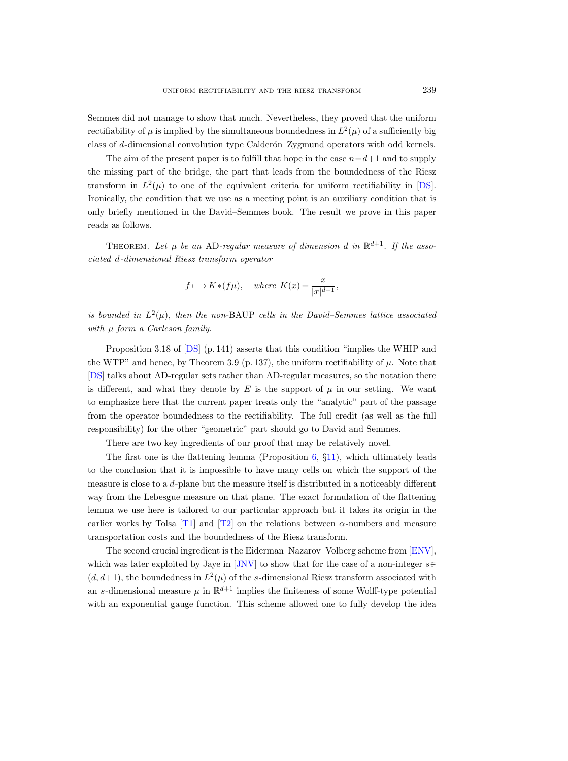Semmes did not manage to show that much. Nevertheless, they proved that the uniform rectifiability of $\mu$ is implied by the simultaneous boundedness in $L^2(\mu)$ of a sufficiently big class of $d$-dimensional convolution type Calderón–Zygmund operators with odd kernels.

The aim of the present paper is to fulfill that hope in the case $n=d+1$ and to supply the missing part of the bridge, the part that leads from the boundedness of the Riesz transform in $L^2(\mu)$ to one of the equivalent criteria for uniform rectifiability in [DS]. Ironically, the condition that we use as a meeting point is an auxiliary condition that is only briefly mentioned in the David–Semmes book. The result we prove in this paper reads as follows.

Theorem. *Let $\mu$ be an* AD*-regular measure of dimension $d$ in $\mathbb{R}^{d+1}$. If the associated $d$-dimensional Riesz transform operator*

$$f \longmapsto K*(f\mu), \quad \textit{where } K(x)=\frac{x}{|x|^{d+1}},$$

*is bounded in $L^2(\mu)$, then the non-*BAUP *cells in the David–Semmes lattice associated with $\mu$ form a Carleson family.*

Proposition 3.18 of [DS] (p. 141) asserts that this condition "implies the WHIP and the WTP" and hence, by Theorem 3.9 (p. 137), the uniform rectifiability of $\mu$. Note that [DS] talks about AD-regular sets rather than AD-regular measures, so the notation there is different, and what they denote by $E$ is the support of $\mu$ in our setting. We want to emphasize here that the current paper treats only the "analytic" part of the passage from the operator boundedness to the rectifiability. The full credit (as well as the full responsibility) for the other "geometric" part should go to David and Semmes.

There are two key ingredients of our proof that may be relatively novel.

The first one is the flattening lemma (Proposition 6, §11), which ultimately leads to the conclusion that it is impossible to have many cells on which the support of the measure is close to a $d$-plane but the measure itself is distributed in a noticeably different way from the Lebesgue measure on that plane. The exact formulation of the flattening lemma we use here is tailored to our particular approach but it takes its origin in the earlier works by Tolsa [T1] and [T2] on the relations between $\alpha$-numbers and measure transportation costs and the boundedness of the Riesz transform.

The second crucial ingredient is the Eiderman–Nazarov–Volberg scheme from [ENV], which was later exploited by Jaye in [JNV] to show that for the case of a non-integer $s\in(d,d+1)$, the boundedness in $L^2(\mu)$ of the $s$-dimensional Riesz transform associated with an $s$-dimensional measure $\mu$ in $\mathbb{R}^{d+1}$ implies the finiteness of some Wolff-type potential with an exponential gauge function. This scheme allowed one to fully develop the idea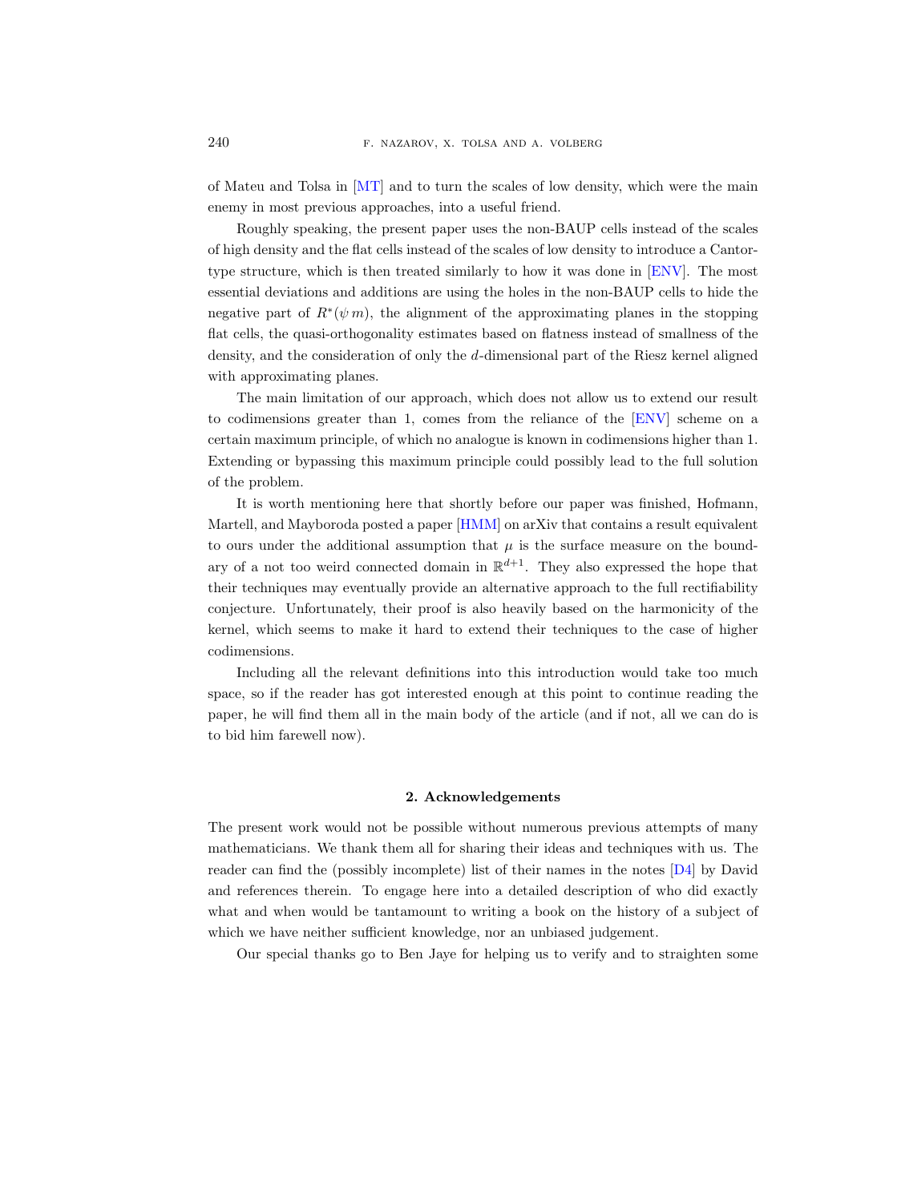of Mateu and Tolsa in [MT] and to turn the scales of low density, which were the main enemy in most previous approaches, into a useful friend.

Roughly speaking, the present paper uses the non-BAUP cells instead of the scales of high density and the flat cells instead of the scales of low density to introduce a Cantor-type structure, which is then treated similarly to how it was done in [ENV]. The most essential deviations and additions are using the holes in the non-BAUP cells to hide the negative part of $R^*(\psi\, m)$, the alignment of the approximating planes in the stopping flat cells, the quasi-orthogonality estimates based on flatness instead of smallness of the density, and the consideration of only the $d$-dimensional part of the Riesz kernel aligned with approximating planes.

The main limitation of our approach, which does not allow us to extend our result to codimensions greater than 1, comes from the reliance of the [ENV] scheme on a certain maximum principle, of which no analogue is known in codimensions higher than 1. Extending or bypassing this maximum principle could possibly lead to the full solution of the problem.

It is worth mentioning here that shortly before our paper was finished, Hofmann, Martell, and Mayboroda posted a paper [HMM] on arXiv that contains a result equivalent to ours under the additional assumption that $\mu$ is the surface measure on the boundary of a not too weird connected domain in $\mathbb{R}^{d+1}$. They also expressed the hope that their techniques may eventually provide an alternative approach to the full rectifiability conjecture. Unfortunately, their proof is also heavily based on the harmonicity of the kernel, which seems to make it hard to extend their techniques to the case of higher codimensions.

Including all the relevant definitions into this introduction would take too much space, so if the reader has got interested enough at this point to continue reading the paper, he will find them all in the main body of the article (and if not, all we can do is to bid him farewell now).

## 2. Acknowledgements

The present work would not be possible without numerous previous attempts of many mathematicians. We thank them all for sharing their ideas and techniques with us. The reader can find the (possibly incomplete) list of their names in the notes [D4] by David and references therein. To engage here into a detailed description of who did exactly what and when would be tantamount to writing a book on the history of a subject of which we have neither sufficient knowledge, nor an unbiased judgement.

Our special thanks go to Ben Jaye for helping us to verify and to straighten some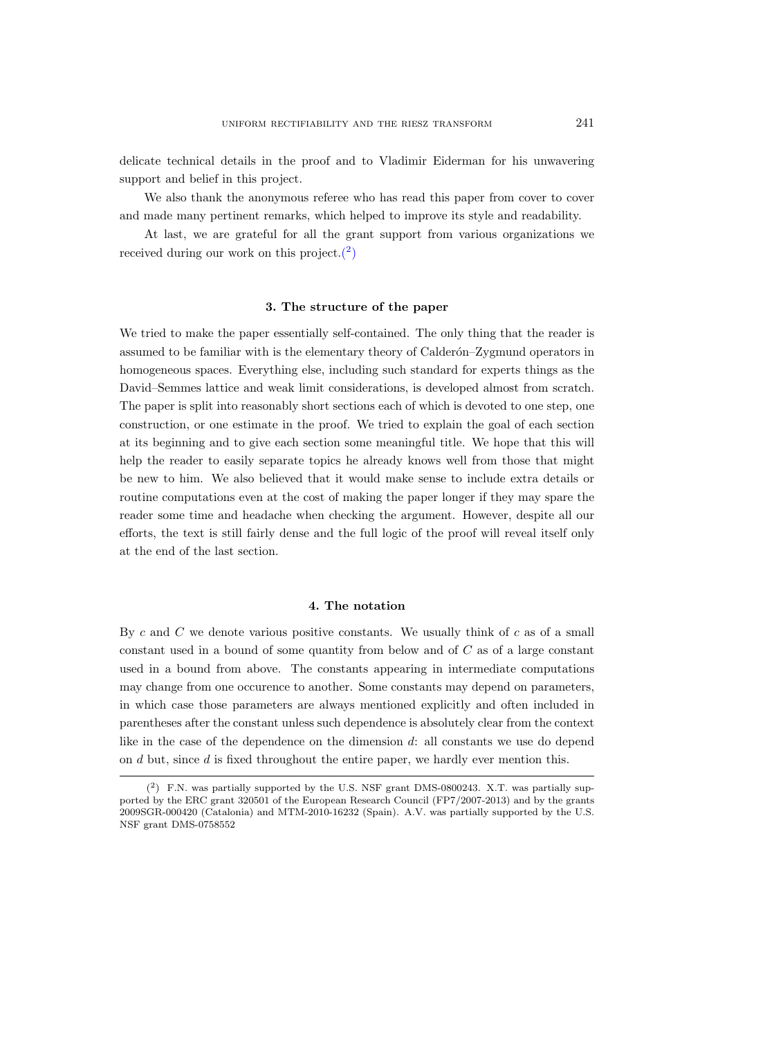delicate technical details in the proof and to Vladimir Eiderman for his unwavering support and belief in this project.

We also thank the anonymous referee who has read this paper from cover to cover and made many pertinent remarks, which helped to improve its style and readability.

At last, we are grateful for all the grant support from various organizations we received during our work on this project.([2])

## 3. The structure of the paper

We tried to make the paper essentially self-contained. The only thing that the reader is assumed to be familiar with is the elementary theory of Calderón–Zygmund operators in homogeneous spaces. Everything else, including such standard for experts things as the David–Semmes lattice and weak limit considerations, is developed almost from scratch. The paper is split into reasonably short sections each of which is devoted to one step, one construction, or one estimate in the proof. We tried to explain the goal of each section at its beginning and to give each section some meaningful title. We hope that this will help the reader to easily separate topics he already knows well from those that might be new to him. We also believed that it would make sense to include extra details or routine computations even at the cost of making the paper longer if they may spare the reader some time and headache when checking the argument. However, despite all our efforts, the text is still fairly dense and the full logic of the proof will reveal itself only at the end of the last section.

## 4. The notation

By $c$ and $C$ we denote various positive constants. We usually think of $c$ as of a small constant used in a bound of some quantity from below and of $C$ as of a large constant used in a bound from above. The constants appearing in intermediate computations may change from one occurence to another. Some constants may depend on parameters, in which case those parameters are always mentioned explicitly and often included in parentheses after the constant unless such dependence is absolutely clear from the context like in the case of the dependence on the dimension $d$: all constants we use do depend on $d$ but, since $d$ is fixed throughout the entire paper, we hardly ever mention this.

---

([2]) F.N. was partially supported by the U.S. NSF grant DMS-0800243. X.T. was partially supported by the ERC grant 320501 of the European Research Council (FP7/2007-2013) and by the grants 2009SGR-000420 (Catalonia) and MTM-2010-16232 (Spain). A.V. was partially supported by the U.S. NSF grant DMS-0758552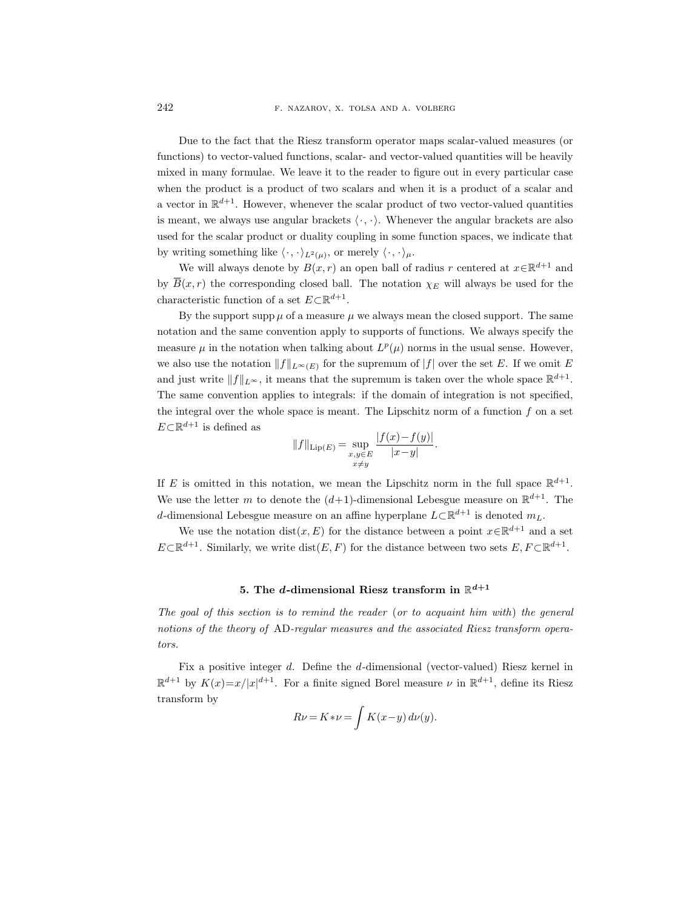Due to the fact that the Riesz transform operator maps scalar-valued measures (or functions) to vector-valued functions, scalar- and vector-valued quantities will be heavily mixed in many formulae. We leave it to the reader to figure out in every particular case when the product is a product of two scalars and when it is a product of a scalar and a vector in $\mathbb{R}^{d+1}$. However, whenever the scalar product of two vector-valued quantities is meant, we always use angular brackets $\langle\cdot,\cdot\rangle$. Whenever the angular brackets are also used for the scalar product or duality coupling in some function spaces, we indicate that by writing something like $\langle\cdot,\cdot\rangle_{L^2(\mu)}$, or merely $\langle\cdot,\cdot\rangle_\mu$.

We will always denote by $B(x,r)$ an open ball of radius $r$ centered at $x\in\mathbb{R}^{d+1}$ and by $\overline{B}(x,r)$ the corresponding closed ball. The notation $\chi_E$ will always be used for the characteristic function of a set $E\subset\mathbb{R}^{d+1}$.

By the support $\operatorname{supp}\mu$ of a measure $\mu$ we always mean the closed support. The same notation and the same convention apply to supports of functions. We always specify the measure $\mu$ in the notation when talking about $L^p(\mu)$ norms in the usual sense. However, we also use the notation $\|f\|_{L^\infty(E)}$ for the supremum of $|f|$ over the set $E$. If we omit $E$ and just write $\|f\|_{L^\infty}$, it means that the supremum is taken over the whole space $\mathbb{R}^{d+1}$. The same convention applies to integrals: if the domain of integration is not specified, the integral over the whole space is meant. The Lipschitz norm of a function $f$ on a set $E\subset\mathbb{R}^{d+1}$ is defined as

$$\|f\|_{\operatorname{Lip}(E)}=\sup_{\substack{x,y\in E\\ x\neq y}}\frac{|f(x)-f(y)|}{|x-y|}.$$

If $E$ is omitted in this notation, we mean the Lipschitz norm in the full space $\mathbb{R}^{d+1}$. We use the letter $m$ to denote the $(d+1)$-dimensional Lebesgue measure on $\mathbb{R}^{d+1}$. The $d$-dimensional Lebesgue measure on an affine hyperplane $L\subset\mathbb{R}^{d+1}$ is denoted $m_L$.

We use the notation $\operatorname{dist}(x,E)$ for the distance between a point $x\in\mathbb{R}^{d+1}$ and a set $E\subset\mathbb{R}^{d+1}$. Similarly, we write $\operatorname{dist}(E,F)$ for the distance between two sets $E,F\subset\mathbb{R}^{d+1}$.

## 5. The $d$-dimensional Riesz transform in $\mathbb{R}^{d+1}$

*The goal of this section is to remind the reader (or to acquaint him with) the general notions of the theory of* AD*-regular measures and the associated Riesz transform operators.*

Fix a positive integer $d$. Define the $d$-dimensional (vector-valued) Riesz kernel in $\mathbb{R}^{d+1}$ by $K(x)=x/|x|^{d+1}$. For a finite signed Borel measure $\nu$ in $\mathbb{R}^{d+1}$, define its Riesz transform by

$$R\nu=K*\nu=\int K(x-y)\,d\nu(y).$$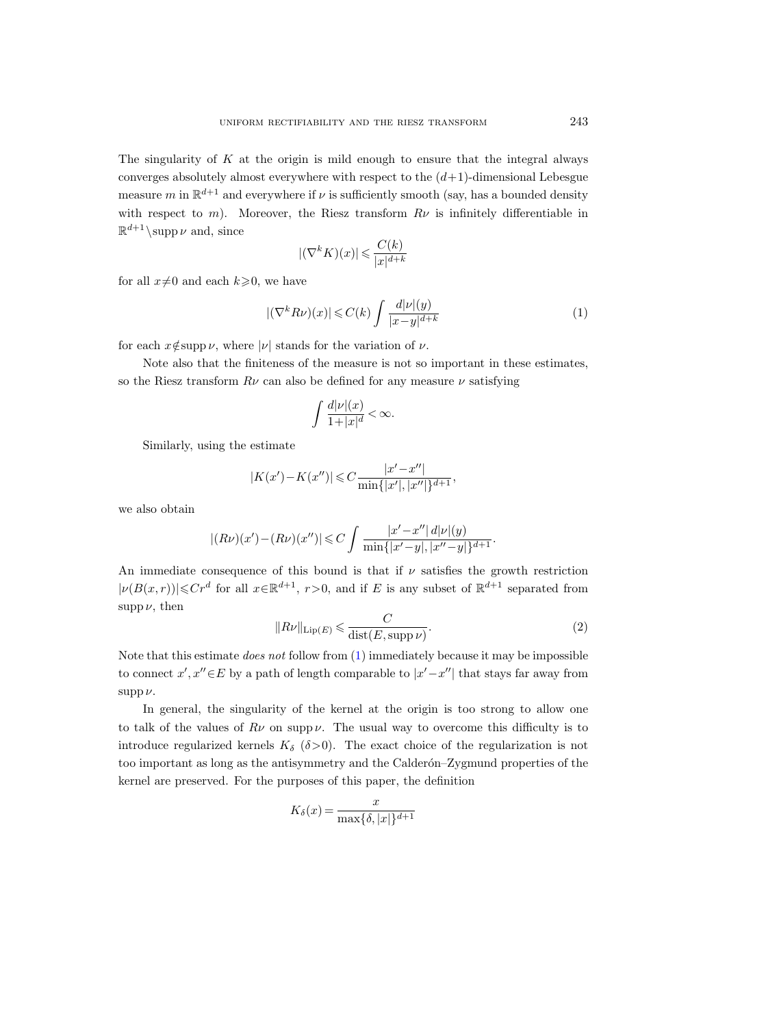The singularity of $K$ at the origin is mild enough to ensure that the integral always converges absolutely almost everywhere with respect to the $(d+1)$-dimensional Lebesgue measure $m$ in $\mathbb{R}^{d+1}$ and everywhere if $\nu$ is sufficiently smooth (say, has a bounded density with respect to $m$). Moreover, the Riesz transform $R\nu$ is infinitely differentiable in $\mathbb{R}^{d+1}\setminus\operatorname{supp}\nu$ and, since

$$|(\nabla^k K)(x)| \leqslant \frac{C(k)}{|x|^{d+k}}$$

for all $x\neq 0$ and each $k\geqslant 0$, we have

$$|(\nabla^k R\nu)(x)| \leqslant C(k)\int \frac{d|\nu|(y)}{|x-y|^{d+k}} \tag{1}$$

for each $x\notin\operatorname{supp}\nu$, where $|\nu|$ stands for the variation of $\nu$.

Note also that the finiteness of the measure is not so important in these estimates, so the Riesz transform $R\nu$ can also be defined for any measure $\nu$ satisfying

$$\int \frac{d|\nu|(x)}{1+|x|^d} < \infty.$$

Similarly, using the estimate

$$|K(x')-K(x'')| \leqslant C\frac{|x'-x''|}{\min\{|x'|,|x''|\}^{d+1}},$$

we also obtain

$$|(R\nu)(x')-(R\nu)(x'')| \leqslant C\int \frac{|x'-x''|\,d|\nu|(y)}{\min\{|x'-y|,|x''-y|\}^{d+1}}.$$

An immediate consequence of this bound is that if $\nu$ satisfies the growth restriction $|\nu(B(x,r))|\leqslant Cr^d$ for all $x\in\mathbb{R}^{d+1}$, $r>0$, and if $E$ is any subset of $\mathbb{R}^{d+1}$ separated from $\operatorname{supp}\nu$, then

$$\|R\nu\|_{\operatorname{Lip}(E)} \leqslant \frac{C}{\operatorname{dist}(E,\operatorname{supp}\nu)}. \tag{2}$$

Note that this estimate *does not* follow from (1) immediately because it may be impossible to connect $x',x''\in E$ by a path of length comparable to $|x'-x''|$ that stays far away from $\operatorname{supp}\nu$.

In general, the singularity of the kernel at the origin is too strong to allow one to talk of the values of $R\nu$ on $\operatorname{supp}\nu$. The usual way to overcome this difficulty is to introduce regularized kernels $K_\delta$ $(\delta>0)$. The exact choice of the regularization is not too important as long as the antisymmetry and the Calderón–Zygmund properties of the kernel are preserved. For the purposes of this paper, the definition

$$K_\delta(x) = \frac{x}{\max\{\delta,|x|\}^{d+1}}$$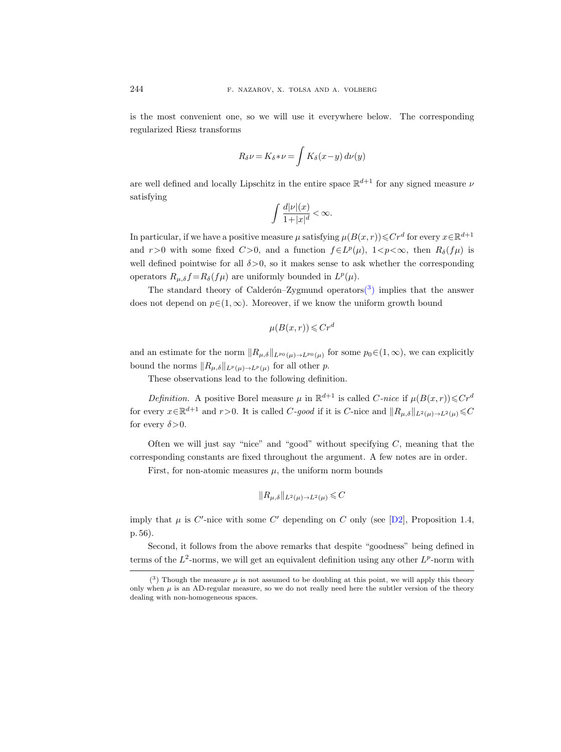is the most convenient one, so we will use it everywhere below. The corresponding regularized Riesz transforms

$$R_\delta \nu = K_\delta * \nu = \int K_\delta(x-y)\, d\nu(y)$$

are well defined and locally Lipschitz in the entire space $\mathbb{R}^{d+1}$ for any signed measure $\nu$ satisfying

$$\int \frac{d|\nu|(x)}{1+|x|^d} < \infty.$$

In particular, if we have a positive measure $\mu$ satisfying $\mu(B(x,r)) \leqslant Cr^d$ for every $x \in \mathbb{R}^{d+1}$ and $r>0$ with some fixed $C>0$, and a function $f \in L^p(\mu)$, $1<p<\infty$, then $R_\delta(f\mu)$ is well defined pointwise for all $\delta>0$, so it makes sense to ask whether the corresponding operators $R_{\mu,\delta} f = R_\delta(f\mu)$ are uniformly bounded in $L^p(\mu)$.

The standard theory of Calderón–Zygmund operators([3]) implies that the answer does not depend on $p \in (1,\infty)$. Moreover, if we know the uniform growth bound

$$\mu(B(x,r)) \leqslant Cr^d$$

and an estimate for the norm $\|R_{\mu,\delta}\|_{L^{p_0}(\mu)\to L^{p_0}(\mu)}$ for some $p_0 \in (1,\infty)$, we can explicitly bound the norms $\|R_{\mu,\delta}\|_{L^p(\mu)\to L^p(\mu)}$ for all other $p$.

These observations lead to the following definition.

*Definition.* A positive Borel measure $\mu$ in $\mathbb{R}^{d+1}$ is called *C-nice* if $\mu(B(x,r)) \leqslant Cr^d$ for every $x \in \mathbb{R}^{d+1}$ and $r>0$. It is called *C-good* if it is $C$-nice and $\|R_{\mu,\delta}\|_{L^2(\mu)\to L^2(\mu)} \leqslant C$ for every $\delta>0$.

Often we will just say "nice" and "good" without specifying $C$, meaning that the corresponding constants are fixed throughout the argument. A few notes are in order.

First, for non-atomic measures $\mu$, the uniform norm bounds

$$\|R_{\mu,\delta}\|_{L^2(\mu)\to L^2(\mu)} \leqslant C$$

imply that $\mu$ is $C'$-nice with some $C'$ depending on $C$ only (see [D2], Proposition 1.4, p. 56).

Second, it follows from the above remarks that despite "goodness" being defined in terms of the $L^2$-norms, we will get an equivalent definition using any other $L^p$-norm with

([3]) Though the measure $\mu$ is not assumed to be doubling at this point, we will apply this theory only when $\mu$ is an AD-regular measure, so we do not really need here the subtler version of the theory dealing with non-homogeneous spaces.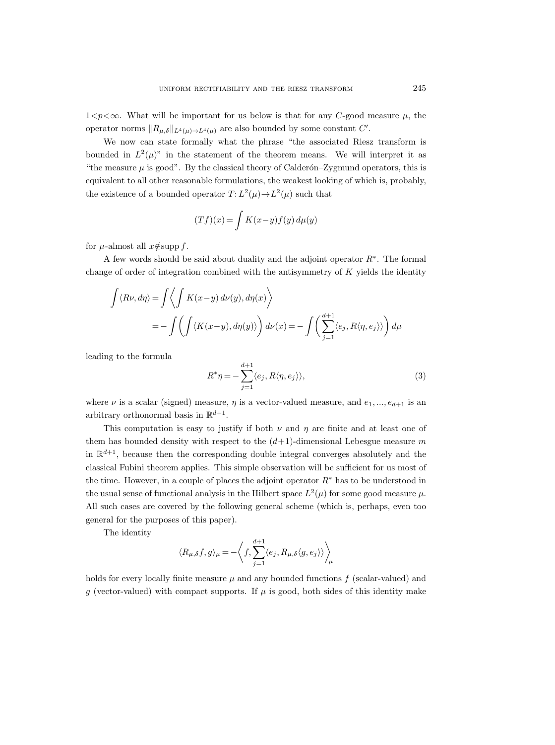$1<p<\infty$. What will be important for us below is that for any $C$-good measure $\mu$, the operator norms $\|R_{\mu,\delta}\|_{L^4(\mu)\to L^4(\mu)}$ are also bounded by some constant $C'$.

We now can state formally what the phrase "the associated Riesz transform is bounded in $L^2(\mu)$" in the statement of the theorem means. We will interpret it as "the measure $\mu$ is good". By the classical theory of Calderón–Zygmund operators, this is equivalent to all other reasonable formulations, the weakest looking of which is, probably, the existence of a bounded operator $T: L^2(\mu)\to L^2(\mu)$ such that

$$(Tf)(x) = \int K(x-y)f(y)\,d\mu(y)$$

for $\mu$-almost all $x\notin \operatorname{supp} f$.

A few words should be said about duality and the adjoint operator $R^*$. The formal change of order of integration combined with the antisymmetry of $K$ yields the identity

$$\begin{aligned}\int \langle R\nu, d\eta\rangle &= \int \left\langle \int K(x-y)\,d\nu(y), d\eta(x)\right\rangle \\ &= -\int \left(\int \langle K(x-y), d\eta(y)\rangle\right) d\nu(x) = -\int \left(\sum_{j=1}^{d+1}\langle e_j, R\langle \eta, e_j\rangle\rangle\right) d\mu\end{aligned}$$

leading to the formula

$$R^*\eta = -\sum_{j=1}^{d+1}\langle e_j, R\langle \eta, e_j\rangle\rangle, \tag{3}$$

where $\nu$ is a scalar (signed) measure, $\eta$ is a vector-valued measure, and $e_1, ..., e_{d+1}$ is an arbitrary orthonormal basis in $\mathbb{R}^{d+1}$.

This computation is easy to justify if both $\nu$ and $\eta$ are finite and at least one of them has bounded density with respect to the $(d+1)$-dimensional Lebesgue measure $m$ in $\mathbb{R}^{d+1}$, because then the corresponding double integral converges absolutely and the classical Fubini theorem applies. This simple observation will be sufficient for us most of the time. However, in a couple of places the adjoint operator $R^*$ has to be understood in the usual sense of functional analysis in the Hilbert space $L^2(\mu)$ for some good measure $\mu$. All such cases are covered by the following general scheme (which is, perhaps, even too general for the purposes of this paper).

The identity

$$\langle R_{\mu,\delta}f, g\rangle_\mu = -\left\langle f, \sum_{j=1}^{d+1}\langle e_j, R_{\mu,\delta}\langle g, e_j\rangle\rangle\right\rangle_\mu$$

holds for every locally finite measure $\mu$ and any bounded functions $f$ (scalar-valued) and $g$ (vector-valued) with compact supports. If $\mu$ is good, both sides of this identity make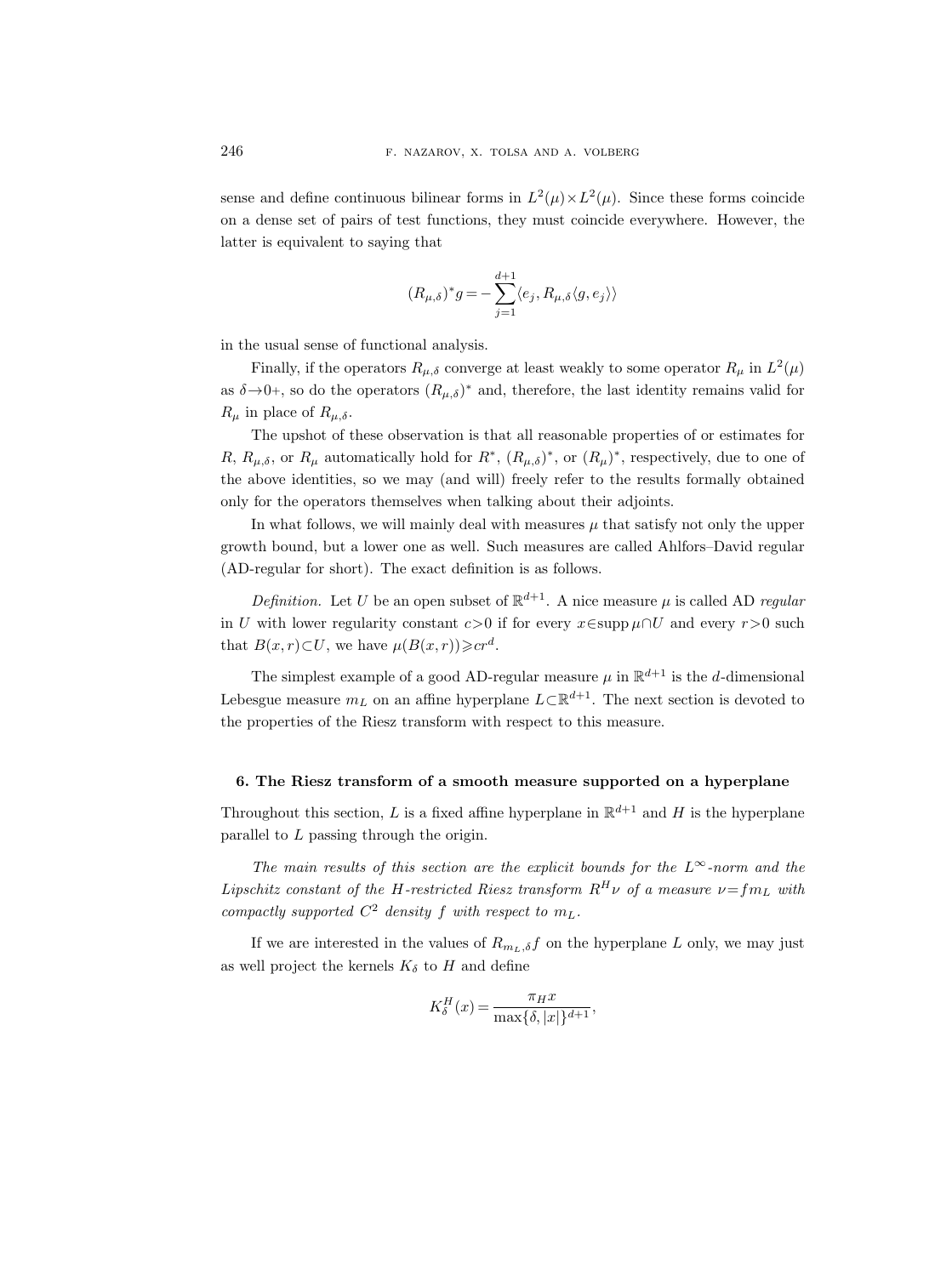sense and define continuous bilinear forms in $L^2(\mu)\times L^2(\mu)$. Since these forms coincide on a dense set of pairs of test functions, they must coincide everywhere. However, the latter is equivalent to saying that

$$(R_{\mu,\delta})^* g = -\sum_{j=1}^{d+1} \langle e_j, R_{\mu,\delta}\langle g, e_j\rangle\rangle$$

in the usual sense of functional analysis.

Finally, if the operators $R_{\mu,\delta}$ converge at least weakly to some operator $R_\mu$ in $L^2(\mu)$ as $\delta\to 0+$, so do the operators $(R_{\mu,\delta})^*$ and, therefore, the last identity remains valid for $R_\mu$ in place of $R_{\mu,\delta}$.

The upshot of these observation is that all reasonable properties of or estimates for $R$, $R_{\mu,\delta}$, or $R_\mu$ automatically hold for $R^*$, $(R_{\mu,\delta})^*$, or $(R_\mu)^*$, respectively, due to one of the above identities, so we may (and will) freely refer to the results formally obtained only for the operators themselves when talking about their adjoints.

In what follows, we will mainly deal with measures $\mu$ that satisfy not only the upper growth bound, but a lower one as well. Such measures are called Ahlfors–David regular (AD-regular for short). The exact definition is as follows.

*Definition.* Let $U$ be an open subset of $\mathbb{R}^{d+1}$. A nice measure $\mu$ is called AD *regular* in $U$ with lower regularity constant $c>0$ if for every $x\in \operatorname{supp}\mu\cap U$ and every $r>0$ such that $B(x,r)\subset U$, we have $\mu(B(x,r))\geqslant cr^d$.

The simplest example of a good AD-regular measure $\mu$ in $\mathbb{R}^{d+1}$ is the $d$-dimensional Lebesgue measure $m_L$ on an affine hyperplane $L\subset\mathbb{R}^{d+1}$. The next section is devoted to the properties of the Riesz transform with respect to this measure.

## 6. The Riesz transform of a smooth measure supported on a hyperplane

Throughout this section, $L$ is a fixed affine hyperplane in $\mathbb{R}^{d+1}$ and $H$ is the hyperplane parallel to $L$ passing through the origin.

*The main results of this section are the explicit bounds for the $L^\infty$-norm and the Lipschitz constant of the $H$-restricted Riesz transform $R^H\nu$ of a measure $\nu=fm_L$ with compactly supported $C^2$ density $f$ with respect to $m_L$.*

If we are interested in the values of $R_{m_L,\delta}f$ on the hyperplane $L$ only, we may just as well project the kernels $K_\delta$ to $H$ and define

$$K_\delta^H(x) = \frac{\pi_H x}{\max\{\delta, |x|\}^{d+1}},$$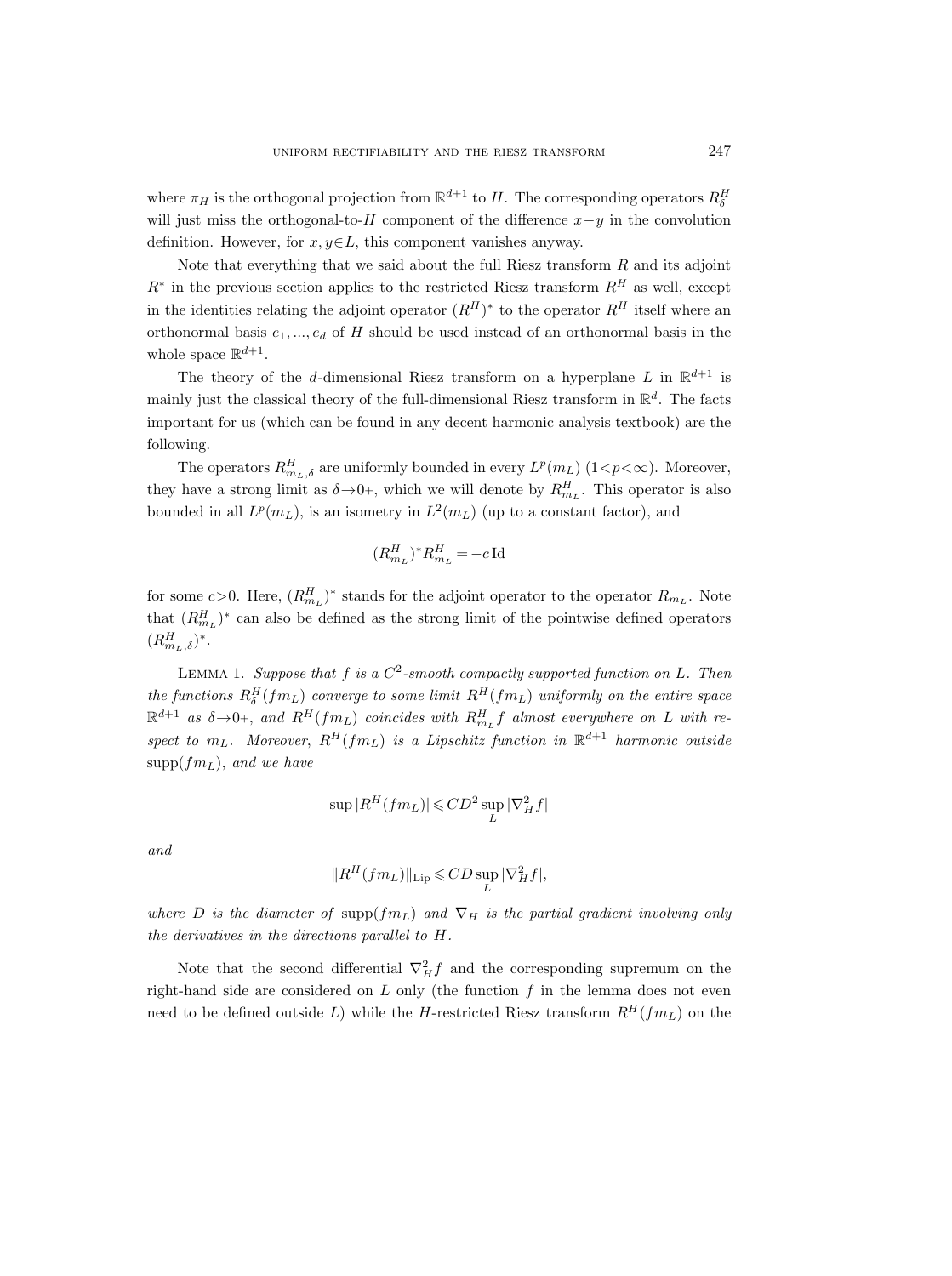where $\pi_H$ is the orthogonal projection from $\mathbb{R}^{d+1}$ to $H$. The corresponding operators $R^H_\delta$ will just miss the orthogonal-to-$H$ component of the difference $x-y$ in the convolution definition. However, for $x, y \in L$, this component vanishes anyway.

Note that everything that we said about the full Riesz transform $R$ and its adjoint $R^*$ in the previous section applies to the restricted Riesz transform $R^H$ as well, except in the identities relating the adjoint operator $(R^H)^*$ to the operator $R^H$ itself where an orthonormal basis $e_1, ..., e_d$ of $H$ should be used instead of an orthonormal basis in the whole space $\mathbb{R}^{d+1}$.

The theory of the $d$-dimensional Riesz transform on a hyperplane $L$ in $\mathbb{R}^{d+1}$ is mainly just the classical theory of the full-dimensional Riesz transform in $\mathbb{R}^d$. The facts important for us (which can be found in any decent harmonic analysis textbook) are the following.

The operators $R^H_{m_L,\delta}$ are uniformly bounded in every $L^p(m_L)$ $(1<p<\infty)$. Moreover, they have a strong limit as $\delta \to 0+$, which we will denote by $R^H_{m_L}$. This operator is also bounded in all $L^p(m_L)$, is an isometry in $L^2(m_L)$ (up to a constant factor), and

$$(R^H_{m_L})^* R^H_{m_L} = -c \,\mathrm{Id}$$

for some $c>0$. Here, $(R^H_{m_L})^*$ stands for the adjoint operator to the operator $R_{m_L}$. Note that $(R^H_{m_L})^*$ can also be defined as the strong limit of the pointwise defined operators $(R^H_{m_L,\delta})^*$.

Lemma 1. *Suppose that $f$ is a $C^2$-smooth compactly supported function on $L$. Then the functions $R^H_\delta(fm_L)$ converge to some limit $R^H(fm_L)$ uniformly on the entire space $\mathbb{R}^{d+1}$ as $\delta \to 0+$, and $R^H(fm_L)$ coincides with $R^H_{m_L} f$ almost everywhere on $L$ with respect to $m_L$. Moreover, $R^H(fm_L)$ is a Lipschitz function in $\mathbb{R}^{d+1}$ harmonic outside $\mathrm{supp}(fm_L)$, and we have*

$$\sup |R^H(fm_L)| \leqslant CD^2 \sup_L |\nabla^2_H f|$$

*and*

$$\|R^H(fm_L)\|_{\mathrm{Lip}} \leqslant CD \sup_L |\nabla^2_H f|,$$

*where $D$ is the diameter of $\mathrm{supp}(fm_L)$ and $\nabla_H$ is the partial gradient involving only the derivatives in the directions parallel to $H$.*

Note that the second differential $\nabla^2_H f$ and the corresponding supremum on the right-hand side are considered on $L$ only (the function $f$ in the lemma does not even need to be defined outside $L$) while the $H$-restricted Riesz transform $R^H(fm_L)$ on the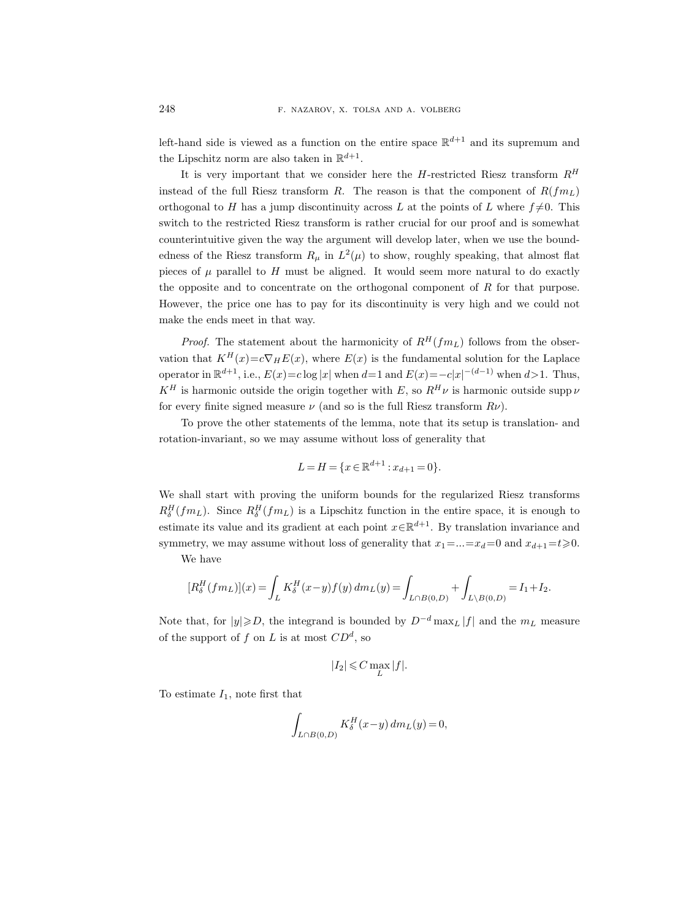left-hand side is viewed as a function on the entire space $\mathbb{R}^{d+1}$ and its supremum and the Lipschitz norm are also taken in $\mathbb{R}^{d+1}$.

It is very important that we consider here the $H$-restricted Riesz transform $R^H$ instead of the full Riesz transform $R$. The reason is that the component of $R(fm_L)$ orthogonal to $H$ has a jump discontinuity across $L$ at the points of $L$ where $f\neq 0$. This switch to the restricted Riesz transform is rather crucial for our proof and is somewhat counterintuitive given the way the argument will develop later, when we use the boundedness of the Riesz transform $R_\mu$ in $L^2(\mu)$ to show, roughly speaking, that almost flat pieces of $\mu$ parallel to $H$ must be aligned. It would seem more natural to do exactly the opposite and to concentrate on the orthogonal component of $R$ for that purpose. However, the price one has to pay for its discontinuity is very high and we could not make the ends meet in that way.

*Proof.* The statement about the harmonicity of $R^H(fm_L)$ follows from the observation that $K^H(x)=c\nabla_H E(x)$, where $E(x)$ is the fundamental solution for the Laplace operator in $\mathbb{R}^{d+1}$, i.e., $E(x)=c\log|x|$ when $d=1$ and $E(x)=-c|x|^{-(d-1)}$ when $d>1$. Thus, $K^H$ is harmonic outside the origin together with $E$, so $R^H\nu$ is harmonic outside $\operatorname{supp}\nu$ for every finite signed measure $\nu$ (and so is the full Riesz transform $R\nu$).

To prove the other statements of the lemma, note that its setup is translation- and rotation-invariant, so we may assume without loss of generality that

$$L=H=\{x\in\mathbb{R}^{d+1}: x_{d+1}=0\}.$$

We shall start with proving the uniform bounds for the regularized Riesz transforms $R^H_\delta(fm_L)$. Since $R^H_\delta(fm_L)$ is a Lipschitz function in the entire space, it is enough to estimate its value and its gradient at each point $x\in\mathbb{R}^{d+1}$. By translation invariance and symmetry, we may assume without loss of generality that $x_1=...=x_d=0$ and $x_{d+1}=t\geqslant 0$.

We have

$$[R^H_\delta(fm_L)](x)=\int_L K^H_\delta(x-y)f(y)\,dm_L(y)=\int_{L\cap B(0,D)}+\int_{L\setminus B(0,D)}=I_1+I_2.$$

Note that, for $|y|\geqslant D$, the integrand is bounded by $D^{-d}\max_L|f|$ and the $m_L$ measure of the support of $f$ on $L$ is at most $CD^d$, so

$$|I_2|\leqslant C\max_L|f|.$$

To estimate $I_1$, note first that

$$\int_{L\cap B(0,D)} K^H_\delta(x-y)\,dm_L(y)=0,$$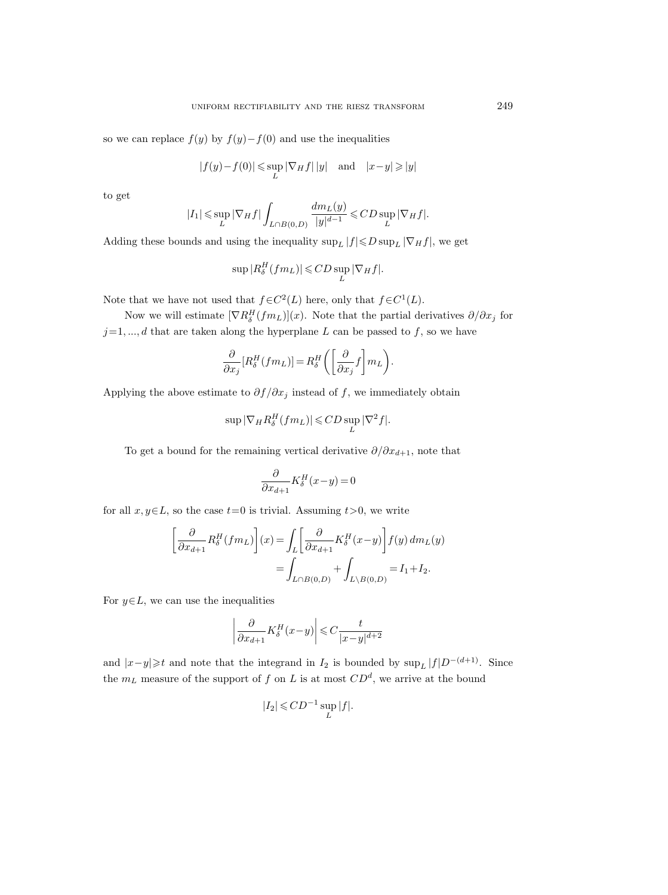so we can replace $f(y)$ by $f(y)-f(0)$ and use the inequalities

$$|f(y)-f(0)| \leqslant \sup_L |\nabla_H f|\,|y| \quad \text{and} \quad |x-y| \geqslant |y|$$

to get

$$|I_1| \leqslant \sup_L |\nabla_H f| \int_{L\cap B(0,D)} \frac{dm_L(y)}{|y|^{d-1}} \leqslant CD \sup_L |\nabla_H f|.$$

Adding these bounds and using the inequality $\sup_L |f| \leqslant D \sup_L |\nabla_H f|$, we get

$$\sup |R_\delta^H(fm_L)| \leqslant CD \sup_L |\nabla_H f|.$$

Note that we have not used that $f\in C^2(L)$ here, only that $f\in C^1(L)$.

Now we will estimate $[\nabla R_\delta^H(fm_L)](x)$. Note that the partial derivatives $\partial/\partial x_j$ for $j=1,...,d$ that are taken along the hyperplane $L$ can be passed to $f$, so we have

$$\frac{\partial}{\partial x_j}[R_\delta^H(fm_L)] = R_\delta^H\biggl(\biggl[\frac{\partial}{\partial x_j} f\biggr] m_L\biggr).$$

Applying the above estimate to $\partial f/\partial x_j$ instead of $f$, we immediately obtain

$$\sup |\nabla_H R_\delta^H(fm_L)| \leqslant CD \sup_L |\nabla^2 f|.$$

To get a bound for the remaining vertical derivative $\partial/\partial x_{d+1}$, note that

$$\frac{\partial}{\partial x_{d+1}} K_\delta^H(x-y) = 0$$

for all $x,y\in L$, so the case $t=0$ is trivial. Assuming $t>0$, we write

$$\begin{aligned}
\biggl[\frac{\partial}{\partial x_{d+1}} R_\delta^H(fm_L)\biggr](x) &= \int_L \biggl[\frac{\partial}{\partial x_{d+1}} K_\delta^H(x-y)\biggr] f(y)\,dm_L(y) \\
&= \int_{L\cap B(0,D)} + \int_{L\setminus B(0,D)} = I_1 + I_2.
\end{aligned}$$

For $y\in L$, we can use the inequalities

$$\biggl|\frac{\partial}{\partial x_{d+1}} K_\delta^H(x-y)\biggr| \leqslant C\frac{t}{|x-y|^{d+2}}$$

and $|x-y|\geqslant t$ and note that the integrand in $I_2$ is bounded by $\sup_L |f| D^{-(d+1)}$. Since the $m_L$ measure of the support of $f$ on $L$ is at most $CD^d$, we arrive at the bound

$$|I_2| \leqslant CD^{-1} \sup_L |f|.$$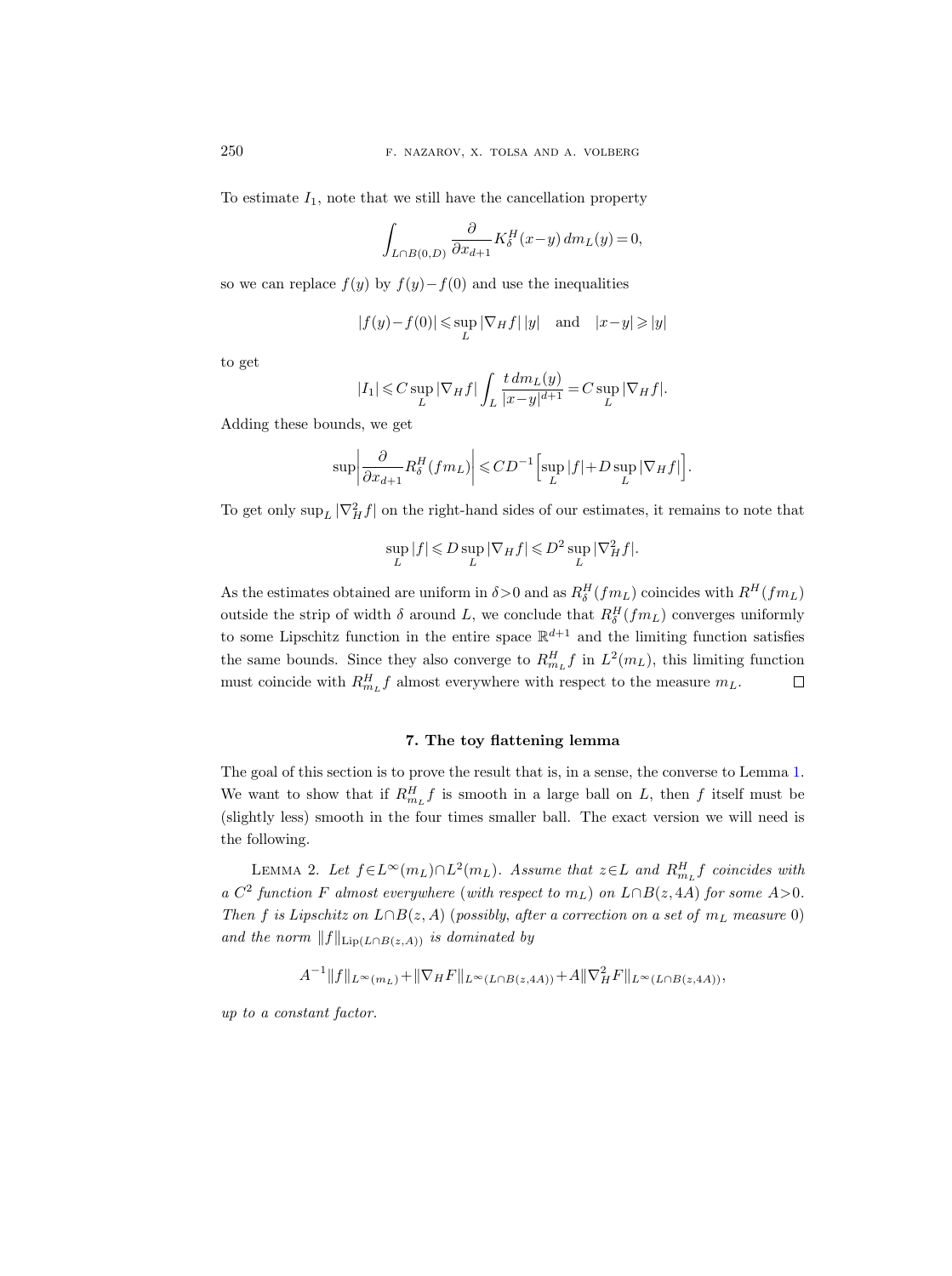To estimate $I_1$, note that we still have the cancellation property

$$\int_{L\cap B(0,D)} \frac{\partial}{\partial x_{d+1}} K_\delta^H(x-y)\, dm_L(y) = 0,$$

so we can replace $f(y)$ by $f(y)-f(0)$ and use the inequalities

$$|f(y)-f(0)| \leqslant \sup_L |\nabla_H f|\, |y| \quad \text{and} \quad |x-y| \geqslant |y|$$

to get

$$|I_1| \leqslant C \sup_L |\nabla_H f| \int_L \frac{t\, dm_L(y)}{|x-y|^{d+1}} = C \sup_L |\nabla_H f|.$$

Adding these bounds, we get

$$\sup \left| \frac{\partial}{\partial x_{d+1}} R_\delta^H(f m_L) \right| \leqslant C D^{-1} \Big[ \sup_L |f| + D \sup_L |\nabla_H f| \Big].$$

To get only $\sup_L |\nabla_H^2 f|$ on the right-hand sides of our estimates, it remains to note that

$$\sup_L |f| \leqslant D \sup_L |\nabla_H f| \leqslant D^2 \sup_L |\nabla_H^2 f|.$$

As the estimates obtained are uniform in $\delta > 0$ and as $R_\delta^H(f m_L)$ coincides with $R^H(f m_L)$ outside the strip of width $\delta$ around $L$, we conclude that $R_\delta^H(f m_L)$ converges uniformly to some Lipschitz function in the entire space $\mathbb{R}^{d+1}$ and the limiting function satisfies the same bounds. Since they also converge to $R_{m_L}^H f$ in $L^2(m_L)$, this limiting function must coincide with $R_{m_L}^H f$ almost everywhere with respect to the measure $m_L$. □

## 7. The toy flattening lemma

The goal of this section is to prove the result that is, in a sense, the converse to Lemma 1. We want to show that if $R_{m_L}^H f$ is smooth in a large ball on $L$, then $f$ itself must be (slightly less) smooth in the four times smaller ball. The exact version we will need is the following.

LEMMA 2. *Let $f \in L^\infty(m_L) \cap L^2(m_L)$. Assume that $z \in L$ and $R_{m_L}^H f$ coincides with a $C^2$ function $F$ almost everywhere (with respect to $m_L$) on $L \cap B(z, 4A)$ for some $A > 0$. Then $f$ is Lipschitz on $L \cap B(z, A)$ (possibly, after a correction on a set of $m_L$ measure 0) and the norm $\|f\|_{\mathrm{Lip}(L\cap B(z,A))}$ is dominated by*

$$A^{-1} \|f\|_{L^\infty(m_L)} + \|\nabla_H F\|_{L^\infty(L\cap B(z,4A))} + A \|\nabla_H^2 F\|_{L^\infty(L\cap B(z,4A))},$$

*up to a constant factor.*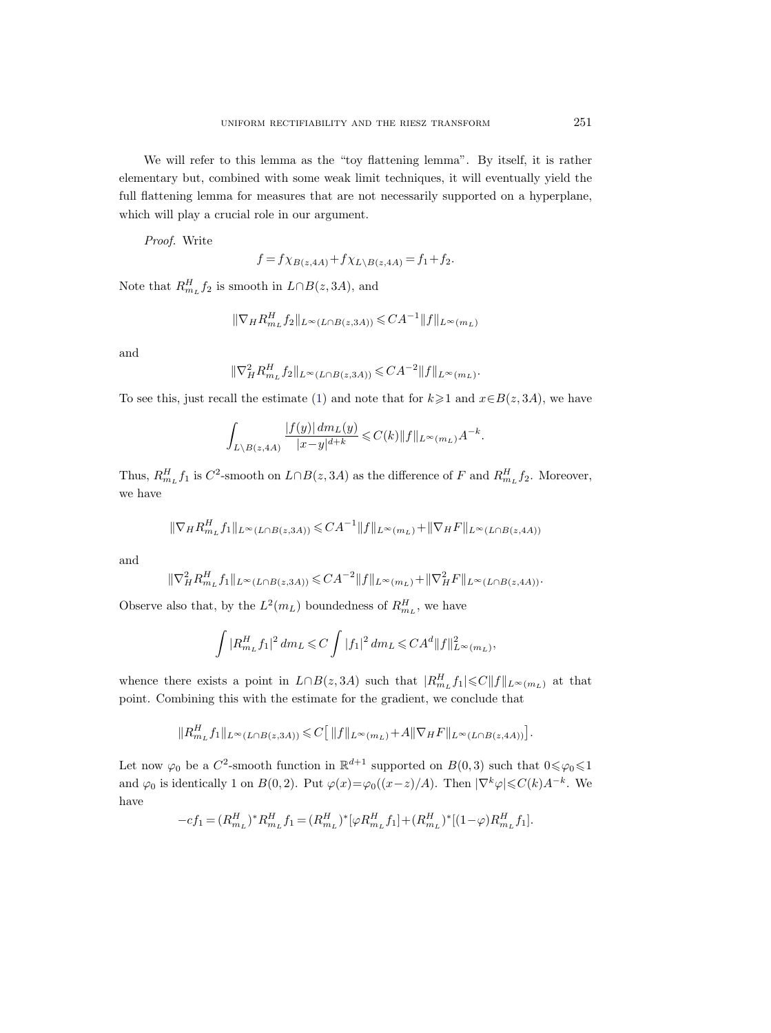We will refer to this lemma as the "toy flattening lemma". By itself, it is rather elementary but, combined with some weak limit techniques, it will eventually yield the full flattening lemma for measures that are not necessarily supported on a hyperplane, which will play a crucial role in our argument.

*Proof.* Write

$$f = f\chi_{B(z,4A)} + f\chi_{L\setminus B(z,4A)} = f_1 + f_2.$$

Note that $R^H_{m_L} f_2$ is smooth in $L\cap B(z,3A)$, and

$$\|\nabla_H R^H_{m_L} f_2\|_{L^\infty(L\cap B(z,3A))} \leqslant CA^{-1}\|f\|_{L^\infty(m_L)}$$

and

$$\|\nabla^2_H R^H_{m_L} f_2\|_{L^\infty(L\cap B(z,3A))} \leqslant CA^{-2}\|f\|_{L^\infty(m_L)}.$$

To see this, just recall the estimate (1) and note that for $k\geqslant 1$ and $x\in B(z,3A)$, we have

$$\int_{L\setminus B(z,4A)} \frac{|f(y)|\,dm_L(y)}{|x-y|^{d+k}} \leqslant C(k)\|f\|_{L^\infty(m_L)} A^{-k}.$$

Thus, $R^H_{m_L} f_1$ is $C^2$-smooth on $L\cap B(z,3A)$ as the difference of $F$ and $R^H_{m_L} f_2$. Moreover, we have

$$\|\nabla_H R^H_{m_L} f_1\|_{L^\infty(L\cap B(z,3A))} \leqslant CA^{-1}\|f\|_{L^\infty(m_L)} + \|\nabla_H F\|_{L^\infty(L\cap B(z,4A))}$$

and

$$\|\nabla^2_H R^H_{m_L} f_1\|_{L^\infty(L\cap B(z,3A))} \leqslant CA^{-2}\|f\|_{L^\infty(m_L)} + \|\nabla^2_H F\|_{L^\infty(L\cap B(z,4A))}.$$

Observe also that, by the $L^2(m_L)$ boundedness of $R^H_{m_L}$, we have

$$\int |R^H_{m_L} f_1|^2\,dm_L \leqslant C\int |f_1|^2\,dm_L \leqslant CA^d\|f\|^2_{L^\infty(m_L)},$$

whence there exists a point in $L\cap B(z,3A)$ such that $|R^H_{m_L} f_1|\leqslant C\|f\|_{L^\infty(m_L)}$ at that point. Combining this with the estimate for the gradient, we conclude that

$$\|R^H_{m_L} f_1\|_{L^\infty(L\cap B(z,3A))} \leqslant C\big[\,\|f\|_{L^\infty(m_L)} + A\|\nabla_H F\|_{L^\infty(L\cap B(z,4A))}\big].$$

Let now $\varphi_0$ be a $C^2$-smooth function in $\mathbb{R}^{d+1}$ supported on $B(0,3)$ such that $0\leqslant\varphi_0\leqslant 1$ and $\varphi_0$ is identically 1 on $B(0,2)$. Put $\varphi(x)=\varphi_0((x-z)/A)$. Then $|\nabla^k\varphi|\leqslant C(k)A^{-k}$. We have

$$-cf_1 = (R^H_{m_L})^* R^H_{m_L} f_1 = (R^H_{m_L})^*[\varphi R^H_{m_L} f_1] + (R^H_{m_L})^*[(1-\varphi) R^H_{m_L} f_1].$$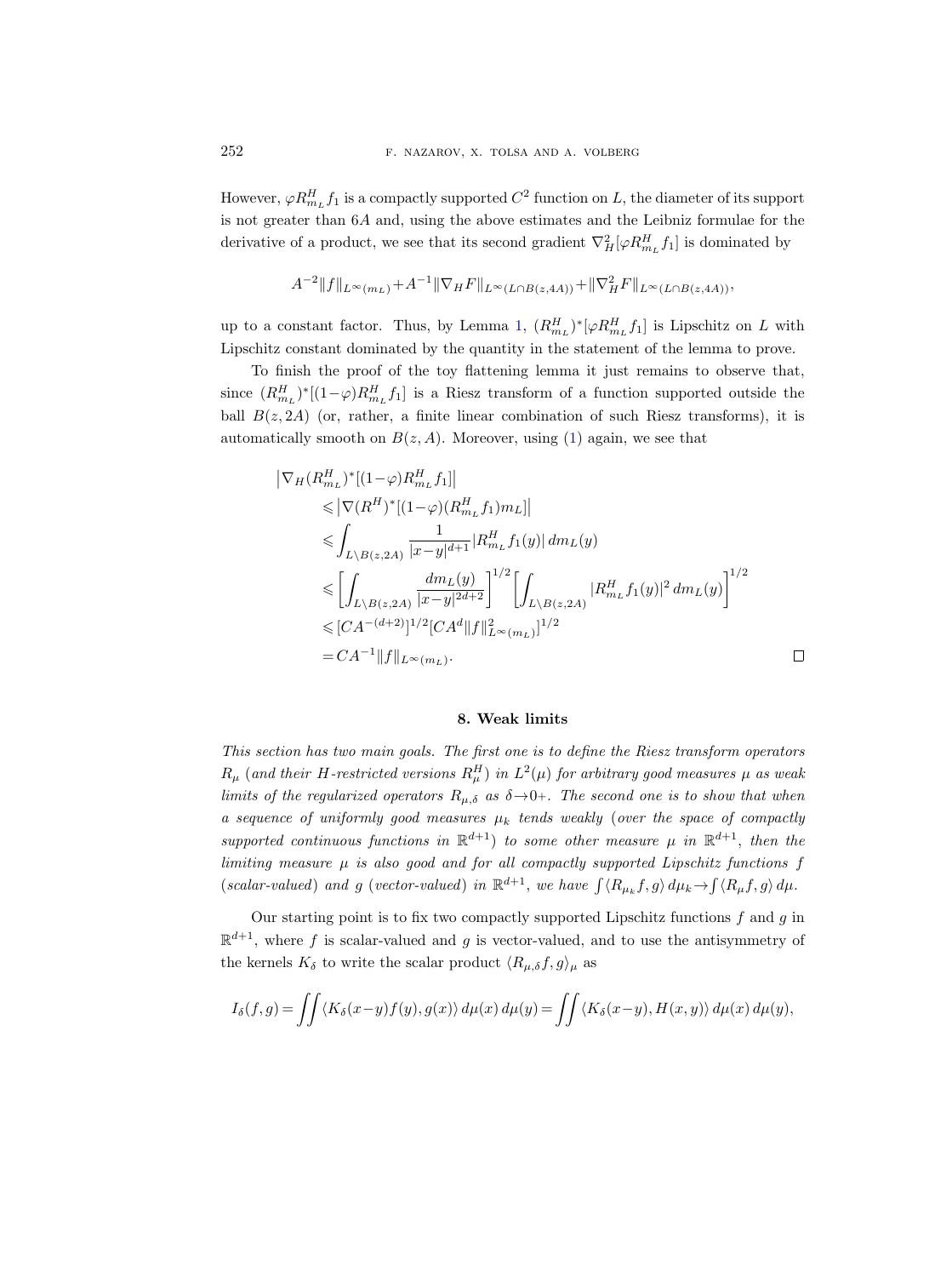However, $\varphi R^H_{m_L} f_1$ is a compactly supported $C^2$ function on $L$, the diameter of its support is not greater than $6A$ and, using the above estimates and the Leibniz formulae for the derivative of a product, we see that its second gradient $\nabla^2_H[\varphi R^H_{m_L} f_1]$ is dominated by

$$A^{-2}\|f\|_{L^\infty(m_L)} + A^{-1}\|\nabla_H F\|_{L^\infty(L\cap B(z,4A))} + \|\nabla^2_H F\|_{L^\infty(L\cap B(z,4A))},$$

up to a constant factor. Thus, by Lemma 1, $(R^H_{m_L})^*[\varphi R^H_{m_L} f_1]$ is Lipschitz on $L$ with Lipschitz constant dominated by the quantity in the statement of the lemma to prove.

To finish the proof of the toy flattening lemma it just remains to observe that, since $(R^H_{m_L})^*[(1-\varphi) R^H_{m_L} f_1]$ is a Riesz transform of a function supported outside the ball $B(z, 2A)$ (or, rather, a finite linear combination of such Riesz transforms), it is automatically smooth on $B(z, A)$. Moreover, using (1) again, we see that

$$\begin{aligned}
\big|\nabla_H (R^H_{m_L})^*[(1-\varphi) R^H_{m_L} f_1]\big|
&\leqslant \big|\nabla (R^H)^*[(1-\varphi)(R^H_{m_L} f_1) m_L]\big| \\
&\leqslant \int_{L\setminus B(z,2A)} \frac{1}{|x-y|^{d+1}} |R^H_{m_L} f_1(y)|\, dm_L(y) \\
&\leqslant \bigg[\int_{L\setminus B(z,2A)} \frac{dm_L(y)}{|x-y|^{2d+2}}\bigg]^{1/2} \bigg[\int_{L\setminus B(z,2A)} |R^H_{m_L} f_1(y)|^2\, dm_L(y)\bigg]^{1/2} \\
&\leqslant [CA^{-(d+2)}]^{1/2} [CA^d \|f\|^2_{L^\infty(m_L)}]^{1/2} \\
&= CA^{-1}\|f\|_{L^\infty(m_L)}.
\end{aligned}$$

□

## 8. Weak limits

*This section has two main goals. The first one is to define the Riesz transform operators $R_\mu$ (and their $H$-restricted versions $R^H_\mu$) in $L^2(\mu)$ for arbitrary good measures $\mu$ as weak limits of the regularized operators $R_{\mu,\delta}$ as $\delta\to 0+$. The second one is to show that when a sequence of uniformly good measures $\mu_k$ tends weakly (over the space of compactly supported continuous functions in $\mathbb{R}^{d+1}$) to some other measure $\mu$ in $\mathbb{R}^{d+1}$, then the limiting measure $\mu$ is also good and for all compactly supported Lipschitz functions $f$ (scalar-valued) and $g$ (vector-valued) in $\mathbb{R}^{d+1}$, we have $\int \langle R_{\mu_k} f, g\rangle\, d\mu_k \to \int \langle R_\mu f, g\rangle\, d\mu$.*

Our starting point is to fix two compactly supported Lipschitz functions $f$ and $g$ in $\mathbb{R}^{d+1}$, where $f$ is scalar-valued and $g$ is vector-valued, and to use the antisymmetry of the kernels $K_\delta$ to write the scalar product $\langle R_{\mu,\delta} f, g\rangle_\mu$ as

$$I_\delta(f,g) = \iint \langle K_\delta(x-y) f(y), g(x)\rangle\, d\mu(x)\, d\mu(y) = \iint \langle K_\delta(x-y), H(x,y)\rangle\, d\mu(x)\, d\mu(y),$$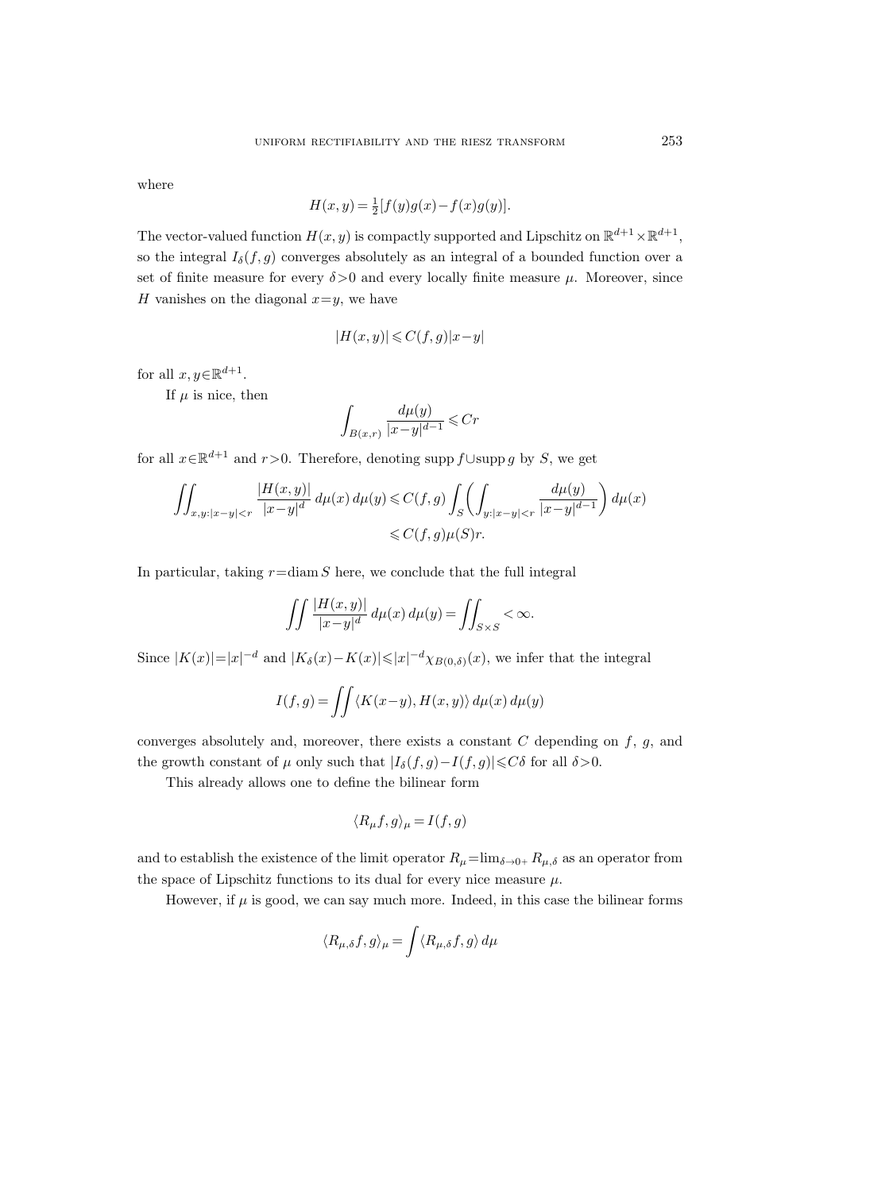where

$$H(x,y) = \tfrac{1}{2}[f(y)g(x) - f(x)g(y)].$$

The vector-valued function $H(x,y)$ is compactly supported and Lipschitz on $\mathbb{R}^{d+1}\times\mathbb{R}^{d+1}$, so the integral $I_\delta(f,g)$ converges absolutely as an integral of a bounded function over a set of finite measure for every $\delta>0$ and every locally finite measure $\mu$. Moreover, since $H$ vanishes on the diagonal $x=y$, we have

$$|H(x,y)| \leqslant C(f,g)|x-y|$$

for all $x,y\in\mathbb{R}^{d+1}$.

If $\mu$ is nice, then

$$\int_{B(x,r)} \frac{d\mu(y)}{|x-y|^{d-1}} \leqslant Cr$$

for all $x\in\mathbb{R}^{d+1}$ and $r>0$. Therefore, denoting $\operatorname{supp} f \cup \operatorname{supp} g$ by $S$, we get

$$\begin{aligned}\iint_{x,y:|x-y|<r} \frac{|H(x,y)|}{|x-y|^d}\, d\mu(x)\, d\mu(y) &\leqslant C(f,g)\int_S \left(\int_{y:|x-y|<r} \frac{d\mu(y)}{|x-y|^{d-1}}\right) d\mu(x)\\ &\leqslant C(f,g)\mu(S)r.\end{aligned}$$

In particular, taking $r=\operatorname{diam} S$ here, we conclude that the full integral

$$\iint \frac{|H(x,y)|}{|x-y|^d}\, d\mu(x)\, d\mu(y) = \iint_{S\times S} < \infty.$$

Since $|K(x)|=|x|^{-d}$ and $|K_\delta(x)-K(x)|\leqslant |x|^{-d}\chi_{B(0,\delta)}(x)$, we infer that the integral

$$I(f,g) = \iint \langle K(x-y), H(x,y)\rangle\, d\mu(x)\, d\mu(y)$$

converges absolutely and, moreover, there exists a constant $C$ depending on $f$, $g$, and the growth constant of $\mu$ only such that $|I_\delta(f,g)-I(f,g)|\leqslant C\delta$ for all $\delta>0$.

This already allows one to define the bilinear form

$$\langle R_\mu f, g\rangle_\mu = I(f,g)$$

and to establish the existence of the limit operator $R_\mu = \lim_{\delta\to 0+} R_{\mu,\delta}$ as an operator from the space of Lipschitz functions to its dual for every nice measure $\mu$.

However, if $\mu$ is good, we can say much more. Indeed, in this case the bilinear forms

$$\langle R_{\mu,\delta} f, g\rangle_\mu = \int \langle R_{\mu,\delta} f, g\rangle\, d\mu$$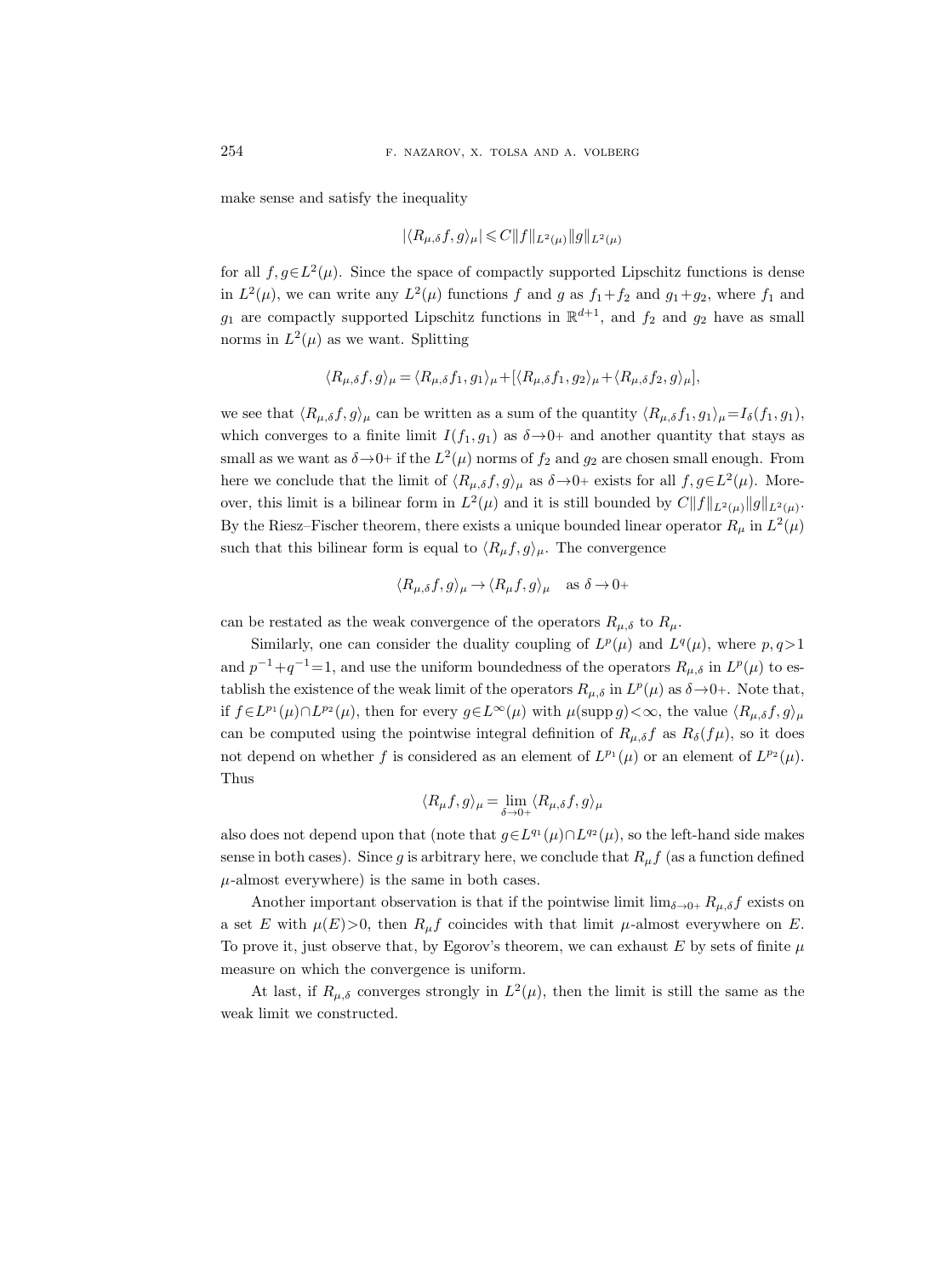make sense and satisfy the inequality

$$|\langle R_{\mu,\delta} f, g\rangle_\mu| \leqslant C\|f\|_{L^2(\mu)}\|g\|_{L^2(\mu)}$$

for all $f, g \in L^2(\mu)$. Since the space of compactly supported Lipschitz functions is dense in $L^2(\mu)$, we can write any $L^2(\mu)$ functions $f$ and $g$ as $f_1+f_2$ and $g_1+g_2$, where $f_1$ and $g_1$ are compactly supported Lipschitz functions in $\mathbb{R}^{d+1}$, and $f_2$ and $g_2$ have as small norms in $L^2(\mu)$ as we want. Splitting

$$\langle R_{\mu,\delta} f, g\rangle_\mu = \langle R_{\mu,\delta} f_1, g_1\rangle_\mu + [\langle R_{\mu,\delta} f_1, g_2\rangle_\mu + \langle R_{\mu,\delta} f_2, g\rangle_\mu],$$

we see that $\langle R_{\mu,\delta} f, g\rangle_\mu$ can be written as a sum of the quantity $\langle R_{\mu,\delta} f_1, g_1\rangle_\mu = I_\delta(f_1, g_1)$, which converges to a finite limit $I(f_1, g_1)$ as $\delta \to 0+$ and another quantity that stays as small as we want as $\delta \to 0+$ if the $L^2(\mu)$ norms of $f_2$ and $g_2$ are chosen small enough. From here we conclude that the limit of $\langle R_{\mu,\delta} f, g\rangle_\mu$ as $\delta \to 0+$ exists for all $f, g \in L^2(\mu)$. Moreover, this limit is a bilinear form in $L^2(\mu)$ and it is still bounded by $C\|f\|_{L^2(\mu)}\|g\|_{L^2(\mu)}$. By the Riesz–Fischer theorem, there exists a unique bounded linear operator $R_\mu$ in $L^2(\mu)$ such that this bilinear form is equal to $\langle R_\mu f, g\rangle_\mu$. The convergence

$$\langle R_{\mu,\delta} f, g\rangle_\mu \to \langle R_\mu f, g\rangle_\mu \quad \text{as } \delta \to 0+$$

can be restated as the weak convergence of the operators $R_{\mu,\delta}$ to $R_\mu$.

Similarly, one can consider the duality coupling of $L^p(\mu)$ and $L^q(\mu)$, where $p, q > 1$ and $p^{-1} + q^{-1} = 1$, and use the uniform boundedness of the operators $R_{\mu,\delta}$ in $L^p(\mu)$ to establish the existence of the weak limit of the operators $R_{\mu,\delta}$ in $L^p(\mu)$ as $\delta \to 0+$. Note that, if $f \in L^{p_1}(\mu) \cap L^{p_2}(\mu)$, then for every $g \in L^\infty(\mu)$ with $\mu(\operatorname{supp} g) < \infty$, the value $\langle R_{\mu,\delta} f, g\rangle_\mu$ can be computed using the pointwise integral definition of $R_{\mu,\delta} f$ as $R_\delta(f\mu)$, so it does not depend on whether $f$ is considered as an element of $L^{p_1}(\mu)$ or an element of $L^{p_2}(\mu)$. Thus

$$\langle R_\mu f, g\rangle_\mu = \lim_{\delta \to 0+} \langle R_{\mu,\delta} f, g\rangle_\mu$$

also does not depend upon that (note that $g \in L^{q_1}(\mu) \cap L^{q_2}(\mu)$, so the left-hand side makes sense in both cases). Since $g$ is arbitrary here, we conclude that $R_\mu f$ (as a function defined $\mu$-almost everywhere) is the same in both cases.

Another important observation is that if the pointwise limit $\lim_{\delta \to 0+} R_{\mu,\delta} f$ exists on a set $E$ with $\mu(E) > 0$, then $R_\mu f$ coincides with that limit $\mu$-almost everywhere on $E$. To prove it, just observe that, by Egorov's theorem, we can exhaust $E$ by sets of finite $\mu$ measure on which the convergence is uniform.

At last, if $R_{\mu,\delta}$ converges strongly in $L^2(\mu)$, then the limit is still the same as the weak limit we constructed.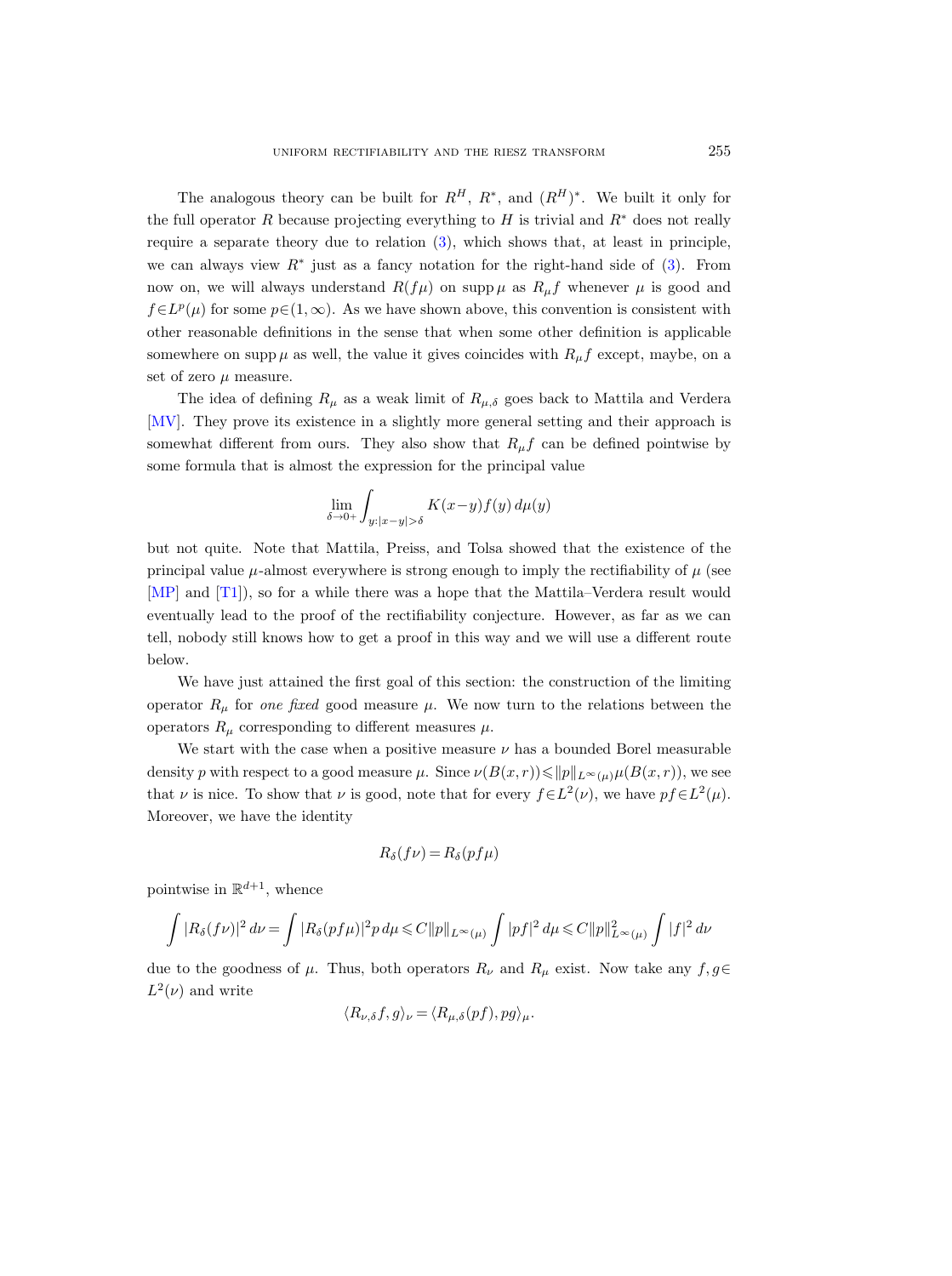The analogous theory can be built for $R^H$, $R^*$, and $(R^H)^*$. We built it only for the full operator $R$ because projecting everything to $H$ is trivial and $R^*$ does not really require a separate theory due to relation (3), which shows that, at least in principle, we can always view $R^*$ just as a fancy notation for the right-hand side of (3). From now on, we will always understand $R(f\mu)$ on $\operatorname{supp}\mu$ as $R_\mu f$ whenever $\mu$ is good and $f \in L^p(\mu)$ for some $p \in (1,\infty)$. As we have shown above, this convention is consistent with other reasonable definitions in the sense that when some other definition is applicable somewhere on $\operatorname{supp}\mu$ as well, the value it gives coincides with $R_\mu f$ except, maybe, on a set of zero $\mu$ measure.

The idea of defining $R_\mu$ as a weak limit of $R_{\mu,\delta}$ goes back to Mattila and Verdera [MV]. They prove its existence in a slightly more general setting and their approach is somewhat different from ours. They also show that $R_\mu f$ can be defined pointwise by some formula that is almost the expression for the principal value

$$\lim_{\delta\to 0+} \int_{y:|x-y|>\delta} K(x-y) f(y)\, d\mu(y)$$

but not quite. Note that Mattila, Preiss, and Tolsa showed that the existence of the principal value $\mu$-almost everywhere is strong enough to imply the rectifiability of $\mu$ (see [MP] and [T1]), so for a while there was a hope that the Mattila–Verdera result would eventually lead to the proof of the rectifiability conjecture. However, as far as we can tell, nobody still knows how to get a proof in this way and we will use a different route below.

We have just attained the first goal of this section: the construction of the limiting operator $R_\mu$ for *one fixed* good measure $\mu$. We now turn to the relations between the operators $R_\mu$ corresponding to different measures $\mu$.

We start with the case when a positive measure $\nu$ has a bounded Borel measurable density $p$ with respect to a good measure $\mu$. Since $\nu(B(x,r)) \leqslant \|p\|_{L^\infty(\mu)} \mu(B(x,r))$, we see that $\nu$ is nice. To show that $\nu$ is good, note that for every $f \in L^2(\nu)$, we have $pf \in L^2(\mu)$. Moreover, we have the identity

$$R_\delta(f\nu) = R_\delta(pf\mu)$$

pointwise in $\mathbb{R}^{d+1}$, whence

$$\int |R_\delta(f\nu)|^2\, d\nu = \int |R_\delta(pf\mu)|^2 p\, d\mu \leqslant C\|p\|_{L^\infty(\mu)} \int |pf|^2\, d\mu \leqslant C\|p\|^2_{L^\infty(\mu)} \int |f|^2\, d\nu$$

due to the goodness of $\mu$. Thus, both operators $R_\nu$ and $R_\mu$ exist. Now take any $f, g \in L^2(\nu)$ and write

$$\langle R_{\nu,\delta} f, g\rangle_\nu = \langle R_{\mu,\delta}(pf), pg\rangle_\mu.$$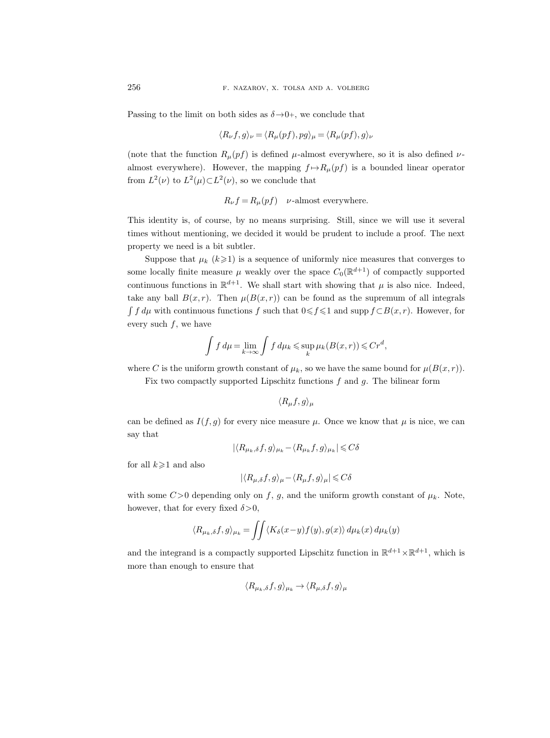Passing to the limit on both sides as $\delta\to 0+$, we conclude that

$$\langle R_\nu f, g\rangle_\nu = \langle R_\mu(pf), pg\rangle_\mu = \langle R_\mu(pf), g\rangle_\nu$$

(note that the function $R_\mu(pf)$ is defined $\mu$-almost everywhere, so it is also defined $\nu$-almost everywhere). However, the mapping $f\mapsto R_\mu(pf)$ is a bounded linear operator from $L^2(\nu)$ to $L^2(\mu)\subset L^2(\nu)$, so we conclude that

$$R_\nu f = R_\mu(pf) \quad \nu\text{-almost everywhere.}$$

This identity is, of course, by no means surprising. Still, since we will use it several times without mentioning, we decided it would be prudent to include a proof. The next property we need is a bit subtler.

Suppose that $\mu_k$ ($k\geqslant 1$) is a sequence of uniformly nice measures that converges to some locally finite measure $\mu$ weakly over the space $C_0(\mathbb{R}^{d+1})$ of compactly supported continuous functions in $\mathbb{R}^{d+1}$. We shall start with showing that $\mu$ is also nice. Indeed, take any ball $B(x,r)$. Then $\mu(B(x,r))$ can be found as the supremum of all integrals $\int f\,d\mu$ with continuous functions $f$ such that $0\leqslant f\leqslant 1$ and $\operatorname{supp} f\subset B(x,r)$. However, for every such $f$, we have

$$\int f\,d\mu = \lim_{k\to\infty}\int f\,d\mu_k \leqslant \sup_k \mu_k(B(x,r)) \leqslant Cr^d,$$

where $C$ is the uniform growth constant of $\mu_k$, so we have the same bound for $\mu(B(x,r))$.

Fix two compactly supported Lipschitz functions $f$ and $g$. The bilinear form

$$\langle R_\mu f, g\rangle_\mu$$

can be defined as $I(f,g)$ for every nice measure $\mu$. Once we know that $\mu$ is nice, we can say that

$$|\langle R_{\mu_k,\delta} f, g\rangle_{\mu_k} - \langle R_{\mu_k} f, g\rangle_{\mu_k}| \leqslant C\delta$$

for all $k\geqslant 1$ and also

$$|\langle R_{\mu,\delta} f, g\rangle_\mu - \langle R_\mu f, g\rangle_\mu| \leqslant C\delta$$

with some $C>0$ depending only on $f$, $g$, and the uniform growth constant of $\mu_k$. Note, however, that for every fixed $\delta>0$,

$$\langle R_{\mu_k,\delta} f, g\rangle_{\mu_k} = \iint \langle K_\delta(x-y)f(y), g(x)\rangle\,d\mu_k(x)\,d\mu_k(y)$$

and the integrand is a compactly supported Lipschitz function in $\mathbb{R}^{d+1}\times\mathbb{R}^{d+1}$, which is more than enough to ensure that

$$\langle R_{\mu_k,\delta} f, g\rangle_{\mu_k} \to \langle R_{\mu,\delta} f, g\rangle_\mu$$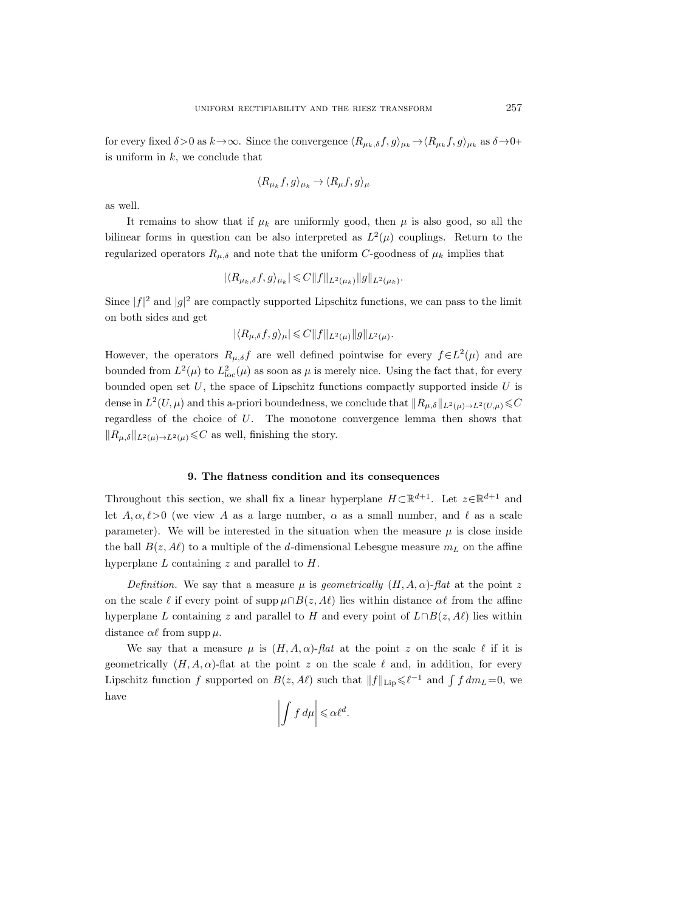for every fixed $\delta>0$ as $k\to\infty$. Since the convergence $\langle R_{\mu_k,\delta} f, g\rangle_{\mu_k} \to \langle R_{\mu_k} f, g\rangle_{\mu_k}$ as $\delta\to 0+$ is uniform in $k$, we conclude that

$$\langle R_{\mu_k} f, g\rangle_{\mu_k} \to \langle R_\mu f, g\rangle_\mu$$

as well.

It remains to show that if $\mu_k$ are uniformly good, then $\mu$ is also good, so all the bilinear forms in question can be also interpreted as $L^2(\mu)$ couplings. Return to the regularized operators $R_{\mu,\delta}$ and note that the uniform $C$-goodness of $\mu_k$ implies that

$$|\langle R_{\mu_k,\delta} f, g\rangle_{\mu_k}| \leqslant C\|f\|_{L^2(\mu_k)}\|g\|_{L^2(\mu_k)}.$$

Since $|f|^2$ and $|g|^2$ are compactly supported Lipschitz functions, we can pass to the limit on both sides and get

$$|\langle R_{\mu,\delta} f, g\rangle_{\mu}| \leqslant C\|f\|_{L^2(\mu)}\|g\|_{L^2(\mu)}.$$

However, the operators $R_{\mu,\delta} f$ are well defined pointwise for every $f\in L^2(\mu)$ and are bounded from $L^2(\mu)$ to $L^2_{\mathrm{loc}}(\mu)$ as soon as $\mu$ is merely nice. Using the fact that, for every bounded open set $U$, the space of Lipschitz functions compactly supported inside $U$ is dense in $L^2(U,\mu)$ and this a-priori boundedness, we conclude that $\|R_{\mu,\delta}\|_{L^2(\mu)\to L^2(U,\mu)}\leqslant C$ regardless of the choice of $U$. The monotone convergence lemma then shows that $\|R_{\mu,\delta}\|_{L^2(\mu)\to L^2(\mu)}\leqslant C$ as well, finishing the story.

## 9. The flatness condition and its consequences

Throughout this section, we shall fix a linear hyperplane $H\subset\mathbb{R}^{d+1}$. Let $z\in\mathbb{R}^{d+1}$ and let $A,\alpha,\ell>0$ (we view $A$ as a large number, $\alpha$ as a small number, and $\ell$ as a scale parameter). We will be interested in the situation when the measure $\mu$ is close inside the ball $B(z,A\ell)$ to a multiple of the $d$-dimensional Lebesgue measure $m_L$ on the affine hyperplane $L$ containing $z$ and parallel to $H$.

*Definition.* We say that a measure $\mu$ is *geometrically* $(H,A,\alpha)$*-flat* at the point $z$ on the scale $\ell$ if every point of $\operatorname{supp}\mu\cap B(z,A\ell)$ lies within distance $\alpha\ell$ from the affine hyperplane $L$ containing $z$ and parallel to $H$ and every point of $L\cap B(z,A\ell)$ lies within distance $\alpha\ell$ from $\operatorname{supp}\mu$.

We say that a measure $\mu$ is $(H,A,\alpha)$*-flat* at the point $z$ on the scale $\ell$ if it is geometrically $(H,A,\alpha)$-flat at the point $z$ on the scale $\ell$ and, in addition, for every Lipschitz function $f$ supported on $B(z,A\ell)$ such that $\|f\|_{\mathrm{Lip}}\leqslant\ell^{-1}$ and $\int f\,dm_L=0$, we have

$$\left|\int f\,d\mu\right| \leqslant \alpha\ell^d.$$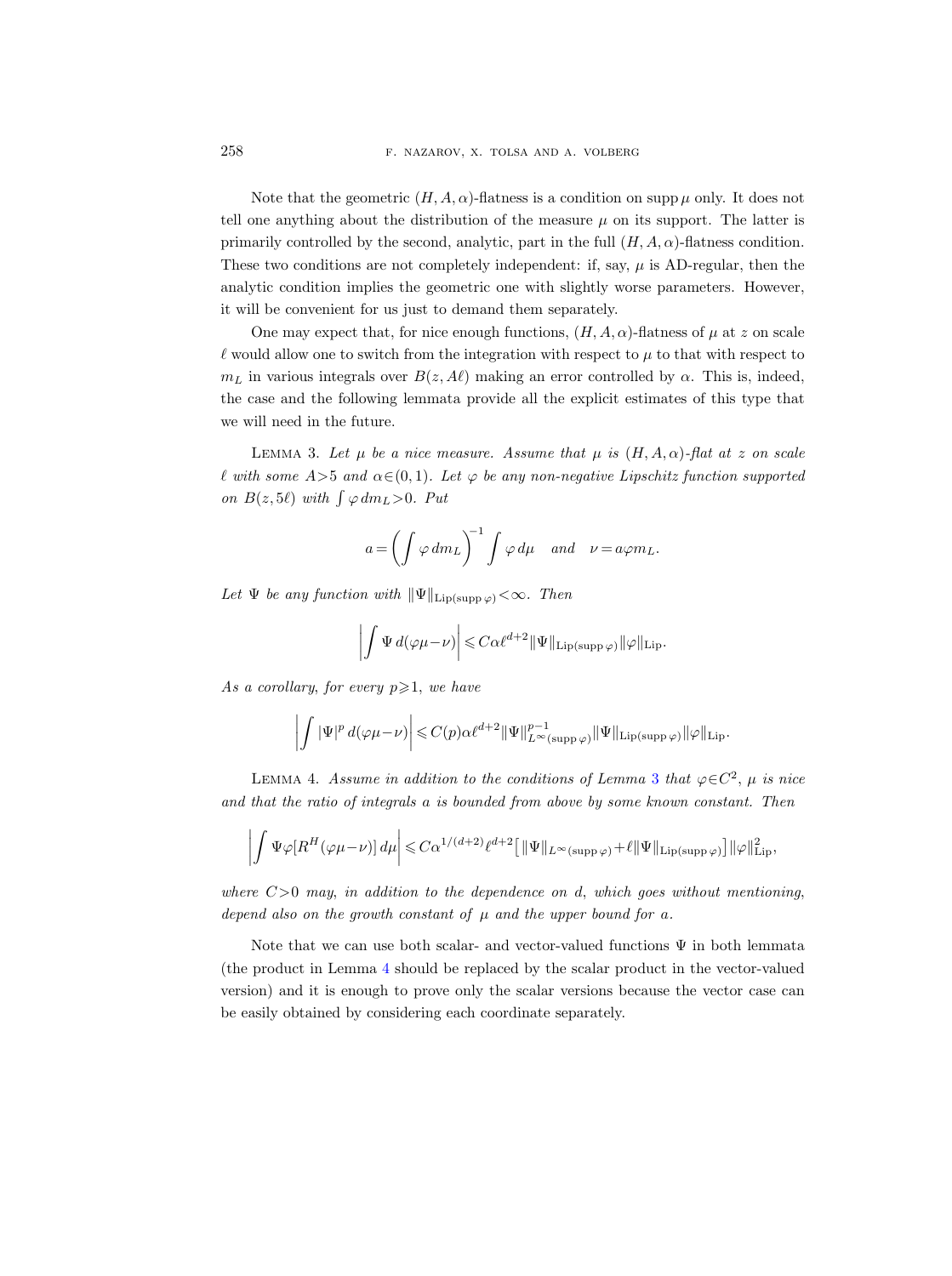Note that the geometric $(H, A, \alpha)$-flatness is a condition on $\operatorname{supp}\mu$ only. It does not tell one anything about the distribution of the measure $\mu$ on its support. The latter is primarily controlled by the second, analytic, part in the full $(H, A, \alpha)$-flatness condition. These two conditions are not completely independent: if, say, $\mu$ is AD-regular, then the analytic condition implies the geometric one with slightly worse parameters. However, it will be convenient for us just to demand them separately.

One may expect that, for nice enough functions, $(H, A, \alpha)$-flatness of $\mu$ at $z$ on scale $\ell$ would allow one to switch from the integration with respect to $\mu$ to that with respect to $m_L$ in various integrals over $B(z, A\ell)$ making an error controlled by $\alpha$. This is, indeed, the case and the following lemmata provide all the explicit estimates of this type that we will need in the future.

Lemma 3. *Let $\mu$ be a nice measure. Assume that $\mu$ is $(H, A, \alpha)$-flat at $z$ on scale $\ell$ with some $A>5$ and $\alpha\in(0,1)$. Let $\varphi$ be any non-negative Lipschitz function supported on $B(z, 5\ell)$ with $\int \varphi\, dm_L>0$. Put*

$$a = \left(\int \varphi\, dm_L\right)^{-1} \int \varphi\, d\mu \quad \textit{and} \quad \nu = a\varphi m_L.$$

*Let $\Psi$ be any function with $\|\Psi\|_{\mathrm{Lip}(\operatorname{supp}\varphi)}<\infty$. Then*

$$\left|\int \Psi\, d(\varphi\mu - \nu)\right| \leqslant C\alpha\ell^{d+2}\|\Psi\|_{\mathrm{Lip}(\operatorname{supp}\varphi)}\|\varphi\|_{\mathrm{Lip}}.$$

*As a corollary, for every $p\geqslant 1$, we have*

$$\left|\int |\Psi|^p\, d(\varphi\mu - \nu)\right| \leqslant C(p)\alpha\ell^{d+2}\|\Psi\|^{p-1}_{L^\infty(\operatorname{supp}\varphi)}\|\Psi\|_{\mathrm{Lip}(\operatorname{supp}\varphi)}\|\varphi\|_{\mathrm{Lip}}.$$

Lemma 4. *Assume in addition to the conditions of Lemma 3 that $\varphi\in C^2$, $\mu$ is nice and that the ratio of integrals $a$ is bounded from above by some known constant. Then*

$$\left|\int \Psi\varphi[R^H(\varphi\mu-\nu)]\, d\mu\right| \leqslant C\alpha^{1/(d+2)}\ell^{d+2}\big[\|\Psi\|_{L^\infty(\operatorname{supp}\varphi)} + \ell\|\Psi\|_{\mathrm{Lip}(\operatorname{supp}\varphi)}\big]\|\varphi\|^2_{\mathrm{Lip}},$$

*where $C>0$ may, in addition to the dependence on $d$, which goes without mentioning, depend also on the growth constant of $\mu$ and the upper bound for $a$.*

Note that we can use both scalar- and vector-valued functions $\Psi$ in both lemmata (the product in Lemma 4 should be replaced by the scalar product in the vector-valued version) and it is enough to prove only the scalar versions because the vector case can be easily obtained by considering each coordinate separately.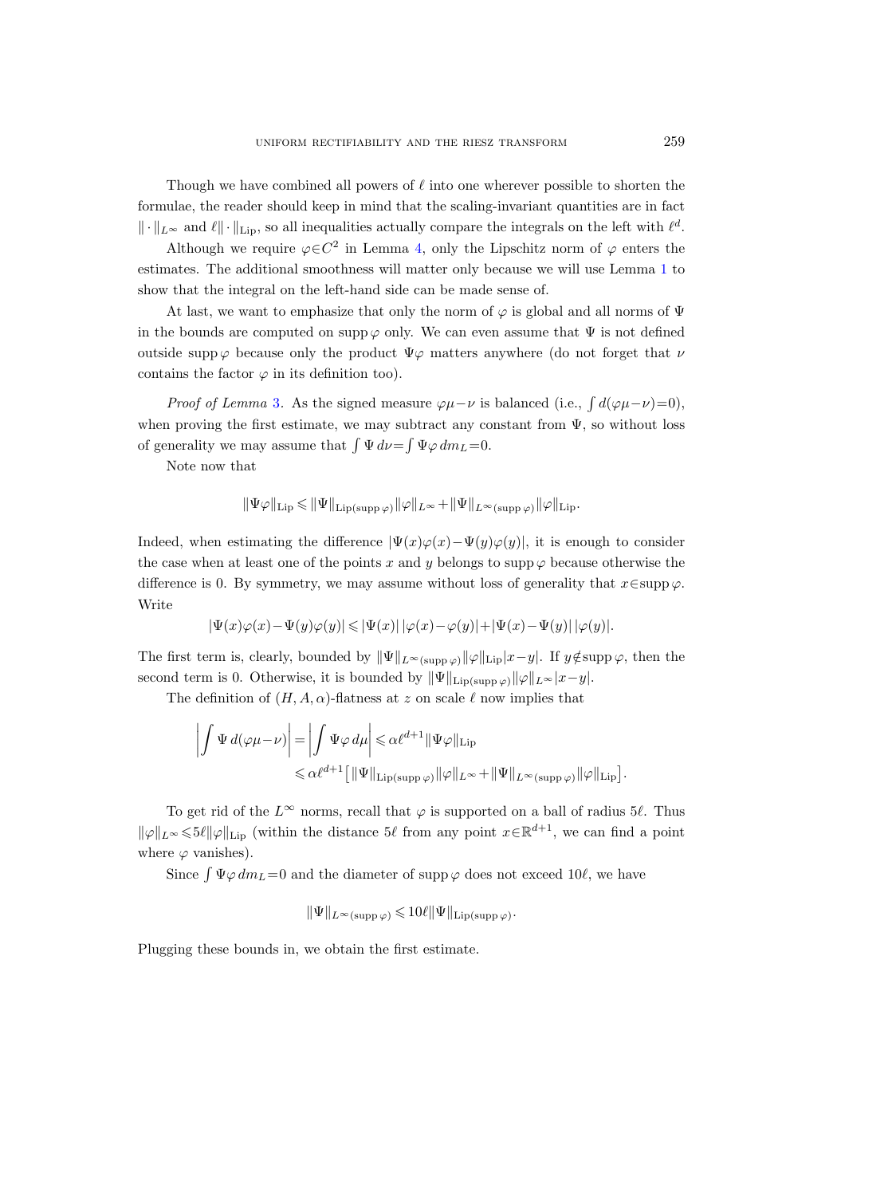Though we have combined all powers of $\ell$ into one wherever possible to shorten the formulae, the reader should keep in mind that the scaling-invariant quantities are in fact $\|\cdot\|_{L^\infty}$ and $\ell\|\cdot\|_{\mathrm{Lip}}$, so all inequalities actually compare the integrals on the left with $\ell^d$.

Although we require $\varphi \in C^2$ in Lemma 4, only the Lipschitz norm of $\varphi$ enters the estimates. The additional smoothness will matter only because we will use Lemma 1 to show that the integral on the left-hand side can be made sense of.

At last, we want to emphasize that only the norm of $\varphi$ is global and all norms of $\Psi$ in the bounds are computed on $\operatorname{supp}\varphi$ only. We can even assume that $\Psi$ is not defined outside $\operatorname{supp}\varphi$ because only the product $\Psi\varphi$ matters anywhere (do not forget that $\nu$ contains the factor $\varphi$ in its definition too).

*Proof of Lemma* 3. As the signed measure $\varphi\mu-\nu$ is balanced (i.e., $\int d(\varphi\mu-\nu)=0$), when proving the first estimate, we may subtract any constant from $\Psi$, so without loss of generality we may assume that $\int \Psi\,d\nu=\int \Psi\varphi\,dm_L=0$.

Note now that

$$\|\Psi\varphi\|_{\mathrm{Lip}} \leqslant \|\Psi\|_{\mathrm{Lip}(\operatorname{supp}\varphi)}\|\varphi\|_{L^\infty}+\|\Psi\|_{L^\infty(\operatorname{supp}\varphi)}\|\varphi\|_{\mathrm{Lip}}.$$

Indeed, when estimating the difference $|\Psi(x)\varphi(x)-\Psi(y)\varphi(y)|$, it is enough to consider the case when at least one of the points $x$ and $y$ belongs to $\operatorname{supp}\varphi$ because otherwise the difference is 0. By symmetry, we may assume without loss of generality that $x\in\operatorname{supp}\varphi$. Write

$$|\Psi(x)\varphi(x)-\Psi(y)\varphi(y)| \leqslant |\Psi(x)|\,|\varphi(x)-\varphi(y)|+|\Psi(x)-\Psi(y)|\,|\varphi(y)|.$$

The first term is, clearly, bounded by $\|\Psi\|_{L^\infty(\operatorname{supp}\varphi)}\|\varphi\|_{\mathrm{Lip}}|x-y|$. If $y\notin\operatorname{supp}\varphi$, then the second term is 0. Otherwise, it is bounded by $\|\Psi\|_{\mathrm{Lip}(\operatorname{supp}\varphi)}\|\varphi\|_{L^\infty}|x-y|$.

The definition of $(H,A,\alpha)$-flatness at $z$ on scale $\ell$ now implies that

$$\begin{aligned}\left|\int \Psi\,d(\varphi\mu-\nu)\right| &= \left|\int \Psi\varphi\,d\mu\right| \leqslant \alpha\ell^{d+1}\|\Psi\varphi\|_{\mathrm{Lip}} \\ &\leqslant \alpha\ell^{d+1}\big[\|\Psi\|_{\mathrm{Lip}(\operatorname{supp}\varphi)}\|\varphi\|_{L^\infty}+\|\Psi\|_{L^\infty(\operatorname{supp}\varphi)}\|\varphi\|_{\mathrm{Lip}}\big].\end{aligned}$$

To get rid of the $L^\infty$ norms, recall that $\varphi$ is supported on a ball of radius $5\ell$. Thus $\|\varphi\|_{L^\infty}\leqslant 5\ell\|\varphi\|_{\mathrm{Lip}}$ (within the distance $5\ell$ from any point $x\in\mathbb{R}^{d+1}$, we can find a point where $\varphi$ vanishes).

Since $\int\Psi\varphi\,dm_L=0$ and the diameter of $\operatorname{supp}\varphi$ does not exceed $10\ell$, we have

$$\|\Psi\|_{L^\infty(\operatorname{supp}\varphi)} \leqslant 10\ell\|\Psi\|_{\mathrm{Lip}(\operatorname{supp}\varphi)}.$$

Plugging these bounds in, we obtain the first estimate.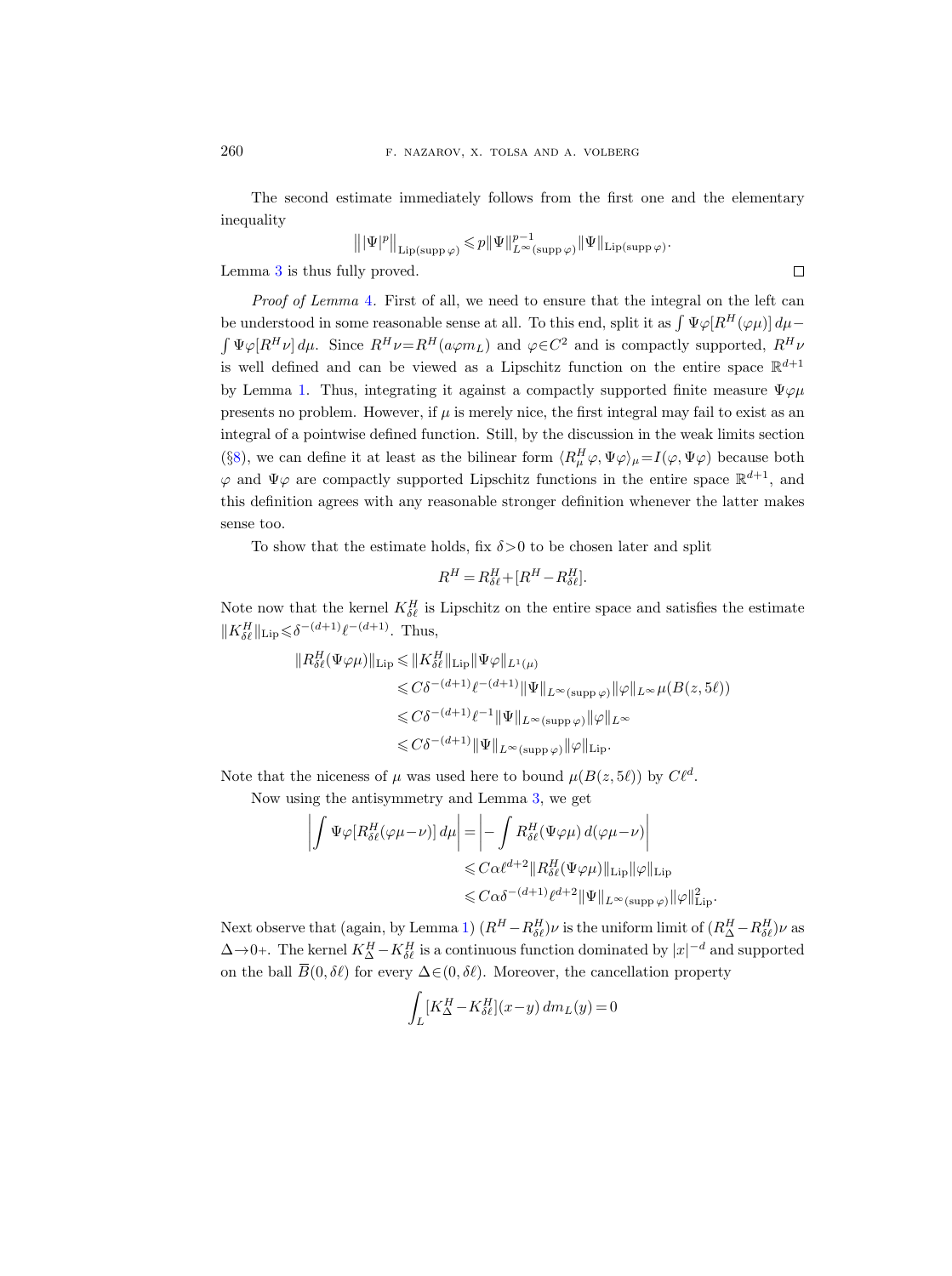The second estimate immediately follows from the first one and the elementary inequality

$$\big\||\Psi|^p\big\|_{\mathrm{Lip}(\operatorname{supp}\varphi)} \leqslant p\|\Psi\|^{p-1}_{L^\infty(\operatorname{supp}\varphi)}\|\Psi\|_{\mathrm{Lip}(\operatorname{supp}\varphi)}.$$

Lemma 3 is thus fully proved. $\square$

*Proof of Lemma 4.* First of all, we need to ensure that the integral on the left can be understood in some reasonable sense at all. To this end, split it as $\int \Psi\varphi[R^H(\varphi\mu)]\,d\mu - \int \Psi\varphi[R^H\nu]\,d\mu$. Since $R^H\nu = R^H(a\varphi m_L)$ and $\varphi\in C^2$ and is compactly supported, $R^H\nu$ is well defined and can be viewed as a Lipschitz function on the entire space $\mathbb{R}^{d+1}$ by Lemma 1. Thus, integrating it against a compactly supported finite measure $\Psi\varphi\mu$ presents no problem. However, if $\mu$ is merely nice, the first integral may fail to exist as an integral of a pointwise defined function. Still, by the discussion in the weak limits section (§8), we can define it at least as the bilinear form $\langle R^H_\mu\varphi, \Psi\varphi\rangle_\mu = I(\varphi, \Psi\varphi)$ because both $\varphi$ and $\Psi\varphi$ are compactly supported Lipschitz functions in the entire space $\mathbb{R}^{d+1}$, and this definition agrees with any reasonable stronger definition whenever the latter makes sense too.

To show that the estimate holds, fix $\delta>0$ to be chosen later and split

$$R^H = R^H_{\delta\ell} + [R^H - R^H_{\delta\ell}].$$

Note now that the kernel $K^H_{\delta\ell}$ is Lipschitz on the entire space and satisfies the estimate $\|K^H_{\delta\ell}\|_{\mathrm{Lip}} \leqslant \delta^{-(d+1)}\ell^{-(d+1)}$. Thus,

$$\begin{aligned}
\|R^H_{\delta\ell}(\Psi\varphi\mu)\|_{\mathrm{Lip}} &\leqslant \|K^H_{\delta\ell}\|_{\mathrm{Lip}}\|\Psi\varphi\|_{L^1(\mu)}\\
&\leqslant C\delta^{-(d+1)}\ell^{-(d+1)}\|\Psi\|_{L^\infty(\operatorname{supp}\varphi)}\|\varphi\|_{L^\infty}\mu(B(z,5\ell))\\
&\leqslant C\delta^{-(d+1)}\ell^{-1}\|\Psi\|_{L^\infty(\operatorname{supp}\varphi)}\|\varphi\|_{L^\infty}\\
&\leqslant C\delta^{-(d+1)}\|\Psi\|_{L^\infty(\operatorname{supp}\varphi)}\|\varphi\|_{\mathrm{Lip}}.
\end{aligned}$$

Note that the niceness of $\mu$ was used here to bound $\mu(B(z,5\ell))$ by $C\ell^d$.

Now using the antisymmetry and Lemma 3, we get

$$\begin{aligned}
\left|\int \Psi\varphi[R^H_{\delta\ell}(\varphi\mu-\nu)]\,d\mu\right| &= \left|-\int R^H_{\delta\ell}(\Psi\varphi\mu)\,d(\varphi\mu-\nu)\right|\\
&\leqslant C\alpha\ell^{d+2}\|R^H_{\delta\ell}(\Psi\varphi\mu)\|_{\mathrm{Lip}}\|\varphi\|_{\mathrm{Lip}}\\
&\leqslant C\alpha\delta^{-(d+1)}\ell^{d+2}\|\Psi\|_{L^\infty(\operatorname{supp}\varphi)}\|\varphi\|^2_{\mathrm{Lip}}.
\end{aligned}$$

Next observe that (again, by Lemma 1) $(R^H - R^H_{\delta\ell})\nu$ is the uniform limit of $(R^H_\Delta - R^H_{\delta\ell})\nu$ as $\Delta\to 0+$. The kernel $K^H_\Delta - K^H_{\delta\ell}$ is a continuous function dominated by $|x|^{-d}$ and supported on the ball $\overline{B}(0,\delta\ell)$ for every $\Delta\in(0,\delta\ell)$. Moreover, the cancellation property

$$\int_L [K^H_\Delta - K^H_{\delta\ell}](x-y)\,dm_L(y) = 0$$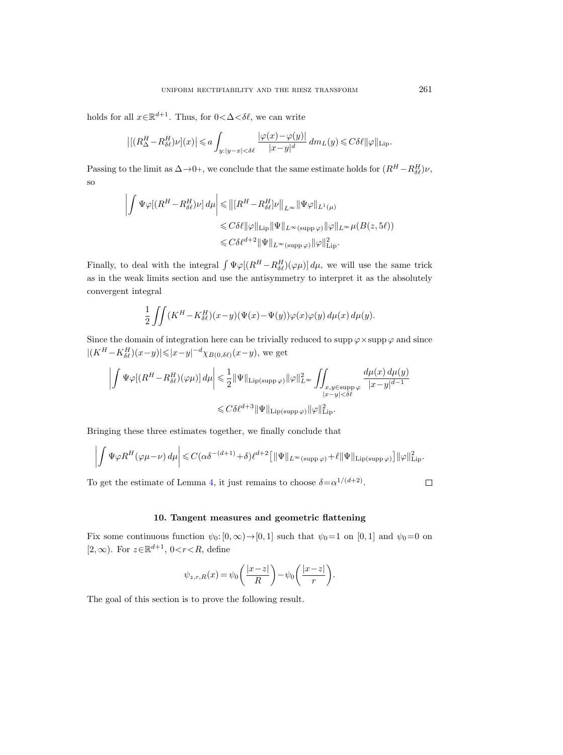holds for all $x\in\mathbb{R}^{d+1}$. Thus, for $0<\Delta<\delta\ell$, we can write

$$\big|[(R^H_\Delta - R^H_{\delta\ell})\nu](x)\big| \leqslant a\int_{y:|y-x|<\delta\ell} \frac{|\varphi(x)-\varphi(y)|}{|x-y|^d}\,dm_L(y) \leqslant C\delta\ell\|\varphi\|_{\mathrm{Lip}}.$$

Passing to the limit as $\Delta\to 0+$, we conclude that the same estimate holds for $(R^H - R^H_{\delta\ell})\nu$, so

$$\begin{aligned}
\left|\int \Psi\varphi[(R^H - R^H_{\delta\ell})\nu]\,d\mu\right| &\leqslant \big\|[R^H - R^H_{\delta\ell}]\nu\big\|_{L^\infty}\|\Psi\varphi\|_{L^1(\mu)} \\
&\leqslant C\delta\ell\|\varphi\|_{\mathrm{Lip}}\|\Psi\|_{L^\infty(\operatorname{supp}\varphi)}\|\varphi\|_{L^\infty}\mu(B(z,5\ell)) \\
&\leqslant C\delta\ell^{d+2}\|\Psi\|_{L^\infty(\operatorname{supp}\varphi)}\|\varphi\|^2_{\mathrm{Lip}}.
\end{aligned}$$

Finally, to deal with the integral $\int \Psi\varphi[(R^H - R^H_{\delta\ell})(\varphi\mu)]\,d\mu$, we will use the same trick as in the weak limits section and use the antisymmetry to interpret it as the absolutely convergent integral

$$\frac{1}{2}\iint (K^H - K^H_{\delta\ell})(x-y)(\Psi(x)-\Psi(y))\varphi(x)\varphi(y)\,d\mu(x)\,d\mu(y).$$

Since the domain of integration here can be trivially reduced to $\operatorname{supp}\varphi\times\operatorname{supp}\varphi$ and since $|(K^H - K^H_{\delta\ell})(x-y)|\leqslant |x-y|^{-d}\chi_{B(0,\delta\ell)}(x-y)$, we get

$$\begin{aligned}
\left|\int \Psi\varphi[(R^H - R^H_{\delta\ell})(\varphi\mu)]\,d\mu\right| &\leqslant \frac{1}{2}\|\Psi\|_{\mathrm{Lip}(\operatorname{supp}\varphi)}\|\varphi\|^2_{L^\infty}\iint_{\substack{x,y\in\operatorname{supp}\varphi\\ |x-y|<\delta\ell}} \frac{d\mu(x)\,d\mu(y)}{|x-y|^{d-1}} \\
&\leqslant C\delta\ell^{d+3}\|\Psi\|_{\mathrm{Lip}(\operatorname{supp}\varphi)}\|\varphi\|^2_{\mathrm{Lip}}.
\end{aligned}$$

Bringing these three estimates together, we finally conclude that

$$\left|\int \Psi\varphi R^H(\varphi\mu - \nu)\,d\mu\right| \leqslant C(\alpha\delta^{-(d+1)}+\delta)\ell^{d+2}\big[\|\Psi\|_{L^\infty(\operatorname{supp}\varphi)} + \ell\|\Psi\|_{\mathrm{Lip}(\operatorname{supp}\varphi)}\big]\|\varphi\|^2_{\mathrm{Lip}}.$$

To get the estimate of Lemma 4, it just remains to choose $\delta = \alpha^{1/(d+2)}$. □

## 10. Tangent measures and geometric flattening

Fix some continuous function $\psi_0\colon[0,\infty)\to[0,1]$ such that $\psi_0=1$ on $[0,1]$ and $\psi_0=0$ on $[2,\infty)$. For $z\in\mathbb{R}^{d+1}$, $0<r<R$, define

$$\psi_{z,r,R}(x) = \psi_0\left(\frac{|x-z|}{R}\right) - \psi_0\left(\frac{|x-z|}{r}\right).$$

The goal of this section is to prove the following result.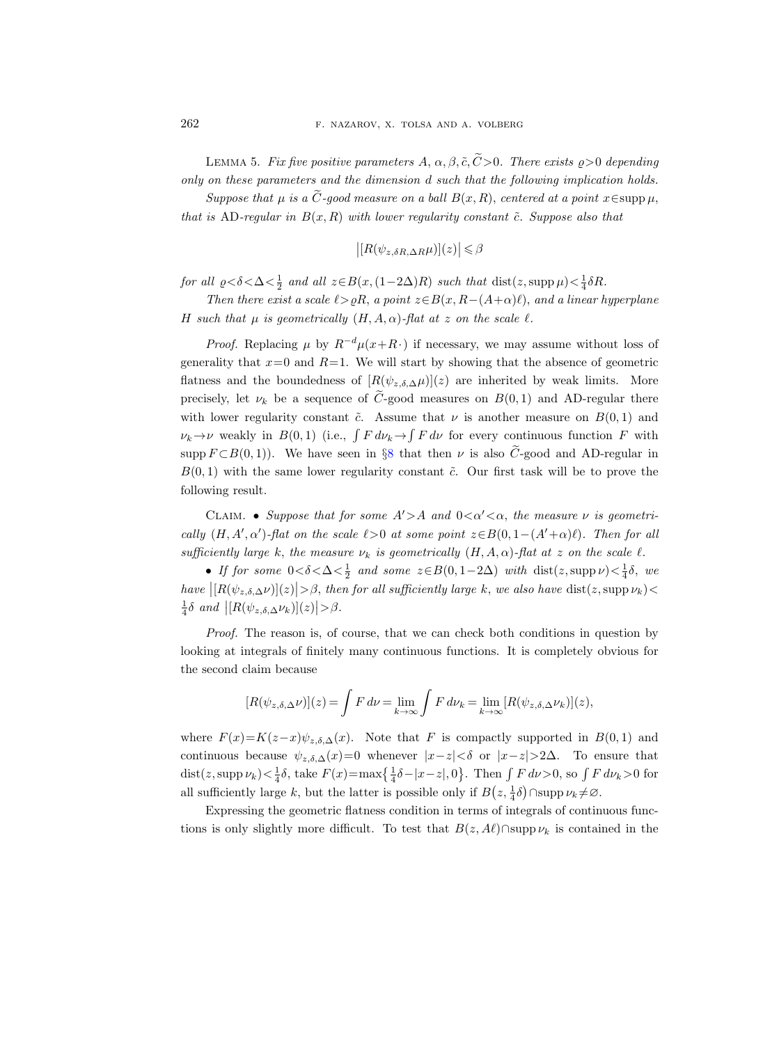Lemma 5. *Fix five positive parameters $A$, $\alpha, \beta, \tilde{c}, \widetilde{C}>0$. There exists $\varrho>0$ depending only on these parameters and the dimension $d$ such that the following implication holds.*

*Suppose that $\mu$ is a $\widetilde{C}$-good measure on a ball $B(x,R)$, centered at a point $x\in\operatorname{supp}\mu$, that is* AD*-regular in $B(x,R)$ with lower regularity constant $\tilde{c}$. Suppose also that*

$$\left|[R(\psi_{z,\delta R,\Delta R}\mu)](z)\right| \leqslant \beta$$

*for all $\varrho<\delta<\Delta<\frac{1}{2}$ and all $z\in B(x,(1-2\Delta)R)$ such that $\operatorname{dist}(z,\operatorname{supp}\mu)<\frac{1}{4}\delta R$.*

*Then there exist a scale $\ell>\varrho R$, a point $z\in B(x,R-(A+\alpha)\ell)$, and a linear hyperplane $H$ such that $\mu$ is geometrically $(H,A,\alpha)$-flat at $z$ on the scale $\ell$.*

*Proof.* Replacing $\mu$ by $R^{-d}\mu(x+R\cdot)$ if necessary, we may assume without loss of generality that $x=0$ and $R=1$. We will start by showing that the absence of geometric flatness and the boundedness of $[R(\psi_{z,\delta,\Delta}\mu)](z)$ are inherited by weak limits. More precisely, let $\nu_k$ be a sequence of $\widetilde{C}$-good measures on $B(0,1)$ and AD-regular there with lower regularity constant $\tilde{c}$. Assume that $\nu$ is another measure on $B(0,1)$ and $\nu_k\to\nu$ weakly in $B(0,1)$ (i.e., $\int F\,d\nu_k\to\int F\,d\nu$ for every continuous function $F$ with $\operatorname{supp} F\subset B(0,1)$). We have seen in §8 that then $\nu$ is also $\widetilde{C}$-good and AD-regular in $B(0,1)$ with the same lower regularity constant $\tilde{c}$. Our first task will be to prove the following result.

Claim. • *Suppose that for some $A'>A$ and $0<\alpha'<\alpha$, the measure $\nu$ is geometrically $(H,A',\alpha')$-flat on the scale $\ell>0$ at some point $z\in B(0,1-(A'+\alpha)\ell)$. Then for all sufficiently large $k$, the measure $\nu_k$ is geometrically $(H,A,\alpha)$-flat at $z$ on the scale $\ell$.*

• *If for some $0<\delta<\Delta<\frac{1}{2}$ and some $z\in B(0,1-2\Delta)$ with $\operatorname{dist}(z,\operatorname{supp}\nu)<\frac{1}{4}\delta$, we have $\left|[R(\psi_{z,\delta,\Delta}\nu)](z)\right|>\beta$, then for all sufficiently large $k$, we also have $\operatorname{dist}(z,\operatorname{supp}\nu_k)<\frac{1}{4}\delta$ and $\left|[R(\psi_{z,\delta,\Delta}\nu_k)](z)\right|>\beta$.*

*Proof.* The reason is, of course, that we can check both conditions in question by looking at integrals of finitely many continuous functions. It is completely obvious for the second claim because

$$[R(\psi_{z,\delta,\Delta}\nu)](z)=\int F\,d\nu=\lim_{k\to\infty}\int F\,d\nu_k=\lim_{k\to\infty}[R(\psi_{z,\delta,\Delta}\nu_k)](z),$$

where $F(x)=K(z-x)\psi_{z,\delta,\Delta}(x)$. Note that $F$ is compactly supported in $B(0,1)$ and continuous because $\psi_{z,\delta,\Delta}(x)=0$ whenever $|x-z|<\delta$ or $|x-z|>2\Delta$. To ensure that $\operatorname{dist}(z,\operatorname{supp}\nu_k)<\frac{1}{4}\delta$, take $F(x)=\max\left\{\frac{1}{4}\delta-|x-z|,0\right\}$. Then $\int F\,d\nu>0$, so $\int F\,d\nu_k>0$ for all sufficiently large $k$, but the latter is possible only if $B\left(z,\frac{1}{4}\delta\right)\cap\operatorname{supp}\nu_k\neq\varnothing$.

Expressing the geometric flatness condition in terms of integrals of continuous functions is only slightly more difficult. To test that $B(z,A\ell)\cap\operatorname{supp}\nu_k$ is contained in the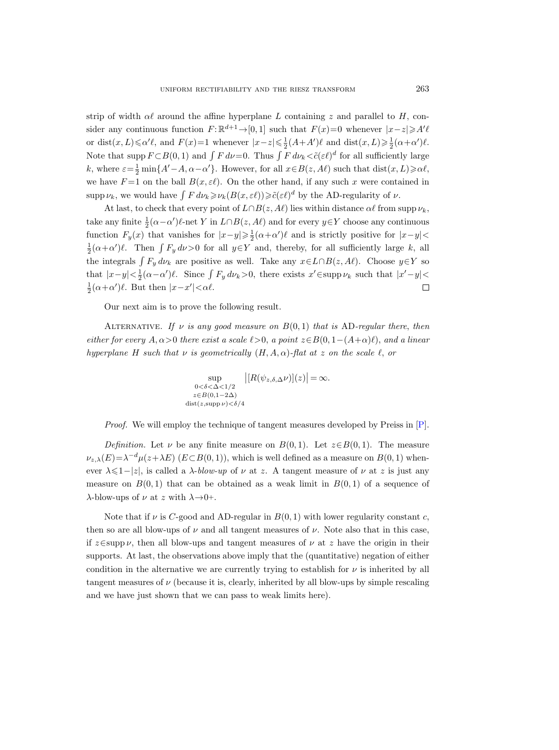strip of width $\alpha\ell$ around the affine hyperplane $L$ containing $z$ and parallel to $H$, consider any continuous function $F:\mathbb{R}^{d+1}\to[0,1]$ such that $F(x)=0$ whenever $|x-z|\geqslant A'\ell$ or $\operatorname{dist}(x,L)\leqslant\alpha'\ell$, and $F(x)=1$ whenever $|x-z|\leqslant\frac{1}{2}(A+A')\ell$ and $\operatorname{dist}(x,L)\geqslant\frac{1}{2}(\alpha+\alpha')\ell$. Note that $\operatorname{supp} F\subset B(0,1)$ and $\int F\,d\nu=0$. Thus $\int F\,d\nu_k<\tilde{c}(\varepsilon\ell)^d$ for all sufficiently large $k$, where $\varepsilon=\frac{1}{2}\min\{A'-A,\alpha-\alpha'\}$. However, for all $x\in B(z,A\ell)$ such that $\operatorname{dist}(x,L)\geqslant\alpha\ell$, we have $F=1$ on the ball $B(x,\varepsilon\ell)$. On the other hand, if any such $x$ were contained in $\operatorname{supp}\nu_k$, we would have $\int F\,d\nu_k\geqslant\nu_k(B(x,\varepsilon\ell))\geqslant\tilde{c}(\varepsilon\ell)^d$ by the AD-regularity of $\nu$.

At last, to check that every point of $L\cap B(z,A\ell)$ lies within distance $\alpha\ell$ from $\operatorname{supp}\nu_k$, take any finite $\frac{1}{2}(\alpha-\alpha')\ell$-net $Y$ in $L\cap B(z,A\ell)$ and for every $y\in Y$ choose any continuous function $F_y(x)$ that vanishes for $|x-y|\geqslant\frac{1}{2}(\alpha+\alpha')\ell$ and is strictly positive for $|x-y|<\frac{1}{2}(\alpha+\alpha')\ell$. Then $\int F_y\,d\nu>0$ for all $y\in Y$ and, thereby, for all sufficiently large $k$, all the integrals $\int F_y\,d\nu_k$ are positive as well. Take any $x\in L\cap B(z,A\ell)$. Choose $y\in Y$ so that $|x-y|<\frac{1}{2}(\alpha-\alpha')\ell$. Since $\int F_y\,d\nu_k>0$, there exists $x'\in\operatorname{supp}\nu_k$ such that $|x'-y|<\frac{1}{2}(\alpha+\alpha')\ell$. But then $|x-x'|<\alpha\ell$. □

Our next aim is to prove the following result.

Alternative. *If $\nu$ is any good measure on $B(0,1)$ that is* AD*-regular there, then either for every $A,\alpha>0$ there exist a scale $\ell>0$, a point $z\in B(0,1-(A+\alpha)\ell)$, and a linear hyperplane $H$ such that $\nu$ is geometrically $(H,A,\alpha)$-flat at $z$ on the scale $\ell$, or*

$$\sup_{\substack{0<\delta<\Delta<1/2\\ z\in B(0,1-2\Delta)\\ \operatorname{dist}(z,\operatorname{supp}\nu)<\delta/4}}\big|[R(\psi_{z,\delta,\Delta}\nu)](z)\big|=\infty.$$

*Proof.* We will employ the technique of tangent measures developed by Preiss in [P].

*Definition.* Let $\nu$ be any finite measure on $B(0,1)$. Let $z\in B(0,1)$. The measure $\nu_{z,\lambda}(E)=\lambda^{-d}\mu(z+\lambda E)$ $(E\subset B(0,1))$, which is well defined as a measure on $B(0,1)$ whenever $\lambda\leqslant 1-|z|$, is called a *$\lambda$-blow-up* of $\nu$ at $z$. A tangent measure of $\nu$ at $z$ is just any measure on $B(0,1)$ that can be obtained as a weak limit in $B(0,1)$ of a sequence of $\lambda$-blow-ups of $\nu$ at $z$ with $\lambda\to 0+$.

Note that if $\nu$ is $C$-good and AD-regular in $B(0,1)$ with lower regularity constant $c$, then so are all blow-ups of $\nu$ and all tangent measures of $\nu$. Note also that in this case, if $z\in\operatorname{supp}\nu$, then all blow-ups and tangent measures of $\nu$ at $z$ have the origin in their supports. At last, the observations above imply that the (quantitative) negation of either condition in the alternative we are currently trying to establish for $\nu$ is inherited by all tangent measures of $\nu$ (because it is, clearly, inherited by all blow-ups by simple rescaling and we have just shown that we can pass to weak limits here).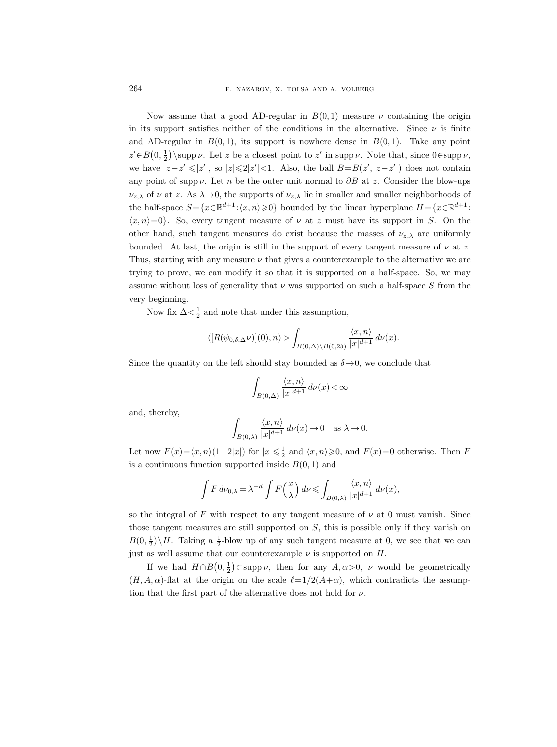Now assume that a good AD-regular in $B(0,1)$ measure $\nu$ containing the origin in its support satisfies neither of the conditions in the alternative. Since $\nu$ is finite and AD-regular in $B(0,1)$, its support is nowhere dense in $B(0,1)$. Take any point $z' \in B\big(0,\frac{1}{2}\big)\setminus \operatorname{supp}\nu$. Let $z$ be a closest point to $z'$ in $\operatorname{supp}\nu$. Note that, since $0\in\operatorname{supp}\nu$, we have $|z-z'|\leqslant|z'|$, so $|z|\leqslant 2|z'|<1$. Also, the ball $B=B(z',|z-z'|)$ does not contain any point of $\operatorname{supp}\nu$. Let $n$ be the outer unit normal to $\partial B$ at $z$. Consider the blow-ups $\nu_{z,\lambda}$ of $\nu$ at $z$. As $\lambda\to 0$, the supports of $\nu_{z,\lambda}$ lie in smaller and smaller neighborhoods of the half-space $S=\{x\in\mathbb{R}^{d+1}:\langle x,n\rangle\geqslant 0\}$ bounded by the linear hyperplane $H=\{x\in\mathbb{R}^{d+1}: \langle x,n\rangle=0\}$. So, every tangent measure of $\nu$ at $z$ must have its support in $S$. On the other hand, such tangent measures do exist because the masses of $\nu_{z,\lambda}$ are uniformly bounded. At last, the origin is still in the support of every tangent measure of $\nu$ at $z$. Thus, starting with any measure $\nu$ that gives a counterexample to the alternative we are trying to prove, we can modify it so that it is supported on a half-space. So, we may assume without loss of generality that $\nu$ was supported on such a half-space $S$ from the very beginning.

Now fix $\Delta<\frac{1}{2}$ and note that under this assumption,

$$-\langle [R(\psi_{0,\delta,\Delta}\nu)](0),n\rangle > \int_{B(0,\Delta)\setminus B(0,2\delta)} \frac{\langle x,n\rangle}{|x|^{d+1}}\,d\nu(x).$$

Since the quantity on the left should stay bounded as $\delta\to 0$, we conclude that

$$\int_{B(0,\Delta)} \frac{\langle x,n\rangle}{|x|^{d+1}}\,d\nu(x)<\infty$$

and, thereby,

$$\int_{B(0,\lambda)} \frac{\langle x,n\rangle}{|x|^{d+1}}\,d\nu(x)\to 0 \quad \text{as } \lambda\to 0.$$

Let now $F(x)=\langle x,n\rangle(1-2|x|)$ for $|x|\leqslant\frac{1}{2}$ and $\langle x,n\rangle\geqslant 0$, and $F(x)=0$ otherwise. Then $F$ is a continuous function supported inside $B(0,1)$ and

$$\int F\,d\nu_{0,\lambda}=\lambda^{-d}\int F\Big(\frac{x}{\lambda}\Big)\,d\nu \leqslant \int_{B(0,\lambda)} \frac{\langle x,n\rangle}{|x|^{d+1}}\,d\nu(x),$$

so the integral of $F$ with respect to any tangent measure of $\nu$ at 0 must vanish. Since those tangent measures are still supported on $S$, this is possible only if they vanish on $B(0,\frac{1}{2})\setminus H$. Taking a $\frac{1}{2}$-blow up of any such tangent measure at 0, we see that we can just as well assume that our counterexample $\nu$ is supported on $H$.

If we had $H\cap B\big(0,\frac{1}{2}\big)\subset\operatorname{supp}\nu$, then for any $A,\alpha>0$, $\nu$ would be geometrically $(H,A,\alpha)$-flat at the origin on the scale $\ell=1/2(A+\alpha)$, which contradicts the assumption that the first part of the alternative does not hold for $\nu$.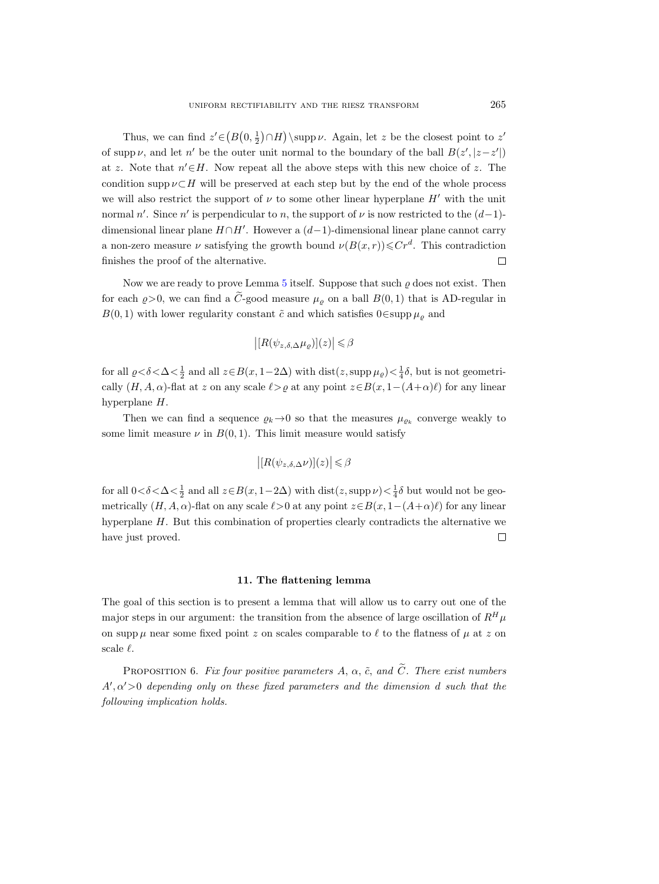Thus, we can find $z' \in \big(B\big(0, \frac{1}{2}\big) \cap H\big) \setminus \operatorname{supp} \nu$. Again, let $z$ be the closest point to $z'$ of $\operatorname{supp} \nu$, and let $n'$ be the outer unit normal to the boundary of the ball $B(z', |z-z'|)$ at $z$. Note that $n' \in H$. Now repeat all the above steps with this new choice of $z$. The condition $\operatorname{supp} \nu \subset H$ will be preserved at each step but by the end of the whole process we will also restrict the support of $\nu$ to some other linear hyperplane $H'$ with the unit normal $n'$. Since $n'$ is perpendicular to $n$, the support of $\nu$ is now restricted to the $(d-1)$-dimensional linear plane $H \cap H'$. However a $(d-1)$-dimensional linear plane cannot carry a non-zero measure $\nu$ satisfying the growth bound $\nu(B(x,r)) \leqslant Cr^d$. This contradiction finishes the proof of the alternative. $\square$

Now we are ready to prove Lemma 5 itself. Suppose that such $\varrho$ does not exist. Then for each $\varrho > 0$, we can find a $\widetilde{C}$-good measure $\mu_\varrho$ on a ball $B(0,1)$ that is AD-regular in $B(0,1)$ with lower regularity constant $\tilde{c}$ and which satisfies $0 \in \operatorname{supp} \mu_\varrho$ and

$$\big|[R(\psi_{z,\delta,\Delta} \mu_\varrho)](z)\big| \leqslant \beta$$

for all $\varrho < \delta < \Delta < \frac{1}{2}$ and all $z \in B(x, 1-2\Delta)$ with $\operatorname{dist}(z, \operatorname{supp} \mu_\varrho) < \frac{1}{4}\delta$, but is not geometrically $(H, A, \alpha)$-flat at $z$ on any scale $\ell > \varrho$ at any point $z \in B(x, 1-(A+\alpha)\ell)$ for any linear hyperplane $H$.

Then we can find a sequence $\varrho_k \to 0$ so that the measures $\mu_{\varrho_k}$ converge weakly to some limit measure $\nu$ in $B(0,1)$. This limit measure would satisfy

$$\big|[R(\psi_{z,\delta,\Delta} \nu)](z)\big| \leqslant \beta$$

for all $0 < \delta < \Delta < \frac{1}{2}$ and all $z \in B(x, 1-2\Delta)$ with $\operatorname{dist}(z, \operatorname{supp} \nu) < \frac{1}{4}\delta$ but would not be geometrically $(H, A, \alpha)$-flat on any scale $\ell > 0$ at any point $z \in B(x, 1-(A+\alpha)\ell)$ for any linear hyperplane $H$. But this combination of properties clearly contradicts the alternative we have just proved. $\square$

## 11. The flattening lemma

The goal of this section is to present a lemma that will allow us to carry out one of the major steps in our argument: the transition from the absence of large oscillation of $R^H \mu$ on $\operatorname{supp} \mu$ near some fixed point $z$ on scales comparable to $\ell$ to the flatness of $\mu$ at $z$ on scale $\ell$.

Proposition 6. *Fix four positive parameters $A$, $\alpha$, $\tilde{c}$, and $\widetilde{C}$. There exist numbers $A', \alpha' > 0$ depending only on these fixed parameters and the dimension $d$ such that the following implication holds.*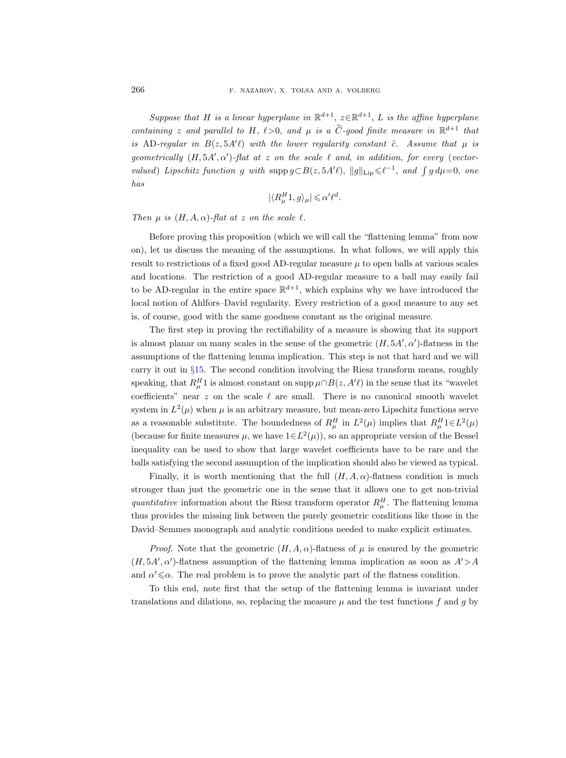*Suppose that $H$ is a linear hyperplane in $\mathbb{R}^{d+1}$, $z\in\mathbb{R}^{d+1}$, $L$ is the affine hyperplane containing $z$ and parallel to $H$, $\ell>0$, and $\mu$ is a $\widetilde{C}$-good finite measure in $\mathbb{R}^{d+1}$ that is* AD*-regular in $B(z,5A'\ell)$ with the lower regularity constant $\tilde{c}$. Assume that $\mu$ is geometrically $(H,5A',\alpha')$-flat at $z$ on the scale $\ell$ and, in addition, for every (vector-valued) Lipschitz function $g$ with $\operatorname{supp} g\subset B(z,5A'\ell)$, $\|g\|_{\mathrm{Lip}}\leqslant\ell^{-1}$, and $\int g\,d\mu=0$, one has*

$$|\langle R_\mu^H 1, g\rangle_\mu|\leqslant\alpha'\ell^d.$$

*Then $\mu$ is $(H,A,\alpha)$-flat at $z$ on the scale $\ell$.*

Before proving this proposition (which we will call the "flattening lemma" from now on), let us discuss the meaning of the assumptions. In what follows, we will apply this result to restrictions of a fixed good AD-regular measure $\mu$ to open balls at various scales and locations. The restriction of a good AD-regular measure to a ball may easily fail to be AD-regular in the entire space $\mathbb{R}^{d+1}$, which explains why we have introduced the local notion of Ahlfors–David regularity. Every restriction of a good measure to any set is, of course, good with the same goodness constant as the original measure.

The first step in proving the rectifiability of a measure is showing that its support is almost planar on many scales in the sense of the geometric $(H,5A',\alpha')$-flatness in the assumptions of the flattening lemma implication. This step is not that hard and we will carry it out in §15. The second condition involving the Riesz transform means, roughly speaking, that $R_\mu^H 1$ is almost constant on $\operatorname{supp}\mu\cap B(z,A'\ell)$ in the sense that its "wavelet coefficients" near $z$ on the scale $\ell$ are small. There is no canonical smooth wavelet system in $L^2(\mu)$ when $\mu$ is an arbitrary measure, but mean-zero Lipschitz functions serve as a reasonable substitute. The boundedness of $R_\mu^H$ in $L^2(\mu)$ implies that $R_\mu^H 1\in L^2(\mu)$ (because for finite measures $\mu$, we have $1\in L^2(\mu)$), so an appropriate version of the Bessel inequality can be used to show that large wavelet coefficients have to be rare and the balls satisfying the second assumption of the implication should also be viewed as typical.

Finally, it is worth mentioning that the full $(H,A,\alpha)$-flatness condition is much stronger than just the geometric one in the sense that it allows one to get non-trivial *quantitative* information about the Riesz transform operator $R_\mu^H$. The flattening lemma thus provides the missing link between the purely geometric conditions like those in the David–Semmes monograph and analytic conditions needed to make explicit estimates.

*Proof.* Note that the geometric $(H,A,\alpha)$-flatness of $\mu$ is ensured by the geometric $(H,5A',\alpha')$-flatness assumption of the flattening lemma implication as soon as $A'>A$ and $\alpha'\leqslant\alpha$. The real problem is to prove the analytic part of the flatness condition.

To this end, note first that the setup of the flattening lemma is invariant under translations and dilations, so, replacing the measure $\mu$ and the test functions $f$ and $g$ by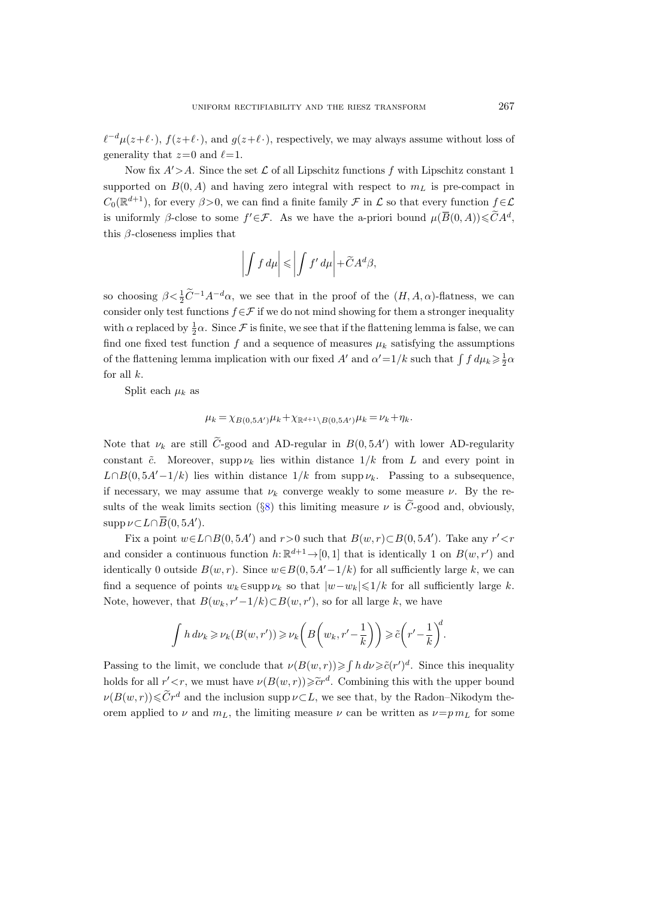$\ell^{-d}\mu(z+\ell\cdot)$, $f(z+\ell\cdot)$, and $g(z+\ell\cdot)$, respectively, we may always assume without loss of generality that $z=0$ and $\ell=1$.

Now fix $A'>A$. Since the set $\mathcal{L}$ of all Lipschitz functions $f$ with Lipschitz constant 1 supported on $B(0,A)$ and having zero integral with respect to $m_L$ is pre-compact in $C_0(\mathbb{R}^{d+1})$, for every $\beta>0$, we can find a finite family $\mathcal{F}$ in $\mathcal{L}$ so that every function $f\in\mathcal{L}$ is uniformly $\beta$-close to some $f'\in\mathcal{F}$. As we have the a-priori bound $\mu(\overline{B}(0,A))\leqslant\widetilde{C}A^d$, this $\beta$-closeness implies that

$$\left|\int f\,d\mu\right|\leqslant\left|\int f'\,d\mu\right|+\widetilde{C}A^d\beta,$$

so choosing $\beta<\frac{1}{2}\widetilde{C}^{-1}A^{-d}\alpha$, we see that in the proof of the $(H,A,\alpha)$-flatness, we can consider only test functions $f\in\mathcal{F}$ if we do not mind showing for them a stronger inequality with $\alpha$ replaced by $\frac{1}{2}\alpha$. Since $\mathcal{F}$ is finite, we see that if the flattening lemma is false, we can find one fixed test function $f$ and a sequence of measures $\mu_k$ satisfying the assumptions of the flattening lemma implication with our fixed $A'$ and $\alpha'=1/k$ such that $\int f\,d\mu_k\geqslant\frac{1}{2}\alpha$ for all $k$.

Split each $\mu_k$ as

$$\mu_k=\chi_{B(0,5A')}\mu_k+\chi_{\mathbb{R}^{d+1}\setminus B(0,5A')}\mu_k=\nu_k+\eta_k.$$

Note that $\nu_k$ are still $\widetilde{C}$-good and AD-regular in $B(0,5A')$ with lower AD-regularity constant $\tilde{c}$. Moreover, $\operatorname{supp}\nu_k$ lies within distance $1/k$ from $L$ and every point in $L\cap B(0,5A'-1/k)$ lies within distance $1/k$ from $\operatorname{supp}\nu_k$. Passing to a subsequence, if necessary, we may assume that $\nu_k$ converge weakly to some measure $\nu$. By the results of the weak limits section (§8) this limiting measure $\nu$ is $\widetilde{C}$-good and, obviously, $\operatorname{supp}\nu\subset L\cap\overline{B}(0,5A')$.

Fix a point $w\in L\cap B(0,5A')$ and $r>0$ such that $B(w,r)\subset B(0,5A')$. Take any $r'<r$ and consider a continuous function $h\colon\mathbb{R}^{d+1}\to[0,1]$ that is identically 1 on $B(w,r')$ and identically 0 outside $B(w,r)$. Since $w\in B(0,5A'-1/k)$ for all sufficiently large $k$, we can find a sequence of points $w_k\in\operatorname{supp}\nu_k$ so that $|w-w_k|\leqslant 1/k$ for all sufficiently large $k$. Note, however, that $B(w_k,r'-1/k)\subset B(w,r')$, so for all large $k$, we have

$$\int h\,d\nu_k\geqslant\nu_k(B(w,r'))\geqslant\nu_k\left(B\left(w_k,r'-\frac{1}{k}\right)\right)\geqslant\tilde{c}\left(r'-\frac{1}{k}\right)^d.$$

Passing to the limit, we conclude that $\nu(B(w,r))\geqslant\int h\,d\nu\geqslant\tilde{c}(r')^d$. Since this inequality holds for all $r'<r$, we must have $\nu(B(w,r))\geqslant\tilde{c}r^d$. Combining this with the upper bound $\nu(B(w,r))\leqslant\widetilde{C}r^d$ and the inclusion $\operatorname{supp}\nu\subset L$, we see that, by the Radon–Nikodym theorem applied to $\nu$ and $m_L$, the limiting measure $\nu$ can be written as $\nu=p\,m_L$ for some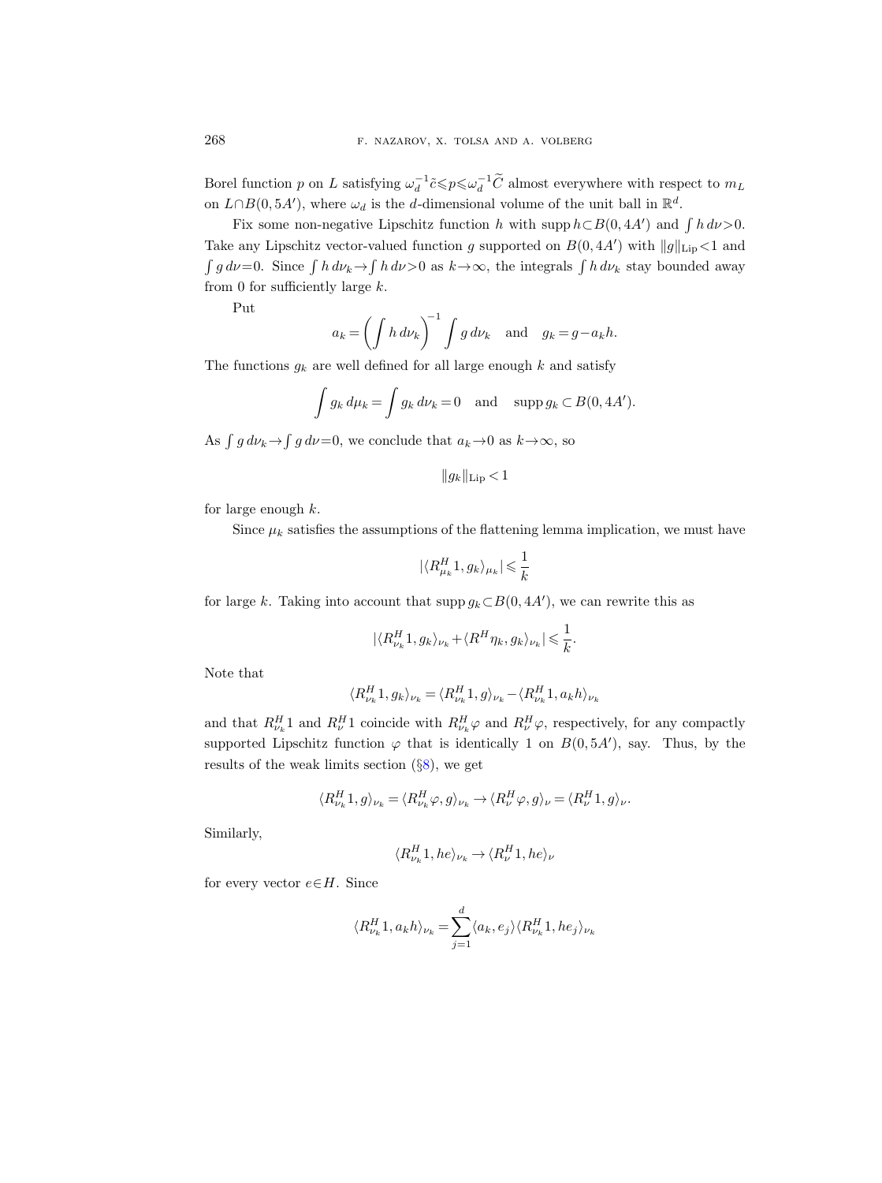Borel function $p$ on $L$ satisfying $\omega_d^{-1}\tilde{c}\leqslant p\leqslant\omega_d^{-1}\widetilde{C}$ almost everywhere with respect to $m_L$ on $L\cap B(0,5A')$, where $\omega_d$ is the $d$-dimensional volume of the unit ball in $\mathbb{R}^d$.

Fix some non-negative Lipschitz function $h$ with $\operatorname{supp} h\subset B(0,4A')$ and $\int h\,d\nu>0$. Take any Lipschitz vector-valued function $g$ supported on $B(0,4A')$ with $\|g\|_{\mathrm{Lip}}<1$ and $\int g\,d\nu=0$. Since $\int h\,d\nu_k\to\int h\,d\nu>0$ as $k\to\infty$, the integrals $\int h\,d\nu_k$ stay bounded away from 0 for sufficiently large $k$.

Put

$$a_k=\left(\int h\,d\nu_k\right)^{-1}\int g\,d\nu_k \quad\text{and}\quad g_k=g-a_kh.$$

The functions $g_k$ are well defined for all large enough $k$ and satisfy

$$\int g_k\,d\mu_k=\int g_k\,d\nu_k=0 \quad\text{and}\quad \operatorname{supp} g_k\subset B(0,4A').$$

As $\int g\,d\nu_k\to\int g\,d\nu=0$, we conclude that $a_k\to0$ as $k\to\infty$, so

$$\|g_k\|_{\mathrm{Lip}}<1$$

for large enough $k$.

Since $\mu_k$ satisfies the assumptions of the flattening lemma implication, we must have

$$|\langle R^H_{\mu_k}1,g_k\rangle_{\mu_k}|\leqslant\frac{1}{k}$$

for large $k$. Taking into account that $\operatorname{supp} g_k\subset B(0,4A')$, we can rewrite this as

$$|\langle R^H_{\nu_k}1,g_k\rangle_{\nu_k}+\langle R^H\eta_k,g_k\rangle_{\nu_k}|\leqslant\frac{1}{k}.$$

Note that

$$\langle R^H_{\nu_k}1,g_k\rangle_{\nu_k}=\langle R^H_{\nu_k}1,g\rangle_{\nu_k}-\langle R^H_{\nu_k}1,a_kh\rangle_{\nu_k}$$

and that $R^H_{\nu_k}1$ and $R^H_{\nu}1$ coincide with $R^H_{\nu_k}\varphi$ and $R^H_{\nu}\varphi$, respectively, for any compactly supported Lipschitz function $\varphi$ that is identically 1 on $B(0,5A')$, say. Thus, by the results of the weak limits section (§8), we get

$$\langle R^H_{\nu_k}1,g\rangle_{\nu_k}=\langle R^H_{\nu_k}\varphi,g\rangle_{\nu_k}\to\langle R^H_{\nu}\varphi,g\rangle_{\nu}=\langle R^H_{\nu}1,g\rangle_{\nu}.$$

Similarly,

$$\langle R^H_{\nu_k}1,he\rangle_{\nu_k}\to\langle R^H_{\nu}1,he\rangle_{\nu}$$

for every vector $e\in H$. Since

$$\langle R^H_{\nu_k}1,a_kh\rangle_{\nu_k}=\sum_{j=1}^{d}\langle a_k,e_j\rangle\langle R^H_{\nu_k}1,he_j\rangle_{\nu_k}$$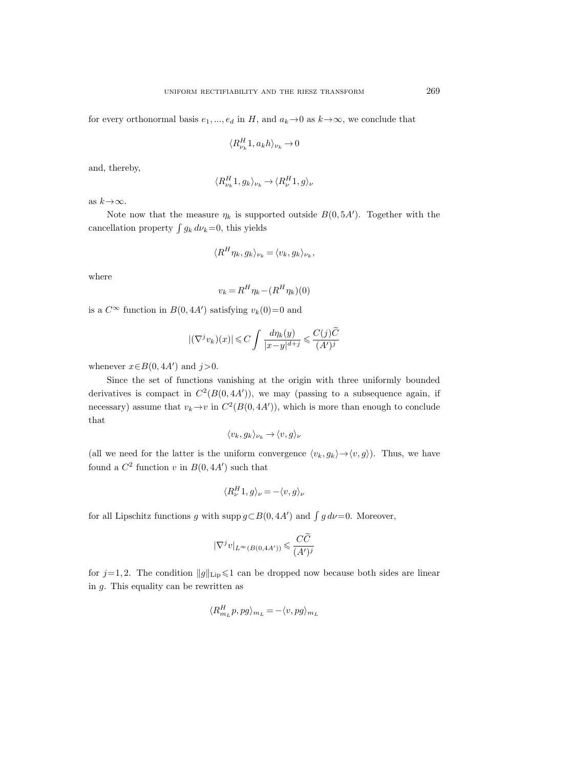for every orthonormal basis $e_1, ..., e_d$ in $H$, and $a_k \to 0$ as $k \to \infty$, we conclude that

$$\langle R^H_{\nu_k} 1, a_k h \rangle_{\nu_k} \to 0$$

and, thereby,

$$\langle R^H_{\nu_k} 1, g_k \rangle_{\nu_k} \to \langle R^H_{\nu} 1, g \rangle_{\nu}$$

as $k \to \infty$.

Note now that the measure $\eta_k$ is supported outside $B(0, 5A')$. Together with the cancellation property $\int g_k \, d\nu_k = 0$, this yields

$$\langle R^H \eta_k, g_k \rangle_{\nu_k} = \langle v_k, g_k \rangle_{\nu_k},$$

where

$$v_k = R^H \eta_k - (R^H \eta_k)(0)$$

is a $C^\infty$ function in $B(0, 4A')$ satisfying $v_k(0) = 0$ and

$$|(\nabla^j v_k)(x)| \leqslant C \int \frac{d\eta_k(y)}{|x-y|^{d+j}} \leqslant \frac{C(j)\widetilde{C}}{(A')^j}$$

whenever $x \in B(0, 4A')$ and $j > 0$.

Since the set of functions vanishing at the origin with three uniformly bounded derivatives is compact in $C^2(B(0, 4A'))$, we may (passing to a subsequence again, if necessary) assume that $v_k \to v$ in $C^2(B(0, 4A'))$, which is more than enough to conclude that

$$\langle v_k, g_k \rangle_{\nu_k} \to \langle v, g \rangle_{\nu}$$

(all we need for the latter is the uniform convergence $\langle v_k, g_k \rangle \to \langle v, g \rangle$). Thus, we have found a $C^2$ function $v$ in $B(0, 4A')$ such that

$$\langle R^H_\nu 1, g \rangle_\nu = -\langle v, g \rangle_\nu$$

for all Lipschitz functions $g$ with $\operatorname{supp} g \subset B(0, 4A')$ and $\int g \, d\nu = 0$. Moreover,

$$|\nabla^j v|_{L^\infty(B(0,4A'))} \leqslant \frac{C\widetilde{C}}{(A')^j}$$

for $j = 1, 2$. The condition $\|g\|_{\mathrm{Lip}} \leqslant 1$ can be dropped now because both sides are linear in $g$. This equality can be rewritten as

$$\langle R^H_{m_L} p, pg \rangle_{m_L} = -\langle v, pg \rangle_{m_L}$$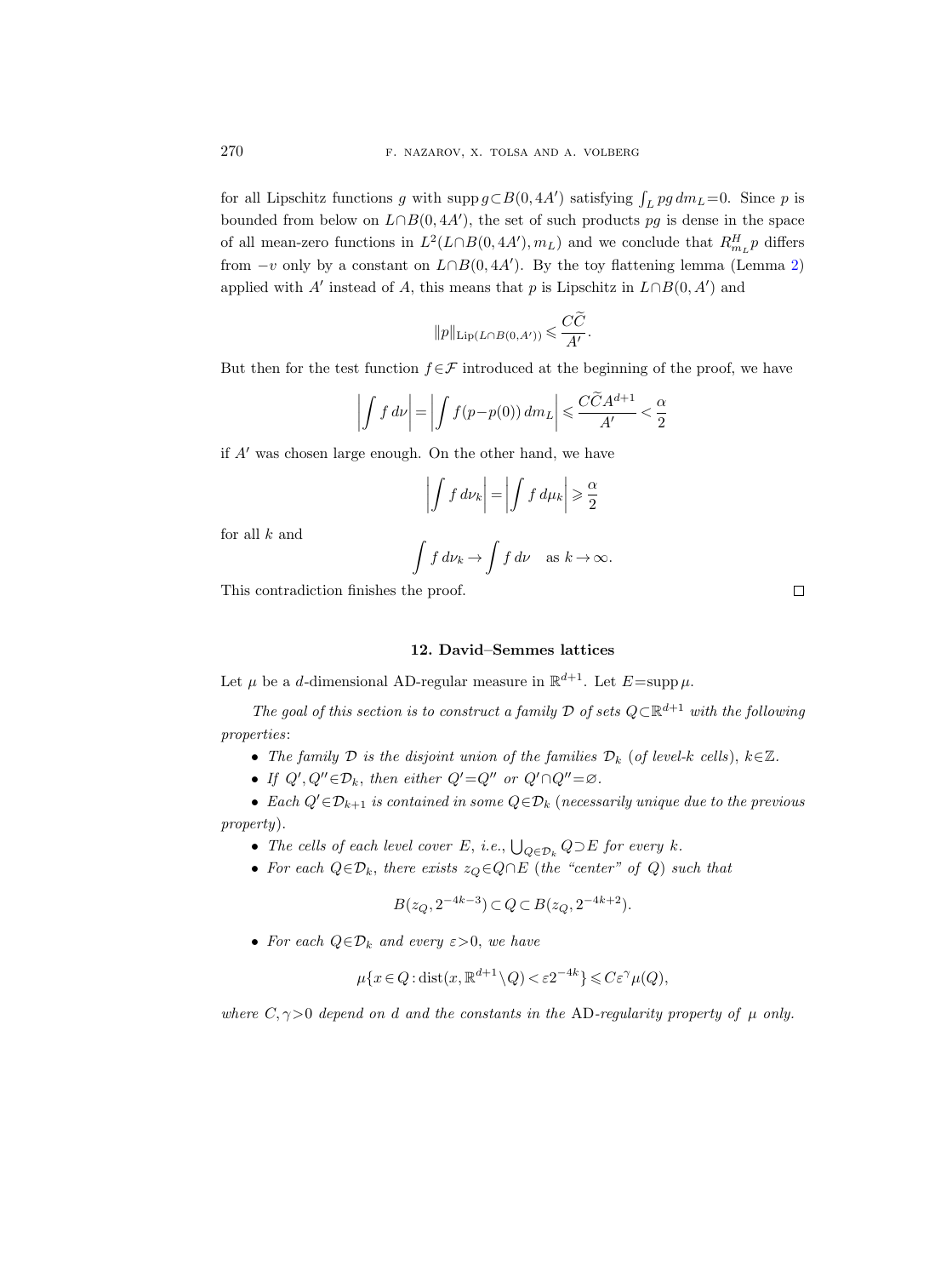for all Lipschitz functions $g$ with $\operatorname{supp} g \subset B(0,4A')$ satisfying $\int_L pg\,dm_L=0$. Since $p$ is bounded from below on $L\cap B(0,4A')$, the set of such products $pg$ is dense in the space of all mean-zero functions in $L^2(L\cap B(0,4A'),m_L)$ and we conclude that $R^H_{m_L}p$ differs from $-v$ only by a constant on $L\cap B(0,4A')$. By the toy flattening lemma (Lemma 2) applied with $A'$ instead of $A$, this means that $p$ is Lipschitz in $L\cap B(0,A')$ and

$$\|p\|_{\mathrm{Lip}(L\cap B(0,A'))} \leqslant \frac{C\widetilde{C}}{A'}.$$

But then for the test function $f\in\mathcal{F}$ introduced at the beginning of the proof, we have

$$\left|\int f\,d\nu\right| = \left|\int f(p-p(0))\,dm_L\right| \leqslant \frac{C\widetilde{C}A^{d+1}}{A'} < \frac{\alpha}{2}$$

if $A'$ was chosen large enough. On the other hand, we have

$$\left|\int f\,d\nu_k\right| = \left|\int f\,d\mu_k\right| \geqslant \frac{\alpha}{2}$$

for all $k$ and

$$\int f\,d\nu_k \to \int f\,d\nu \quad \text{as } k\to\infty.$$

This contradiction finishes the proof. $\square$

## 12. David–Semmes lattices

Let $\mu$ be a $d$-dimensional AD-regular measure in $\mathbb{R}^{d+1}$. Let $E=\operatorname{supp}\mu$.

*The goal of this section is to construct a family $\mathcal{D}$ of sets $Q\subset\mathbb{R}^{d+1}$ with the following properties*:

- *The family $\mathcal{D}$ is the disjoint union of the families $\mathcal{D}_k$ (of level-$k$ cells), $k\in\mathbb{Z}$.*
- *If $Q',Q''\in\mathcal{D}_k$, then either $Q'=Q''$ or $Q'\cap Q''=\varnothing$.*
- *Each $Q'\in\mathcal{D}_{k+1}$ is contained in some $Q\in\mathcal{D}_k$ (necessarily unique due to the previous property).*
- *The cells of each level cover $E$, i.e., $\bigcup_{Q\in\mathcal{D}_k} Q\supset E$ for every $k$.*
- *For each $Q\in\mathcal{D}_k$, there exists $z_Q\in Q\cap E$ (the "center" of $Q$) such that*

$$B(z_Q,2^{-4k-3})\subset Q\subset B(z_Q,2^{-4k+2}).$$

- *For each $Q\in\mathcal{D}_k$ and every $\varepsilon>0$, we have*

$$\mu\{x\in Q:\operatorname{dist}(x,\mathbb{R}^{d+1}\setminus Q)<\varepsilon 2^{-4k}\}\leqslant C\varepsilon^{\gamma}\mu(Q),$$

*where $C,\gamma>0$ depend on $d$ and the constants in the AD-regularity property of $\mu$ only.*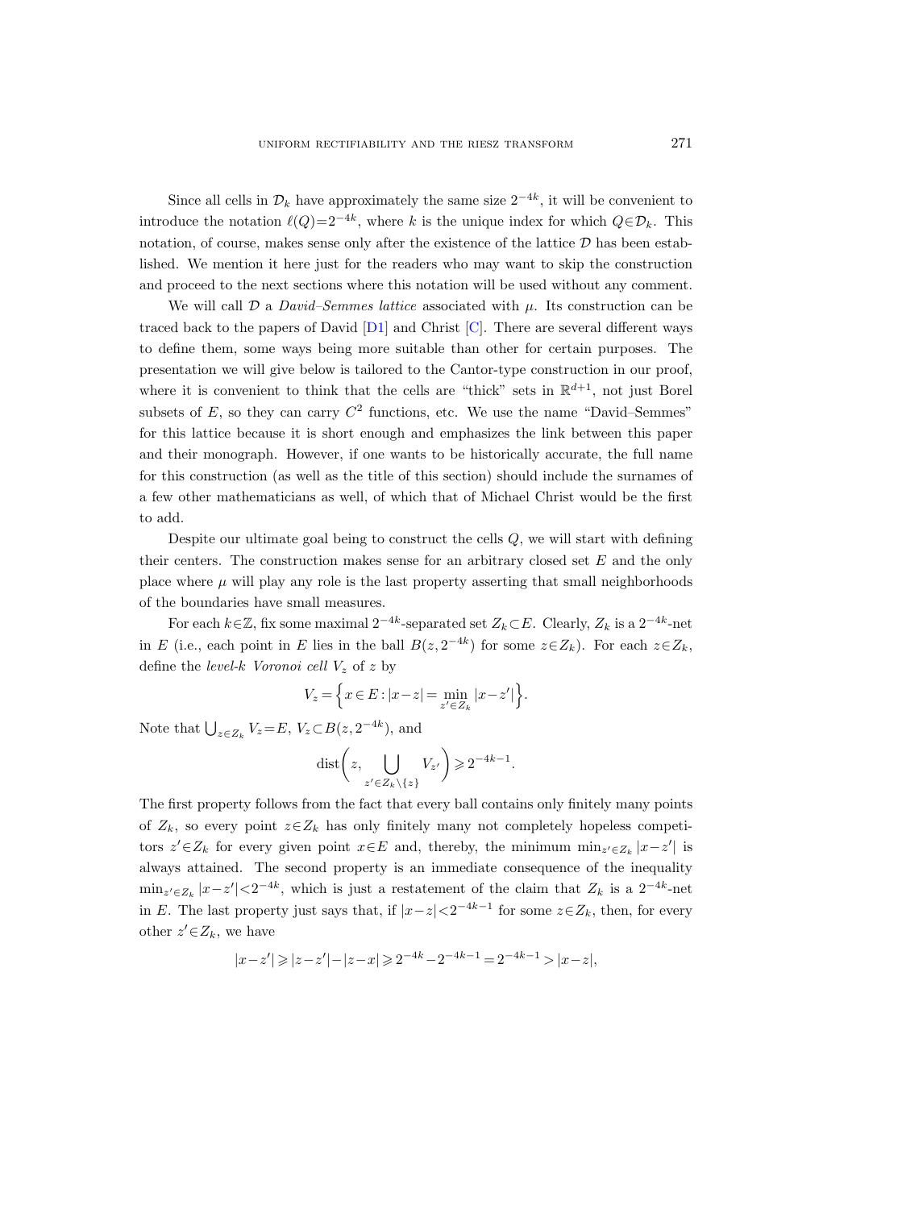Since all cells in $\mathcal{D}_k$ have approximately the same size $2^{-4k}$, it will be convenient to introduce the notation $\ell(Q)=2^{-4k}$, where $k$ is the unique index for which $Q\in\mathcal{D}_k$. This notation, of course, makes sense only after the existence of the lattice $\mathcal{D}$ has been established. We mention it here just for the readers who may want to skip the construction and proceed to the next sections where this notation will be used without any comment.

We will call $\mathcal{D}$ a *David–Semmes lattice* associated with $\mu$. Its construction can be traced back to the papers of David [D1] and Christ [C]. There are several different ways to define them, some ways being more suitable than other for certain purposes. The presentation we will give below is tailored to the Cantor-type construction in our proof, where it is convenient to think that the cells are "thick" sets in $\mathbb{R}^{d+1}$, not just Borel subsets of $E$, so they can carry $C^2$ functions, etc. We use the name "David–Semmes" for this lattice because it is short enough and emphasizes the link between this paper and their monograph. However, if one wants to be historically accurate, the full name for this construction (as well as the title of this section) should include the surnames of a few other mathematicians as well, of which that of Michael Christ would be the first to add.

Despite our ultimate goal being to construct the cells $Q$, we will start with defining their centers. The construction makes sense for an arbitrary closed set $E$ and the only place where $\mu$ will play any role is the last property asserting that small neighborhoods of the boundaries have small measures.

For each $k\in\mathbb{Z}$, fix some maximal $2^{-4k}$-separated set $Z_k\subset E$. Clearly, $Z_k$ is a $2^{-4k}$-net in $E$ (i.e., each point in $E$ lies in the ball $B(z,2^{-4k})$ for some $z\in Z_k$). For each $z\in Z_k$, define the *level-$k$ Voronoi cell* $V_z$ of $z$ by

$$V_z=\Big\{x\in E:|x-z|=\min_{z'\in Z_k}|x-z'|\Big\}.$$

Note that $\bigcup_{z\in Z_k}V_z=E$, $V_z\subset B(z,2^{-4k})$, and

$$\operatorname{dist}\bigg(z,\bigcup_{z'\in Z_k\setminus\{z\}}V_{z'}\bigg)\geqslant 2^{-4k-1}.$$

The first property follows from the fact that every ball contains only finitely many points of $Z_k$, so every point $z\in Z_k$ has only finitely many not completely hopeless competitors $z'\in Z_k$ for every given point $x\in E$ and, thereby, the minimum $\min_{z'\in Z_k}|x-z'|$ is always attained. The second property is an immediate consequence of the inequality $\min_{z'\in Z_k}|x-z'|<2^{-4k}$, which is just a restatement of the claim that $Z_k$ is a $2^{-4k}$-net in $E$. The last property just says that, if $|x-z|<2^{-4k-1}$ for some $z\in Z_k$, then, for every other $z'\in Z_k$, we have

$$|x-z'|\geqslant|z-z'|-|z-x|\geqslant 2^{-4k}-2^{-4k-1}=2^{-4k-1}>|x-z|,$$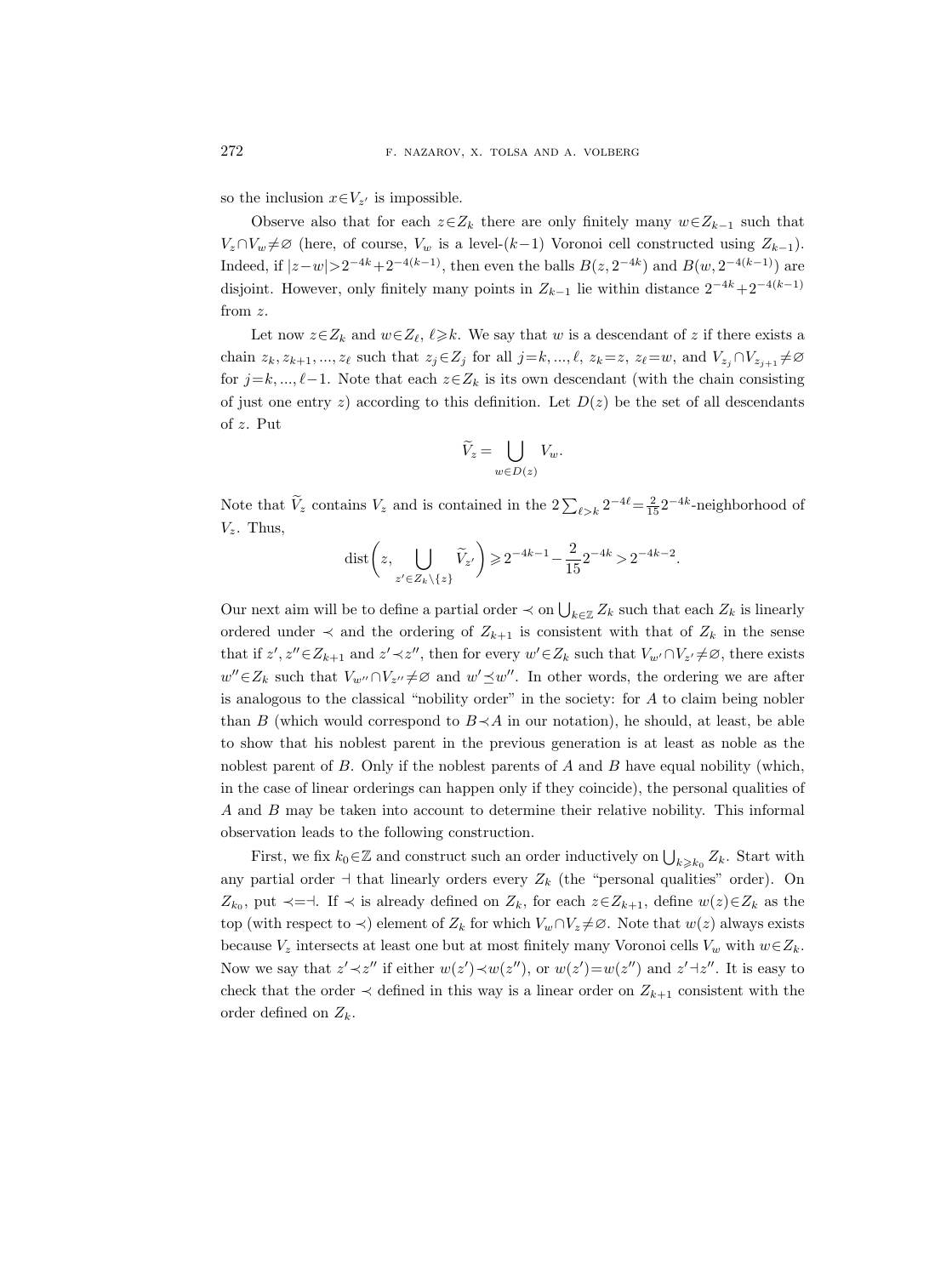so the inclusion $x\in V_{z'}$ is impossible.

Observe also that for each $z\in Z_k$ there are only finitely many $w\in Z_{k-1}$ such that $V_z\cap V_w\neq\varnothing$ (here, of course, $V_w$ is a level-$(k-1)$ Voronoi cell constructed using $Z_{k-1}$). Indeed, if $|z-w|>2^{-4k}+2^{-4(k-1)}$, then even the balls $B(z,2^{-4k})$ and $B(w,2^{-4(k-1)})$ are disjoint. However, only finitely many points in $Z_{k-1}$ lie within distance $2^{-4k}+2^{-4(k-1)}$ from $z$.

Let now $z\in Z_k$ and $w\in Z_\ell$, $\ell\geqslant k$. We say that $w$ is a descendant of $z$ if there exists a chain $z_k,z_{k+1},...,z_\ell$ such that $z_j\in Z_j$ for all $j=k,...,\ell$, $z_k=z$, $z_\ell=w$, and $V_{z_j}\cap V_{z_{j+1}}\neq\varnothing$ for $j=k,...,\ell-1$. Note that each $z\in Z_k$ is its own descendant (with the chain consisting of just one entry $z$) according to this definition. Let $D(z)$ be the set of all descendants of $z$. Put

$$\widetilde{V}_z=\bigcup_{w\in D(z)}V_w.$$

Note that $\widetilde{V}_z$ contains $V_z$ and is contained in the $2\sum_{\ell>k}2^{-4\ell}=\frac{2}{15}2^{-4k}$-neighborhood of $V_z$. Thus,

$$\operatorname{dist}\biggl(z,\bigcup_{z'\in Z_k\setminus\{z\}}\widetilde{V}_{z'}\biggr)\geqslant 2^{-4k-1}-\frac{2}{15}2^{-4k}>2^{-4k-2}.$$

Our next aim will be to define a partial order $\prec$ on $\bigcup_{k\in\mathbb{Z}}Z_k$ such that each $Z_k$ is linearly ordered under $\prec$ and the ordering of $Z_{k+1}$ is consistent with that of $Z_k$ in the sense that if $z',z''\in Z_{k+1}$ and $z'\prec z''$, then for every $w'\in Z_k$ such that $V_{w'}\cap V_{z'}\neq\varnothing$, there exists $w''\in Z_k$ such that $V_{w''}\cap V_{z''}\neq\varnothing$ and $w'\preceq w''$. In other words, the ordering we are after is analogous to the classical "nobility order" in the society: for $A$ to claim being nobler than $B$ (which would correspond to $B\prec A$ in our notation), he should, at least, be able to show that his noblest parent in the previous generation is at least as noble as the noblest parent of $B$. Only if the noblest parents of $A$ and $B$ have equal nobility (which, in the case of linear orderings can happen only if they coincide), the personal qualities of $A$ and $B$ may be taken into account to determine their relative nobility. This informal observation leads to the following construction.

First, we fix $k_0\in\mathbb{Z}$ and construct such an order inductively on $\bigcup_{k\geqslant k_0}Z_k$. Start with any partial order $\dashv$ that linearly orders every $Z_k$ (the "personal qualities" order). On $Z_{k_0}$, put $\prec=\dashv$. If $\prec$ is already defined on $Z_k$, for each $z\in Z_{k+1}$, define $w(z)\in Z_k$ as the top (with respect to $\prec$) element of $Z_k$ for which $V_w\cap V_z\neq\varnothing$. Note that $w(z)$ always exists because $V_z$ intersects at least one but at most finitely many Voronoi cells $V_w$ with $w\in Z_k$. Now we say that $z'\prec z''$ if either $w(z')\prec w(z'')$, or $w(z')=w(z'')$ and $z'\dashv z''$. It is easy to check that the order $\prec$ defined in this way is a linear order on $Z_{k+1}$ consistent with the order defined on $Z_k$.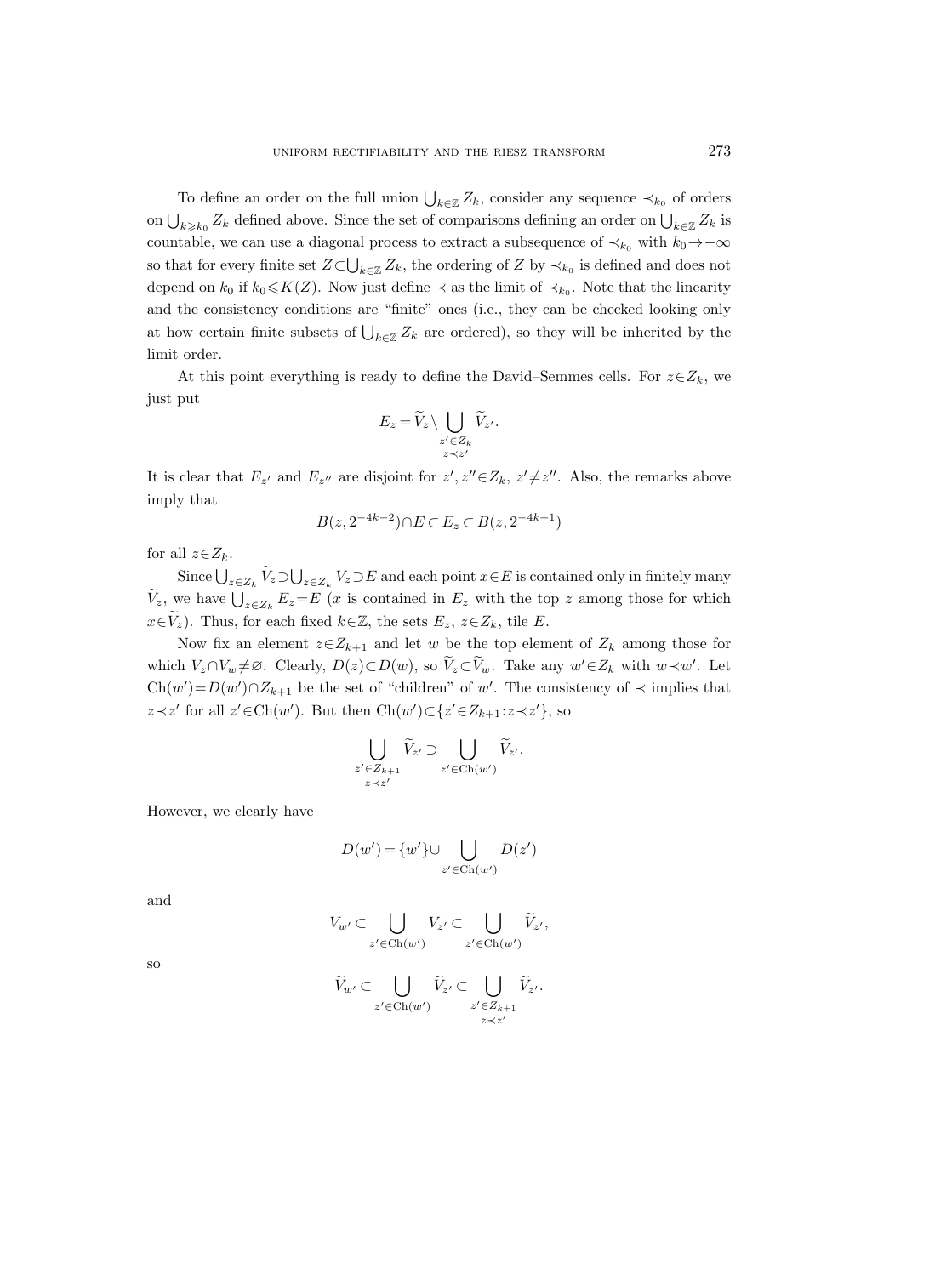To define an order on the full union $\bigcup_{k\in\mathbb{Z}} Z_k$, consider any sequence $\prec_{k_0}$ of orders on $\bigcup_{k\geqslant k_0} Z_k$ defined above. Since the set of comparisons defining an order on $\bigcup_{k\in\mathbb{Z}} Z_k$ is countable, we can use a diagonal process to extract a subsequence of $\prec_{k_0}$ with $k_0\to-\infty$ so that for every finite set $Z\subset\bigcup_{k\in\mathbb{Z}} Z_k$, the ordering of $Z$ by $\prec_{k_0}$ is defined and does not depend on $k_0$ if $k_0\leqslant K(Z)$. Now just define $\prec$ as the limit of $\prec_{k_0}$. Note that the linearity and the consistency conditions are "finite" ones (i.e., they can be checked looking only at how certain finite subsets of $\bigcup_{k\in\mathbb{Z}} Z_k$ are ordered), so they will be inherited by the limit order.

At this point everything is ready to define the David–Semmes cells. For $z\in Z_k$, we just put

$$E_z=\widetilde{V}_z\setminus\bigcup_{\substack{z'\in Z_k\\ z\prec z'}}\widetilde{V}_{z'}.$$

It is clear that $E_{z'}$ and $E_{z''}$ are disjoint for $z',z''\in Z_k$, $z'\neq z''$. Also, the remarks above imply that

$$B(z,2^{-4k-2})\cap E\subset E_z\subset B(z,2^{-4k+1})$$

for all $z\in Z_k$.

Since $\bigcup_{z\in Z_k}\widetilde{V}_z\supset\bigcup_{z\in Z_k}V_z\supset E$ and each point $x\in E$ is contained only in finitely many $\widetilde{V}_z$, we have $\bigcup_{z\in Z_k}E_z=E$ ($x$ is contained in $E_z$ with the top $z$ among those for which $x\in\widetilde{V}_z$). Thus, for each fixed $k\in\mathbb{Z}$, the sets $E_z$, $z\in Z_k$, tile $E$.

Now fix an element $z\in Z_{k+1}$ and let $w$ be the top element of $Z_k$ among those for which $V_z\cap V_w\neq\varnothing$. Clearly, $D(z)\subset D(w)$, so $\widetilde{V}_z\subset\widetilde{V}_w$. Take any $w'\in Z_k$ with $w\prec w'$. Let $\operatorname{Ch}(w')=D(w')\cap Z_{k+1}$ be the set of "children" of $w'$. The consistency of $\prec$ implies that $z\prec z'$ for all $z'\in\operatorname{Ch}(w')$. But then $\operatorname{Ch}(w')\subset\{z'\in Z_{k+1}:z\prec z'\}$, so

$$\bigcup_{\substack{z'\in Z_{k+1}\\ z\prec z'}}\widetilde{V}_{z'}\supset\bigcup_{z'\in\operatorname{Ch}(w')}\widetilde{V}_{z'}.$$

However, we clearly have

$$D(w')=\{w'\}\cup\bigcup_{z'\in\operatorname{Ch}(w')}D(z')$$

and

$$V_{w'}\subset\bigcup_{z'\in\operatorname{Ch}(w')}V_{z'}\subset\bigcup_{z'\in\operatorname{Ch}(w')}\widetilde{V}_{z'},$$

so

$$\widetilde{V}_{w'}\subset\bigcup_{z'\in\operatorname{Ch}(w')}\widetilde{V}_{z'}\subset\bigcup_{\substack{z'\in Z_{k+1}\\ z\prec z'}}\widetilde{V}_{z'}.$$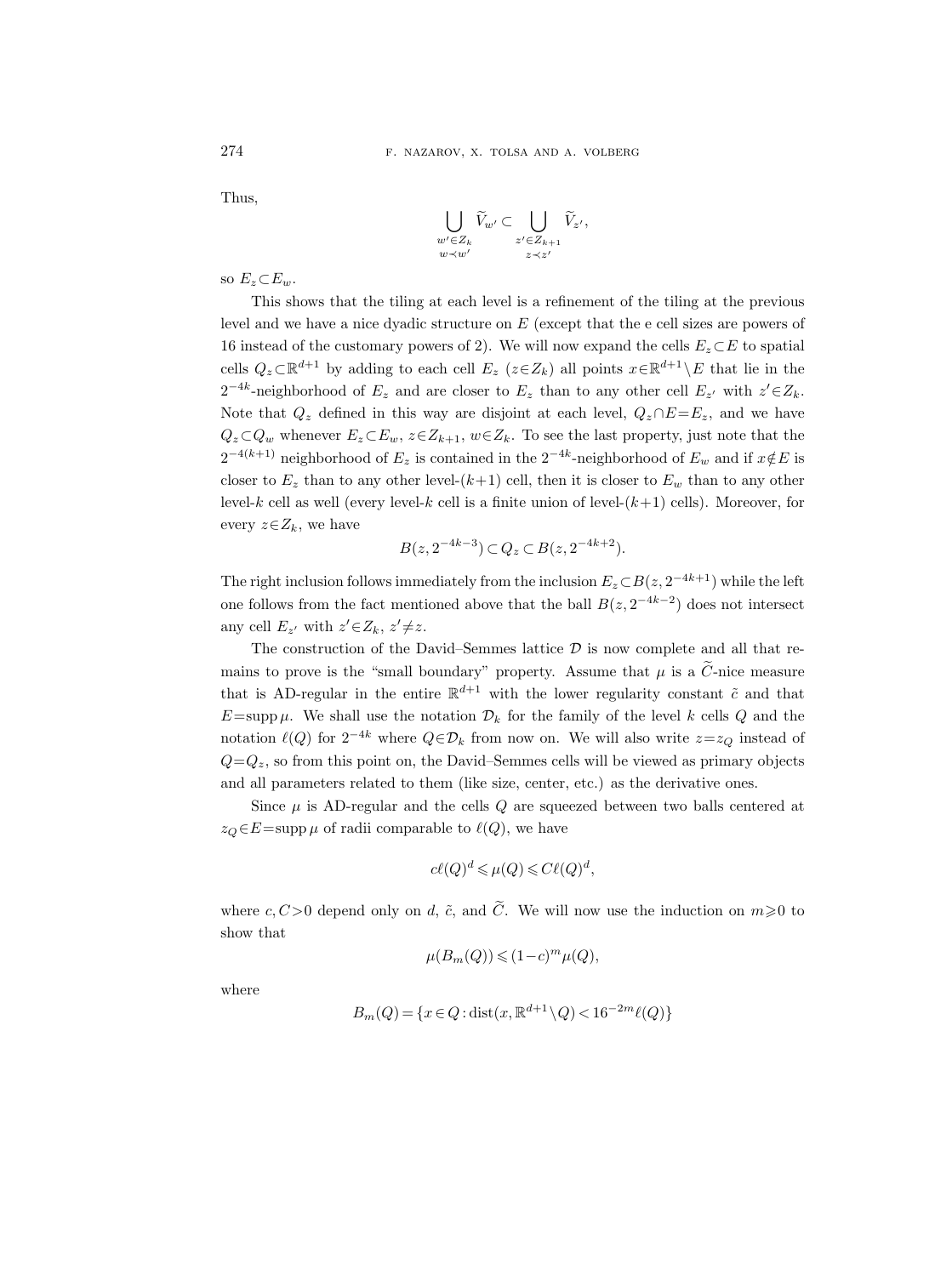Thus,

$$\bigcup_{\substack{w'\in Z_k \\ w\prec w'}} \widetilde{V}_{w'} \subset \bigcup_{\substack{z'\in Z_{k+1} \\ z\prec z'}} \widetilde{V}_{z'},$$

so $E_z \subset E_w$.

This shows that the tiling at each level is a refinement of the tiling at the previous level and we have a nice dyadic structure on $E$ (except that the e cell sizes are powers of 16 instead of the customary powers of 2). We will now expand the cells $E_z \subset E$ to spatial cells $Q_z \subset \mathbb{R}^{d+1}$ by adding to each cell $E_z$ ($z\in Z_k$) all points $x\in\mathbb{R}^{d+1}\setminus E$ that lie in the $2^{-4k}$-neighborhood of $E_z$ and are closer to $E_z$ than to any other cell $E_{z'}$ with $z'\in Z_k$. Note that $Q_z$ defined in this way are disjoint at each level, $Q_z\cap E=E_z$, and we have $Q_z\subset Q_w$ whenever $E_z\subset E_w$, $z\in Z_{k+1}$, $w\in Z_k$. To see the last property, just note that the $2^{-4(k+1)}$ neighborhood of $E_z$ is contained in the $2^{-4k}$-neighborhood of $E_w$ and if $x\notin E$ is closer to $E_z$ than to any other level-$(k+1)$ cell, then it is closer to $E_w$ than to any other level-$k$ cell as well (every level-$k$ cell is a finite union of level-$(k+1)$ cells). Moreover, for every $z\in Z_k$, we have

$$B(z, 2^{-4k-3}) \subset Q_z \subset B(z, 2^{-4k+2}).$$

The right inclusion follows immediately from the inclusion $E_z\subset B(z, 2^{-4k+1})$ while the left one follows from the fact mentioned above that the ball $B(z, 2^{-4k-2})$ does not intersect any cell $E_{z'}$ with $z'\in Z_k$, $z'\neq z$.

The construction of the David–Semmes lattice $\mathcal{D}$ is now complete and all that remains to prove is the "small boundary" property. Assume that $\mu$ is a $\widetilde{C}$-nice measure that is AD-regular in the entire $\mathbb{R}^{d+1}$ with the lower regularity constant $\tilde{c}$ and that $E=\operatorname{supp}\mu$. We shall use the notation $\mathcal{D}_k$ for the family of the level $k$ cells $Q$ and the notation $\ell(Q)$ for $2^{-4k}$ where $Q\in\mathcal{D}_k$ from now on. We will also write $z=z_Q$ instead of $Q=Q_z$, so from this point on, the David–Semmes cells will be viewed as primary objects and all parameters related to them (like size, center, etc.) as the derivative ones.

Since $\mu$ is AD-regular and the cells $Q$ are squeezed between two balls centered at $z_Q\in E=\operatorname{supp}\mu$ of radii comparable to $\ell(Q)$, we have

$$c\ell(Q)^d \leqslant \mu(Q) \leqslant C\ell(Q)^d,$$

where $c, C>0$ depend only on $d$, $\tilde{c}$, and $\widetilde{C}$. We will now use the induction on $m\geqslant 0$ to show that

$$\mu(B_m(Q)) \leqslant (1-c)^m \mu(Q),$$

where

$$B_m(Q) = \{x\in Q : \operatorname{dist}(x, \mathbb{R}^{d+1}\setminus Q) < 16^{-2m}\ell(Q)\}$$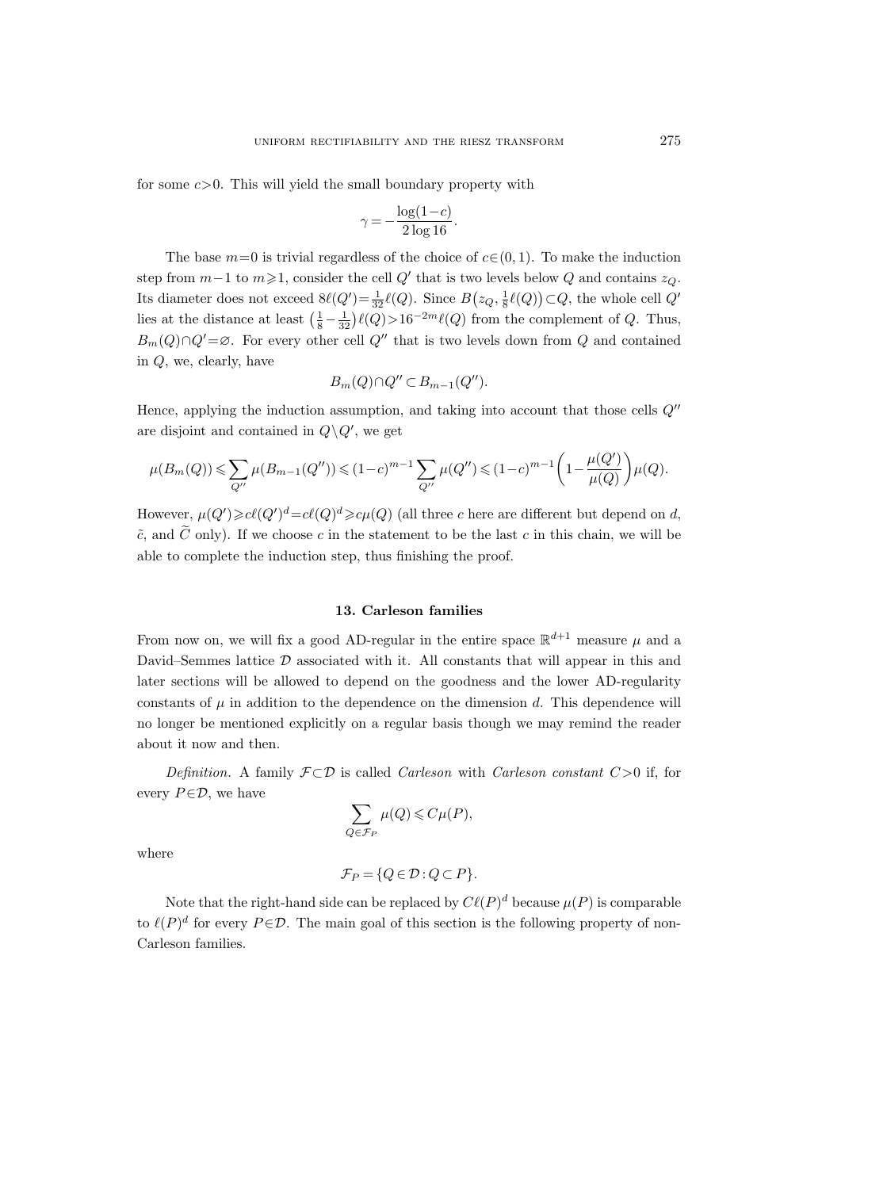for some $c>0$. This will yield the small boundary property with

$$\gamma = -\frac{\log(1-c)}{2\log 16}.$$

The base $m=0$ is trivial regardless of the choice of $c \in (0,1)$. To make the induction step from $m-1$ to $m \geqslant 1$, consider the cell $Q'$ that is two levels below $Q$ and contains $z_Q$. Its diameter does not exceed $8\ell(Q') = \frac{1}{32}\ell(Q)$. Since $B\big(z_Q, \frac{1}{8}\ell(Q)\big) \subset Q$, the whole cell $Q'$ lies at the distance at least $\big(\frac{1}{8} - \frac{1}{32}\big)\ell(Q) > 16^{-2m}\ell(Q)$ from the complement of $Q$. Thus, $B_m(Q) \cap Q' = \varnothing$. For every other cell $Q''$ that is two levels down from $Q$ and contained in $Q$, we, clearly, have

$$B_m(Q) \cap Q'' \subset B_{m-1}(Q'').$$

Hence, applying the induction assumption, and taking into account that those cells $Q''$ are disjoint and contained in $Q \setminus Q'$, we get

$$\mu(B_m(Q)) \leqslant \sum_{Q''} \mu(B_{m-1}(Q'')) \leqslant (1-c)^{m-1} \sum_{Q''} \mu(Q'') \leqslant (1-c)^{m-1}\bigg(1 - \frac{\mu(Q')}{\mu(Q)}\bigg)\mu(Q).$$

However, $\mu(Q') \geqslant c\ell(Q')^d = c\ell(Q)^d \geqslant c\mu(Q)$ (all three $c$ here are different but depend on $d$, $\tilde{c}$, and $\widetilde{C}$ only). If we choose $c$ in the statement to be the last $c$ in this chain, we will be able to complete the induction step, thus finishing the proof.

## 13. Carleson families

From now on, we will fix a good AD-regular in the entire space $\mathbb{R}^{d+1}$ measure $\mu$ and a David–Semmes lattice $\mathcal{D}$ associated with it. All constants that will appear in this and later sections will be allowed to depend on the goodness and the lower AD-regularity constants of $\mu$ in addition to the dependence on the dimension $d$. This dependence will no longer be mentioned explicitly on a regular basis though we may remind the reader about it now and then.

*Definition.* A family $\mathcal{F} \subset \mathcal{D}$ is called *Carleson* with *Carleson constant* $C>0$ if, for every $P \in \mathcal{D}$, we have

$$\sum_{Q \in \mathcal{F}_P} \mu(Q) \leqslant C\mu(P),$$

where

$$\mathcal{F}_P = \{Q \in \mathcal{D} : Q \subset P\}.$$

Note that the right-hand side can be replaced by $C\ell(P)^d$ because $\mu(P)$ is comparable to $\ell(P)^d$ for every $P \in \mathcal{D}$. The main goal of this section is the following property of non-Carleson families.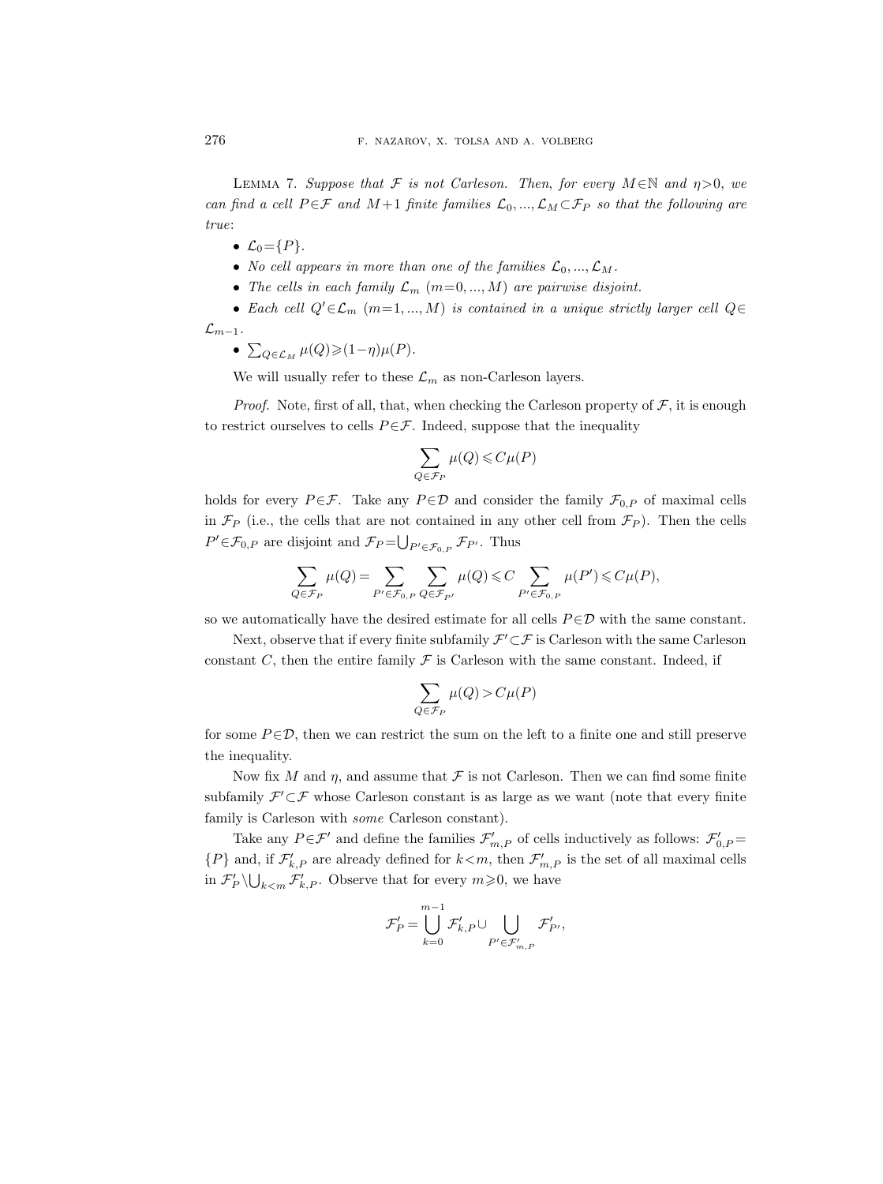Lemma 7. *Suppose that $\mathcal{F}$ is not Carleson. Then, for every $M\in\mathbb{N}$ and $\eta>0$, we can find a cell $P\in\mathcal{F}$ and $M+1$ finite families $\mathcal{L}_0, ..., \mathcal{L}_M\subset\mathcal{F}_P$ so that the following are true*:

- $\mathcal{L}_0=\{P\}$.
- *No cell appears in more than one of the families $\mathcal{L}_0, ..., \mathcal{L}_M$.*
- *The cells in each family $\mathcal{L}_m$ $(m=0, ..., M)$ are pairwise disjoint.*
- *Each cell $Q'\in\mathcal{L}_m$ $(m=1, ..., M)$ is contained in a unique strictly larger cell $Q\in\mathcal{L}_{m-1}$.*
- $\sum_{Q\in\mathcal{L}_M}\mu(Q)\geqslant(1-\eta)\mu(P)$.

We will usually refer to these $\mathcal{L}_m$ as non-Carleson layers.

*Proof.* Note, first of all, that, when checking the Carleson property of $\mathcal{F}$, it is enough to restrict ourselves to cells $P\in\mathcal{F}$. Indeed, suppose that the inequality

$$\sum_{Q\in\mathcal{F}_P}\mu(Q)\leqslant C\mu(P)$$

holds for every $P\in\mathcal{F}$. Take any $P\in\mathcal{D}$ and consider the family $\mathcal{F}_{0,P}$ of maximal cells in $\mathcal{F}_P$ (i.e., the cells that are not contained in any other cell from $\mathcal{F}_P$). Then the cells $P'\in\mathcal{F}_{0,P}$ are disjoint and $\mathcal{F}_P=\bigcup_{P'\in\mathcal{F}_{0,P}}\mathcal{F}_{P'}$. Thus

$$\sum_{Q\in\mathcal{F}_P}\mu(Q)=\sum_{P'\in\mathcal{F}_{0,P}}\sum_{Q\in\mathcal{F}_{P'}}\mu(Q)\leqslant C\sum_{P'\in\mathcal{F}_{0,P}}\mu(P')\leqslant C\mu(P),$$

so we automatically have the desired estimate for all cells $P\in\mathcal{D}$ with the same constant.

Next, observe that if every finite subfamily $\mathcal{F}'\subset\mathcal{F}$ is Carleson with the same Carleson constant $C$, then the entire family $\mathcal{F}$ is Carleson with the same constant. Indeed, if

$$\sum_{Q\in\mathcal{F}_P}\mu(Q)>C\mu(P)$$

for some $P\in\mathcal{D}$, then we can restrict the sum on the left to a finite one and still preserve the inequality.

Now fix $M$ and $\eta$, and assume that $\mathcal{F}$ is not Carleson. Then we can find some finite subfamily $\mathcal{F}'\subset\mathcal{F}$ whose Carleson constant is as large as we want (note that every finite family is Carleson with *some* Carleson constant).

Take any $P\in\mathcal{F}'$ and define the families $\mathcal{F}'_{m,P}$ of cells inductively as follows: $\mathcal{F}'_{0,P}=\{P\}$ and, if $\mathcal{F}'_{k,P}$ are already defined for $k<m$, then $\mathcal{F}'_{m,P}$ is the set of all maximal cells in $\mathcal{F}'_P\setminus\bigcup_{k<m}\mathcal{F}'_{k,P}$. Observe that for every $m\geqslant0$, we have

$$\mathcal{F}'_P=\bigcup_{k=0}^{m-1}\mathcal{F}'_{k,P}\cup\bigcup_{P'\in\mathcal{F}'_{m,P}}\mathcal{F}'_{P'},$$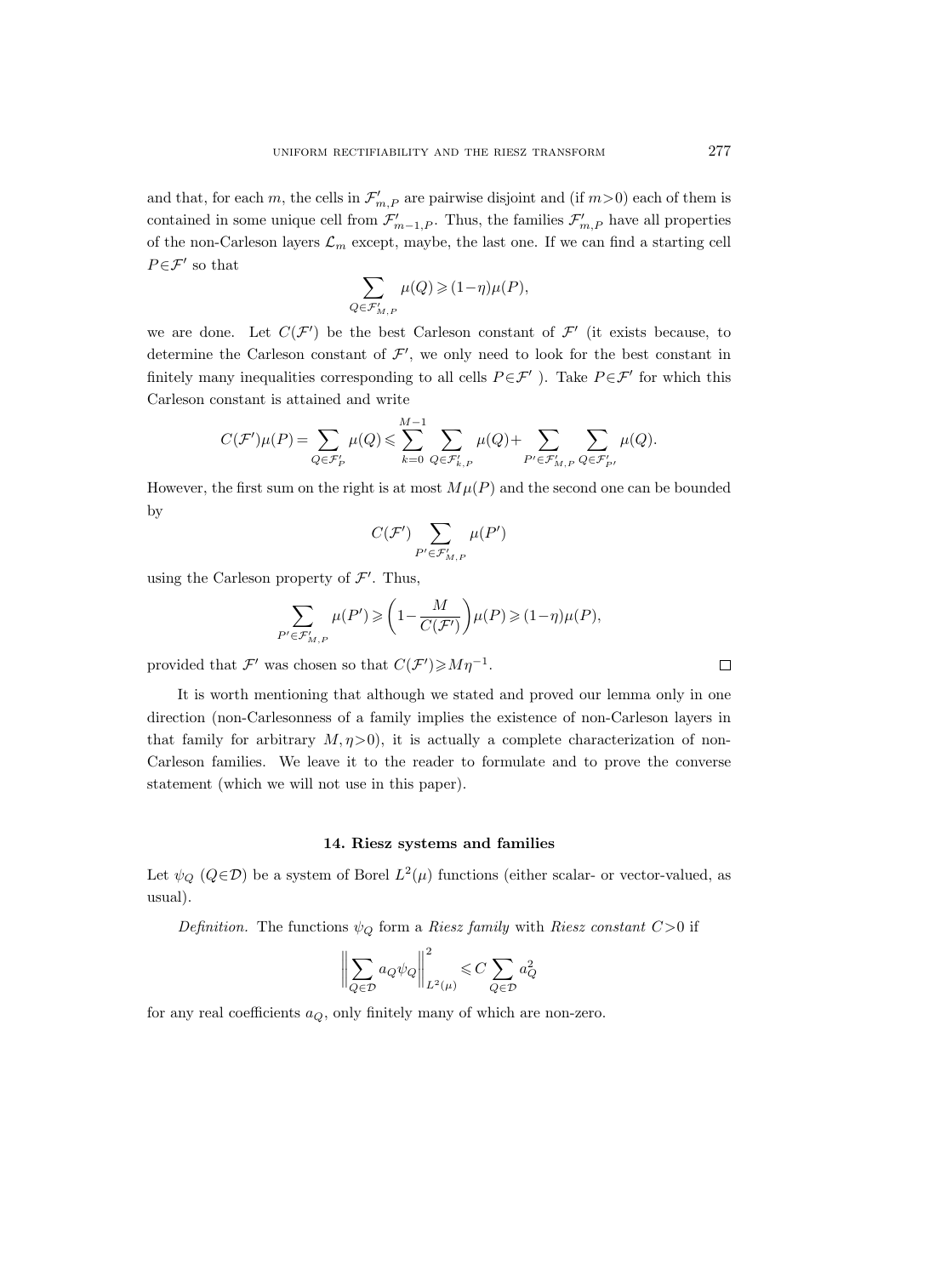and that, for each $m$, the cells in $\mathcal{F}'_{m,P}$ are pairwise disjoint and (if $m>0$) each of them is contained in some unique cell from $\mathcal{F}'_{m-1,P}$. Thus, the families $\mathcal{F}'_{m,P}$ have all properties of the non-Carleson layers $\mathcal{L}_m$ except, maybe, the last one. If we can find a starting cell $P\in\mathcal{F}'$ so that

$$\sum_{Q\in\mathcal{F}'_{M,P}} \mu(Q) \geqslant (1-\eta)\mu(P),$$

we are done. Let $C(\mathcal{F}')$ be the best Carleson constant of $\mathcal{F}'$ (it exists because, to determine the Carleson constant of $\mathcal{F}'$, we only need to look for the best constant in finitely many inequalities corresponding to all cells $P\in\mathcal{F}'$ ). Take $P\in\mathcal{F}'$ for which this Carleson constant is attained and write

$$C(\mathcal{F}')\mu(P) = \sum_{Q\in\mathcal{F}'_P} \mu(Q) \leqslant \sum_{k=0}^{M-1} \sum_{Q\in\mathcal{F}'_{k,P}} \mu(Q) + \sum_{P'\in\mathcal{F}'_{M,P}} \sum_{Q\in\mathcal{F}'_{P'}} \mu(Q).$$

However, the first sum on the right is at most $M\mu(P)$ and the second one can be bounded by

$$C(\mathcal{F}') \sum_{P'\in\mathcal{F}'_{M,P}} \mu(P')$$

using the Carleson property of $\mathcal{F}'$. Thus,

$$\sum_{P'\in\mathcal{F}'_{M,P}} \mu(P') \geqslant \left(1-\frac{M}{C(\mathcal{F}')}\right)\mu(P) \geqslant (1-\eta)\mu(P),$$

provided that $\mathcal{F}'$ was chosen so that $C(\mathcal{F}')\geqslant M\eta^{-1}$. $\square$

It is worth mentioning that although we stated and proved our lemma only in one direction (non-Carlesonness of a family implies the existence of non-Carleson layers in that family for arbitrary $M,\eta>0$), it is actually a complete characterization of non-Carleson families. We leave it to the reader to formulate and to prove the converse statement (which we will not use in this paper).

## 14. Riesz systems and families

Let $\psi_Q$ ($Q\in\mathcal{D}$) be a system of Borel $L^2(\mu)$ functions (either scalar- or vector-valued, as usual).

*Definition.* The functions $\psi_Q$ form a *Riesz family* with *Riesz constant* $C>0$ if

$$\left\| \sum_{Q\in\mathcal{D}} a_Q \psi_Q \right\|^2_{L^2(\mu)} \leqslant C \sum_{Q\in\mathcal{D}} a_Q^2$$

for any real coefficients $a_Q$, only finitely many of which are non-zero.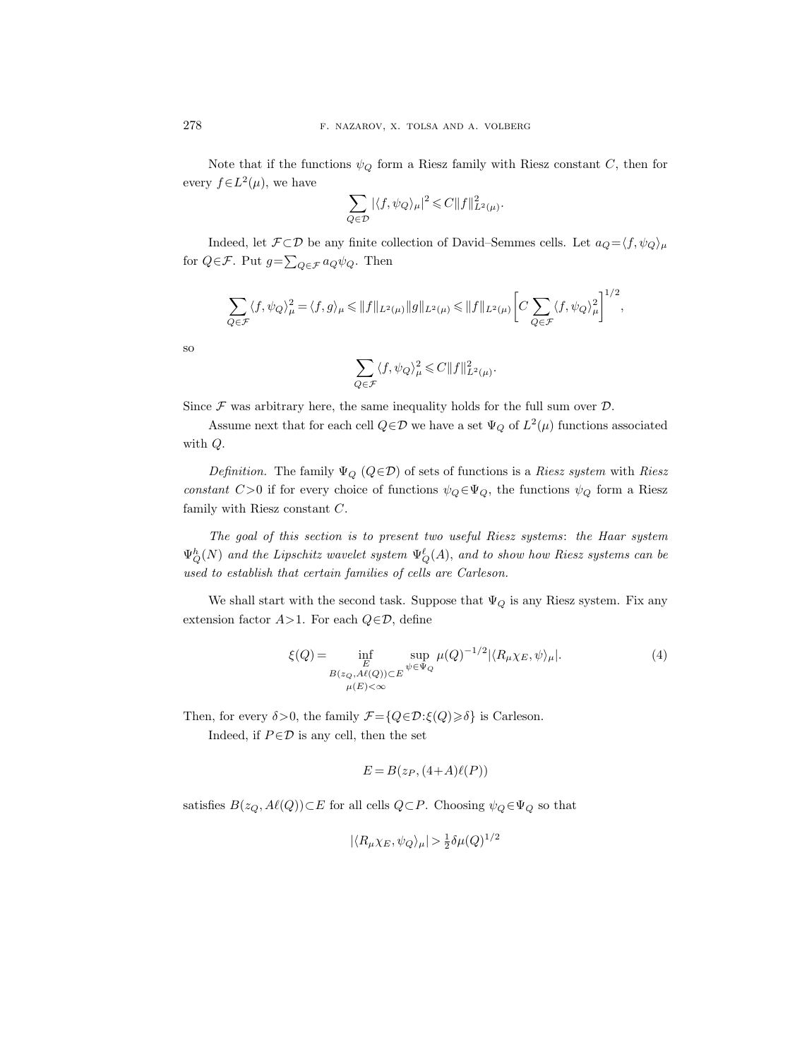Note that if the functions $\psi_Q$ form a Riesz family with Riesz constant $C$, then for every $f \in L^2(\mu)$, we have

$$\sum_{Q\in\mathcal{D}} |\langle f, \psi_Q\rangle_\mu|^2 \leqslant C\|f\|^2_{L^2(\mu)}.$$

Indeed, let $\mathcal{F}\subset\mathcal{D}$ be any finite collection of David–Semmes cells. Let $a_Q = \langle f, \psi_Q\rangle_\mu$ for $Q\in\mathcal{F}$. Put $g=\sum_{Q\in\mathcal{F}} a_Q \psi_Q$. Then

$$\sum_{Q\in\mathcal{F}} \langle f, \psi_Q\rangle_\mu^2 = \langle f, g\rangle_\mu \leqslant \|f\|_{L^2(\mu)}\|g\|_{L^2(\mu)} \leqslant \|f\|_{L^2(\mu)} \biggl[C\sum_{Q\in\mathcal{F}} \langle f, \psi_Q\rangle_\mu^2\biggr]^{1/2},$$

so

$$\sum_{Q\in\mathcal{F}} \langle f, \psi_Q\rangle_\mu^2 \leqslant C\|f\|^2_{L^2(\mu)}.$$

Since $\mathcal{F}$ was arbitrary here, the same inequality holds for the full sum over $\mathcal{D}$.

Assume next that for each cell $Q\in\mathcal{D}$ we have a set $\Psi_Q$ of $L^2(\mu)$ functions associated with $Q$.

*Definition.* The family $\Psi_Q$ ($Q\in\mathcal{D}$) of sets of functions is a *Riesz system* with *Riesz constant* $C>0$ if for every choice of functions $\psi_Q\in\Psi_Q$, the functions $\psi_Q$ form a Riesz family with Riesz constant $C$.

*The goal of this section is to present two useful Riesz systems*: *the Haar system* $\Psi^h_Q(N)$ *and the Lipschitz wavelet system* $\Psi^\ell_Q(A)$, *and to show how Riesz systems can be used to establish that certain families of cells are Carleson.*

We shall start with the second task. Suppose that $\Psi_Q$ is any Riesz system. Fix any extension factor $A>1$. For each $Q\in\mathcal{D}$, define

$$\xi(Q) = \inf_{\substack{E \\ B(z_Q, A\ell(Q))\subset E \\ \mu(E)<\infty}} \sup_{\psi\in\Psi_Q} \mu(Q)^{-1/2} |\langle R_\mu \chi_E, \psi\rangle_\mu|. \tag{4}$$

Then, for every $\delta>0$, the family $\mathcal{F}=\{Q\in\mathcal{D}:\xi(Q)\geqslant\delta\}$ is Carleson.

Indeed, if $P\in\mathcal{D}$ is any cell, then the set

$$E = B(z_P, (4+A)\ell(P))$$

satisfies $B(z_Q, A\ell(Q))\subset E$ for all cells $Q\subset P$. Choosing $\psi_Q\in\Psi_Q$ so that

$$|\langle R_\mu \chi_E, \psi_Q\rangle_\mu| > \tfrac{1}{2}\delta\mu(Q)^{1/2}$$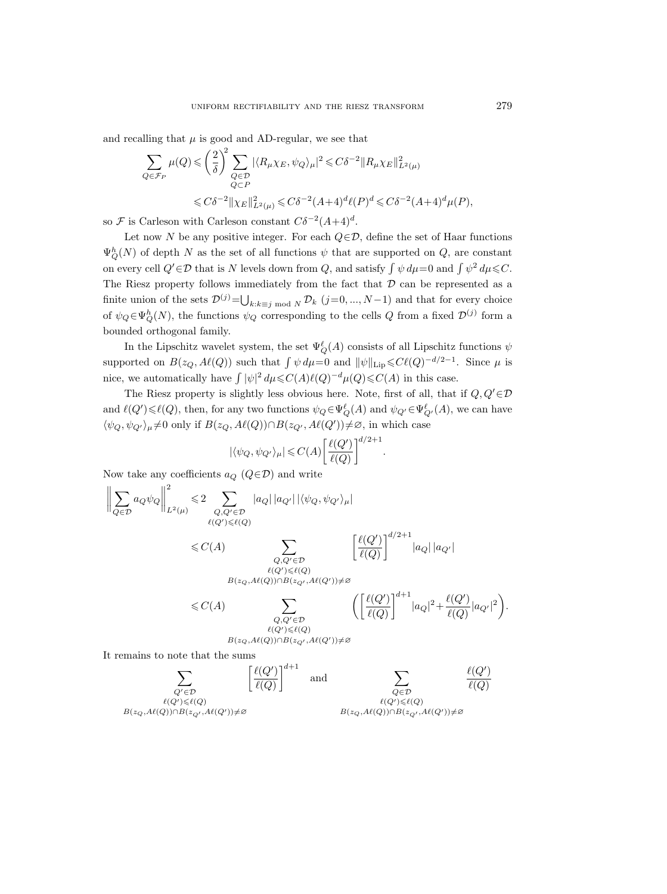and recalling that $\mu$ is good and AD-regular, we see that

$$\sum_{Q\in\mathcal{F}_P}\mu(Q)\leqslant\left(\frac{2}{\delta}\right)^2\sum_{\substack{Q\in\mathcal{D}\\ Q\subset P}}|\langle R_\mu\chi_E,\psi_Q\rangle_\mu|^2\leqslant C\delta^{-2}\|R_\mu\chi_E\|^2_{L^2(\mu)}$$

$$\leqslant C\delta^{-2}\|\chi_E\|^2_{L^2(\mu)}\leqslant C\delta^{-2}(A+4)^d\ell(P)^d\leqslant C\delta^{-2}(A+4)^d\mu(P),$$

so $\mathcal{F}$ is Carleson with Carleson constant $C\delta^{-2}(A+4)^d$.

Let now $N$ be any positive integer. For each $Q\in\mathcal{D}$, define the set of Haar functions $\Psi_Q^h(N)$ of depth $N$ as the set of all functions $\psi$ that are supported on $Q$, are constant on every cell $Q'\in\mathcal{D}$ that is $N$ levels down from $Q$, and satisfy $\int\psi\,d\mu=0$ and $\int\psi^2\,d\mu\leqslant C$. The Riesz property follows immediately from the fact that $\mathcal{D}$ can be represented as a finite union of the sets $\mathcal{D}^{(j)}=\bigcup_{k:k\equiv j \bmod N}\mathcal{D}_k$ $(j=0,...,N-1)$ and that for every choice of $\psi_Q\in\Psi_Q^h(N)$, the functions $\psi_Q$ corresponding to the cells $Q$ from a fixed $\mathcal{D}^{(j)}$ form a bounded orthogonal family.

In the Lipschitz wavelet system, the set $\Psi_Q^\ell(A)$ consists of all Lipschitz functions $\psi$ supported on $B(z_Q,A\ell(Q))$ such that $\int\psi\,d\mu=0$ and $\|\psi\|_{\mathrm{Lip}}\leqslant C\ell(Q)^{-d/2-1}$. Since $\mu$ is nice, we automatically have $\int|\psi|^2\,d\mu\leqslant C(A)\ell(Q)^{-d}\mu(Q)\leqslant C(A)$ in this case.

The Riesz property is slightly less obvious here. Note, first of all, that if $Q,Q'\in\mathcal{D}$ and $\ell(Q')\leqslant\ell(Q)$, then, for any two functions $\psi_Q\in\Psi_Q^\ell(A)$ and $\psi_{Q'}\in\Psi_{Q'}^\ell(A)$, we can have $\langle\psi_Q,\psi_{Q'}\rangle_\mu\neq0$ only if $B(z_Q,A\ell(Q))\cap B(z_{Q'},A\ell(Q'))\neq\varnothing$, in which case

$$|\langle\psi_Q,\psi_{Q'}\rangle_\mu|\leqslant C(A)\left[\frac{\ell(Q')}{\ell(Q)}\right]^{d/2+1}.$$

Now take any coefficients $a_Q$ $(Q\in\mathcal{D})$ and write

$$\begin{aligned}\left\|\sum_{Q\in\mathcal{D}}a_Q\psi_Q\right\|^2_{L^2(\mu)}&\leqslant2\sum_{\substack{Q,Q'\in\mathcal{D}\\ \ell(Q')\leqslant\ell(Q)}}|a_Q|\,|a_{Q'}|\,|\langle\psi_Q,\psi_{Q'}\rangle_\mu|\\&\leqslant C(A)\sum_{\substack{Q,Q'\in\mathcal{D}\\ \ell(Q')\leqslant\ell(Q)\\ B(z_Q,A\ell(Q))\cap B(z_{Q'},A\ell(Q'))\neq\varnothing}}\left[\frac{\ell(Q')}{\ell(Q)}\right]^{d/2+1}|a_Q|\,|a_{Q'}|\\&\leqslant C(A)\sum_{\substack{Q,Q'\in\mathcal{D}\\ \ell(Q')\leqslant\ell(Q)\\ B(z_Q,A\ell(Q))\cap B(z_{Q'},A\ell(Q'))\neq\varnothing}}\left(\left[\frac{\ell(Q')}{\ell(Q)}\right]^{d+1}|a_Q|^2+\frac{\ell(Q')}{\ell(Q)}|a_{Q'}|^2\right).\end{aligned}$$

It remains to note that the sums

$$\sum_{\substack{Q'\in\mathcal{D}\\ \ell(Q')\leqslant\ell(Q)\\ B(z_Q,A\ell(Q))\cap B(z_{Q'},A\ell(Q'))\neq\varnothing}}\left[\frac{\ell(Q')}{\ell(Q)}\right]^{d+1}\quad\text{and}\quad\sum_{\substack{Q\in\mathcal{D}\\ \ell(Q')\leqslant\ell(Q)\\ B(z_Q,A\ell(Q))\cap B(z_{Q'},A\ell(Q'))\neq\varnothing}}\frac{\ell(Q')}{\ell(Q)}$$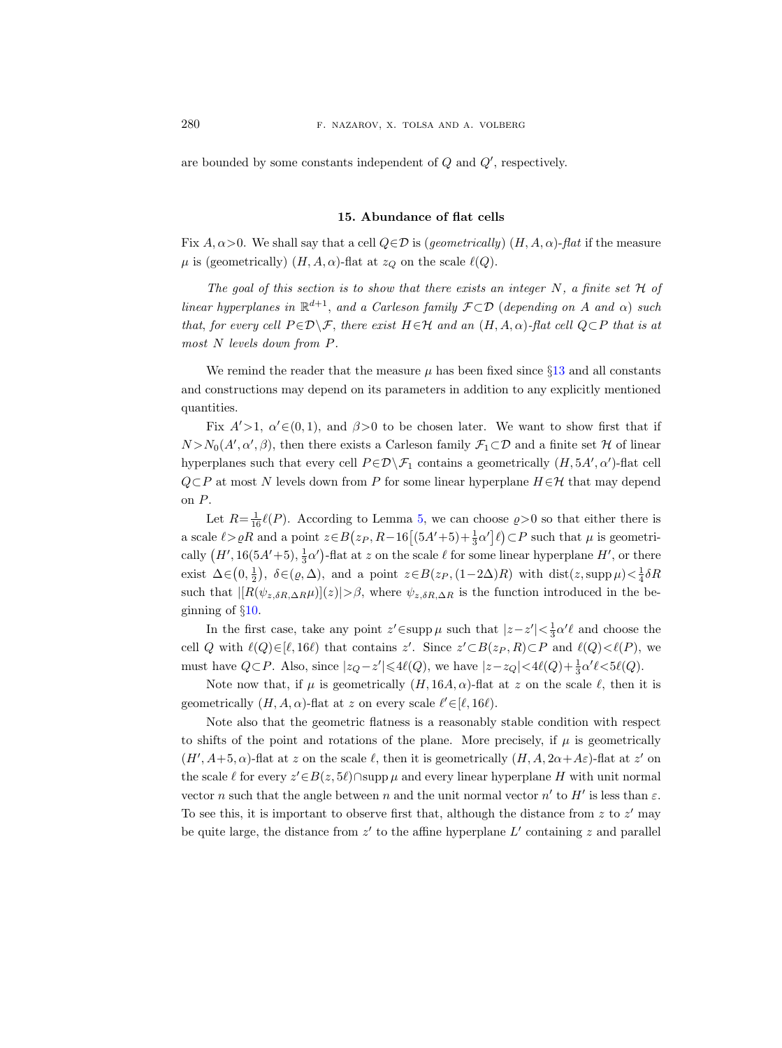are bounded by some constants independent of $Q$ and $Q'$, respectively.

## 15. Abundance of flat cells

Fix $A, \alpha>0$. We shall say that a cell $Q\in\mathcal{D}$ is (*geometrically*) $(H,A,\alpha)$-*flat* if the measure $\mu$ is (geometrically) $(H,A,\alpha)$-flat at $z_Q$ on the scale $\ell(Q)$.

*The goal of this section is to show that there exists an integer $N$, a finite set $\mathcal{H}$ of linear hyperplanes in $\mathbb{R}^{d+1}$, and a Carleson family $\mathcal{F}\subset\mathcal{D}$ (depending on $A$ and $\alpha$) such that, for every cell $P\in\mathcal{D}\setminus\mathcal{F}$, there exist $H\in\mathcal{H}$ and an $(H,A,\alpha)$-flat cell $Q\subset P$ that is at most $N$ levels down from $P$.*

We remind the reader that the measure $\mu$ has been fixed since §13 and all constants and constructions may depend on its parameters in addition to any explicitly mentioned quantities.

Fix $A'>1$, $\alpha'\in(0,1)$, and $\beta>0$ to be chosen later. We want to show first that if $N>N_0(A',\alpha',\beta)$, then there exists a Carleson family $\mathcal{F}_1\subset\mathcal{D}$ and a finite set $\mathcal{H}$ of linear hyperplanes such that every cell $P\in\mathcal{D}\setminus\mathcal{F}_1$ contains a geometrically $(H,5A',\alpha')$-flat cell $Q\subset P$ at most $N$ levels down from $P$ for some linear hyperplane $H\in\mathcal{H}$ that may depend on $P$.

Let $R=\frac{1}{16}\ell(P)$. According to Lemma 5, we can choose $\varrho>0$ so that either there is a scale $\ell>\varrho R$ and a point $z\in B\big(z_P, R-16\big[(5A'+5)+\frac{1}{3}\alpha'\big]\ell\big)\subset P$ such that $\mu$ is geometrically $\big(H', 16(5A'+5), \frac{1}{3}\alpha'\big)$-flat at $z$ on the scale $\ell$ for some linear hyperplane $H'$, or there exist $\Delta\in\big(0,\frac{1}{2}\big)$, $\delta\in(\varrho,\Delta)$, and a point $z\in B(z_P,(1-2\Delta)R)$ with $\operatorname{dist}(z,\operatorname{supp}\mu)<\frac{1}{4}\delta R$ such that $|[R(\psi_{z,\delta R,\Delta R}\mu)](z)|>\beta$, where $\psi_{z,\delta R,\Delta R}$ is the function introduced in the beginning of §10.

In the first case, take any point $z'\in\operatorname{supp}\mu$ such that $|z-z'|<\frac{1}{3}\alpha'\ell$ and choose the cell $Q$ with $\ell(Q)\in[\ell,16\ell)$ that contains $z'$. Since $z'\subset B(z_P,R)\subset P$ and $\ell(Q)<\ell(P)$, we must have $Q\subset P$. Also, since $|z_Q-z'|\leqslant 4\ell(Q)$, we have $|z-z_Q|<4\ell(Q)+\frac{1}{3}\alpha'\ell<5\ell(Q)$.

Note now that, if $\mu$ is geometrically $(H,16A,\alpha)$-flat at $z$ on the scale $\ell$, then it is geometrically $(H,A,\alpha)$-flat at $z$ on every scale $\ell'\in[\ell,16\ell)$.

Note also that the geometric flatness is a reasonably stable condition with respect to shifts of the point and rotations of the plane. More precisely, if $\mu$ is geometrically $(H',A+5,\alpha)$-flat at $z$ on the scale $\ell$, then it is geometrically $(H,A,2\alpha+A\varepsilon)$-flat at $z'$ on the scale $\ell$ for every $z'\in B(z,5\ell)\cap\operatorname{supp}\mu$ and every linear hyperplane $H$ with unit normal vector $n$ such that the angle between $n$ and the unit normal vector $n'$ to $H'$ is less than $\varepsilon$. To see this, it is important to observe first that, although the distance from $z$ to $z'$ may be quite large, the distance from $z'$ to the affine hyperplane $L'$ containing $z$ and parallel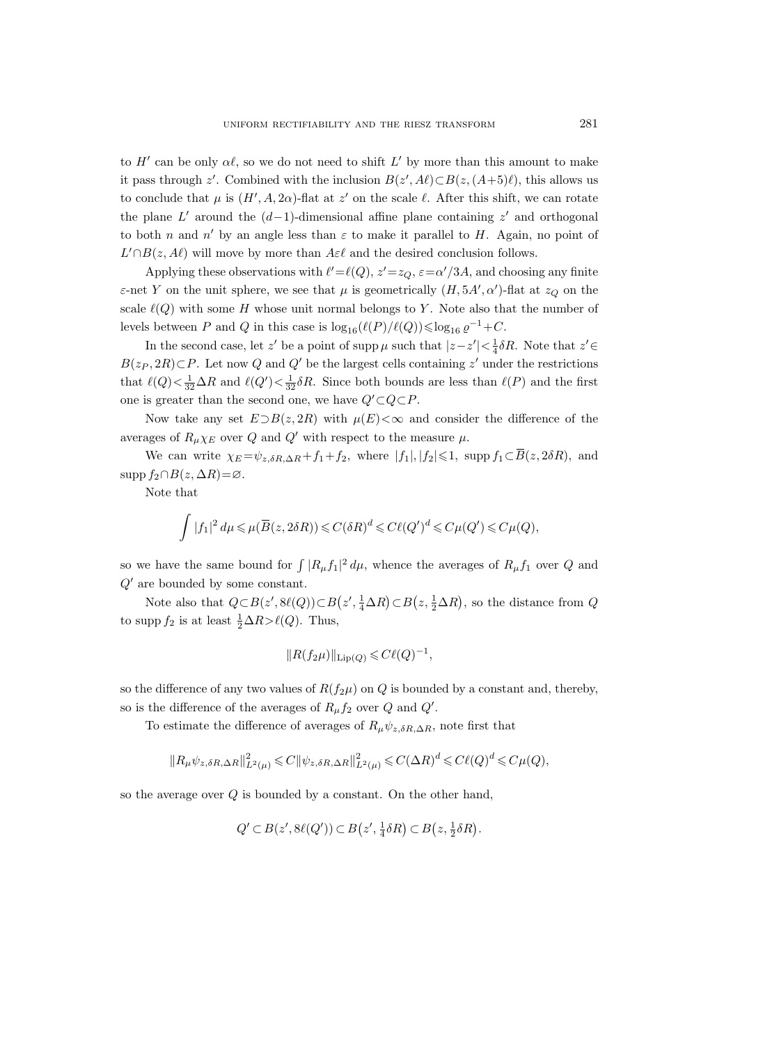to $H'$ can be only $\alpha\ell$, so we do not need to shift $L'$ by more than this amount to make it pass through $z'$. Combined with the inclusion $B(z', A\ell)\subset B(z,(A+5)\ell)$, this allows us to conclude that $\mu$ is $(H', A, 2\alpha)$-flat at $z'$ on the scale $\ell$. After this shift, we can rotate the plane $L'$ around the $(d-1)$-dimensional affine plane containing $z'$ and orthogonal to both $n$ and $n'$ by an angle less than $\varepsilon$ to make it parallel to $H$. Again, no point of $L'\cap B(z, A\ell)$ will move by more than $A\varepsilon\ell$ and the desired conclusion follows.

Applying these observations with $\ell'=\ell(Q)$, $z'=z_Q$, $\varepsilon=\alpha'/3A$, and choosing any finite $\varepsilon$-net $Y$ on the unit sphere, we see that $\mu$ is geometrically $(H, 5A', \alpha')$-flat at $z_Q$ on the scale $\ell(Q)$ with some $H$ whose unit normal belongs to $Y$. Note also that the number of levels between $P$ and $Q$ in this case is $\log_{16}(\ell(P)/\ell(Q))\leqslant \log_{16}\varrho^{-1}+C$.

In the second case, let $z'$ be a point of $\operatorname{supp}\mu$ such that $|z-z'|<\frac{1}{4}\delta R$. Note that $z'\in B(z_P, 2R)\subset P$. Let now $Q$ and $Q'$ be the largest cells containing $z'$ under the restrictions that $\ell(Q)<\frac{1}{32}\Delta R$ and $\ell(Q')<\frac{1}{32}\delta R$. Since both bounds are less than $\ell(P)$ and the first one is greater than the second one, we have $Q'\subset Q\subset P$.

Now take any set $E\supset B(z,2R)$ with $\mu(E)<\infty$ and consider the difference of the averages of $R_\mu\chi_E$ over $Q$ and $Q'$ with respect to the measure $\mu$.

We can write $\chi_E=\psi_{z,\delta R,\Delta R}+f_1+f_2$, where $|f_1|,|f_2|\leqslant 1$, $\operatorname{supp} f_1\subset \overline{B}(z, 2\delta R)$, and $\operatorname{supp} f_2\cap B(z,\Delta R)=\varnothing$.

Note that

$$\int |f_1|^2\,d\mu \leqslant \mu(\overline{B}(z,2\delta R))\leqslant C(\delta R)^d\leqslant C\ell(Q')^d\leqslant C\mu(Q')\leqslant C\mu(Q),$$

so we have the same bound for $\int |R_\mu f_1|^2\,d\mu$, whence the averages of $R_\mu f_1$ over $Q$ and $Q'$ are bounded by some constant.

Note also that $Q\subset B(z', 8\ell(Q))\subset B\big(z', \frac{1}{4}\Delta R\big)\subset B\big(z, \frac{1}{2}\Delta R\big)$, so the distance from $Q$ to $\operatorname{supp} f_2$ is at least $\frac{1}{2}\Delta R>\ell(Q)$. Thus,

$$\|R(f_2\mu)\|_{\operatorname{Lip}(Q)}\leqslant C\ell(Q)^{-1},$$

so the difference of any two values of $R(f_2\mu)$ on $Q$ is bounded by a constant and, thereby, so is the difference of the averages of $R_\mu f_2$ over $Q$ and $Q'$.

To estimate the difference of averages of $R_\mu\psi_{z,\delta R,\Delta R}$, note first that

$$\|R_\mu\psi_{z,\delta R,\Delta R}\|^2_{L^2(\mu)}\leqslant C\|\psi_{z,\delta R,\Delta R}\|^2_{L^2(\mu)}\leqslant C(\Delta R)^d\leqslant C\ell(Q)^d\leqslant C\mu(Q),$$

so the average over $Q$ is bounded by a constant. On the other hand,

$$Q'\subset B(z', 8\ell(Q'))\subset B\big(z', \tfrac{1}{4}\delta R\big)\subset B\big(z, \tfrac{1}{2}\delta R\big).$$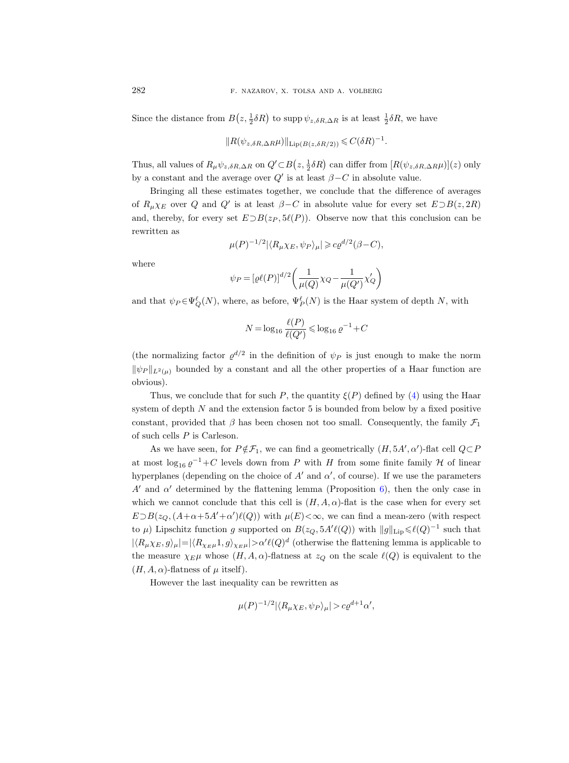Since the distance from $B\big(z, \frac{1}{2}\delta R\big)$ to $\operatorname{supp} \psi_{z,\delta R,\Delta R}$ is at least $\frac{1}{2}\delta R$, we have

$$\|R(\psi_{z,\delta R,\Delta R}\mu)\|_{\mathrm{Lip}(B(z,\delta R/2))} \leqslant C(\delta R)^{-1}.$$

Thus, all values of $R_\mu \psi_{z,\delta R,\Delta R}$ on $Q' \subset B\big(z, \frac{1}{2}\delta R\big)$ can differ from $[R(\psi_{z,\delta R,\Delta R}\mu)](z)$ only by a constant and the average over $Q'$ is at least $\beta - C$ in absolute value.

Bringing all these estimates together, we conclude that the difference of averages of $R_\mu \chi_E$ over $Q$ and $Q'$ is at least $\beta - C$ in absolute value for every set $E \supset B(z, 2R)$ and, thereby, for every set $E \supset B(z_P, 5\ell(P))$. Observe now that this conclusion can be rewritten as

$$\mu(P)^{-1/2} |\langle R_\mu \chi_E, \psi_P \rangle_\mu| \geqslant c\varrho^{d/2}(\beta - C),$$

where

$$\psi_P = [\varrho \ell(P)]^{d/2} \bigg( \frac{1}{\mu(Q)} \chi_Q - \frac{1}{\mu(Q')} \chi'_Q \bigg)$$

and that $\psi_P \in \Psi^\ell_Q(N)$, where, as before, $\Psi^\ell_P(N)$ is the Haar system of depth $N$, with

$$N = \log_{16} \frac{\ell(P)}{\ell(Q')} \leqslant \log_{16} \varrho^{-1} + C$$

(the normalizing factor $\varrho^{d/2}$ in the definition of $\psi_P$ is just enough to make the norm $\|\psi_P\|_{L^2(\mu)}$ bounded by a constant and all the other properties of a Haar function are obvious).

Thus, we conclude that for such $P$, the quantity $\xi(P)$ defined by (4) using the Haar system of depth $N$ and the extension factor 5 is bounded from below by a fixed positive constant, provided that $\beta$ has been chosen not too small. Consequently, the family $\mathcal{F}_1$ of such cells $P$ is Carleson.

As we have seen, for $P \notin \mathcal{F}_1$, we can find a geometrically $(H, 5A', \alpha')$-flat cell $Q \subset P$ at most $\log_{16} \varrho^{-1} + C$ levels down from $P$ with $H$ from some finite family $\mathcal{H}$ of linear hyperplanes (depending on the choice of $A'$ and $\alpha'$, of course). If we use the parameters $A'$ and $\alpha'$ determined by the flattening lemma (Proposition 6), then the only case in which we cannot conclude that this cell is $(H, A, \alpha)$-flat is the case when for every set $E \supset B(z_Q, (A + \alpha + 5A' + \alpha')\ell(Q))$ with $\mu(E) < \infty$, we can find a mean-zero (with respect to $\mu$) Lipschitz function $g$ supported on $B(z_Q, 5A'\ell(Q))$ with $\|g\|_{\mathrm{Lip}} \leqslant \ell(Q)^{-1}$ such that $|\langle R_\mu \chi_E, g \rangle_\mu| = |\langle R_{\chi_E \mu} 1, g \rangle_{\chi_E \mu}| > \alpha' \ell(Q)^d$ (otherwise the flattening lemma is applicable to the measure $\chi_E \mu$ whose $(H, A, \alpha)$-flatness at $z_Q$ on the scale $\ell(Q)$ is equivalent to the $(H, A, \alpha)$-flatness of $\mu$ itself).

However the last inequality can be rewritten as

$$\mu(P)^{-1/2} |\langle R_\mu \chi_E, \psi_P \rangle_\mu| > c\varrho^{d+1} \alpha',$$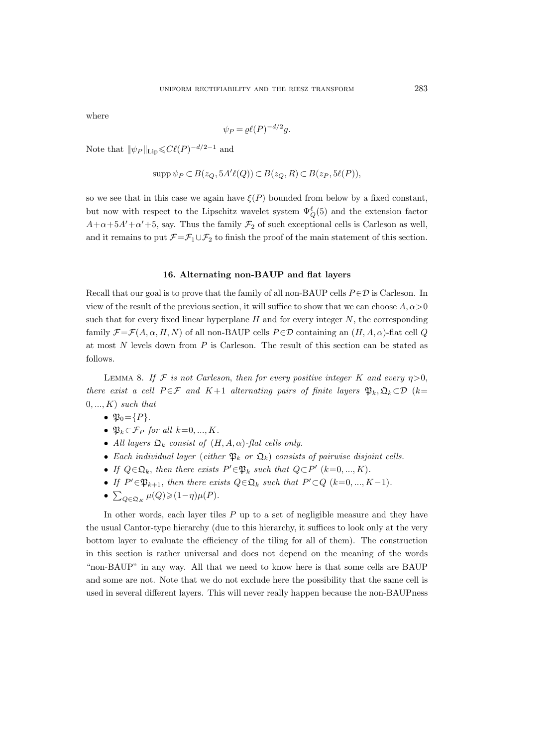where

$$\psi_P = \varrho \ell(P)^{-d/2} g.$$

Note that $\|\psi_P\|_{\mathrm{Lip}} \leqslant C\ell(P)^{-d/2-1}$ and

$$\operatorname{supp} \psi_P \subset B(z_Q, 5A'\ell(Q)) \subset B(z_Q, R) \subset B(z_P, 5\ell(P)),$$

so we see that in this case we again have $\xi(P)$ bounded from below by a fixed constant, but now with respect to the Lipschitz wavelet system $\Psi_Q^\ell(5)$ and the extension factor $A+\alpha+5A'+\alpha'+5$, say. Thus the family $\mathcal{F}_2$ of such exceptional cells is Carleson as well, and it remains to put $\mathcal{F}=\mathcal{F}_1 \cup \mathcal{F}_2$ to finish the proof of the main statement of this section.

## 16. Alternating non-BAUP and flat layers

Recall that our goal is to prove that the family of all non-BAUP cells $P \in \mathcal{D}$ is Carleson. In view of the result of the previous section, it will suffice to show that we can choose $A, \alpha > 0$ such that for every fixed linear hyperplane $H$ and for every integer $N$, the corresponding family $\mathcal{F}=\mathcal{F}(A, \alpha, H, N)$ of all non-BAUP cells $P \in \mathcal{D}$ containing an $(H, A, \alpha)$-flat cell $Q$ at most $N$ levels down from $P$ is Carleson. The result of this section can be stated as follows.

Lemma 8. *If $\mathcal{F}$ is not Carleson, then for every positive integer $K$ and every $\eta > 0$, there exist a cell $P \in \mathcal{F}$ and $K+1$ alternating pairs of finite layers $\mathfrak{P}_k, \mathfrak{Q}_k \subset \mathcal{D}$ $(k=0, ..., K)$ such that*

- *$\mathfrak{P}_0 = \{P\}$.*
- *$\mathfrak{P}_k \subset \mathcal{F}_P$ for all $k=0, ..., K$.*
- *All layers $\mathfrak{Q}_k$ consist of $(H, A, \alpha)$-flat cells only.*
- *Each individual layer (either $\mathfrak{P}_k$ or $\mathfrak{Q}_k$) consists of pairwise disjoint cells.*
- *If $Q \in \mathfrak{Q}_k$, then there exists $P' \in \mathfrak{P}_k$ such that $Q \subset P'$ $(k=0, ..., K)$.*
- *If $P' \in \mathfrak{P}_{k+1}$, then there exists $Q \in \mathfrak{Q}_k$ such that $P' \subset Q$ $(k=0, ..., K-1)$.*
- *$\sum_{Q \in \mathfrak{Q}_K} \mu(Q) \geqslant (1-\eta)\mu(P)$.*

In other words, each layer tiles $P$ up to a set of negligible measure and they have the usual Cantor-type hierarchy (due to this hierarchy, it suffices to look only at the very bottom layer to evaluate the efficiency of the tiling for all of them). The construction in this section is rather universal and does not depend on the meaning of the words "non-BAUP" in any way. All that we need to know here is that some cells are BAUP and some are not. Note that we do not exclude here the possibility that the same cell is used in several different layers. This will never really happen because the non-BAUPness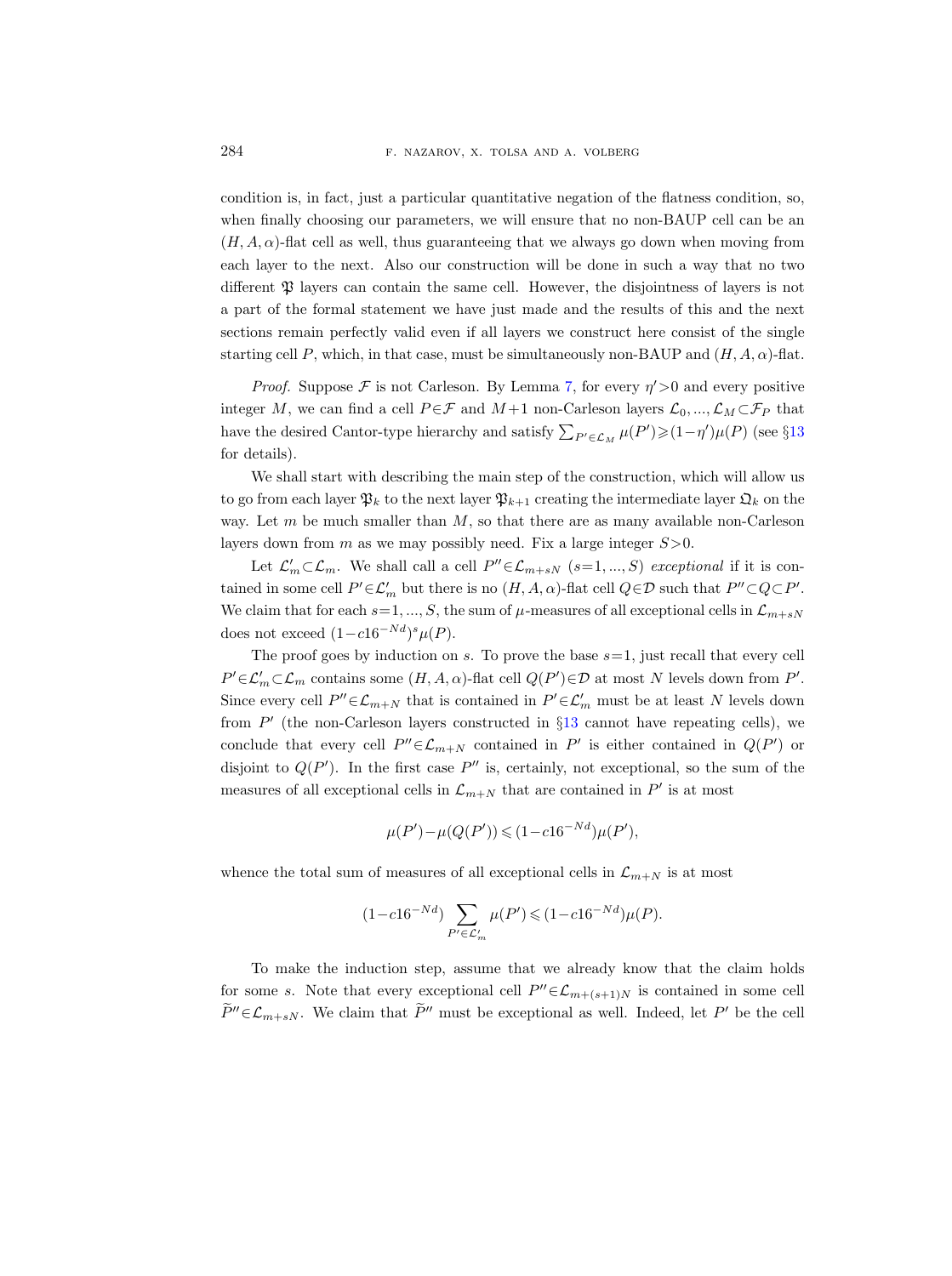condition is, in fact, just a particular quantitative negation of the flatness condition, so, when finally choosing our parameters, we will ensure that no non-BAUP cell can be an $(H, A, \alpha)$-flat cell as well, thus guaranteeing that we always go down when moving from each layer to the next. Also our construction will be done in such a way that no two different $\mathfrak{P}$ layers can contain the same cell. However, the disjointness of layers is not a part of the formal statement we have just made and the results of this and the next sections remain perfectly valid even if all layers we construct here consist of the single starting cell $P$, which, in that case, must be simultaneously non-BAUP and $(H, A, \alpha)$-flat.

*Proof.* Suppose $\mathcal{F}$ is not Carleson. By Lemma 7, for every $\eta'>0$ and every positive integer $M$, we can find a cell $P\in\mathcal{F}$ and $M+1$ non-Carleson layers $\mathcal{L}_0, ..., \mathcal{L}_M\subset\mathcal{F}_P$ that have the desired Cantor-type hierarchy and satisfy $\sum_{P'\in\mathcal{L}_M}\mu(P')\geqslant(1-\eta')\mu(P)$ (see §13 for details).

We shall start with describing the main step of the construction, which will allow us to go from each layer $\mathfrak{P}_k$ to the next layer $\mathfrak{P}_{k+1}$ creating the intermediate layer $\mathfrak{Q}_k$ on the way. Let $m$ be much smaller than $M$, so that there are as many available non-Carleson layers down from $m$ as we may possibly need. Fix a large integer $S>0$.

Let $\mathcal{L}'_m\subset\mathcal{L}_m$. We shall call a cell $P''\in\mathcal{L}_{m+sN}$ $(s=1, ..., S)$ *exceptional* if it is contained in some cell $P'\in\mathcal{L}'_m$ but there is no $(H, A, \alpha)$-flat cell $Q\in\mathcal{D}$ such that $P''\subset Q\subset P'$. We claim that for each $s=1, ..., S$, the sum of $\mu$-measures of all exceptional cells in $\mathcal{L}_{m+sN}$ does not exceed $(1-c16^{-Nd})^s\mu(P)$.

The proof goes by induction on $s$. To prove the base $s=1$, just recall that every cell $P'\in\mathcal{L}'_m\subset\mathcal{L}_m$ contains some $(H, A, \alpha)$-flat cell $Q(P')\in\mathcal{D}$ at most $N$ levels down from $P'$. Since every cell $P''\in\mathcal{L}_{m+N}$ that is contained in $P'\in\mathcal{L}'_m$ must be at least $N$ levels down from $P'$ (the non-Carleson layers constructed in §13 cannot have repeating cells), we conclude that every cell $P''\in\mathcal{L}_{m+N}$ contained in $P'$ is either contained in $Q(P')$ or disjoint to $Q(P')$. In the first case $P''$ is, certainly, not exceptional, so the sum of the measures of all exceptional cells in $\mathcal{L}_{m+N}$ that are contained in $P'$ is at most

$$\mu(P')-\mu(Q(P'))\leqslant(1-c16^{-Nd})\mu(P'),$$

whence the total sum of measures of all exceptional cells in $\mathcal{L}_{m+N}$ is at most

$$(1-c16^{-Nd})\sum_{P'\in\mathcal{L}'_m}\mu(P')\leqslant(1-c16^{-Nd})\mu(P).$$

To make the induction step, assume that we already know that the claim holds for some $s$. Note that every exceptional cell $P''\in\mathcal{L}_{m+(s+1)N}$ is contained in some cell $\widetilde{P}''\in\mathcal{L}_{m+sN}$. We claim that $\widetilde{P}''$ must be exceptional as well. Indeed, let $P'$ be the cell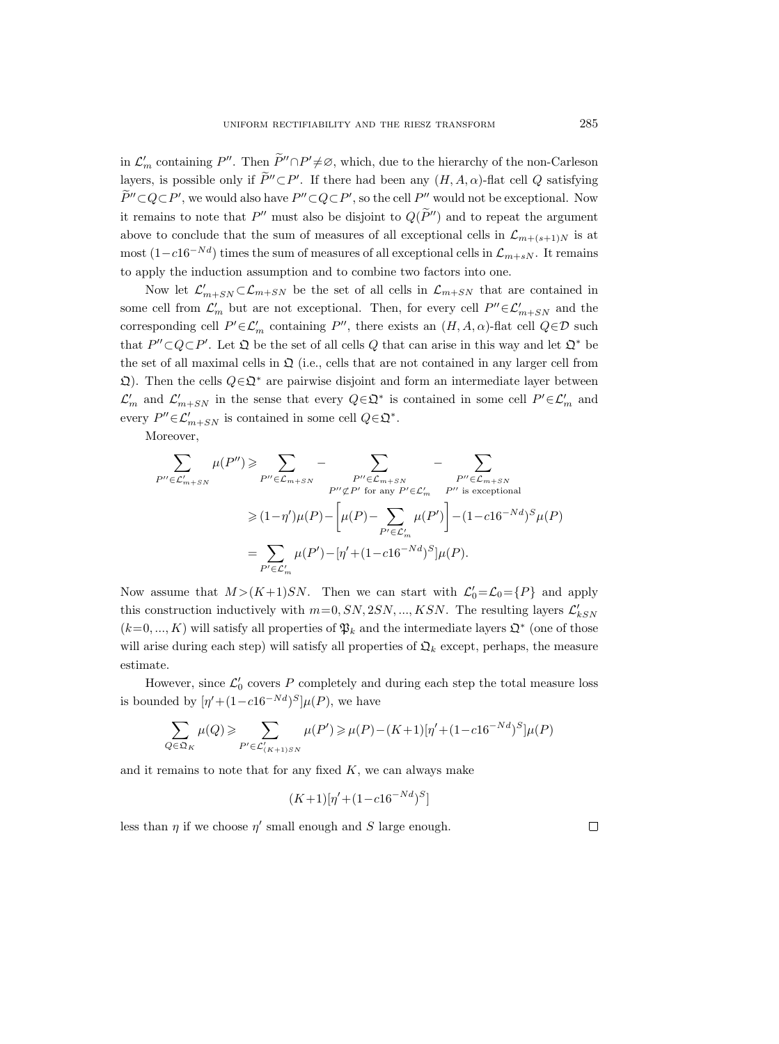in $\mathcal{L}'_m$ containing $P''$. Then $\widetilde{P}''\cap P'\neq\varnothing$, which, due to the hierarchy of the non-Carleson layers, is possible only if $\widetilde{P}''\subset P'$. If there had been any $(H,A,\alpha)$-flat cell $Q$ satisfying $\widetilde{P}''\subset Q\subset P'$, we would also have $P''\subset Q\subset P'$, so the cell $P''$ would not be exceptional. Now it remains to note that $P''$ must also be disjoint to $Q(\widetilde{P}'')$ and to repeat the argument above to conclude that the sum of measures of all exceptional cells in $\mathcal{L}_{m+(s+1)N}$ is at most $(1-c16^{-Nd})$ times the sum of measures of all exceptional cells in $\mathcal{L}_{m+sN}$. It remains to apply the induction assumption and to combine two factors into one.

Now let $\mathcal{L}'_{m+SN}\subset\mathcal{L}_{m+SN}$ be the set of all cells in $\mathcal{L}_{m+SN}$ that are contained in some cell from $\mathcal{L}'_m$ but are not exceptional. Then, for every cell $P''\in\mathcal{L}'_{m+SN}$ and the corresponding cell $P'\in\mathcal{L}'_m$ containing $P''$, there exists an $(H,A,\alpha)$-flat cell $Q\in\mathcal{D}$ such that $P''\subset Q\subset P'$. Let $\mathfrak{Q}$ be the set of all cells $Q$ that can arise in this way and let $\mathfrak{Q}^*$ be the set of all maximal cells in $\mathfrak{Q}$ (i.e., cells that are not contained in any larger cell from $\mathfrak{Q}$). Then the cells $Q\in\mathfrak{Q}^*$ are pairwise disjoint and form an intermediate layer between $\mathcal{L}'_m$ and $\mathcal{L}'_{m+SN}$ in the sense that every $Q\in\mathfrak{Q}^*$ is contained in some cell $P'\in\mathcal{L}'_m$ and every $P''\in\mathcal{L}'_{m+SN}$ is contained in some cell $Q\in\mathfrak{Q}^*$.

Moreover,

$$
\begin{aligned}
\sum_{P''\in\mathcal{L}'_{m+SN}}\mu(P'') &\geqslant \sum_{P''\in\mathcal{L}_{m+SN}} - \sum_{\substack{P''\in\mathcal{L}_{m+SN}\\ P''\not\subset P' \text{ for any } P'\in\mathcal{L}'_m}} - \sum_{\substack{P''\in\mathcal{L}_{m+SN}\\ P'' \text{ is exceptional}}} \\
&\geqslant (1-\eta')\mu(P) - \Bigg[\mu(P)-\sum_{P'\in\mathcal{L}'_m}\mu(P')\Bigg] - (1-c16^{-Nd})^S\mu(P) \\
&= \sum_{P'\in\mathcal{L}'_m}\mu(P') - [\eta'+(1-c16^{-Nd})^S]\mu(P).
\end{aligned}
$$

Now assume that $M>(K+1)SN$. Then we can start with $\mathcal{L}'_0=\mathcal{L}_0=\{P\}$ and apply this construction inductively with $m=0,SN,2SN,...,KSN$. The resulting layers $\mathcal{L}'_{kSN}$ $(k=0,...,K)$ will satisfy all properties of $\mathfrak{P}_k$ and the intermediate layers $\mathfrak{Q}^*$ (one of those will arise during each step) will satisfy all properties of $\mathfrak{Q}_k$ except, perhaps, the measure estimate.

However, since $\mathcal{L}'_0$ covers $P$ completely and during each step the total measure loss is bounded by $[\eta'+(1-c16^{-Nd})^S]\mu(P)$, we have

$$
\sum_{Q\in\mathfrak{Q}_K}\mu(Q) \geqslant \sum_{P'\in\mathcal{L}'_{(K+1)SN}}\mu(P') \geqslant \mu(P)-(K+1)[\eta'+(1-c16^{-Nd})^S]\mu(P)
$$

and it remains to note that for any fixed $K$, we can always make

$$
(K+1)[\eta'+(1-c16^{-Nd})^S]
$$

less than $\eta$ if we choose $\eta'$ small enough and $S$ large enough. $\square$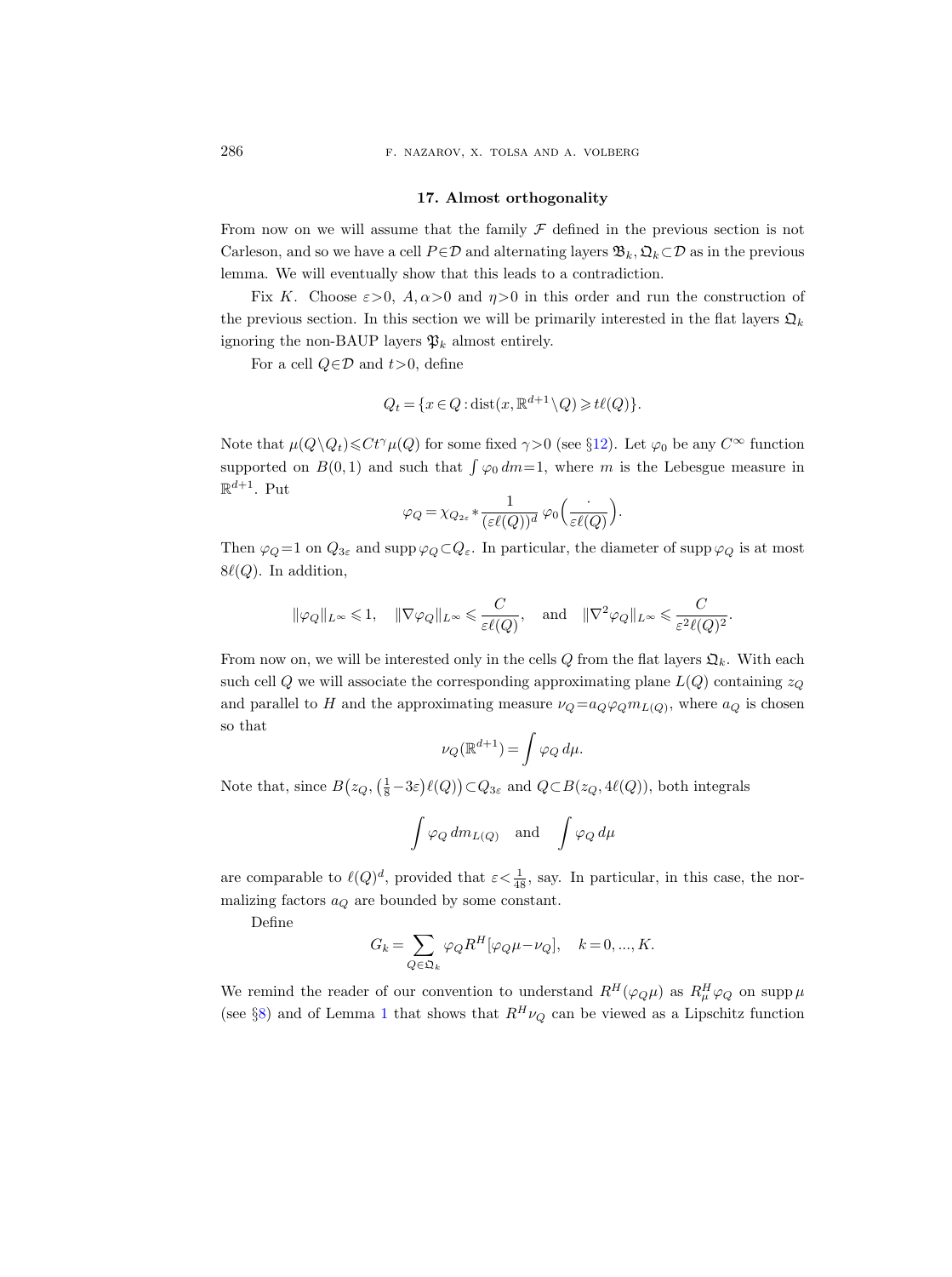## 17. Almost orthogonality

From now on we will assume that the family $\mathcal{F}$ defined in the previous section is not Carleson, and so we have a cell $P\in\mathcal{D}$ and alternating layers $\mathfrak{B}_k, \mathfrak{Q}_k\subset\mathcal{D}$ as in the previous lemma. We will eventually show that this leads to a contradiction.

Fix $K$. Choose $\varepsilon>0$, $A,\alpha>0$ and $\eta>0$ in this order and run the construction of the previous section. In this section we will be primarily interested in the flat layers $\mathfrak{Q}_k$ ignoring the non-BAUP layers $\mathfrak{P}_k$ almost entirely.

For a cell $Q\in\mathcal{D}$ and $t>0$, define

$$Q_t=\{x\in Q:\operatorname{dist}(x,\mathbb{R}^{d+1}\setminus Q)\geqslant t\ell(Q)\}.$$

Note that $\mu(Q\setminus Q_t)\leqslant Ct^\gamma\mu(Q)$ for some fixed $\gamma>0$ (see §12). Let $\varphi_0$ be any $C^\infty$ function supported on $B(0,1)$ and such that $\int\varphi_0\,dm=1$, where $m$ is the Lebesgue measure in $\mathbb{R}^{d+1}$. Put

$$\varphi_Q=\chi_{Q_{2\varepsilon}}*\frac{1}{(\varepsilon\ell(Q))^d}\,\varphi_0\Big(\frac{\cdot}{\varepsilon\ell(Q)}\Big).$$

Then $\varphi_Q=1$ on $Q_{3\varepsilon}$ and $\operatorname{supp}\varphi_Q\subset Q_\varepsilon$. In particular, the diameter of $\operatorname{supp}\varphi_Q$ is at most $8\ell(Q)$. In addition,

$$\|\varphi_Q\|_{L^\infty}\leqslant 1,\quad \|\nabla\varphi_Q\|_{L^\infty}\leqslant\frac{C}{\varepsilon\ell(Q)},\quad\text{and}\quad \|\nabla^2\varphi_Q\|_{L^\infty}\leqslant\frac{C}{\varepsilon^2\ell(Q)^2}.$$

From now on, we will be interested only in the cells $Q$ from the flat layers $\mathfrak{Q}_k$. With each such cell $Q$ we will associate the corresponding approximating plane $L(Q)$ containing $z_Q$ and parallel to $H$ and the approximating measure $\nu_Q=a_Q\varphi_Q m_{L(Q)}$, where $a_Q$ is chosen so that

$$\nu_Q(\mathbb{R}^{d+1})=\int\varphi_Q\,d\mu.$$

Note that, since $B\big(z_Q,\big(\frac{1}{8}-3\varepsilon\big)\ell(Q)\big)\subset Q_{3\varepsilon}$ and $Q\subset B(z_Q,4\ell(Q))$, both integrals

$$\int\varphi_Q\,dm_{L(Q)}\quad\text{and}\quad\int\varphi_Q\,d\mu$$

are comparable to $\ell(Q)^d$, provided that $\varepsilon<\frac{1}{48}$, say. In particular, in this case, the normalizing factors $a_Q$ are bounded by some constant.

Define

$$G_k=\sum_{Q\in\mathfrak{Q}_k}\varphi_Q R^H[\varphi_Q\mu-\nu_Q],\quad k=0,...,K.$$

We remind the reader of our convention to understand $R^H(\varphi_Q\mu)$ as $R^H_\mu\varphi_Q$ on $\operatorname{supp}\mu$ (see §8) and of Lemma 1 that shows that $R^H\nu_Q$ can be viewed as a Lipschitz function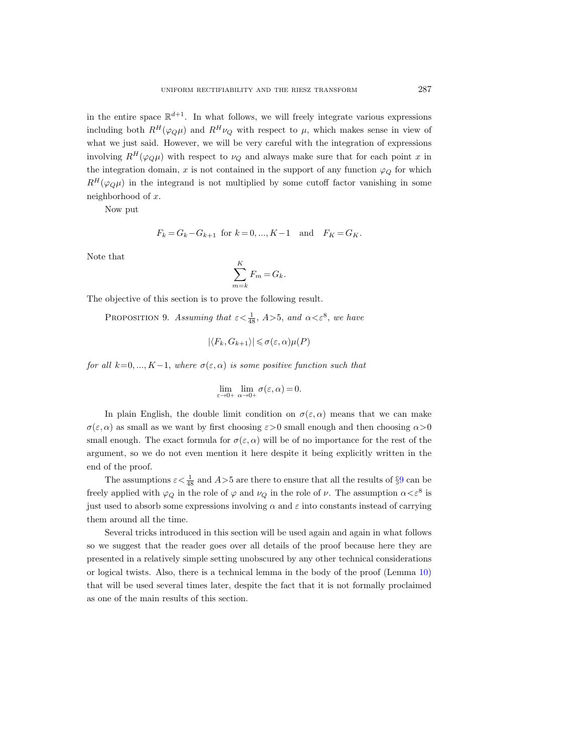in the entire space $\mathbb{R}^{d+1}$. In what follows, we will freely integrate various expressions including both $R^H(\varphi_Q\mu)$ and $R^H\nu_Q$ with respect to $\mu$, which makes sense in view of what we just said. However, we will be very careful with the integration of expressions involving $R^H(\varphi_Q\mu)$ with respect to $\nu_Q$ and always make sure that for each point $x$ in the integration domain, $x$ is not contained in the support of any function $\varphi_Q$ for which $R^H(\varphi_Q\mu)$ in the integrand is not multiplied by some cutoff factor vanishing in some neighborhood of $x$.

Now put

$$F_k = G_k - G_{k+1} \ \text{ for } k=0,...,K-1 \quad \text{and} \quad F_K = G_K.$$

Note that

$$\sum_{m=k}^{K} F_m = G_k.$$

The objective of this section is to prove the following result.

PROPOSITION 9. *Assuming that* $\varepsilon < \frac{1}{48}$, $A > 5$, *and* $\alpha < \varepsilon^8$, *we have*

$$|\langle F_k, G_{k+1}\rangle| \leqslant \sigma(\varepsilon,\alpha)\mu(P)$$

*for all* $k=0,...,K-1$, *where* $\sigma(\varepsilon,\alpha)$ *is some positive function such that*

$$\lim_{\varepsilon\to 0+}\lim_{\alpha\to 0+}\sigma(\varepsilon,\alpha)=0.$$

In plain English, the double limit condition on $\sigma(\varepsilon,\alpha)$ means that we can make $\sigma(\varepsilon,\alpha)$ as small as we want by first choosing $\varepsilon>0$ small enough and then choosing $\alpha>0$ small enough. The exact formula for $\sigma(\varepsilon,\alpha)$ will be of no importance for the rest of the argument, so we do not even mention it here despite it being explicitly written in the end of the proof.

The assumptions $\varepsilon < \frac{1}{48}$ and $A>5$ are there to ensure that all the results of §9 can be freely applied with $\varphi_Q$ in the role of $\varphi$ and $\nu_Q$ in the role of $\nu$. The assumption $\alpha<\varepsilon^8$ is just used to absorb some expressions involving $\alpha$ and $\varepsilon$ into constants instead of carrying them around all the time.

Several tricks introduced in this section will be used again and again in what follows so we suggest that the reader goes over all details of the proof because here they are presented in a relatively simple setting unobscured by any other technical considerations or logical twists. Also, there is a technical lemma in the body of the proof (Lemma 10) that will be used several times later, despite the fact that it is not formally proclaimed as one of the main results of this section.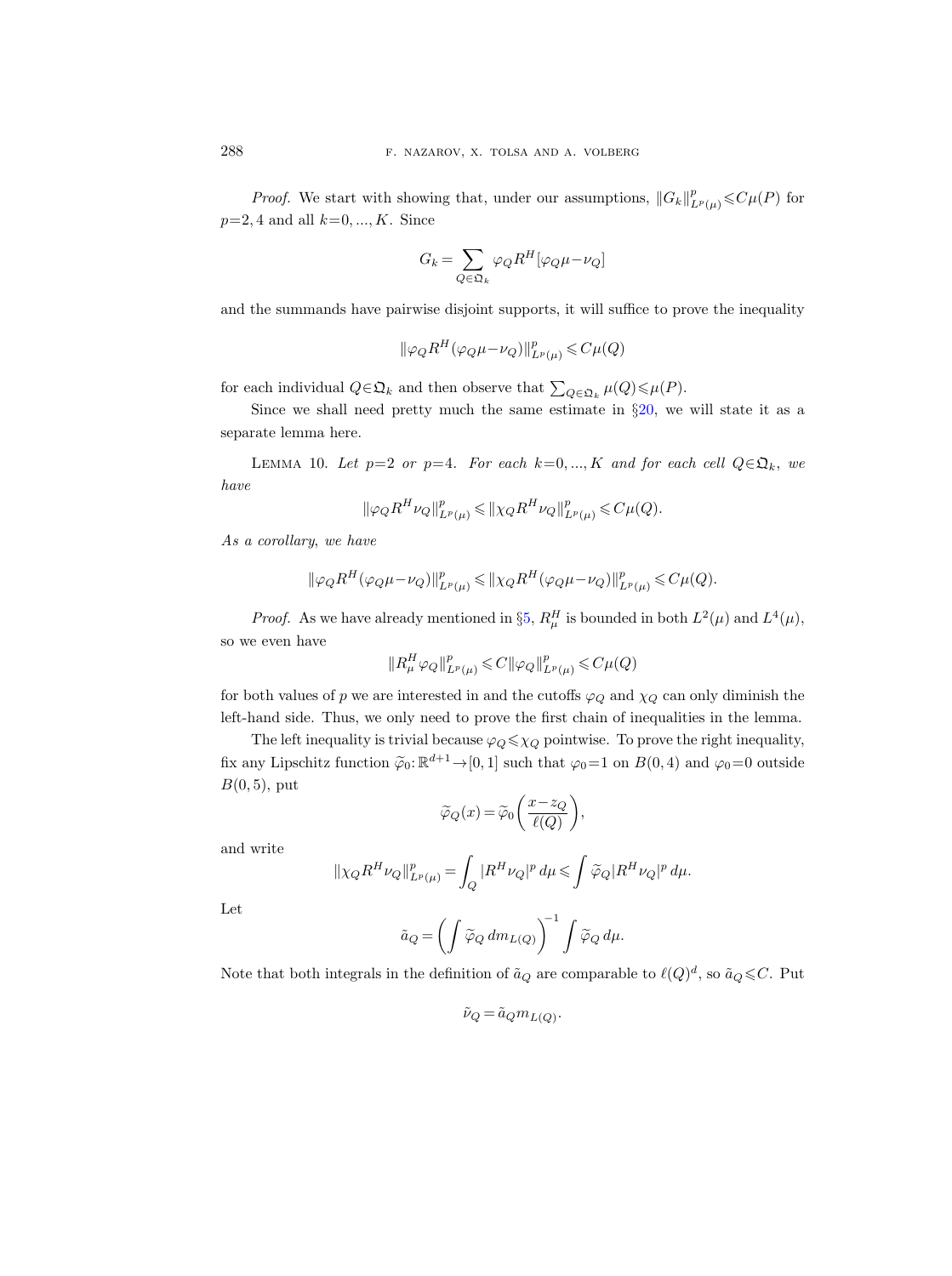*Proof.* We start with showing that, under our assumptions, $\|G_k\|_{L^p(\mu)}^p \leqslant C\mu(P)$ for $p=2,4$ and all $k=0,...,K$. Since

$$G_k = \sum_{Q\in\mathfrak{Q}_k} \varphi_Q R^H[\varphi_Q\mu - \nu_Q]$$

and the summands have pairwise disjoint supports, it will suffice to prove the inequality

$$\|\varphi_Q R^H(\varphi_Q\mu - \nu_Q)\|_{L^p(\mu)}^p \leqslant C\mu(Q)$$

for each individual $Q\in\mathfrak{Q}_k$ and then observe that $\sum_{Q\in\mathfrak{Q}_k}\mu(Q)\leqslant\mu(P)$.

Since we shall need pretty much the same estimate in §20, we will state it as a separate lemma here.

LEMMA 10. *Let $p=2$ or $p=4$. For each $k=0,...,K$ and for each cell $Q\in\mathfrak{Q}_k$, we have*

$$\|\varphi_Q R^H \nu_Q\|_{L^p(\mu)}^p \leqslant \|\chi_Q R^H \nu_Q\|_{L^p(\mu)}^p \leqslant C\mu(Q).$$

*As a corollary, we have*

$$\|\varphi_Q R^H(\varphi_Q\mu - \nu_Q)\|_{L^p(\mu)}^p \leqslant \|\chi_Q R^H(\varphi_Q\mu - \nu_Q)\|_{L^p(\mu)}^p \leqslant C\mu(Q).$$

*Proof.* As we have already mentioned in §5, $R_\mu^H$ is bounded in both $L^2(\mu)$ and $L^4(\mu)$, so we even have

$$\|R_\mu^H \varphi_Q\|_{L^p(\mu)}^p \leqslant C\|\varphi_Q\|_{L^p(\mu)}^p \leqslant C\mu(Q)$$

for both values of $p$ we are interested in and the cutoffs $\varphi_Q$ and $\chi_Q$ can only diminish the left-hand side. Thus, we only need to prove the first chain of inequalities in the lemma.

The left inequality is trivial because $\varphi_Q\leqslant\chi_Q$ pointwise. To prove the right inequality, fix any Lipschitz function $\widetilde{\varphi}_0:\mathbb{R}^{d+1}\to[0,1]$ such that $\varphi_0=1$ on $B(0,4)$ and $\varphi_0=0$ outside $B(0,5)$, put

$$\widetilde{\varphi}_Q(x) = \widetilde{\varphi}_0\left(\frac{x-z_Q}{\ell(Q)}\right),$$

and write

$$\|\chi_Q R^H \nu_Q\|_{L^p(\mu)}^p = \int_Q |R^H\nu_Q|^p\,d\mu \leqslant \int \widetilde{\varphi}_Q |R^H\nu_Q|^p\,d\mu.$$

Let

$$\tilde{a}_Q = \left(\int \widetilde{\varphi}_Q\,dm_{L(Q)}\right)^{-1}\int\widetilde{\varphi}_Q\,d\mu.$$

Note that both integrals in the definition of $\tilde{a}_Q$ are comparable to $\ell(Q)^d$, so $\tilde{a}_Q\leqslant C$. Put

$$\tilde{\nu}_Q = \tilde{a}_Q m_{L(Q)}.$$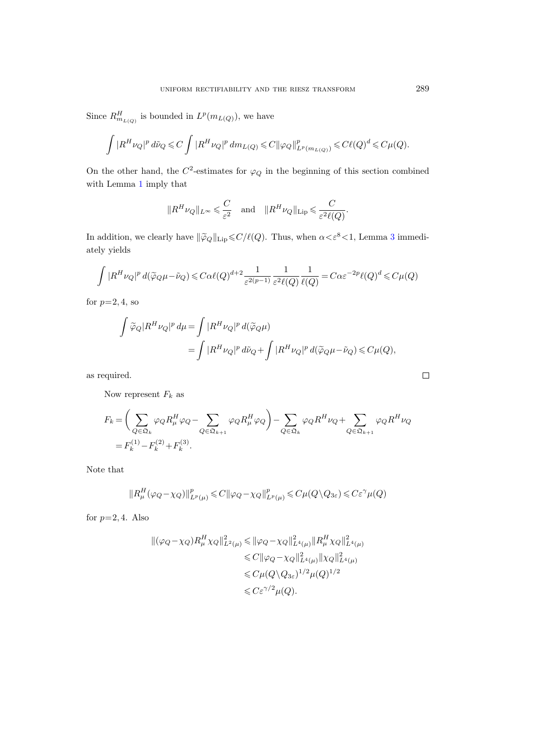Since $R^H_{m_{L(Q)}}$ is bounded in $L^p(m_{L(Q)})$, we have

$$\int |R^H \nu_Q|^p \, d\tilde{\nu}_Q \leqslant C \int |R^H \nu_Q|^p \, dm_{L(Q)} \leqslant C \|\varphi_Q\|^p_{L^p(m_{L(Q)})} \leqslant C\ell(Q)^d \leqslant C\mu(Q).$$

On the other hand, the $C^2$-estimates for $\varphi_Q$ in the beginning of this section combined with Lemma 1 imply that

$$\|R^H \nu_Q\|_{L^\infty} \leqslant \frac{C}{\varepsilon^2} \quad \text{and} \quad \|R^H \nu_Q\|_{\mathrm{Lip}} \leqslant \frac{C}{\varepsilon^2 \ell(Q)}.$$

In addition, we clearly have $\|\widetilde{\varphi}_Q\|_{\mathrm{Lip}} \leqslant C/\ell(Q)$. Thus, when $\alpha < \varepsilon^8 < 1$, Lemma 3 immediately yields

$$\int |R^H \nu_Q|^p \, d(\widetilde{\varphi}_Q \mu - \tilde{\nu}_Q) \leqslant C\alpha \ell(Q)^{d+2} \frac{1}{\varepsilon^{2(p-1)}} \frac{1}{\varepsilon^2 \ell(Q)} \frac{1}{\ell(Q)} = C\alpha \varepsilon^{-2p} \ell(Q)^d \leqslant C\mu(Q)$$

for $p=2,4$, so

$$\begin{aligned}
\int \widetilde{\varphi}_Q |R^H \nu_Q|^p \, d\mu &= \int |R^H \nu_Q|^p \, d(\widetilde{\varphi}_Q \mu) \\
&= \int |R^H \nu_Q|^p \, d\tilde{\nu}_Q + \int |R^H \nu_Q|^p \, d(\widetilde{\varphi}_Q \mu - \tilde{\nu}_Q) \leqslant C\mu(Q),
\end{aligned}$$

as required. $\square$

Now represent $F_k$ as

$$\begin{aligned}
F_k &= \bigg( \sum_{Q \in \mathfrak{Q}_k} \varphi_Q R^H_\mu \varphi_Q - \sum_{Q \in \mathfrak{Q}_{k+1}} \varphi_Q R^H_\mu \varphi_Q \bigg) - \sum_{Q \in \mathfrak{Q}_k} \varphi_Q R^H \nu_Q + \sum_{Q \in \mathfrak{Q}_{k+1}} \varphi_Q R^H \nu_Q \\
&= F^{(1)}_k - F^{(2)}_k + F^{(3)}_k.
\end{aligned}$$

Note that

$$\|R^H_\mu (\varphi_Q - \chi_Q)\|^p_{L^p(\mu)} \leqslant C \|\varphi_Q - \chi_Q\|^p_{L^p(\mu)} \leqslant C\mu(Q \setminus Q_{3\varepsilon}) \leqslant C\varepsilon^\gamma \mu(Q)$$

for $p=2,4$. Also

$$\begin{aligned}
\|(\varphi_Q - \chi_Q) R^H_\mu \chi_Q\|^2_{L^2(\mu)} &\leqslant \|\varphi_Q - \chi_Q\|^2_{L^4(\mu)} \|R^H_\mu \chi_Q\|^2_{L^4(\mu)} \\
&\leqslant C \|\varphi_Q - \chi_Q\|^2_{L^4(\mu)} \|\chi_Q\|^2_{L^4(\mu)} \\
&\leqslant C\mu(Q \setminus Q_{3\varepsilon})^{1/2} \mu(Q)^{1/2} \\
&\leqslant C\varepsilon^{\gamma/2} \mu(Q).
\end{aligned}$$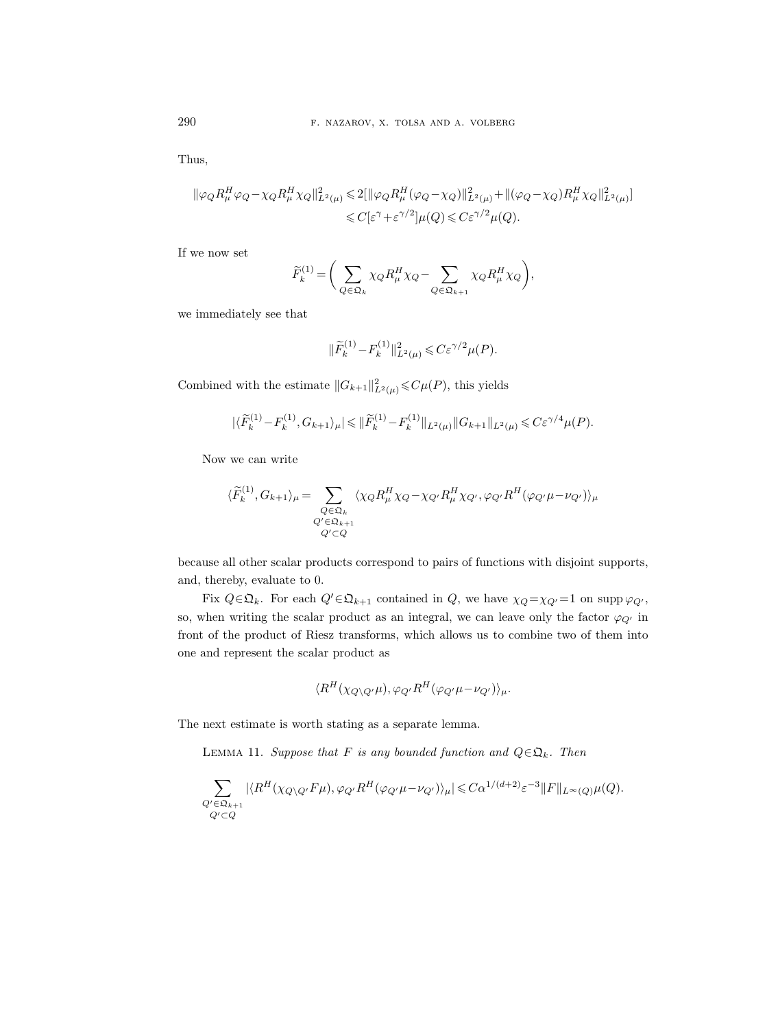Thus,

$$\|\varphi_Q R_\mu^H \varphi_Q - \chi_Q R_\mu^H \chi_Q\|_{L^2(\mu)}^2 \leqslant 2[\|\varphi_Q R_\mu^H(\varphi_Q - \chi_Q)\|_{L^2(\mu)}^2 + \|(\varphi_Q - \chi_Q) R_\mu^H \chi_Q\|_{L^2(\mu)}^2]$$
$$\leqslant C[\varepsilon^\gamma + \varepsilon^{\gamma/2}]\mu(Q) \leqslant C\varepsilon^{\gamma/2}\mu(Q).$$

If we now set

$$\widetilde{F}_k^{(1)} = \bigg( \sum_{Q\in\mathfrak{Q}_k} \chi_Q R_\mu^H \chi_Q - \sum_{Q\in\mathfrak{Q}_{k+1}} \chi_Q R_\mu^H \chi_Q \bigg),$$

we immediately see that

$$\|\widetilde{F}_k^{(1)} - F_k^{(1)}\|_{L^2(\mu)}^2 \leqslant C\varepsilon^{\gamma/2}\mu(P).$$

Combined with the estimate $\|G_{k+1}\|_{L^2(\mu)}^2 \leqslant C\mu(P)$, this yields

$$|\langle \widetilde{F}_k^{(1)} - F_k^{(1)}, G_{k+1}\rangle_\mu| \leqslant \|\widetilde{F}_k^{(1)} - F_k^{(1)}\|_{L^2(\mu)} \|G_{k+1}\|_{L^2(\mu)} \leqslant C\varepsilon^{\gamma/4}\mu(P).$$

Now we can write

$$\langle \widetilde{F}_k^{(1)}, G_{k+1}\rangle_\mu = \sum_{\substack{Q\in\mathfrak{Q}_k\\ Q'\in\mathfrak{Q}_{k+1}\\ Q'\subset Q}} \langle \chi_Q R_\mu^H \chi_Q - \chi_{Q'} R_\mu^H \chi_{Q'}, \varphi_{Q'} R^H(\varphi_{Q'}\mu - \nu_{Q'})\rangle_\mu$$

because all other scalar products correspond to pairs of functions with disjoint supports, and, thereby, evaluate to 0.

Fix $Q\in\mathfrak{Q}_k$. For each $Q'\in\mathfrak{Q}_{k+1}$ contained in $Q$, we have $\chi_Q = \chi_{Q'} = 1$ on $\operatorname{supp}\varphi_{Q'}$, so, when writing the scalar product as an integral, we can leave only the factor $\varphi_{Q'}$ in front of the product of Riesz transforms, which allows us to combine two of them into one and represent the scalar product as

$$\langle R^H(\chi_{Q\setminus Q'}\mu), \varphi_{Q'} R^H(\varphi_{Q'}\mu - \nu_{Q'})\rangle_\mu.$$

The next estimate is worth stating as a separate lemma.

Lemma 11. *Suppose that $F$ is any bounded function and $Q\in\mathfrak{Q}_k$. Then*

$$\sum_{\substack{Q'\in\mathfrak{Q}_{k+1}\\ Q'\subset Q}} |\langle R^H(\chi_{Q\setminus Q'} F\mu), \varphi_{Q'} R^H(\varphi_{Q'}\mu - \nu_{Q'})\rangle_\mu| \leqslant C\alpha^{1/(d+2)}\varepsilon^{-3}\|F\|_{L^\infty(Q)}\mu(Q).$$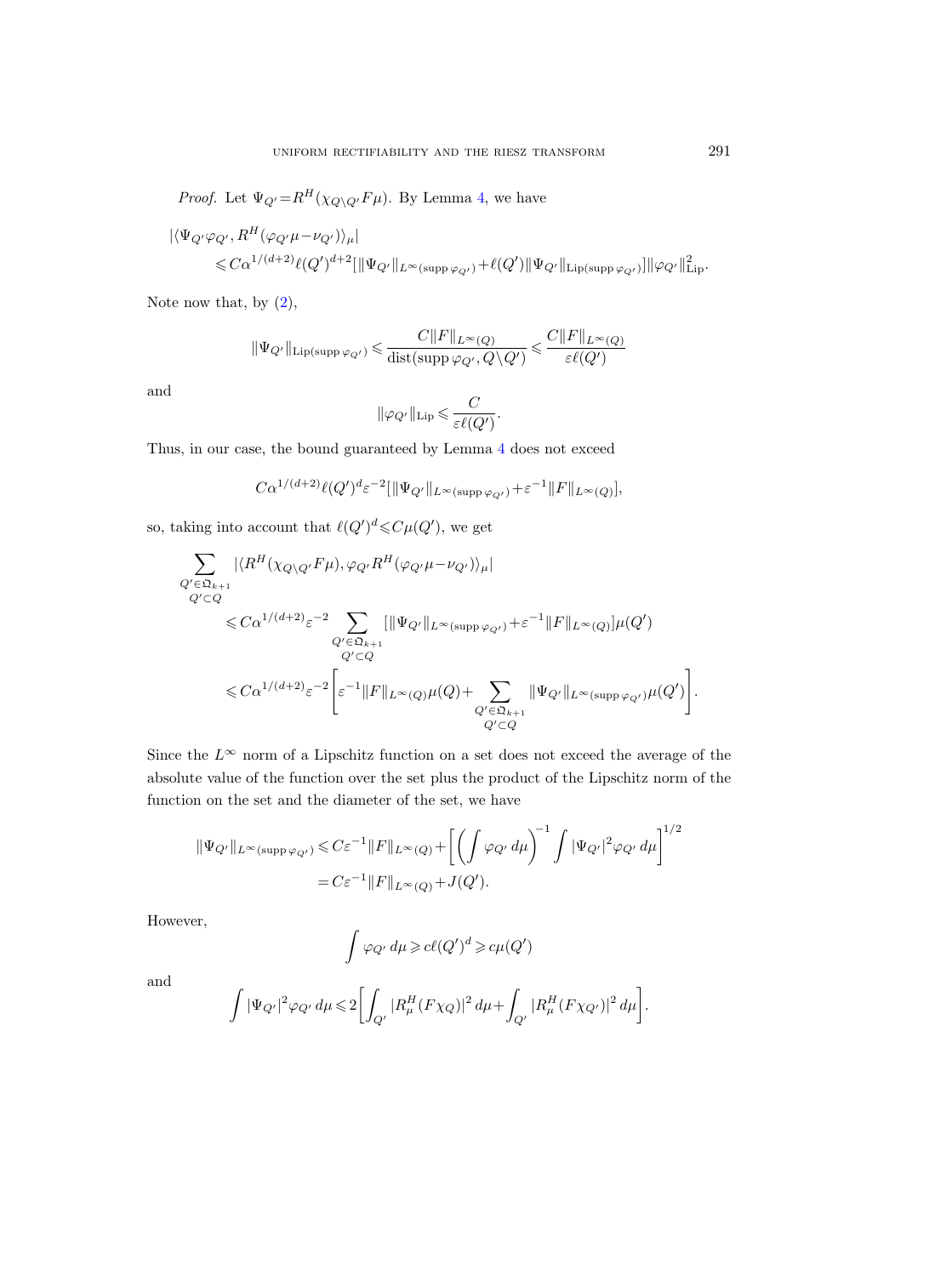*Proof.* Let $\Psi_{Q'} = R^H(\chi_{Q\setminus Q'} F\mu)$. By Lemma 4, we have

$$
\begin{aligned}
&|\langle \Psi_{Q'}\varphi_{Q'}, R^H(\varphi_{Q'}\mu - \nu_{Q'})\rangle_\mu| \\
&\qquad \leqslant C\alpha^{1/(d+2)}\ell(Q')^{d+2}[\|\Psi_{Q'}\|_{L^\infty(\operatorname{supp}\varphi_{Q'})} + \ell(Q')\|\Psi_{Q'}\|_{\operatorname{Lip}(\operatorname{supp}\varphi_{Q'})}]\|\varphi_{Q'}\|^2_{\operatorname{Lip}}.
\end{aligned}
$$

Note now that, by (2),

$$
\|\Psi_{Q'}\|_{\operatorname{Lip}(\operatorname{supp}\varphi_{Q'})} \leqslant \frac{C\|F\|_{L^\infty(Q)}}{\operatorname{dist}(\operatorname{supp}\varphi_{Q'}, Q\setminus Q')} \leqslant \frac{C\|F\|_{L^\infty(Q)}}{\varepsilon\ell(Q')}
$$

and

$$
\|\varphi_{Q'}\|_{\operatorname{Lip}} \leqslant \frac{C}{\varepsilon\ell(Q')}.
$$

Thus, in our case, the bound guaranteed by Lemma 4 does not exceed

$$
C\alpha^{1/(d+2)}\ell(Q')^d\varepsilon^{-2}[\|\Psi_{Q'}\|_{L^\infty(\operatorname{supp}\varphi_{Q'})} + \varepsilon^{-1}\|F\|_{L^\infty(Q)}],
$$

so, taking into account that $\ell(Q')^d \leqslant C\mu(Q')$, we get

$$
\begin{aligned}
&\sum_{\substack{Q'\in\mathfrak{Q}_{k+1}\\ Q'\subset Q}} |\langle R^H(\chi_{Q\setminus Q'}F\mu), \varphi_{Q'}R^H(\varphi_{Q'}\mu - \nu_{Q'})\rangle_\mu| \\
&\qquad \leqslant C\alpha^{1/(d+2)}\varepsilon^{-2} \sum_{\substack{Q'\in\mathfrak{Q}_{k+1}\\ Q'\subset Q}} [\|\Psi_{Q'}\|_{L^\infty(\operatorname{supp}\varphi_{Q'})} + \varepsilon^{-1}\|F\|_{L^\infty(Q)}]\mu(Q') \\
&\qquad \leqslant C\alpha^{1/(d+2)}\varepsilon^{-2}\Bigg[\varepsilon^{-1}\|F\|_{L^\infty(Q)}\mu(Q) + \sum_{\substack{Q'\in\mathfrak{Q}_{k+1}\\ Q'\subset Q}} \|\Psi_{Q'}\|_{L^\infty(\operatorname{supp}\varphi_{Q'})}\mu(Q')\Bigg].
\end{aligned}
$$

Since the $L^\infty$ norm of a Lipschitz function on a set does not exceed the average of the absolute value of the function over the set plus the product of the Lipschitz norm of the function on the set and the diameter of the set, we have

$$
\begin{aligned}
\|\Psi_{Q'}\|_{L^\infty(\operatorname{supp}\varphi_{Q'})} &\leqslant C\varepsilon^{-1}\|F\|_{L^\infty(Q)} + \bigg[\bigg(\int \varphi_{Q'}\,d\mu\bigg)^{-1}\int |\Psi_{Q'}|^2\varphi_{Q'}\,d\mu\bigg]^{1/2} \\
&= C\varepsilon^{-1}\|F\|_{L^\infty(Q)} + J(Q').
\end{aligned}
$$

However,

$$
\int \varphi_{Q'}\,d\mu \geqslant c\ell(Q')^d \geqslant c\mu(Q')
$$

and

$$
\int |\Psi_{Q'}|^2\varphi_{Q'}\,d\mu \leqslant 2\bigg[\int_{Q'} |R^H_\mu(F\chi_Q)|^2\,d\mu + \int_{Q'} |R^H_\mu(F\chi_{Q'})|^2\,d\mu\bigg].
$$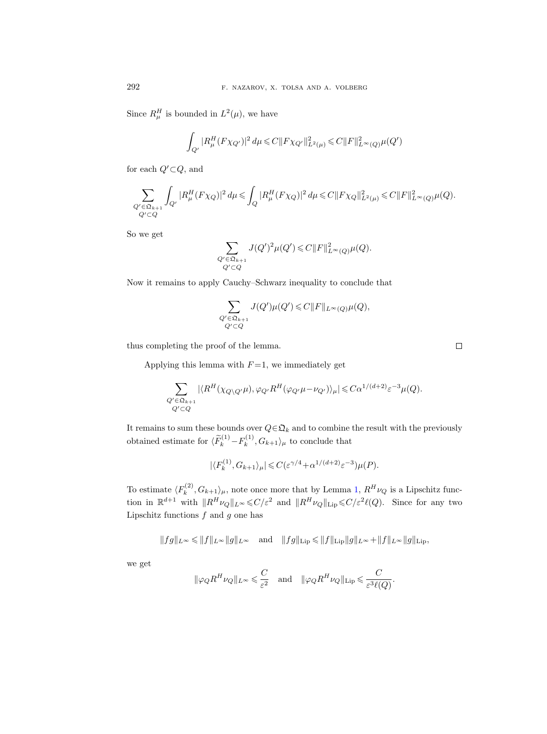Since $R^H_\mu$ is bounded in $L^2(\mu)$, we have

$$\int_{Q'} |R^H_\mu(F\chi_{Q'})|^2\,d\mu \leqslant C\|F\chi_{Q'}\|^2_{L^2(\mu)} \leqslant C\|F\|^2_{L^\infty(Q)}\mu(Q')$$

for each $Q'\subset Q$, and

$$\sum_{\substack{Q'\in\mathfrak{Q}_{k+1}\\ Q'\subset Q}} \int_{Q'} |R^H_\mu(F\chi_Q)|^2\,d\mu \leqslant \int_Q |R^H_\mu(F\chi_Q)|^2\,d\mu \leqslant C\|F\chi_Q\|^2_{L^2(\mu)} \leqslant C\|F\|^2_{L^\infty(Q)}\mu(Q).$$

So we get

$$\sum_{\substack{Q'\in\mathfrak{Q}_{k+1}\\ Q'\subset Q}} J(Q')^2\mu(Q') \leqslant C\|F\|^2_{L^\infty(Q)}\mu(Q).$$

Now it remains to apply Cauchy–Schwarz inequality to conclude that

$$\sum_{\substack{Q'\in\mathfrak{Q}_{k+1}\\ Q'\subset Q}} J(Q')\mu(Q') \leqslant C\|F\|_{L^\infty(Q)}\mu(Q),$$

thus completing the proof of the lemma. □

Applying this lemma with $F=1$, we immediately get

$$\sum_{\substack{Q'\in\mathfrak{Q}_{k+1}\\ Q'\subset Q}} |\langle R^H(\chi_{Q\setminus Q'}\mu), \varphi_{Q'}R^H(\varphi_{Q'}\mu-\nu_{Q'})\rangle_\mu| \leqslant C\alpha^{1/(d+2)}\varepsilon^{-3}\mu(Q).$$

It remains to sum these bounds over $Q\in\mathfrak{Q}_k$ and to combine the result with the previously obtained estimate for $\langle \widetilde{F}^{(1)}_k - F^{(1)}_k, G_{k+1}\rangle_\mu$ to conclude that

$$|\langle F^{(1)}_k, G_{k+1}\rangle_\mu| \leqslant C(\varepsilon^{\gamma/4}+\alpha^{1/(d+2)}\varepsilon^{-3})\mu(P).$$

To estimate $\langle F^{(2)}_k, G_{k+1}\rangle_\mu$, note once more that by Lemma 1, $R^H\nu_Q$ is a Lipschitz function in $\mathbb{R}^{d+1}$ with $\|R^H\nu_Q\|_{L^\infty}\leqslant C/\varepsilon^2$ and $\|R^H\nu_Q\|_{\mathrm{Lip}}\leqslant C/\varepsilon^2\ell(Q)$. Since for any two Lipschitz functions $f$ and $g$ one has

$$\|fg\|_{L^\infty} \leqslant \|f\|_{L^\infty}\|g\|_{L^\infty} \quad \text{and} \quad \|fg\|_{\mathrm{Lip}} \leqslant \|f\|_{\mathrm{Lip}}\|g\|_{L^\infty} + \|f\|_{L^\infty}\|g\|_{\mathrm{Lip}},$$

we get

$$\|\varphi_Q R^H\nu_Q\|_{L^\infty} \leqslant \frac{C}{\varepsilon^2} \quad \text{and} \quad \|\varphi_Q R^H\nu_Q\|_{\mathrm{Lip}} \leqslant \frac{C}{\varepsilon^3\ell(Q)}.$$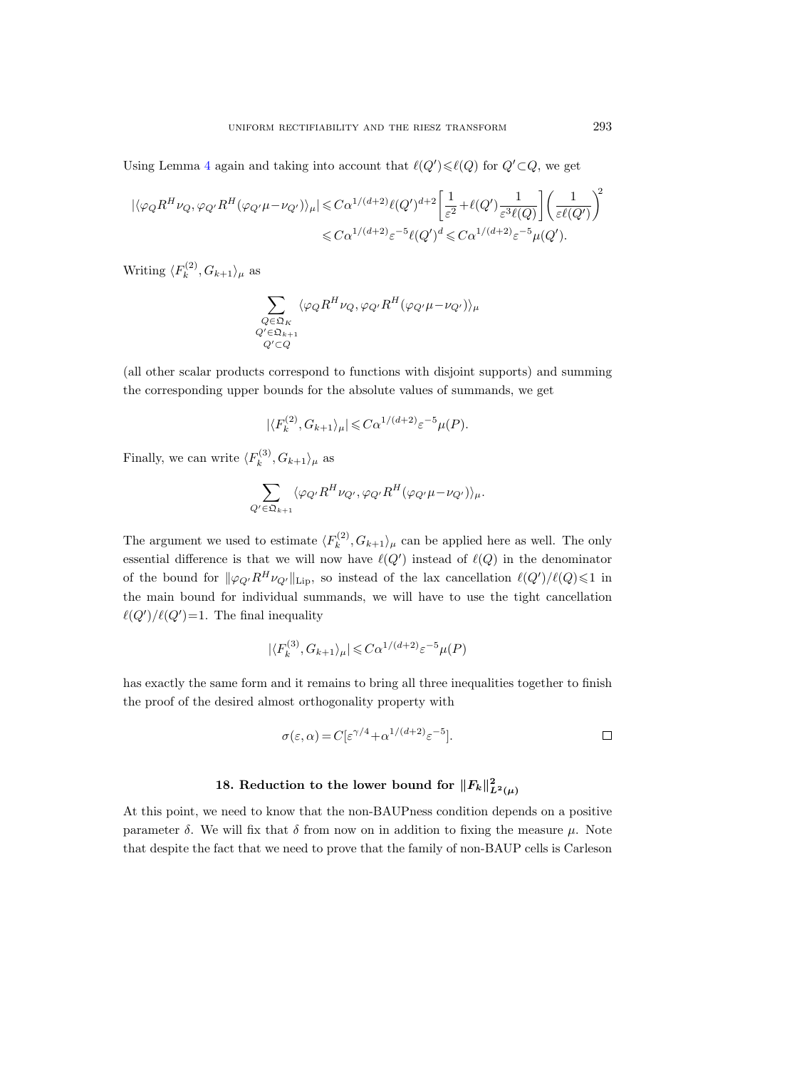Using Lemma 4 again and taking into account that $\ell(Q') \leqslant \ell(Q)$ for $Q' \subset Q$, we get

$$
\begin{aligned}
|\langle \varphi_Q R^H \nu_Q, \varphi_{Q'} R^H(\varphi_{Q'}\mu - \nu_{Q'})\rangle_\mu| &\leqslant C\alpha^{1/(d+2)} \ell(Q')^{d+2}\left[\frac{1}{\varepsilon^2} + \ell(Q')\frac{1}{\varepsilon^3 \ell(Q)}\right]\left(\frac{1}{\varepsilon \ell(Q')}\right)^2 \\
&\leqslant C\alpha^{1/(d+2)}\varepsilon^{-5}\ell(Q')^d \leqslant C\alpha^{1/(d+2)}\varepsilon^{-5}\mu(Q').
\end{aligned}
$$

Writing $\langle F_k^{(2)}, G_{k+1}\rangle_\mu$ as

$$
\sum_{\substack{Q \in \mathfrak{Q}_K \\ Q' \in \mathfrak{Q}_{k+1} \\ Q' \subset Q}} \langle \varphi_Q R^H \nu_Q, \varphi_{Q'} R^H(\varphi_{Q'}\mu - \nu_{Q'})\rangle_\mu
$$

(all other scalar products correspond to functions with disjoint supports) and summing the corresponding upper bounds for the absolute values of summands, we get

$$
|\langle F_k^{(2)}, G_{k+1}\rangle_\mu| \leqslant C\alpha^{1/(d+2)}\varepsilon^{-5}\mu(P).
$$

Finally, we can write $\langle F_k^{(3)}, G_{k+1}\rangle_\mu$ as

$$
\sum_{Q' \in \mathfrak{Q}_{k+1}} \langle \varphi_{Q'} R^H \nu_{Q'}, \varphi_{Q'} R^H(\varphi_{Q'}\mu - \nu_{Q'})\rangle_\mu.
$$

The argument we used to estimate $\langle F_k^{(2)}, G_{k+1}\rangle_\mu$ can be applied here as well. The only essential difference is that we will now have $\ell(Q')$ instead of $\ell(Q)$ in the denominator of the bound for $\|\varphi_{Q'} R^H \nu_{Q'}\|_{\mathrm{Lip}}$, so instead of the lax cancellation $\ell(Q')/\ell(Q) \leqslant 1$ in the main bound for individual summands, we will have to use the tight cancellation $\ell(Q')/\ell(Q') = 1$. The final inequality

$$
|\langle F_k^{(3)}, G_{k+1}\rangle_\mu| \leqslant C\alpha^{1/(d+2)}\varepsilon^{-5}\mu(P)
$$

has exactly the same form and it remains to bring all three inequalities together to finish the proof of the desired almost orthogonality property with

$$
\sigma(\varepsilon, \alpha) = C[\varepsilon^{\gamma/4} + \alpha^{1/(d+2)}\varepsilon^{-5}]. \qquad \square
$$

## 18. Reduction to the lower bound for $\|F_k\|^2_{L^2(\mu)}$

At this point, we need to know that the non-BAUPness condition depends on a positive parameter $\delta$. We will fix that $\delta$ from now on in addition to fixing the measure $\mu$. Note that despite the fact that we need to prove that the family of non-BAUP cells is Carleson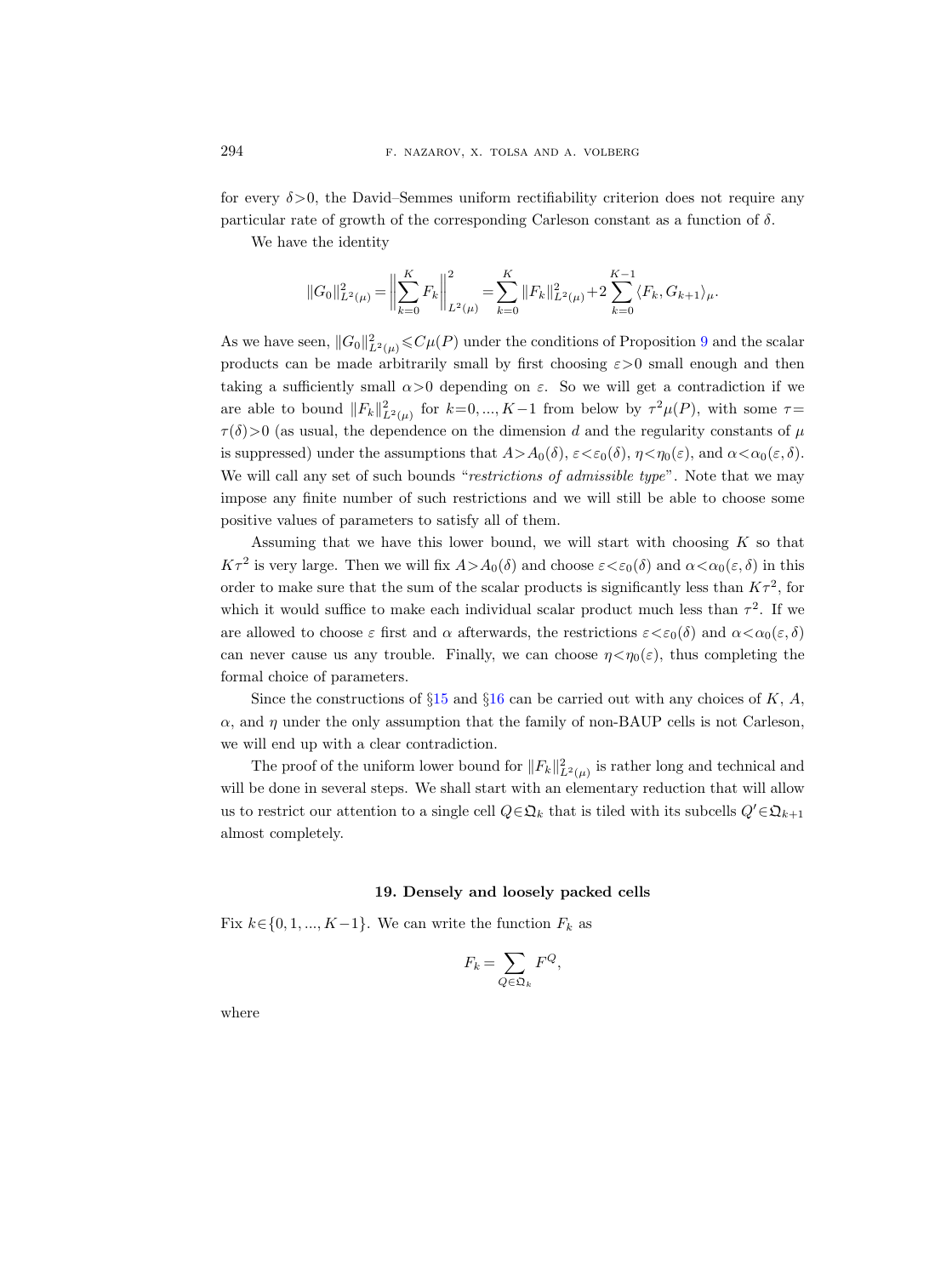for every $\delta>0$, the David–Semmes uniform rectifiability criterion does not require any particular rate of growth of the corresponding Carleson constant as a function of $\delta$.

We have the identity

$$\|G_0\|^2_{L^2(\mu)} = \left\|\sum_{k=0}^{K} F_k\right\|^2_{L^2(\mu)} = \sum_{k=0}^{K} \|F_k\|^2_{L^2(\mu)} + 2\sum_{k=0}^{K-1} \langle F_k, G_{k+1}\rangle_\mu.$$

As we have seen, $\|G_0\|^2_{L^2(\mu)} \leqslant C\mu(P)$ under the conditions of Proposition 9 and the scalar products can be made arbitrarily small by first choosing $\varepsilon>0$ small enough and then taking a sufficiently small $\alpha>0$ depending on $\varepsilon$. So we will get a contradiction if we are able to bound $\|F_k\|^2_{L^2(\mu)}$ for $k=0,...,K-1$ from below by $\tau^2\mu(P)$, with some $\tau=\tau(\delta)>0$ (as usual, the dependence on the dimension $d$ and the regularity constants of $\mu$ is suppressed) under the assumptions that $A>A_0(\delta)$, $\varepsilon<\varepsilon_0(\delta)$, $\eta<\eta_0(\varepsilon)$, and $\alpha<\alpha_0(\varepsilon,\delta)$. We will call any set of such bounds "*restrictions of admissible type*". Note that we may impose any finite number of such restrictions and we will still be able to choose some positive values of parameters to satisfy all of them.

Assuming that we have this lower bound, we will start with choosing $K$ so that $K\tau^2$ is very large. Then we will fix $A>A_0(\delta)$ and choose $\varepsilon<\varepsilon_0(\delta)$ and $\alpha<\alpha_0(\varepsilon,\delta)$ in this order to make sure that the sum of the scalar products is significantly less than $K\tau^2$, for which it would suffice to make each individual scalar product much less than $\tau^2$. If we are allowed to choose $\varepsilon$ first and $\alpha$ afterwards, the restrictions $\varepsilon<\varepsilon_0(\delta)$ and $\alpha<\alpha_0(\varepsilon,\delta)$ can never cause us any trouble. Finally, we can choose $\eta<\eta_0(\varepsilon)$, thus completing the formal choice of parameters.

Since the constructions of §15 and §16 can be carried out with any choices of $K$, $A$, $\alpha$, and $\eta$ under the only assumption that the family of non-BAUP cells is not Carleson, we will end up with a clear contradiction.

The proof of the uniform lower bound for $\|F_k\|^2_{L^2(\mu)}$ is rather long and technical and will be done in several steps. We shall start with an elementary reduction that will allow us to restrict our attention to a single cell $Q\in\mathfrak{Q}_k$ that is tiled with its subcells $Q'\in\mathfrak{Q}_{k+1}$ almost completely.

## 19. Densely and loosely packed cells

Fix $k\in\{0,1,...,K-1\}$. We can write the function $F_k$ as

$$F_k = \sum_{Q\in\mathfrak{Q}_k} F^Q,$$

where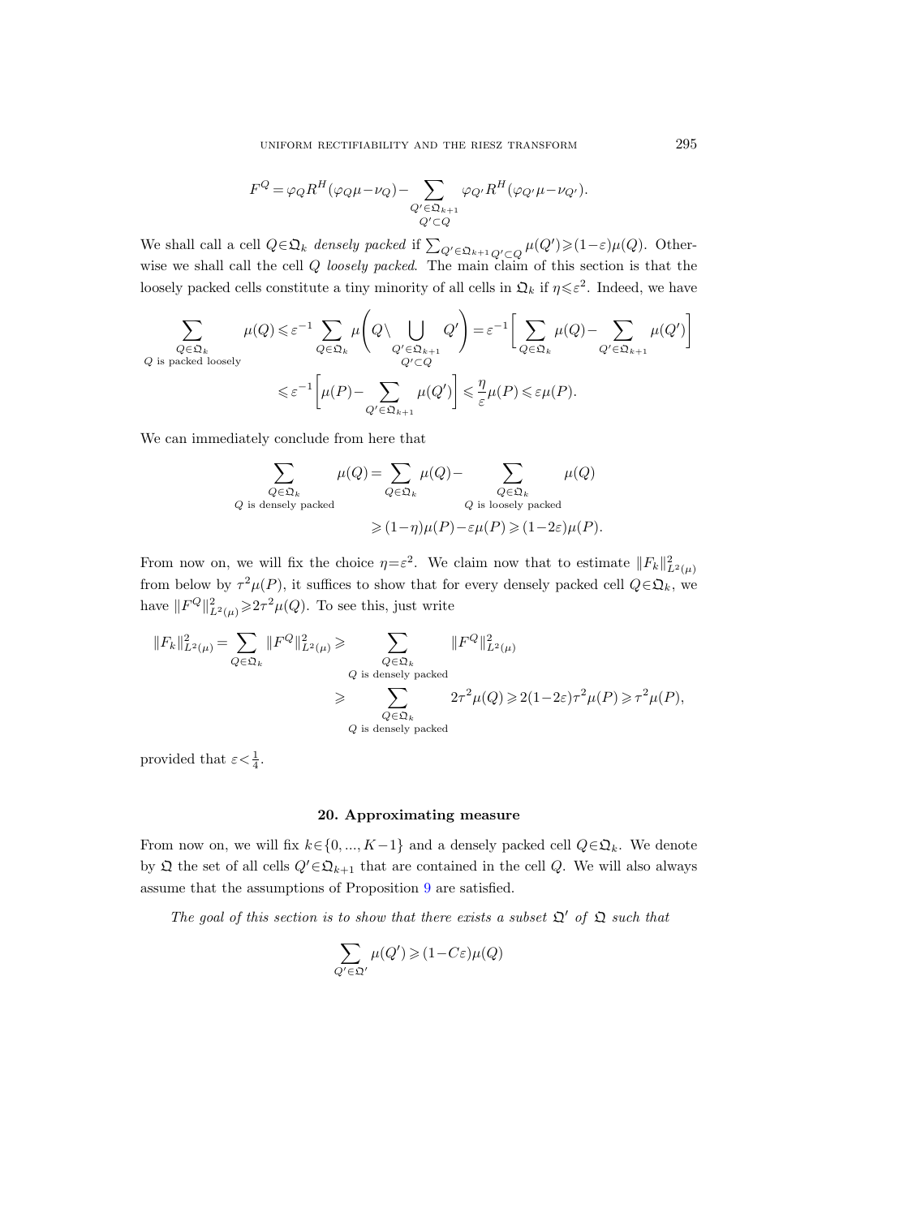$$F^Q = \varphi_Q R^H(\varphi_Q\mu - \nu_Q) - \sum_{\substack{Q'\in\mathfrak{Q}_{k+1}\\ Q'\subset Q}} \varphi_{Q'} R^H(\varphi_{Q'}\mu - \nu_{Q'}).$$

We shall call a cell $Q\in\mathfrak{Q}_k$ *densely packed* if $\sum_{Q'\in\mathfrak{Q}_{k+1}\, Q'\subset Q}\mu(Q')\geqslant(1-\varepsilon)\mu(Q)$. Otherwise we shall call the cell $Q$ *loosely packed*. The main claim of this section is that the loosely packed cells constitute a tiny minority of all cells in $\mathfrak{Q}_k$ if $\eta\leqslant\varepsilon^2$. Indeed, we have

$$\begin{aligned}
\sum_{\substack{Q\in\mathfrak{Q}_k\\ Q \text{ is packed loosely}}}\mu(Q) &\leqslant \varepsilon^{-1}\sum_{Q\in\mathfrak{Q}_k}\mu\Bigg(Q\setminus\bigcup_{\substack{Q'\in\mathfrak{Q}_{k+1}\\ Q'\subset Q}}Q'\Bigg) = \varepsilon^{-1}\Bigg[\sum_{Q\in\mathfrak{Q}_k}\mu(Q) - \sum_{Q'\in\mathfrak{Q}_{k+1}}\mu(Q')\Bigg]\\
&\leqslant \varepsilon^{-1}\Bigg[\mu(P) - \sum_{Q'\in\mathfrak{Q}_{k+1}}\mu(Q')\Bigg] \leqslant \frac{\eta}{\varepsilon}\mu(P)\leqslant\varepsilon\mu(P).
\end{aligned}$$

We can immediately conclude from here that

$$\begin{aligned}
\sum_{\substack{Q\in\mathfrak{Q}_k\\ Q \text{ is densely packed}}}\mu(Q) &= \sum_{Q\in\mathfrak{Q}_k}\mu(Q) - \sum_{\substack{Q\in\mathfrak{Q}_k\\ Q \text{ is loosely packed}}}\mu(Q)\\
&\geqslant (1-\eta)\mu(P) - \varepsilon\mu(P)\geqslant(1-2\varepsilon)\mu(P).
\end{aligned}$$

From now on, we will fix the choice $\eta=\varepsilon^2$. We claim now that to estimate $\|F_k\|^2_{L^2(\mu)}$ from below by $\tau^2\mu(P)$, it suffices to show that for every densely packed cell $Q\in\mathfrak{Q}_k$, we have $\|F^Q\|^2_{L^2(\mu)}\geqslant 2\tau^2\mu(Q)$. To see this, just write

$$\begin{aligned}
\|F_k\|^2_{L^2(\mu)} = \sum_{Q\in\mathfrak{Q}_k}\|F^Q\|^2_{L^2(\mu)} &\geqslant \sum_{\substack{Q\in\mathfrak{Q}_k\\ Q \text{ is densely packed}}}\|F^Q\|^2_{L^2(\mu)}\\
&\geqslant \sum_{\substack{Q\in\mathfrak{Q}_k\\ Q \text{ is densely packed}}} 2\tau^2\mu(Q)\geqslant 2(1-2\varepsilon)\tau^2\mu(P)\geqslant\tau^2\mu(P),
\end{aligned}$$

provided that $\varepsilon<\frac{1}{4}$.

## 20. Approximating measure

From now on, we will fix $k\in\{0,...,K-1\}$ and a densely packed cell $Q\in\mathfrak{Q}_k$. We denote by $\mathfrak{Q}$ the set of all cells $Q'\in\mathfrak{Q}_{k+1}$ that are contained in the cell $Q$. We will also always assume that the assumptions of Proposition 9 are satisfied.

*The goal of this section is to show that there exists a subset $\mathfrak{Q}'$ of $\mathfrak{Q}$ such that*

$$\sum_{Q'\in\mathfrak{Q}'}\mu(Q')\geqslant(1-C\varepsilon)\mu(Q)$$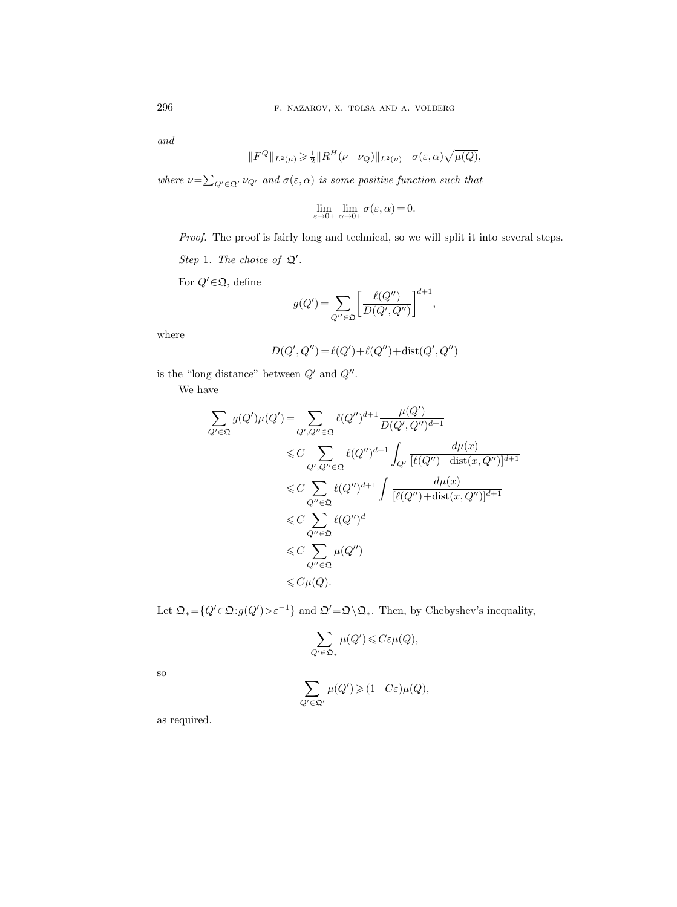*and*

$$\|F^Q\|_{L^2(\mu)} \geqslant \tfrac{1}{2}\|R^H(\nu-\nu_Q)\|_{L^2(\nu)} - \sigma(\varepsilon,\alpha)\sqrt{\mu(Q)},$$

*where* $\nu = \sum_{Q' \in \mathfrak{Q}'} \nu_{Q'}$ *and* $\sigma(\varepsilon, \alpha)$ *is some positive function such that*

$$\lim_{\varepsilon \to 0+} \lim_{\alpha \to 0+} \sigma(\varepsilon, \alpha) = 0.$$

*Proof.* The proof is fairly long and technical, so we will split it into several steps.

*Step* 1. *The choice of* $\mathfrak{Q}'$.

For $Q' \in \mathfrak{Q}$, define

$$g(Q') = \sum_{Q'' \in \mathfrak{Q}} \left[\frac{\ell(Q'')}{D(Q', Q'')}\right]^{d+1},$$

where

$$D(Q', Q'') = \ell(Q') + \ell(Q'') + \operatorname{dist}(Q', Q'')$$

is the "long distance" between $Q'$ and $Q''$.

We have

$$\begin{aligned}
\sum_{Q' \in \mathfrak{Q}} g(Q')\mu(Q') &= \sum_{Q', Q'' \in \mathfrak{Q}} \ell(Q'')^{d+1} \frac{\mu(Q')}{D(Q', Q'')^{d+1}} \\
&\leqslant C \sum_{Q', Q'' \in \mathfrak{Q}} \ell(Q'')^{d+1} \int_{Q'} \frac{d\mu(x)}{[\ell(Q'') + \operatorname{dist}(x, Q'')]^{d+1}} \\
&\leqslant C \sum_{Q'' \in \mathfrak{Q}} \ell(Q'')^{d+1} \int \frac{d\mu(x)}{[\ell(Q'') + \operatorname{dist}(x, Q'')]^{d+1}} \\
&\leqslant C \sum_{Q'' \in \mathfrak{Q}} \ell(Q'')^{d} \\
&\leqslant C \sum_{Q'' \in \mathfrak{Q}} \mu(Q'') \\
&\leqslant C\mu(Q).
\end{aligned}$$

Let $\mathfrak{Q}_* = \{Q' \in \mathfrak{Q} : g(Q') > \varepsilon^{-1}\}$ and $\mathfrak{Q}' = \mathfrak{Q} \setminus \mathfrak{Q}_*$. Then, by Chebyshev's inequality,

$$\sum_{Q' \in \mathfrak{Q}_*} \mu(Q') \leqslant C\varepsilon\mu(Q),$$

so

$$\sum_{Q' \in \mathfrak{Q}'} \mu(Q') \geqslant (1 - C\varepsilon)\mu(Q),$$

as required.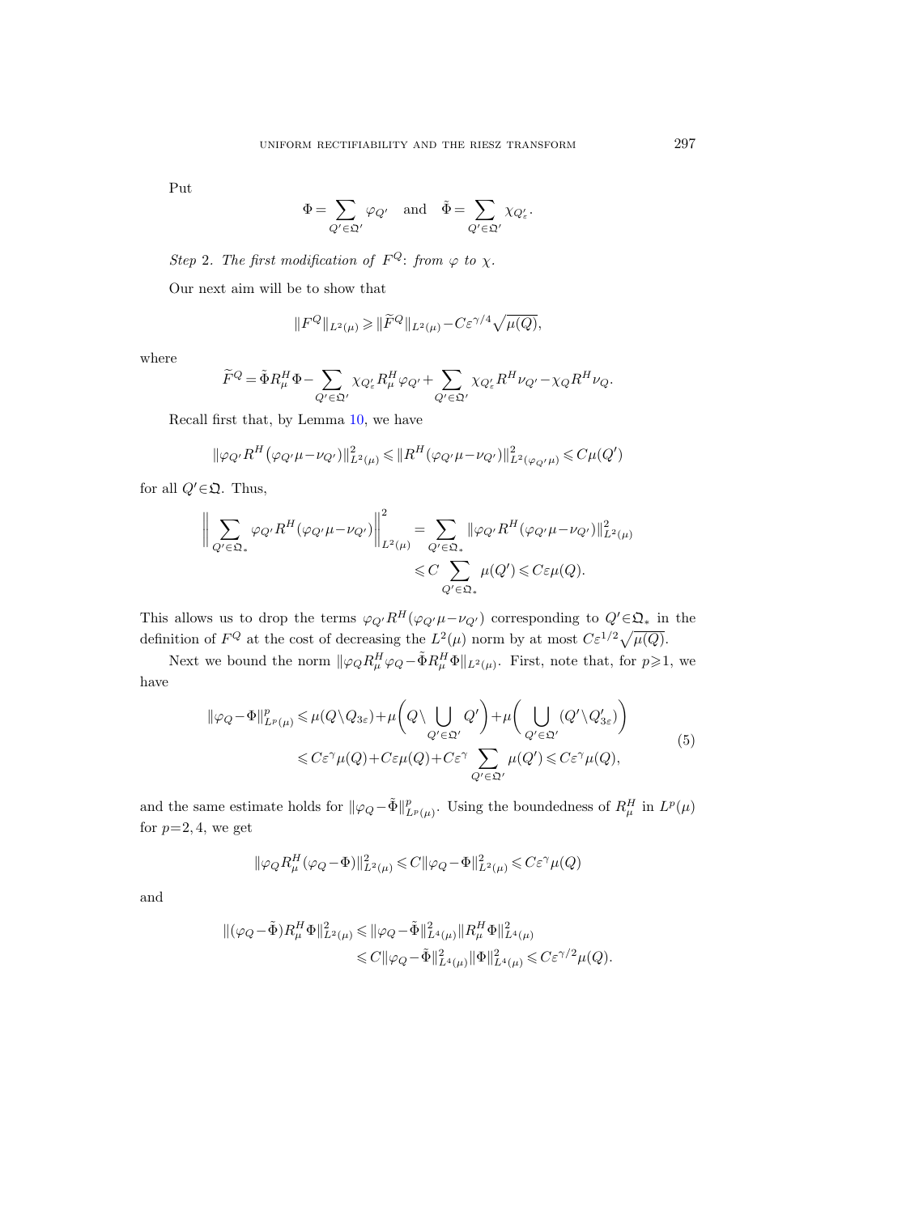Put

$$\Phi = \sum_{Q' \in \mathfrak{Q}'} \varphi_{Q'} \quad \text{and} \quad \tilde{\Phi} = \sum_{Q' \in \mathfrak{Q}'} \chi_{Q'_\varepsilon}.$$

*Step* 2. *The first modification of* $F^Q$: *from* $\varphi$ *to* $\chi$.

Our next aim will be to show that

$$\|F^Q\|_{L^2(\mu)} \geqslant \|\widetilde{F}^Q\|_{L^2(\mu)} - C\varepsilon^{\gamma/4}\sqrt{\mu(Q)},$$

where

$$\widetilde{F}^Q = \tilde{\Phi} R^H_\mu \Phi - \sum_{Q' \in \mathfrak{Q}'} \chi_{Q'_\varepsilon} R^H_\mu \varphi_{Q'} + \sum_{Q' \in \mathfrak{Q}'} \chi_{Q'_\varepsilon} R^H \nu_{Q'} - \chi_Q R^H \nu_Q.$$

Recall first that, by Lemma 10, we have

$$\|\varphi_{Q'} R^H(\varphi_{Q'}\mu - \nu_{Q'})\|^2_{L^2(\mu)} \leqslant \|R^H(\varphi_{Q'}\mu - \nu_{Q'})\|^2_{L^2(\varphi_{Q'}\mu)} \leqslant C\mu(Q')$$

for all $Q' \in \mathfrak{Q}$. Thus,

$$\begin{aligned}
\bigg\| \sum_{Q' \in \mathfrak{Q}_*} \varphi_{Q'} R^H(\varphi_{Q'}\mu - \nu_{Q'}) \bigg\|^2_{L^2(\mu)} &= \sum_{Q' \in \mathfrak{Q}_*} \|\varphi_{Q'} R^H(\varphi_{Q'}\mu - \nu_{Q'})\|^2_{L^2(\mu)} \\
&\leqslant C \sum_{Q' \in \mathfrak{Q}_*} \mu(Q') \leqslant C\varepsilon\mu(Q).
\end{aligned}$$

This allows us to drop the terms $\varphi_{Q'} R^H(\varphi_{Q'}\mu - \nu_{Q'})$ corresponding to $Q' \in \mathfrak{Q}_*$ in the definition of $F^Q$ at the cost of decreasing the $L^2(\mu)$ norm by at most $C\varepsilon^{1/2}\sqrt{\mu(Q)}$.

Next we bound the norm $\|\varphi_Q R^H_\mu \varphi_Q - \tilde{\Phi} R^H_\mu \Phi\|_{L^2(\mu)}$. First, note that, for $p \geqslant 1$, we have

$$\begin{aligned}
\|\varphi_Q - \Phi\|^p_{L^p(\mu)} &\leqslant \mu(Q \setminus Q_{3\varepsilon}) + \mu\bigg(Q \setminus \bigcup_{Q' \in \mathfrak{Q}'} Q'\bigg) + \mu\bigg(\bigcup_{Q' \in \mathfrak{Q}'} (Q' \setminus Q'_{3\varepsilon})\bigg) \\
&\leqslant C\varepsilon^\gamma \mu(Q) + C\varepsilon\mu(Q) + C\varepsilon^\gamma \sum_{Q' \in \mathfrak{Q}'} \mu(Q') \leqslant C\varepsilon^\gamma \mu(Q),
\end{aligned} \tag{5}$$

and the same estimate holds for $\|\varphi_Q - \tilde{\Phi}\|^p_{L^p(\mu)}$. Using the boundedness of $R^H_\mu$ in $L^p(\mu)$ for $p = 2, 4$, we get

$$\|\varphi_Q R^H_\mu(\varphi_Q - \Phi)\|^2_{L^2(\mu)} \leqslant C\|\varphi_Q - \Phi\|^2_{L^2(\mu)} \leqslant C\varepsilon^\gamma \mu(Q)$$

and

$$\begin{aligned}
\|(\varphi_Q - \tilde{\Phi}) R^H_\mu \Phi\|^2_{L^2(\mu)} &\leqslant \|\varphi_Q - \tilde{\Phi}\|^2_{L^4(\mu)} \|R^H_\mu \Phi\|^2_{L^4(\mu)} \\
&\leqslant C\|\varphi_Q - \tilde{\Phi}\|^2_{L^4(\mu)} \|\Phi\|^2_{L^4(\mu)} \leqslant C\varepsilon^{\gamma/2} \mu(Q).
\end{aligned}$$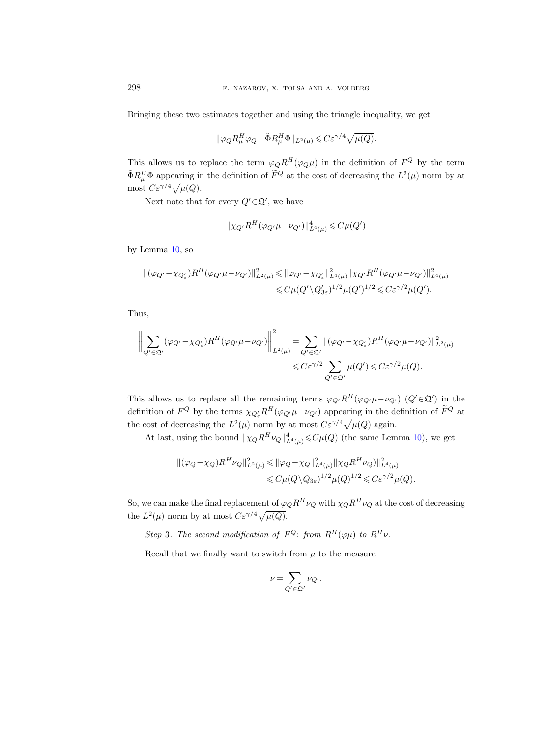Bringing these two estimates together and using the triangle inequality, we get

$$\|\varphi_Q R_\mu^H \varphi_Q - \tilde{\Phi} R_\mu^H \Phi\|_{L^2(\mu)} \leqslant C\varepsilon^{\gamma/4}\sqrt{\mu(Q)}.$$

This allows us to replace the term $\varphi_Q R^H(\varphi_Q\mu)$ in the definition of $F^Q$ by the term $\tilde{\Phi} R_\mu^H \Phi$ appearing in the definition of $\widetilde{F}^Q$ at the cost of decreasing the $L^2(\mu)$ norm by at most $C\varepsilon^{\gamma/4}\sqrt{\mu(Q)}$.

Next note that for every $Q' \in \mathfrak{Q}'$, we have

$$\|\chi_{Q'} R^H(\varphi_{Q'}\mu - \nu_{Q'})\|_{L^4(\mu)}^4 \leqslant C\mu(Q')$$

by Lemma 10, so

$$\begin{aligned}
\|(\varphi_{Q'} - \chi_{Q'_\varepsilon}) R^H(\varphi_{Q'}\mu - \nu_{Q'})\|_{L^2(\mu)}^2 &\leqslant \|\varphi_{Q'} - \chi_{Q'_\varepsilon}\|_{L^4(\mu)}^2 \|\chi_{Q'} R^H(\varphi_{Q'}\mu - \nu_{Q'})\|_{L^4(\mu)}^2 \\
&\leqslant C\mu(Q' \setminus Q'_{3\varepsilon})^{1/2}\mu(Q')^{1/2} \leqslant C\varepsilon^{\gamma/2}\mu(Q').
\end{aligned}$$

Thus,

$$\begin{aligned}
\left\| \sum_{Q' \in \mathfrak{Q}'} (\varphi_{Q'} - \chi_{Q'_\varepsilon}) R^H(\varphi_{Q'}\mu - \nu_{Q'}) \right\|_{L^2(\mu)}^2 &= \sum_{Q' \in \mathfrak{Q}'} \|(\varphi_{Q'} - \chi_{Q'_\varepsilon}) R^H(\varphi_{Q'}\mu - \nu_{Q'})\|_{L^2(\mu)}^2 \\
&\leqslant C\varepsilon^{\gamma/2} \sum_{Q' \in \mathfrak{Q}'} \mu(Q') \leqslant C\varepsilon^{\gamma/2}\mu(Q).
\end{aligned}$$

This allows us to replace all the remaining terms $\varphi_{Q'} R^H(\varphi_{Q'}\mu - \nu_{Q'})$ $(Q' \in \mathfrak{Q}')$ in the definition of $F^Q$ by the terms $\chi_{Q'_\varepsilon} R^H(\varphi_{Q'}\mu - \nu_{Q'})$ appearing in the definition of $\widetilde{F}^Q$ at the cost of decreasing the $L^2(\mu)$ norm by at most $C\varepsilon^{\gamma/4}\sqrt{\mu(Q)}$ again.

At last, using the bound $\|\chi_Q R^H \nu_Q\|_{L^4(\mu)}^4 \leqslant C\mu(Q)$ (the same Lemma 10), we get

$$\begin{aligned}
\|(\varphi_Q - \chi_Q) R^H \nu_Q\|_{L^2(\mu)}^2 &\leqslant \|\varphi_Q - \chi_Q\|_{L^4(\mu)}^2 \|\chi_Q R^H \nu_Q\|_{L^4(\mu)}^2 \\
&\leqslant C\mu(Q \setminus Q_{3\varepsilon})^{1/2}\mu(Q)^{1/2} \leqslant C\varepsilon^{\gamma/2}\mu(Q).
\end{aligned}$$

So, we can make the final replacement of $\varphi_Q R^H \nu_Q$ with $\chi_Q R^H \nu_Q$ at the cost of decreasing the $L^2(\mu)$ norm by at most $C\varepsilon^{\gamma/4}\sqrt{\mu(Q)}$.

*Step* 3. *The second modification of* $F^Q$: *from* $R^H(\varphi\mu)$ *to* $R^H\nu$.

Recall that we finally want to switch from $\mu$ to the measure

$$\nu = \sum_{Q' \in \mathfrak{Q}'} \nu_{Q'}.$$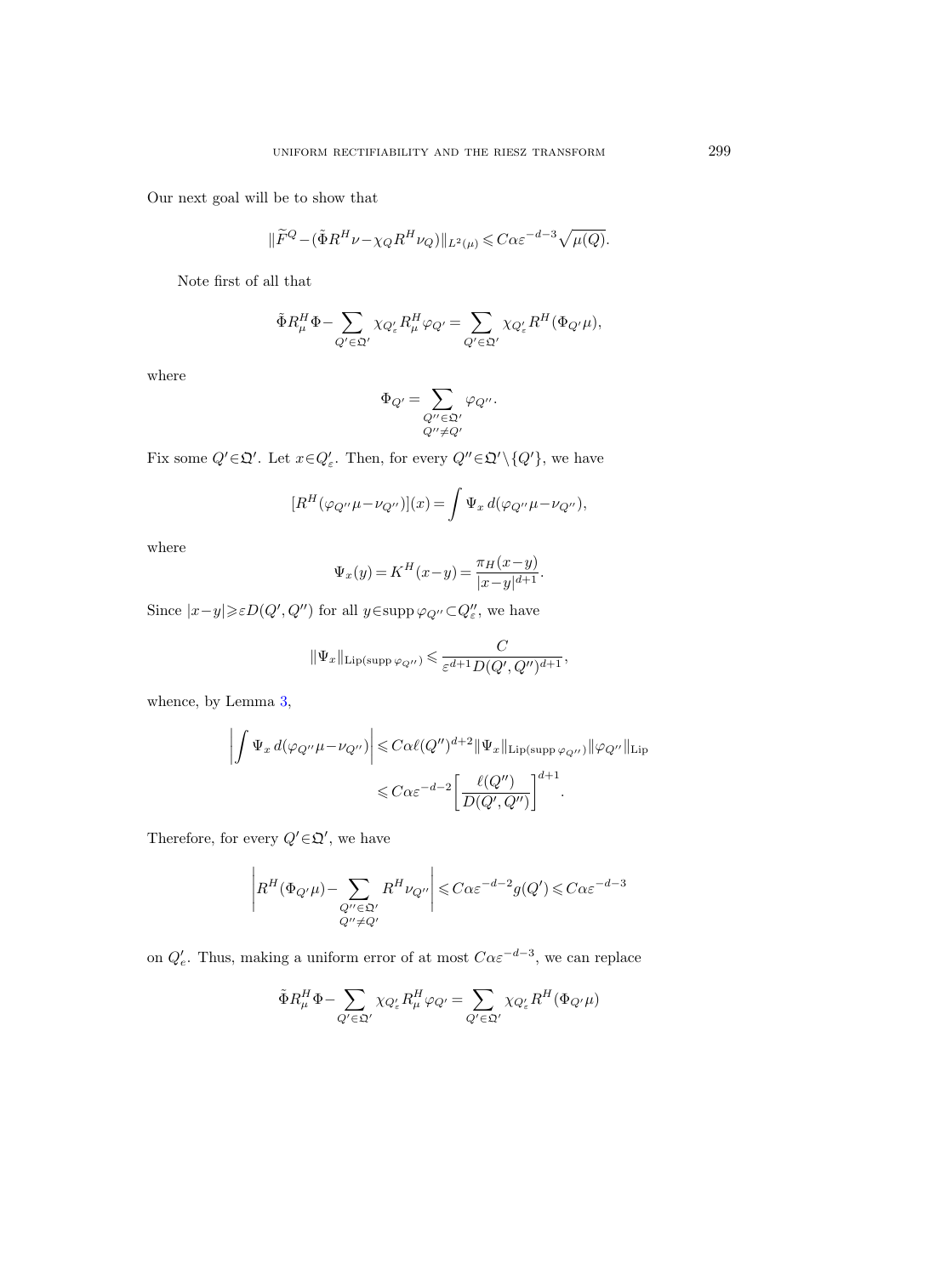Our next goal will be to show that

$$\|\widetilde{F}^Q - (\tilde{\Phi} R^H \nu - \chi_Q R^H \nu_Q)\|_{L^2(\mu)} \leqslant C\alpha\varepsilon^{-d-3}\sqrt{\mu(Q)}.$$

Note first of all that

$$\tilde{\Phi} R^H_\mu \Phi - \sum_{Q' \in \mathfrak{Q}'} \chi_{Q'_\varepsilon} R^H_\mu \varphi_{Q'} = \sum_{Q' \in \mathfrak{Q}'} \chi_{Q'_\varepsilon} R^H(\Phi_{Q'}\mu),$$

where

$$\Phi_{Q'} = \sum_{\substack{Q'' \in \mathfrak{Q}' \\ Q'' \neq Q'}} \varphi_{Q''}.$$

Fix some $Q' \in \mathfrak{Q}'$. Let $x \in Q'_\varepsilon$. Then, for every $Q'' \in \mathfrak{Q}' \setminus \{Q'\}$, we have

$$[R^H(\varphi_{Q''}\mu - \nu_{Q''})](x) = \int \Psi_x \, d(\varphi_{Q''}\mu - \nu_{Q''}),$$

where

$$\Psi_x(y) = K^H(x-y) = \frac{\pi_H(x-y)}{|x-y|^{d+1}}.$$

Since $|x-y| \geqslant \varepsilon D(Q', Q'')$ for all $y \in \operatorname{supp} \varphi_{Q''} \subset Q''_\varepsilon$, we have

$$\|\Psi_x\|_{\operatorname{Lip}(\operatorname{supp} \varphi_{Q''})} \leqslant \frac{C}{\varepsilon^{d+1} D(Q', Q'')^{d+1}},$$

whence, by Lemma 3,

$$\begin{aligned} \left| \int \Psi_x \, d(\varphi_{Q''}\mu - \nu_{Q''}) \right| &\leqslant C\alpha \ell(Q'')^{d+2} \|\Psi_x\|_{\operatorname{Lip}(\operatorname{supp} \varphi_{Q''})} \|\varphi_{Q''}\|_{\operatorname{Lip}} \\ &\leqslant C\alpha\varepsilon^{-d-2} \left[ \frac{\ell(Q'')}{D(Q', Q'')} \right]^{d+1}. \end{aligned}$$

Therefore, for every $Q' \in \mathfrak{Q}'$, we have

$$\left| R^H(\Phi_{Q'}\mu) - \sum_{\substack{Q'' \in \mathfrak{Q}' \\ Q'' \neq Q'}} R^H \nu_{Q''} \right| \leqslant C\alpha\varepsilon^{-d-2} g(Q') \leqslant C\alpha\varepsilon^{-d-3}$$

on $Q'_e$. Thus, making a uniform error of at most $C\alpha\varepsilon^{-d-3}$, we can replace

$$\tilde{\Phi} R^H_\mu \Phi - \sum_{Q' \in \mathfrak{Q}'} \chi_{Q'_\varepsilon} R^H_\mu \varphi_{Q'} = \sum_{Q' \in \mathfrak{Q}'} \chi_{Q'_\varepsilon} R^H(\Phi_{Q'}\mu)$$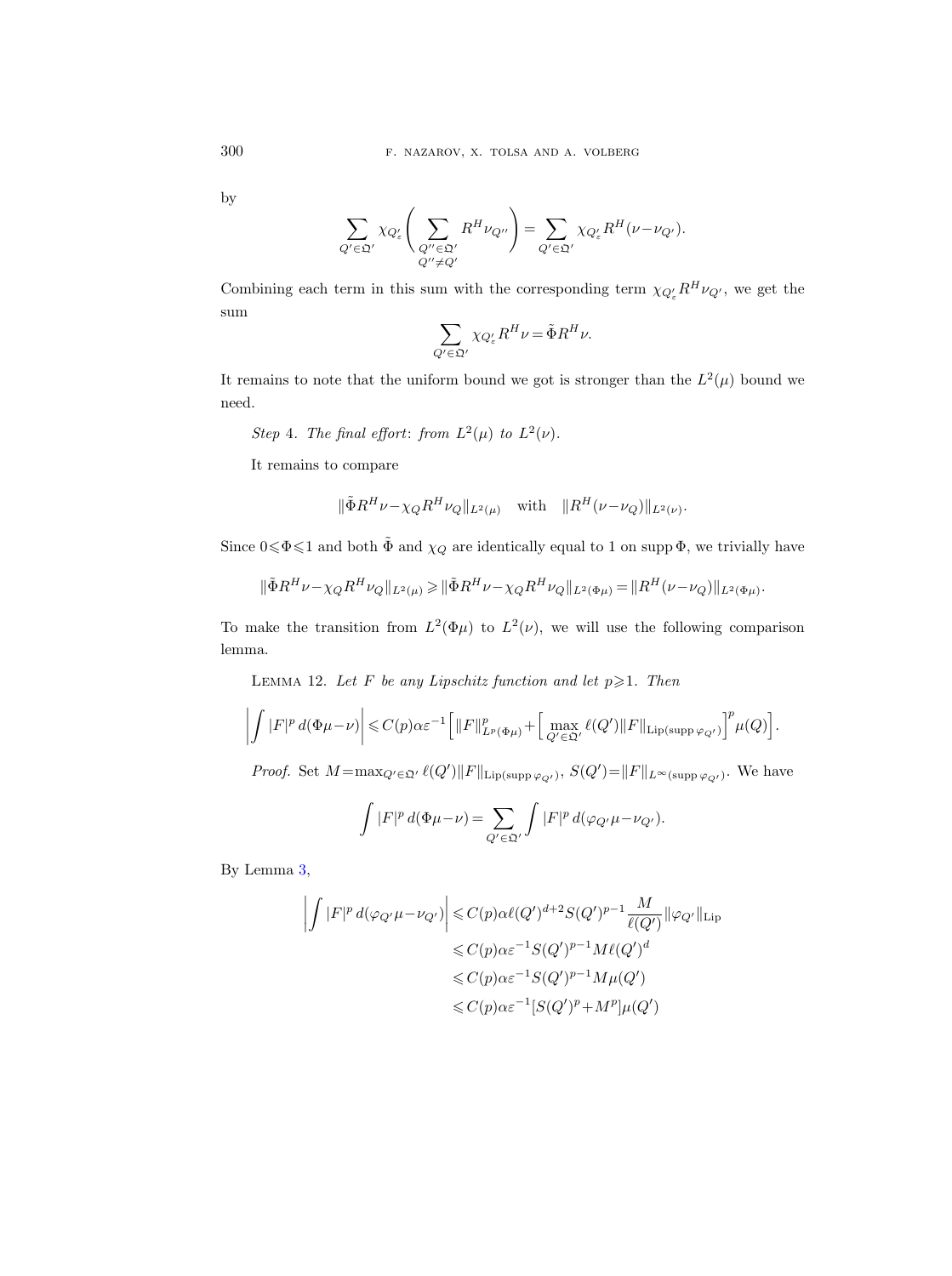by

$$\sum_{Q'\in\mathfrak{Q}'}\chi_{Q'_\varepsilon}\Bigg(\sum_{\substack{Q''\in\mathfrak{Q}'\\ Q''\neq Q'}}R^H\nu_{Q''}\Bigg)=\sum_{Q'\in\mathfrak{Q}'}\chi_{Q'_\varepsilon}R^H(\nu-\nu_{Q'}).$$

Combining each term in this sum with the corresponding term $\chi_{Q'_\varepsilon}R^H\nu_{Q'}$, we get the sum

$$\sum_{Q'\in\mathfrak{Q}'}\chi_{Q'_\varepsilon}R^H\nu=\tilde\Phi R^H\nu.$$

It remains to note that the uniform bound we got is stronger than the $L^2(\mu)$ bound we need.

*Step* 4. *The final effort*: *from* $L^2(\mu)$ *to* $L^2(\nu)$.

It remains to compare

$$\|\tilde\Phi R^H\nu-\chi_Q R^H\nu_Q\|_{L^2(\mu)}\quad\text{with}\quad\|R^H(\nu-\nu_Q)\|_{L^2(\nu)}.$$

Since $0\leqslant\Phi\leqslant 1$ and both $\tilde\Phi$ and $\chi_Q$ are identically equal to 1 on $\operatorname{supp}\Phi$, we trivially have

$$\|\tilde\Phi R^H\nu-\chi_Q R^H\nu_Q\|_{L^2(\mu)}\geqslant\|\tilde\Phi R^H\nu-\chi_Q R^H\nu_Q\|_{L^2(\Phi\mu)}=\|R^H(\nu-\nu_Q)\|_{L^2(\Phi\mu)}.$$

To make the transition from $L^2(\Phi\mu)$ to $L^2(\nu)$, we will use the following comparison lemma.

Lemma 12. *Let $F$ be any Lipschitz function and let $p\geqslant 1$. Then*

$$\left|\int|F|^p\,d(\Phi\mu-\nu)\right|\leqslant C(p)\alpha\varepsilon^{-1}\Big[\|F\|^p_{L^p(\Phi\mu)}+\Big[\max_{Q'\in\mathfrak{Q}'}\ell(Q')\|F\|_{\mathrm{Lip}(\operatorname{supp}\varphi_{Q'})}\Big]^p\mu(Q)\Big].$$

*Proof.* Set $M=\max_{Q'\in\mathfrak{Q}'}\ell(Q')\|F\|_{\mathrm{Lip}(\operatorname{supp}\varphi_{Q'})}$, $S(Q')=\|F\|_{L^\infty(\operatorname{supp}\varphi_{Q'})}$. We have

$$\int|F|^p\,d(\Phi\mu-\nu)=\sum_{Q'\in\mathfrak{Q}'}\int|F|^p\,d(\varphi_{Q'}\mu-\nu_{Q'}).$$

By Lemma 3,

$$\begin{aligned}\left|\int|F|^p\,d(\varphi_{Q'}\mu-\nu_{Q'})\right|&\leqslant C(p)\alpha\ell(Q')^{d+2}S(Q')^{p-1}\frac{M}{\ell(Q')}\|\varphi_{Q'}\|_{\mathrm{Lip}}\\&\leqslant C(p)\alpha\varepsilon^{-1}S(Q')^{p-1}M\ell(Q')^d\\&\leqslant C(p)\alpha\varepsilon^{-1}S(Q')^{p-1}M\mu(Q')\\&\leqslant C(p)\alpha\varepsilon^{-1}[S(Q')^p+M^p]\mu(Q')\end{aligned}$$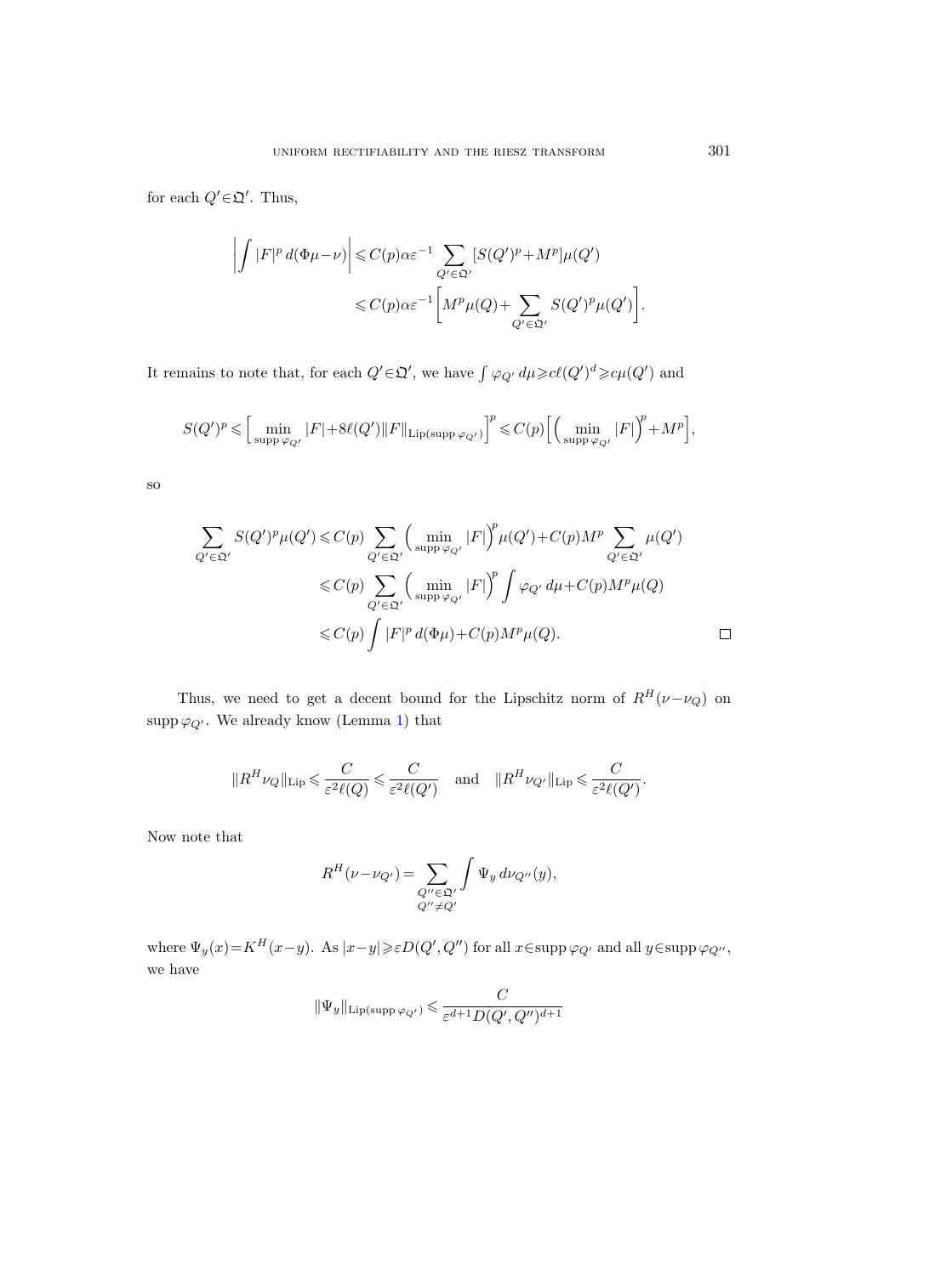for each $Q'\in\mathfrak{Q}'$. Thus,

$$\left|\int |F|^p\,d(\Phi\mu-\nu)\right| \leqslant C(p)\alpha\varepsilon^{-1}\sum_{Q'\in\mathfrak{Q}'}[S(Q')^p+M^p]\mu(Q')$$
$$\leqslant C(p)\alpha\varepsilon^{-1}\left[M^p\mu(Q)+\sum_{Q'\in\mathfrak{Q}'}S(Q')^p\mu(Q')\right].$$

It remains to note that, for each $Q'\in\mathfrak{Q}'$, we have $\int\varphi_{Q'}\,d\mu\geqslant c\ell(Q')^d\geqslant c\mu(Q')$ and

$$S(Q')^p\leqslant\Big[\min_{\operatorname{supp}\varphi_{Q'}}|F|+8\ell(Q')\|F\|_{\mathrm{Lip}(\operatorname{supp}\varphi_{Q'})}\Big]^p\leqslant C(p)\Big[\Big(\min_{\operatorname{supp}\varphi_{Q'}}|F|\Big)^p+M^p\Big],$$

so

$$\sum_{Q'\in\mathfrak{Q}'}S(Q')^p\mu(Q')\leqslant C(p)\sum_{Q'\in\mathfrak{Q}'}\Big(\min_{\operatorname{supp}\varphi_{Q'}}|F|\Big)^p\mu(Q')+C(p)M^p\sum_{Q'\in\mathfrak{Q}'}\mu(Q')$$
$$\leqslant C(p)\sum_{Q'\in\mathfrak{Q}'}\Big(\min_{\operatorname{supp}\varphi_{Q'}}|F|\Big)^p\int\varphi_{Q'}\,d\mu+C(p)M^p\mu(Q)$$
$$\leqslant C(p)\int|F|^p\,d(\Phi\mu)+C(p)M^p\mu(Q). \qquad\square$$

Thus, we need to get a decent bound for the Lipschitz norm of $R^H(\nu-\nu_Q)$ on $\operatorname{supp}\varphi_{Q'}$. We already know (Lemma 1) that

$$\|R^H\nu_Q\|_{\mathrm{Lip}}\leqslant\frac{C}{\varepsilon^2\ell(Q)}\leqslant\frac{C}{\varepsilon^2\ell(Q')}\quad\text{and}\quad\|R^H\nu_{Q'}\|_{\mathrm{Lip}}\leqslant\frac{C}{\varepsilon^2\ell(Q')}.$$

Now note that

$$R^H(\nu-\nu_{Q'})=\sum_{\substack{Q''\in\mathfrak{Q}'\\ Q''\neq Q'}}\int\Psi_y\,d\nu_{Q''}(y),$$

where $\Psi_y(x)=K^H(x-y)$. As $|x-y|\geqslant\varepsilon D(Q',Q'')$ for all $x\in\operatorname{supp}\varphi_{Q'}$ and all $y\in\operatorname{supp}\varphi_{Q''}$, we have

$$\|\Psi_y\|_{\mathrm{Lip}(\operatorname{supp}\varphi_{Q'})}\leqslant\frac{C}{\varepsilon^{d+1}D(Q',Q'')^{d+1}}$$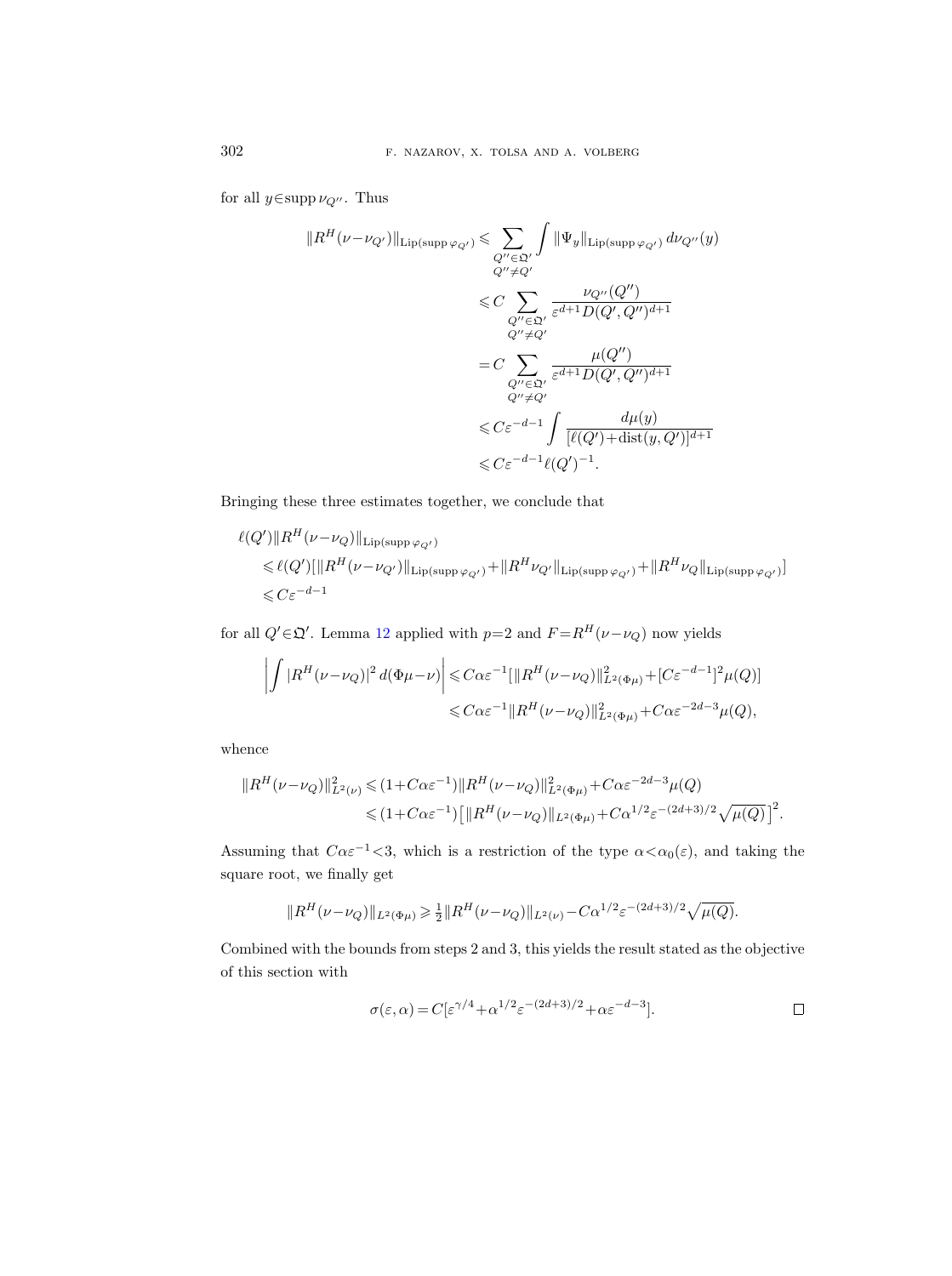for all $y \in \operatorname{supp} \nu_{Q''}$. Thus

$$
\begin{aligned}
\|R^H(\nu-\nu_{Q'})\|_{\mathrm{Lip}(\operatorname{supp}\varphi_{Q'})} &\leqslant \sum_{\substack{Q''\in\mathfrak{Q}' \\ Q''\neq Q'}} \int \|\Psi_y\|_{\mathrm{Lip}(\operatorname{supp}\varphi_{Q'})}\, d\nu_{Q''}(y) \\
&\leqslant C \sum_{\substack{Q''\in\mathfrak{Q}' \\ Q''\neq Q'}} \frac{\nu_{Q''}(Q'')}{\varepsilon^{d+1} D(Q',Q'')^{d+1}} \\
&= C \sum_{\substack{Q''\in\mathfrak{Q}' \\ Q''\neq Q'}} \frac{\mu(Q'')}{\varepsilon^{d+1} D(Q',Q'')^{d+1}} \\
&\leqslant C\varepsilon^{-d-1} \int \frac{d\mu(y)}{[\ell(Q')+\operatorname{dist}(y,Q')]^{d+1}} \\
&\leqslant C\varepsilon^{-d-1} \ell(Q')^{-1}.
\end{aligned}
$$

Bringing these three estimates together, we conclude that

$$
\begin{aligned}
&\ell(Q')\|R^H(\nu-\nu_Q)\|_{\mathrm{Lip}(\operatorname{supp}\varphi_{Q'})} \\
&\quad\leqslant \ell(Q')[\|R^H(\nu-\nu_{Q'})\|_{\mathrm{Lip}(\operatorname{supp}\varphi_{Q'})} + \|R^H\nu_{Q'}\|_{\mathrm{Lip}(\operatorname{supp}\varphi_{Q'})} + \|R^H\nu_Q\|_{\mathrm{Lip}(\operatorname{supp}\varphi_{Q'})}] \\
&\quad\leqslant C\varepsilon^{-d-1}
\end{aligned}
$$

for all $Q' \in \mathfrak{Q}'$. Lemma 12 applied with $p=2$ and $F=R^H(\nu-\nu_Q)$ now yields

$$
\begin{aligned}
\left| \int |R^H(\nu-\nu_Q)|^2\, d(\Phi\mu-\nu) \right| &\leqslant C\alpha\varepsilon^{-1}[\|R^H(\nu-\nu_Q)\|^2_{L^2(\Phi\mu)} + [C\varepsilon^{-d-1}]^2\mu(Q)] \\
&\leqslant C\alpha\varepsilon^{-1}\|R^H(\nu-\nu_Q)\|^2_{L^2(\Phi\mu)} + C\alpha\varepsilon^{-2d-3}\mu(Q),
\end{aligned}
$$

whence

$$
\begin{aligned}
\|R^H(\nu-\nu_Q)\|^2_{L^2(\nu)} &\leqslant (1+C\alpha\varepsilon^{-1})\|R^H(\nu-\nu_Q)\|^2_{L^2(\Phi\mu)} + C\alpha\varepsilon^{-2d-3}\mu(Q) \\
&\leqslant (1+C\alpha\varepsilon^{-1})\big[\|R^H(\nu-\nu_Q)\|_{L^2(\Phi\mu)} + C\alpha^{1/2}\varepsilon^{-(2d+3)/2}\sqrt{\mu(Q)}\,\big]^2.
\end{aligned}
$$

Assuming that $C\alpha\varepsilon^{-1}<3$, which is a restriction of the type $\alpha<\alpha_0(\varepsilon)$, and taking the square root, we finally get

$$
\|R^H(\nu-\nu_Q)\|_{L^2(\Phi\mu)} \geqslant \tfrac{1}{2}\|R^H(\nu-\nu_Q)\|_{L^2(\nu)} - C\alpha^{1/2}\varepsilon^{-(2d+3)/2}\sqrt{\mu(Q)}.
$$

Combined with the bounds from steps 2 and 3, this yields the result stated as the objective of this section with

$$
\sigma(\varepsilon,\alpha) = C[\varepsilon^{\gamma/4} + \alpha^{1/2}\varepsilon^{-(2d+3)/2} + \alpha\varepsilon^{-d-3}]. \qquad \square
$$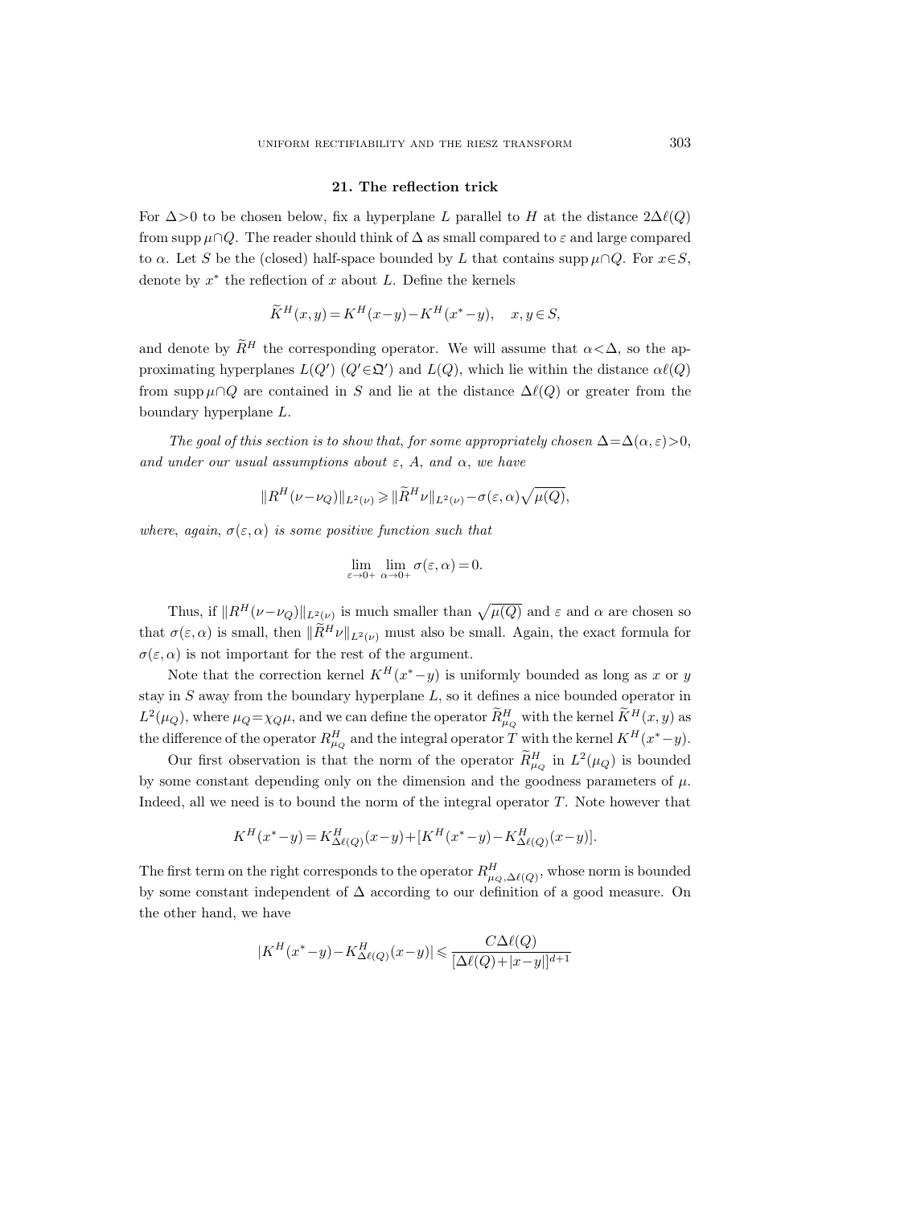## 21. The reflection trick

For $\Delta>0$ to be chosen below, fix a hyperplane $L$ parallel to $H$ at the distance $2\Delta\ell(Q)$ from $\operatorname{supp}\mu\cap Q$. The reader should think of $\Delta$ as small compared to $\varepsilon$ and large compared to $\alpha$. Let $S$ be the (closed) half-space bounded by $L$ that contains $\operatorname{supp}\mu\cap Q$. For $x\in S$, denote by $x^*$ the reflection of $x$ about $L$. Define the kernels

$$\widetilde{K}^H(x,y)=K^H(x-y)-K^H(x^*-y),\quad x,y\in S,$$

and denote by $\widetilde{R}^H$ the corresponding operator. We will assume that $\alpha<\Delta$, so the approximating hyperplanes $L(Q')$ ($Q'\in\mathfrak{Q}'$) and $L(Q)$, which lie within the distance $\alpha\ell(Q)$ from $\operatorname{supp}\mu\cap Q$ are contained in $S$ and lie at the distance $\Delta\ell(Q)$ or greater from the boundary hyperplane $L$.

*The goal of this section is to show that, for some appropriately chosen $\Delta=\Delta(\alpha,\varepsilon)>0$, and under our usual assumptions about $\varepsilon$, $A$, and $\alpha$, we have*

$$\|R^H(\nu-\nu_Q)\|_{L^2(\nu)}\geqslant\|\widetilde{R}^H\nu\|_{L^2(\nu)}-\sigma(\varepsilon,\alpha)\sqrt{\mu(Q)},$$

*where, again, $\sigma(\varepsilon,\alpha)$ is some positive function such that*

$$\lim_{\varepsilon\to0+}\lim_{\alpha\to0+}\sigma(\varepsilon,\alpha)=0.$$

Thus, if $\|R^H(\nu-\nu_Q)\|_{L^2(\nu)}$ is much smaller than $\sqrt{\mu(Q)}$ and $\varepsilon$ and $\alpha$ are chosen so that $\sigma(\varepsilon,\alpha)$ is small, then $\|\widetilde{R}^H\nu\|_{L^2(\nu)}$ must also be small. Again, the exact formula for $\sigma(\varepsilon,\alpha)$ is not important for the rest of the argument.

Note that the correction kernel $K^H(x^*-y)$ is uniformly bounded as long as $x$ or $y$ stay in $S$ away from the boundary hyperplane $L$, so it defines a nice bounded operator in $L^2(\mu_Q)$, where $\mu_Q=\chi_Q\mu$, and we can define the operator $\widetilde{R}^H_{\mu_Q}$ with the kernel $\widetilde{K}^H(x,y)$ as the difference of the operator $R^H_{\mu_Q}$ and the integral operator $T$ with the kernel $K^H(x^*-y)$.

Our first observation is that the norm of the operator $\widetilde{R}^H_{\mu_Q}$ in $L^2(\mu_Q)$ is bounded by some constant depending only on the dimension and the goodness parameters of $\mu$. Indeed, all we need is to bound the norm of the integral operator $T$. Note however that

$$K^H(x^*-y)=K^H_{\Delta\ell(Q)}(x-y)+[K^H(x^*-y)-K^H_{\Delta\ell(Q)}(x-y)].$$

The first term on the right corresponds to the operator $R^H_{\mu_Q,\Delta\ell(Q)}$, whose norm is bounded by some constant independent of $\Delta$ according to our definition of a good measure. On the other hand, we have

$$|K^H(x^*-y)-K^H_{\Delta\ell(Q)}(x-y)|\leqslant\frac{C\Delta\ell(Q)}{[\Delta\ell(Q)+|x-y|]^{d+1}}$$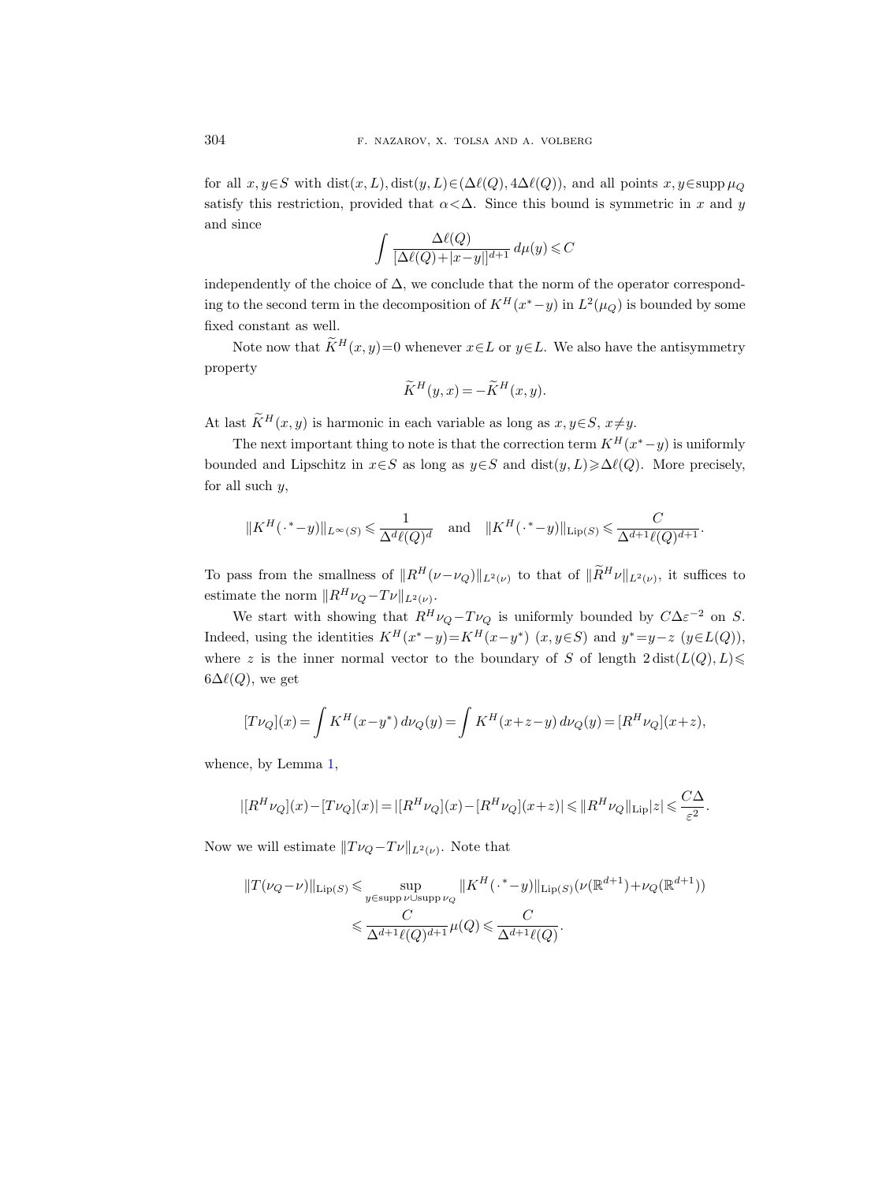for all $x, y \in S$ with $\operatorname{dist}(x, L), \operatorname{dist}(y, L) \in (\Delta\ell(Q), 4\Delta\ell(Q))$, and all points $x, y \in \operatorname{supp} \mu_Q$ satisfy this restriction, provided that $\alpha < \Delta$. Since this bound is symmetric in $x$ and $y$ and since

$$\int \frac{\Delta\ell(Q)}{[\Delta\ell(Q)+|x-y|]^{d+1}}\, d\mu(y) \leqslant C$$

independently of the choice of $\Delta$, we conclude that the norm of the operator corresponding to the second term in the decomposition of $K^H(x^*-y)$ in $L^2(\mu_Q)$ is bounded by some fixed constant as well.

Note now that $\widetilde{K}^H(x, y) = 0$ whenever $x \in L$ or $y \in L$. We also have the antisymmetry property

$$\widetilde{K}^H(y, x) = -\widetilde{K}^H(x, y).$$

At last $\widetilde{K}^H(x, y)$ is harmonic in each variable as long as $x, y \in S$, $x \neq y$.

The next important thing to note is that the correction term $K^H(x^*-y)$ is uniformly bounded and Lipschitz in $x \in S$ as long as $y \in S$ and $\operatorname{dist}(y, L) \geqslant \Delta\ell(Q)$. More precisely, for all such $y$,

$$\|K^H(\cdot^*-y)\|_{L^\infty(S)} \leqslant \frac{1}{\Delta^d \ell(Q)^d} \quad \text{and} \quad \|K^H(\cdot^*-y)\|_{\operatorname{Lip}(S)} \leqslant \frac{C}{\Delta^{d+1}\ell(Q)^{d+1}}.$$

To pass from the smallness of $\|R^H(\nu-\nu_Q)\|_{L^2(\nu)}$ to that of $\|\widetilde{R}^H\nu\|_{L^2(\nu)}$, it suffices to estimate the norm $\|R^H\nu_Q - T\nu\|_{L^2(\nu)}$.

We start with showing that $R^H\nu_Q - T\nu_Q$ is uniformly bounded by $C\Delta\varepsilon^{-2}$ on $S$. Indeed, using the identities $K^H(x^*-y) = K^H(x-y^*)$ $(x, y \in S)$ and $y^* = y-z$ $(y \in L(Q))$, where $z$ is the inner normal vector to the boundary of $S$ of length $2\operatorname{dist}(L(Q), L) \leqslant 6\Delta\ell(Q)$, we get

$$[T\nu_Q](x) = \int K^H(x-y^*)\, d\nu_Q(y) = \int K^H(x+z-y)\, d\nu_Q(y) = [R^H\nu_Q](x+z),$$

whence, by Lemma 1,

$$|[R^H\nu_Q](x) - [T\nu_Q](x)| = |[R^H\nu_Q](x) - [R^H\nu_Q](x+z)| \leqslant \|R^H\nu_Q\|_{\operatorname{Lip}}|z| \leqslant \frac{C\Delta}{\varepsilon^2}.$$

Now we will estimate $\|T\nu_Q - T\nu\|_{L^2(\nu)}$. Note that

$$\begin{aligned}
\|T(\nu_Q-\nu)\|_{\operatorname{Lip}(S)} &\leqslant \sup_{y \in \operatorname{supp}\nu \cup \operatorname{supp}\nu_Q} \|K^H(\cdot^*-y)\|_{\operatorname{Lip}(S)} (\nu(\mathbb{R}^{d+1}) + \nu_Q(\mathbb{R}^{d+1})) \\
&\leqslant \frac{C}{\Delta^{d+1}\ell(Q)^{d+1}}\mu(Q) \leqslant \frac{C}{\Delta^{d+1}\ell(Q)}.
\end{aligned}$$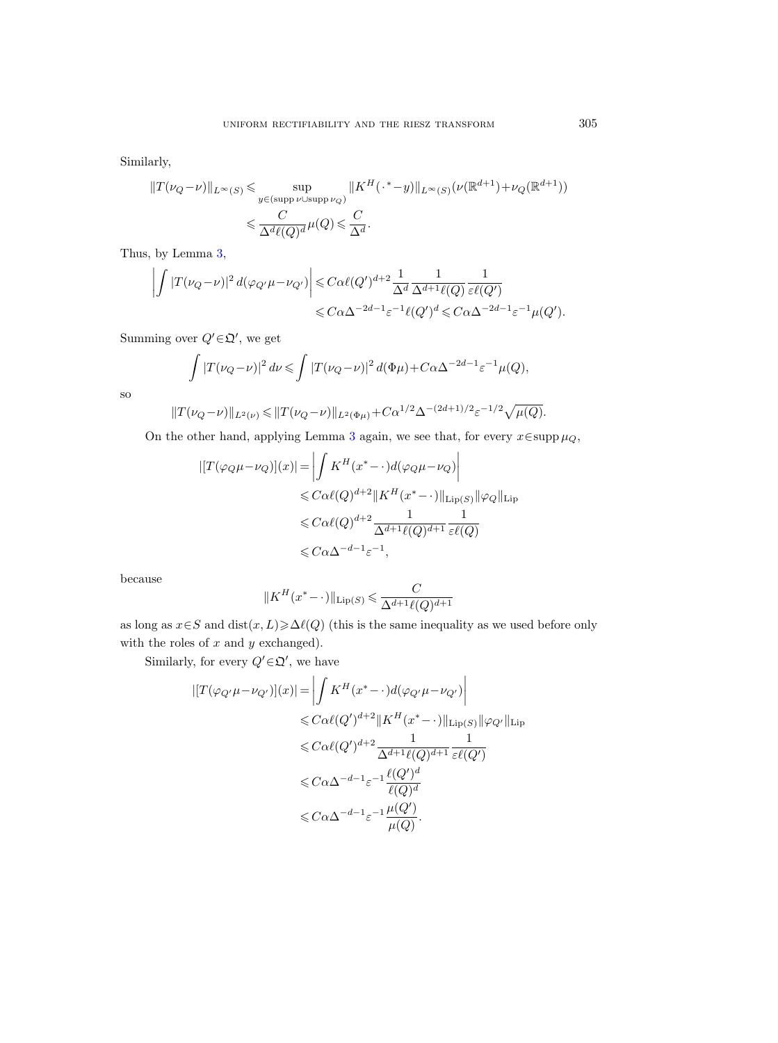Similarly,

$$
\begin{aligned}
\|T(\nu_Q-\nu)\|_{L^\infty(S)} &\leqslant \sup_{y\in(\operatorname{supp}\nu\cup\operatorname{supp}\nu_Q)} \|K^H(\cdot^*-y)\|_{L^\infty(S)}(\nu(\mathbb{R}^{d+1})+\nu_Q(\mathbb{R}^{d+1})) \\
&\leqslant \frac{C}{\Delta^d\ell(Q)^d}\mu(Q) \leqslant \frac{C}{\Delta^d}.
\end{aligned}
$$

Thus, by Lemma 3,

$$
\begin{aligned}
\left|\int |T(\nu_Q-\nu)|^2\, d(\varphi_{Q'}\mu-\nu_{Q'})\right| &\leqslant C\alpha\ell(Q')^{d+2}\frac{1}{\Delta^d}\frac{1}{\Delta^{d+1}\ell(Q)}\frac{1}{\varepsilon\ell(Q')} \\
&\leqslant C\alpha\Delta^{-2d-1}\varepsilon^{-1}\ell(Q')^d \leqslant C\alpha\Delta^{-2d-1}\varepsilon^{-1}\mu(Q').
\end{aligned}
$$

Summing over $Q'\in\mathfrak{Q}'$, we get

$$
\int |T(\nu_Q-\nu)|^2\, d\nu \leqslant \int |T(\nu_Q-\nu)|^2\, d(\Phi\mu) + C\alpha\Delta^{-2d-1}\varepsilon^{-1}\mu(Q),
$$

so

$$
\|T(\nu_Q-\nu)\|_{L^2(\nu)} \leqslant \|T(\nu_Q-\nu)\|_{L^2(\Phi\mu)} + C\alpha^{1/2}\Delta^{-(2d+1)/2}\varepsilon^{-1/2}\sqrt{\mu(Q)}.
$$

On the other hand, applying Lemma 3 again, we see that, for every $x\in\operatorname{supp}\mu_Q$,

$$
\begin{aligned}
|[T(\varphi_Q\mu-\nu_Q)](x)| &= \left|\int K^H(x^*-\cdot)\, d(\varphi_Q\mu-\nu_Q)\right| \\
&\leqslant C\alpha\ell(Q)^{d+2}\|K^H(x^*-\cdot)\|_{\operatorname{Lip}(S)}\|\varphi_Q\|_{\operatorname{Lip}} \\
&\leqslant C\alpha\ell(Q)^{d+2}\frac{1}{\Delta^{d+1}\ell(Q)^{d+1}}\frac{1}{\varepsilon\ell(Q)} \\
&\leqslant C\alpha\Delta^{-d-1}\varepsilon^{-1},
\end{aligned}
$$

because

$$
\|K^H(x^*-\cdot)\|_{\operatorname{Lip}(S)} \leqslant \frac{C}{\Delta^{d+1}\ell(Q)^{d+1}}
$$

as long as $x\in S$ and $\operatorname{dist}(x,L)\geqslant\Delta\ell(Q)$ (this is the same inequality as we used before only with the roles of $x$ and $y$ exchanged).

Similarly, for every $Q'\in\mathfrak{Q}'$, we have

$$
\begin{aligned}
|[T(\varphi_{Q'}\mu-\nu_{Q'})](x)| &= \left|\int K^H(x^*-\cdot)\, d(\varphi_{Q'}\mu-\nu_{Q'})\right| \\
&\leqslant C\alpha\ell(Q')^{d+2}\|K^H(x^*-\cdot)\|_{\operatorname{Lip}(S)}\|\varphi_{Q'}\|_{\operatorname{Lip}} \\
&\leqslant C\alpha\ell(Q')^{d+2}\frac{1}{\Delta^{d+1}\ell(Q)^{d+1}}\frac{1}{\varepsilon\ell(Q')} \\
&\leqslant C\alpha\Delta^{-d-1}\varepsilon^{-1}\frac{\ell(Q')^d}{\ell(Q)^d} \\
&\leqslant C\alpha\Delta^{-d-1}\varepsilon^{-1}\frac{\mu(Q')}{\mu(Q)}.
\end{aligned}
$$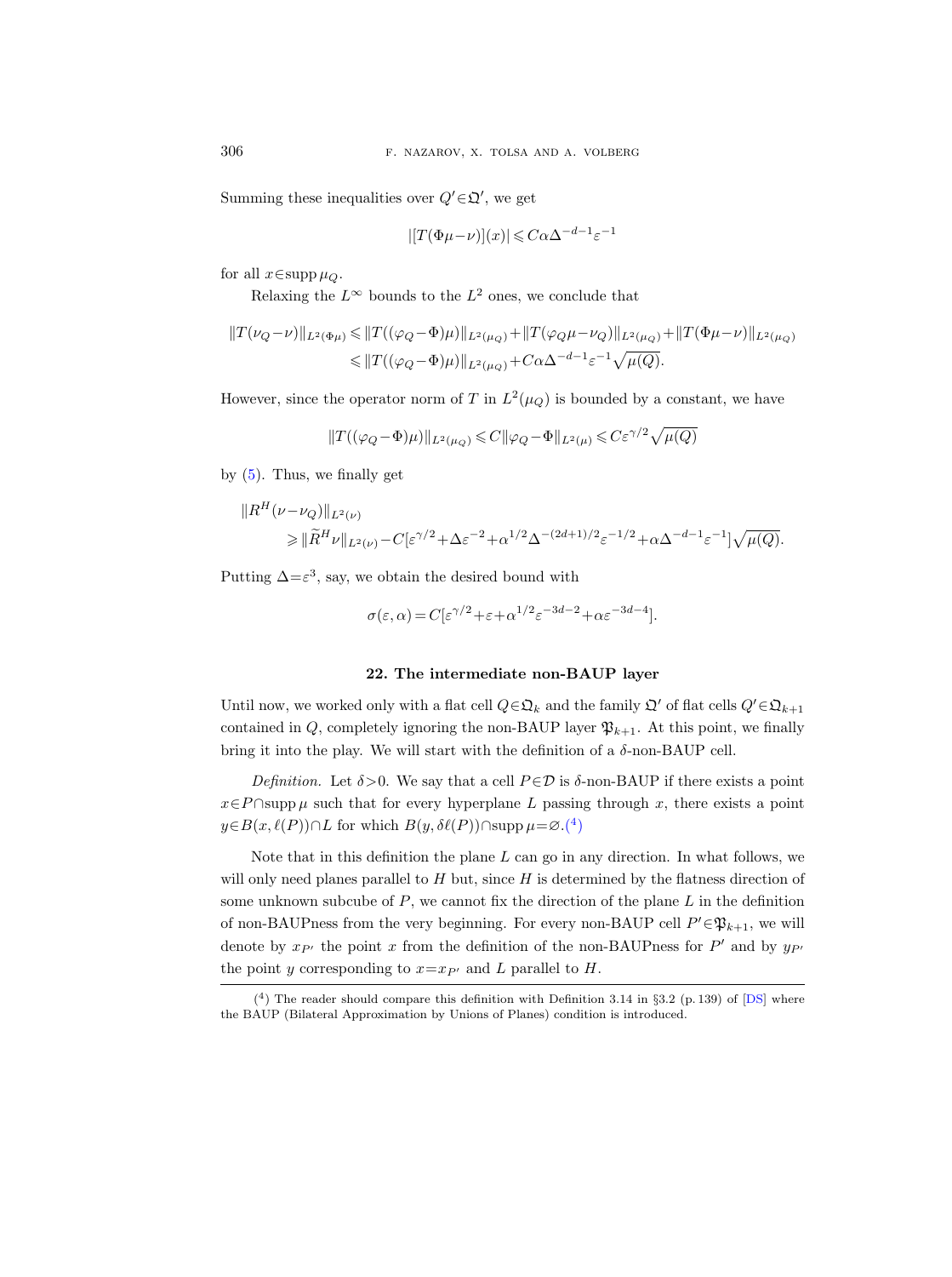Summing these inequalities over $Q' \in \mathfrak{Q}'$, we get

$$|[T(\Phi\mu - \nu)](x)| \leqslant C\alpha\Delta^{-d-1}\varepsilon^{-1}$$

for all $x \in \operatorname{supp}\mu_Q$.

Relaxing the $L^\infty$ bounds to the $L^2$ ones, we conclude that

$$\begin{aligned}\|T(\nu_Q - \nu)\|_{L^2(\Phi\mu)} &\leqslant \|T((\varphi_Q - \Phi)\mu)\|_{L^2(\mu_Q)} + \|T(\varphi_Q\mu - \nu_Q)\|_{L^2(\mu_Q)} + \|T(\Phi\mu - \nu)\|_{L^2(\mu_Q)} \\ &\leqslant \|T((\varphi_Q - \Phi)\mu)\|_{L^2(\mu_Q)} + C\alpha\Delta^{-d-1}\varepsilon^{-1}\sqrt{\mu(Q)}.\end{aligned}$$

However, since the operator norm of $T$ in $L^2(\mu_Q)$ is bounded by a constant, we have

$$\|T((\varphi_Q - \Phi)\mu)\|_{L^2(\mu_Q)} \leqslant C\|\varphi_Q - \Phi\|_{L^2(\mu)} \leqslant C\varepsilon^{\gamma/2}\sqrt{\mu(Q)}$$

by (5). Thus, we finally get

$$\begin{aligned}&\|R^H(\nu - \nu_Q)\|_{L^2(\nu)} \\ &\qquad \geqslant \|\widetilde{R}^H\nu\|_{L^2(\nu)} - C[\varepsilon^{\gamma/2} + \Delta\varepsilon^{-2} + \alpha^{1/2}\Delta^{-(2d+1)/2}\varepsilon^{-1/2} + \alpha\Delta^{-d-1}\varepsilon^{-1}]\sqrt{\mu(Q)}.\end{aligned}$$

Putting $\Delta = \varepsilon^3$, say, we obtain the desired bound with

$$\sigma(\varepsilon, \alpha) = C[\varepsilon^{\gamma/2} + \varepsilon + \alpha^{1/2}\varepsilon^{-3d-2} + \alpha\varepsilon^{-3d-4}].$$

## 22. The intermediate non-BAUP layer

Until now, we worked only with a flat cell $Q \in \mathfrak{Q}_k$ and the family $\mathfrak{Q}'$ of flat cells $Q' \in \mathfrak{Q}_{k+1}$ contained in $Q$, completely ignoring the non-BAUP layer $\mathfrak{P}_{k+1}$. At this point, we finally bring it into the play. We will start with the definition of a $\delta$-non-BAUP cell.

*Definition.* Let $\delta > 0$. We say that a cell $P \in \mathcal{D}$ is $\delta$-non-BAUP if there exists a point $x \in P \cap \operatorname{supp}\mu$ such that for every hyperplane $L$ passing through $x$, there exists a point $y \in B(x, \ell(P)) \cap L$ for which $B(y, \delta\ell(P)) \cap \operatorname{supp}\mu = \varnothing$.[4]

Note that in this definition the plane $L$ can go in any direction. In what follows, we will only need planes parallel to $H$ but, since $H$ is determined by the flatness direction of some unknown subcube of $P$, we cannot fix the direction of the plane $L$ in the definition of non-BAUPness from the very beginning. For every non-BAUP cell $P' \in \mathfrak{P}_{k+1}$, we will denote by $x_{P'}$ the point $x$ from the definition of the non-BAUPness for $P'$ and by $y_{P'}$ the point $y$ corresponding to $x = x_{P'}$ and $L$ parallel to $H$.

---

[4] The reader should compare this definition with Definition 3.14 in §3.2 (p. 139) of [DS] where the BAUP (Bilateral Approximation by Unions of Planes) condition is introduced.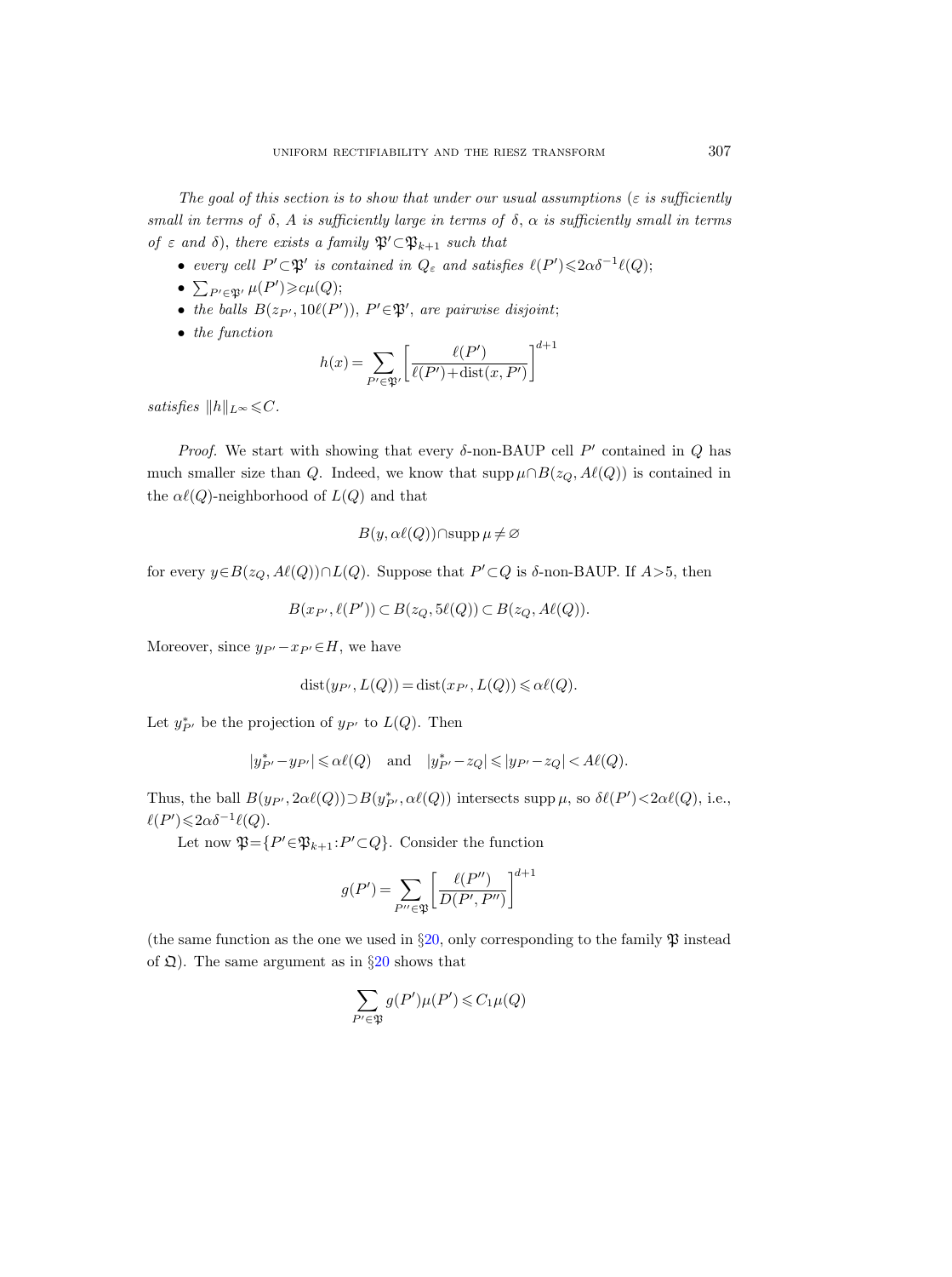*The goal of this section is to show that under our usual assumptions ($\varepsilon$ is sufficiently small in terms of $\delta$, $A$ is sufficiently large in terms of $\delta$, $\alpha$ is sufficiently small in terms of $\varepsilon$ and $\delta$), there exists a family $\mathfrak{P}' \subset \mathfrak{P}_{k+1}$ such that*

- *every cell $P' \subset \mathfrak{P}'$ is contained in $Q_\varepsilon$ and satisfies $\ell(P') \leqslant 2\alpha\delta^{-1}\ell(Q)$;*
- $\sum_{P' \in \mathfrak{P}'} \mu(P') \geqslant c\mu(Q)$;
- *the balls $B(z_{P'}, 10\ell(P'))$, $P' \in \mathfrak{P}'$, are pairwise disjoint;*
- *the function*

$$h(x) = \sum_{P' \in \mathfrak{P}'} \left[ \frac{\ell(P')}{\ell(P') + \operatorname{dist}(x, P')} \right]^{d+1}$$

*satisfies $\|h\|_{L^\infty} \leqslant C$.*

*Proof.* We start with showing that every $\delta$-non-BAUP cell $P'$ contained in $Q$ has much smaller size than $Q$. Indeed, we know that $\operatorname{supp}\mu \cap B(z_Q, A\ell(Q))$ is contained in the $\alpha\ell(Q)$-neighborhood of $L(Q)$ and that

$$B(y, \alpha\ell(Q)) \cap \operatorname{supp}\mu \neq \varnothing$$

for every $y \in B(z_Q, A\ell(Q)) \cap L(Q)$. Suppose that $P' \subset Q$ is $\delta$-non-BAUP. If $A > 5$, then

$$B(x_{P'}, \ell(P')) \subset B(z_Q, 5\ell(Q)) \subset B(z_Q, A\ell(Q)).$$

Moreover, since $y_{P'} - x_{P'} \in H$, we have

$$\operatorname{dist}(y_{P'}, L(Q)) = \operatorname{dist}(x_{P'}, L(Q)) \leqslant \alpha\ell(Q).$$

Let $y^*_{P'}$ be the projection of $y_{P'}$ to $L(Q)$. Then

$$|y^*_{P'} - y_{P'}| \leqslant \alpha\ell(Q) \quad \text{and} \quad |y^*_{P'} - z_Q| \leqslant |y_{P'} - z_Q| < A\ell(Q).$$

Thus, the ball $B(y_{P'}, 2\alpha\ell(Q)) \supset B(y^*_{P'}, \alpha\ell(Q))$ intersects $\operatorname{supp}\mu$, so $\delta\ell(P') < 2\alpha\ell(Q)$, i.e., $\ell(P') \leqslant 2\alpha\delta^{-1}\ell(Q)$.

Let now $\mathfrak{P} = \{P' \in \mathfrak{P}_{k+1} : P' \subset Q\}$. Consider the function

$$g(P') = \sum_{P'' \in \mathfrak{P}} \left[ \frac{\ell(P'')}{D(P', P'')} \right]^{d+1}$$

(the same function as the one we used in §20, only corresponding to the family $\mathfrak{P}$ instead of $\mathfrak{Q}$). The same argument as in §20 shows that

$$\sum_{P' \in \mathfrak{P}} g(P')\mu(P') \leqslant C_1\mu(Q)$$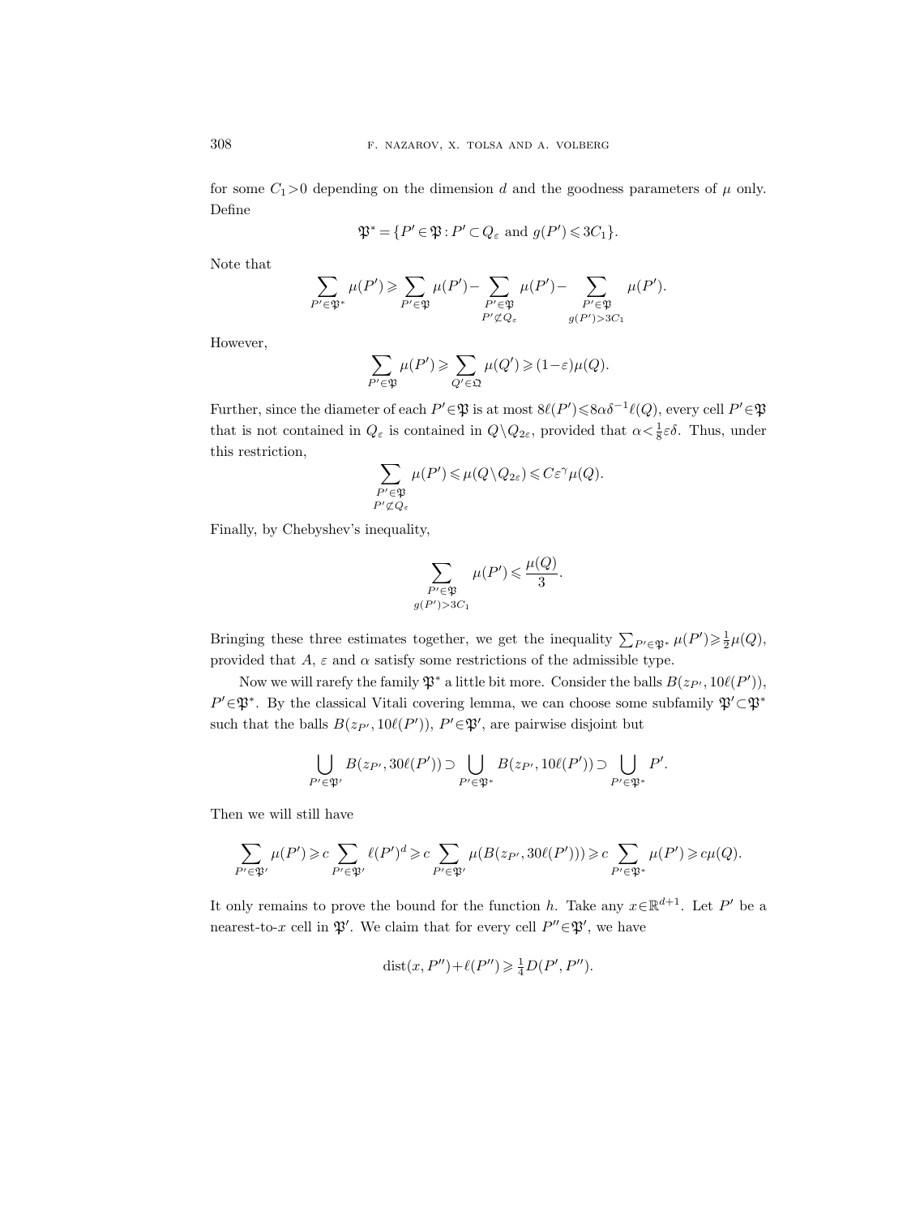for some $C_1>0$ depending on the dimension $d$ and the goodness parameters of $\mu$ only. Define

$$\mathfrak{P}^* = \{P' \in \mathfrak{P} : P' \subset Q_\varepsilon \text{ and } g(P') \leqslant 3C_1\}.$$

Note that

$$\sum_{P'\in\mathfrak{P}^*} \mu(P') \geqslant \sum_{P'\in\mathfrak{P}} \mu(P') - \sum_{\substack{P'\in\mathfrak{P}\\ P'\not\subset Q_\varepsilon}} \mu(P') - \sum_{\substack{P'\in\mathfrak{P}\\ g(P')>3C_1}} \mu(P').$$

However,

$$\sum_{P'\in\mathfrak{P}} \mu(P') \geqslant \sum_{Q'\in\mathfrak{Q}} \mu(Q') \geqslant (1-\varepsilon)\mu(Q).$$

Further, since the diameter of each $P'\in\mathfrak{P}$ is at most $8\ell(P')\leqslant 8\alpha\delta^{-1}\ell(Q)$, every cell $P'\in\mathfrak{P}$ that is not contained in $Q_\varepsilon$ is contained in $Q\setminus Q_{2\varepsilon}$, provided that $\alpha<\frac{1}{8}\varepsilon\delta$. Thus, under this restriction,

$$\sum_{\substack{P'\in\mathfrak{P}\\ P'\not\subset Q_\varepsilon}} \mu(P') \leqslant \mu(Q\setminus Q_{2\varepsilon}) \leqslant C\varepsilon^\gamma \mu(Q).$$

Finally, by Chebyshev's inequality,

$$\sum_{\substack{P'\in\mathfrak{P}\\ g(P')>3C_1}} \mu(P') \leqslant \frac{\mu(Q)}{3}.$$

Bringing these three estimates together, we get the inequality $\sum_{P'\in\mathfrak{P}^*}\mu(P')\geqslant\frac{1}{2}\mu(Q)$, provided that $A$, $\varepsilon$ and $\alpha$ satisfy some restrictions of the admissible type.

Now we will rarefy the family $\mathfrak{P}^*$ a little bit more. Consider the balls $B(z_{P'}, 10\ell(P'))$, $P'\in\mathfrak{P}^*$. By the classical Vitali covering lemma, we can choose some subfamily $\mathfrak{P}'\subset\mathfrak{P}^*$ such that the balls $B(z_{P'}, 10\ell(P'))$, $P'\in\mathfrak{P}'$, are pairwise disjoint but

$$\bigcup_{P'\in\mathfrak{P}'} B(z_{P'}, 30\ell(P')) \supset \bigcup_{P'\in\mathfrak{P}^*} B(z_{P'}, 10\ell(P')) \supset \bigcup_{P'\in\mathfrak{P}^*} P'.$$

Then we will still have

$$\sum_{P'\in\mathfrak{P}'} \mu(P') \geqslant c \sum_{P'\in\mathfrak{P}'} \ell(P')^d \geqslant c \sum_{P'\in\mathfrak{P}'} \mu(B(z_{P'}, 30\ell(P'))) \geqslant c \sum_{P'\in\mathfrak{P}^*} \mu(P') \geqslant c\mu(Q).$$

It only remains to prove the bound for the function $h$. Take any $x\in\mathbb{R}^{d+1}$. Let $P'$ be a nearest-to-$x$ cell in $\mathfrak{P}'$. We claim that for every cell $P''\in\mathfrak{P}'$, we have

$$\operatorname{dist}(x, P'') + \ell(P'') \geqslant \tfrac{1}{4} D(P', P'').$$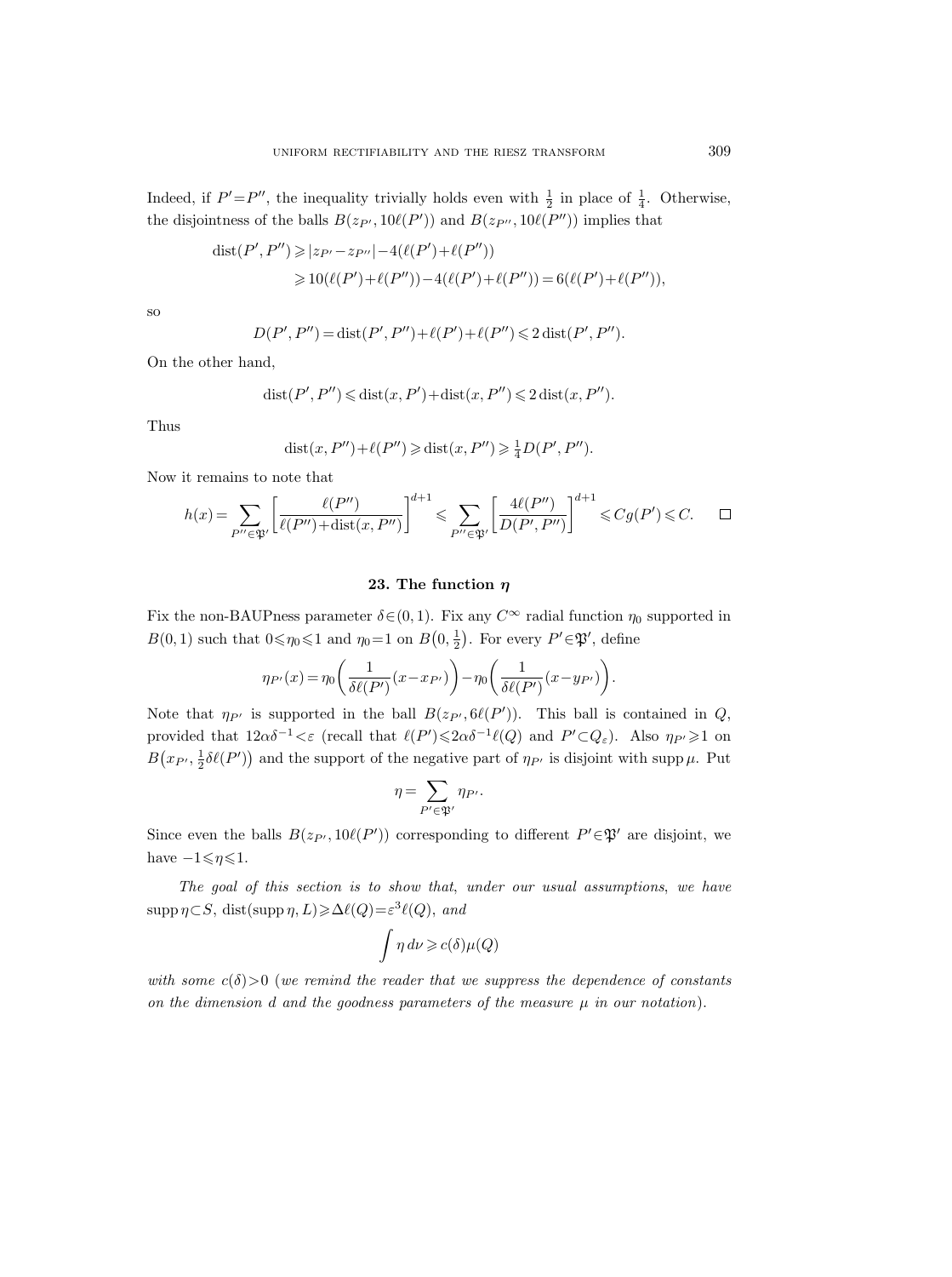Indeed, if $P'=P''$, the inequality trivially holds even with $\frac{1}{2}$ in place of $\frac{1}{4}$. Otherwise, the disjointness of the balls $B(z_{P'}, 10\ell(P'))$ and $B(z_{P''}, 10\ell(P''))$ implies that

$$
\begin{aligned}
\operatorname{dist}(P', P'') &\geqslant |z_{P'} - z_{P''}| - 4(\ell(P') + \ell(P'')) \\
&\geqslant 10(\ell(P') + \ell(P'')) - 4(\ell(P') + \ell(P'')) = 6(\ell(P') + \ell(P'')),
\end{aligned}
$$

so

$$
D(P', P'') = \operatorname{dist}(P', P'') + \ell(P') + \ell(P'') \leqslant 2 \operatorname{dist}(P', P'').
$$

On the other hand,

$$
\operatorname{dist}(P', P'') \leqslant \operatorname{dist}(x, P') + \operatorname{dist}(x, P'') \leqslant 2 \operatorname{dist}(x, P'').
$$

Thus

$$
\operatorname{dist}(x, P'') + \ell(P'') \geqslant \operatorname{dist}(x, P'') \geqslant \tfrac{1}{4} D(P', P'').
$$

Now it remains to note that

$$
h(x) = \sum_{P'' \in \mathfrak{P}'} \left[ \frac{\ell(P'')}{\ell(P'') + \operatorname{dist}(x, P'')} \right]^{d+1} \leqslant \sum_{P'' \in \mathfrak{P}'} \left[ \frac{4\ell(P'')}{D(P', P'')} \right]^{d+1} \leqslant C g(P') \leqslant C. \qquad \square
$$

## 23. The function $\eta$

Fix the non-BAUPness parameter $\delta \in (0,1)$. Fix any $C^\infty$ radial function $\eta_0$ supported in $B(0,1)$ such that $0 \leqslant \eta_0 \leqslant 1$ and $\eta_0 = 1$ on $B\big(0, \frac{1}{2}\big)$. For every $P' \in \mathfrak{P}'$, define

$$
\eta_{P'}(x) = \eta_0\bigg( \frac{1}{\delta \ell(P')}(x - x_{P'}) \bigg) - \eta_0\bigg( \frac{1}{\delta \ell(P')}(x - y_{P'}) \bigg).
$$

Note that $\eta_{P'}$ is supported in the ball $B(z_{P'}, 6\ell(P'))$. This ball is contained in $Q$, provided that $12\alpha\delta^{-1} < \varepsilon$ (recall that $\ell(P') \leqslant 2\alpha\delta^{-1}\ell(Q)$ and $P' \subset Q_\varepsilon$). Also $\eta_{P'} \geqslant 1$ on $B\big(x_{P'}, \frac{1}{2}\delta\ell(P')\big)$ and the support of the negative part of $\eta_{P'}$ is disjoint with $\operatorname{supp} \mu$. Put

$$
\eta = \sum_{P' \in \mathfrak{P}'} \eta_{P'}.
$$

Since even the balls $B(z_{P'}, 10\ell(P'))$ corresponding to different $P' \in \mathfrak{P}'$ are disjoint, we have $-1 \leqslant \eta \leqslant 1$.

*The goal of this section is to show that, under our usual assumptions, we have* $\operatorname{supp} \eta \subset S$, $\operatorname{dist}(\operatorname{supp} \eta, L) \geqslant \Delta \ell(Q) = \varepsilon^3 \ell(Q)$, *and*

$$
\int \eta \, d\nu \geqslant c(\delta) \mu(Q)
$$

*with some* $c(\delta) > 0$ (*we remind the reader that we suppress the dependence of constants on the dimension $d$ and the goodness parameters of the measure $\mu$ in our notation*).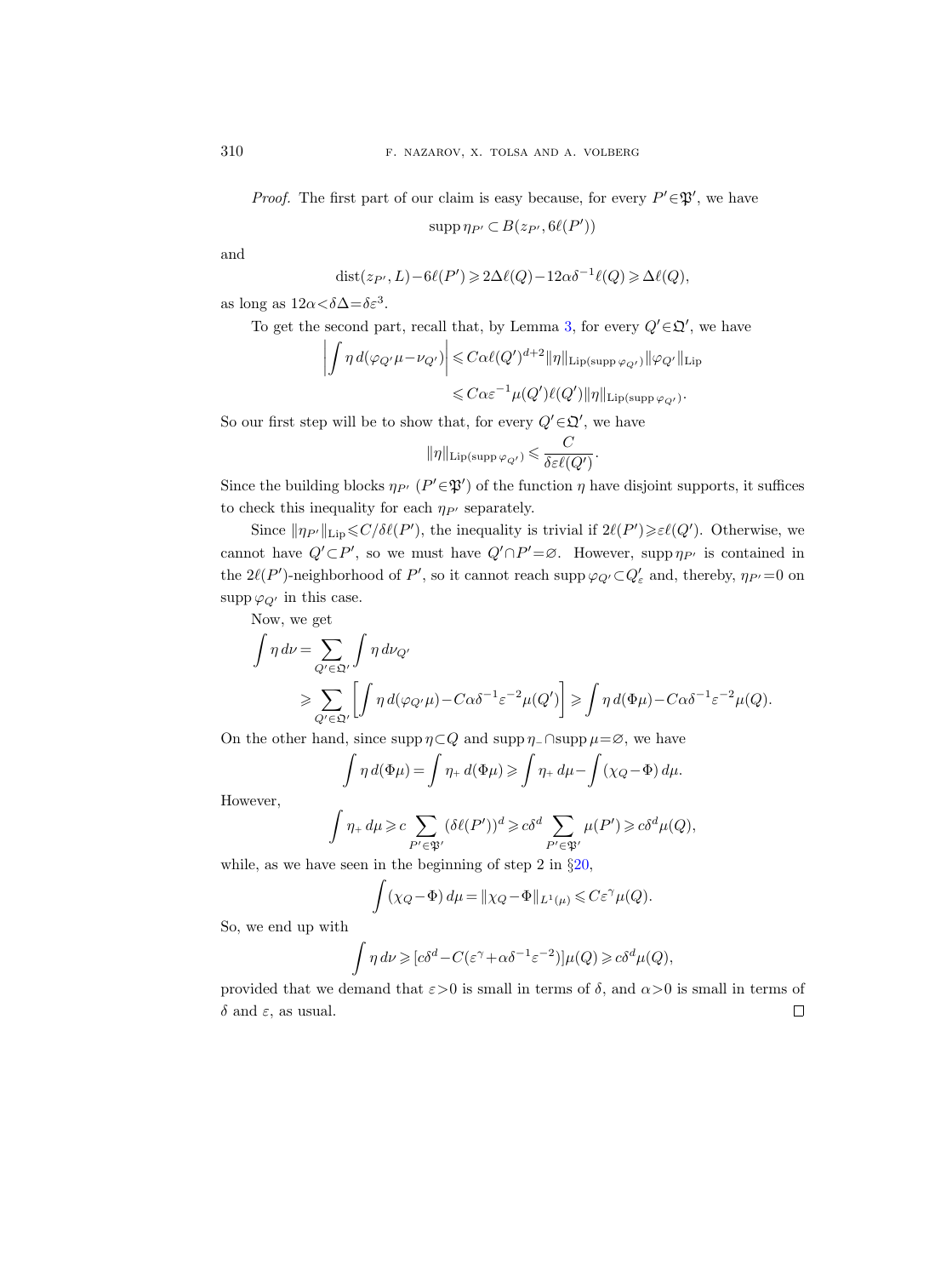*Proof.* The first part of our claim is easy because, for every $P'\in\mathfrak{P}'$, we have

$$\operatorname{supp}\eta_{P'}\subset B(z_{P'},6\ell(P'))$$

and

$$\operatorname{dist}(z_{P'},L)-6\ell(P')\geqslant 2\Delta\ell(Q)-12\alpha\delta^{-1}\ell(Q)\geqslant \Delta\ell(Q),$$

as long as $12\alpha<\delta\Delta=\delta\varepsilon^3$.

To get the second part, recall that, by Lemma 3, for every $Q'\in\mathfrak{Q}'$, we have

$$\begin{aligned}\left|\int \eta\, d(\varphi_{Q'}\mu-\nu_{Q'})\right| &\leqslant C\alpha\ell(Q')^{d+2}\|\eta\|_{\operatorname{Lip}(\operatorname{supp}\varphi_{Q'})}\|\varphi_{Q'}\|_{\operatorname{Lip}}\\ &\leqslant C\alpha\varepsilon^{-1}\mu(Q')\ell(Q')\|\eta\|_{\operatorname{Lip}(\operatorname{supp}\varphi_{Q'})}.\end{aligned}$$

So our first step will be to show that, for every $Q'\in\mathfrak{Q}'$, we have

$$\|\eta\|_{\operatorname{Lip}(\operatorname{supp}\varphi_{Q'})}\leqslant \frac{C}{\delta\varepsilon\ell(Q')}.$$

Since the building blocks $\eta_{P'}$ ($P'\in\mathfrak{P}'$) of the function $\eta$ have disjoint supports, it suffices to check this inequality for each $\eta_{P'}$ separately.

Since $\|\eta_{P'}\|_{\operatorname{Lip}}\leqslant C/\delta\ell(P')$, the inequality is trivial if $2\ell(P')\geqslant\varepsilon\ell(Q')$. Otherwise, we cannot have $Q'\subset P'$, so we must have $Q'\cap P'=\varnothing$. However, $\operatorname{supp}\eta_{P'}$ is contained in the $2\ell(P')$-neighborhood of $P'$, so it cannot reach $\operatorname{supp}\varphi_{Q'}\subset Q'_\varepsilon$ and, thereby, $\eta_{P'}=0$ on $\operatorname{supp}\varphi_{Q'}$ in this case.

Now, we get

$$\begin{aligned}\int\eta\, d\nu &= \sum_{Q'\in\mathfrak{Q}'}\int \eta\, d\nu_{Q'}\\ &\geqslant \sum_{Q'\in\mathfrak{Q}'}\left[\int\eta\, d(\varphi_{Q'}\mu)-C\alpha\delta^{-1}\varepsilon^{-2}\mu(Q')\right]\geqslant \int\eta\, d(\Phi\mu)-C\alpha\delta^{-1}\varepsilon^{-2}\mu(Q).\end{aligned}$$

On the other hand, since $\operatorname{supp}\eta\subset Q$ and $\operatorname{supp}\eta_-\cap\operatorname{supp}\mu=\varnothing$, we have

$$\int\eta\, d(\Phi\mu)=\int\eta_+\, d(\Phi\mu)\geqslant\int\eta_+\, d\mu-\int(\chi_Q-\Phi)\, d\mu.$$

However,

$$\int\eta_+\, d\mu\geqslant c\sum_{P'\in\mathfrak{P}'}(\delta\ell(P'))^d\geqslant c\delta^d\sum_{P'\in\mathfrak{P}'}\mu(P')\geqslant c\delta^d\mu(Q),$$

while, as we have seen in the beginning of step 2 in §20,

$$\int(\chi_Q-\Phi)\, d\mu=\|\chi_Q-\Phi\|_{L^1(\mu)}\leqslant C\varepsilon^\gamma\mu(Q).$$

So, we end up with

$$\int\eta\, d\nu\geqslant[c\delta^d-C(\varepsilon^\gamma+\alpha\delta^{-1}\varepsilon^{-2})]\mu(Q)\geqslant c\delta^d\mu(Q),$$

provided that we demand that $\varepsilon>0$ is small in terms of $\delta$, and $\alpha>0$ is small in terms of $\delta$ and $\varepsilon$, as usual. □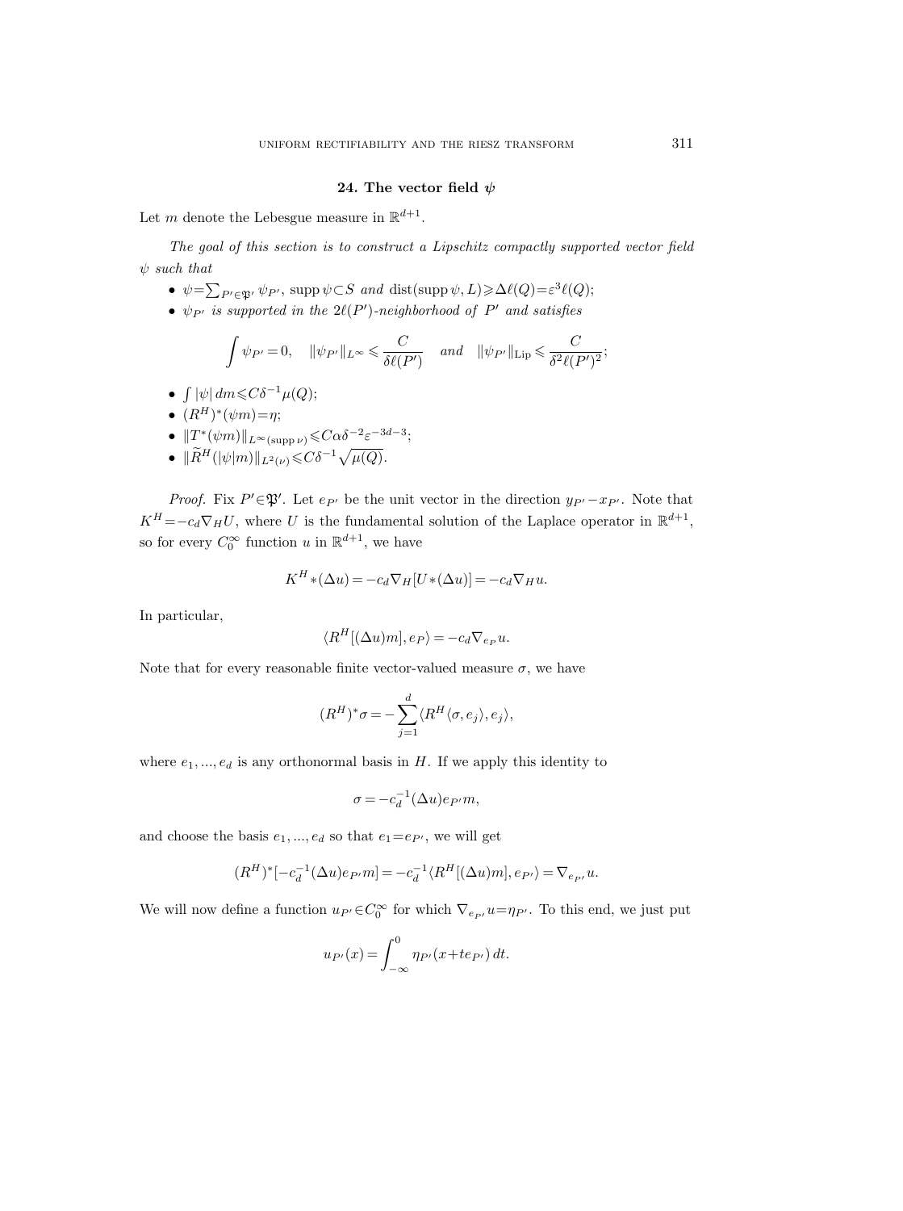## 24. The vector field $\psi$

Let $m$ denote the Lebesgue measure in $\mathbb{R}^{d+1}$.

*The goal of this section is to construct a Lipschitz compactly supported vector field $\psi$ such that*

- $\psi = \sum_{P' \in \mathfrak{P}'} \psi_{P'}$, $\operatorname{supp} \psi \subset S$ *and* $\operatorname{dist}(\operatorname{supp} \psi, L) \geqslant \Delta \ell(Q) = \varepsilon^3 \ell(Q)$;
- $\psi_{P'}$ *is supported in the* $2\ell(P')$*-neighborhood of* $P'$ *and satisfies*

$$\int \psi_{P'} = 0, \quad \|\psi_{P'}\|_{L^\infty} \leqslant \frac{C}{\delta \ell(P')} \quad \textit{and} \quad \|\psi_{P'}\|_{\mathrm{Lip}} \leqslant \frac{C}{\delta^2 \ell(P')^2};$$

- $\int |\psi| \, dm \leqslant C \delta^{-1} \mu(Q)$;
- $(R^H)^*(\psi m) = \eta$;
- $\|T^*(\psi m)\|_{L^\infty(\operatorname{supp} \nu)} \leqslant C \alpha \delta^{-2} \varepsilon^{-3d-3}$;
- $\|\widetilde{R}^H(|\psi| m)\|_{L^2(\nu)} \leqslant C \delta^{-1} \sqrt{\mu(Q)}$.

*Proof.* Fix $P' \in \mathfrak{P}'$. Let $e_{P'}$ be the unit vector in the direction $y_{P'} - x_{P'}$. Note that $K^H = -c_d \nabla_H U$, where $U$ is the fundamental solution of the Laplace operator in $\mathbb{R}^{d+1}$, so for every $C_0^\infty$ function $u$ in $\mathbb{R}^{d+1}$, we have

$$K^H * (\Delta u) = -c_d \nabla_H [U * (\Delta u)] = -c_d \nabla_H u.$$

In particular,

$$\langle R^H[(\Delta u) m], e_P \rangle = -c_d \nabla_{e_P} u.$$

Note that for every reasonable finite vector-valued measure $\sigma$, we have

$$(R^H)^* \sigma = -\sum_{j=1}^d \langle R^H \langle \sigma, e_j \rangle, e_j \rangle,$$

where $e_1, \dots, e_d$ is any orthonormal basis in $H$. If we apply this identity to

$$\sigma = -c_d^{-1} (\Delta u) e_{P'} m,$$

and choose the basis $e_1, \dots, e_d$ so that $e_1 = e_{P'}$, we will get

$$(R^H)^* [-c_d^{-1} (\Delta u) e_{P'} m] = -c_d^{-1} \langle R^H [(\Delta u) m], e_{P'} \rangle = \nabla_{e_{P'}} u.$$

We will now define a function $u_{P'} \in C_0^\infty$ for which $\nabla_{e_{P'}} u = \eta_{P'}$. To this end, we just put

$$u_{P'}(x) = \int_{-\infty}^0 \eta_{P'}(x + t e_{P'}) \, dt.$$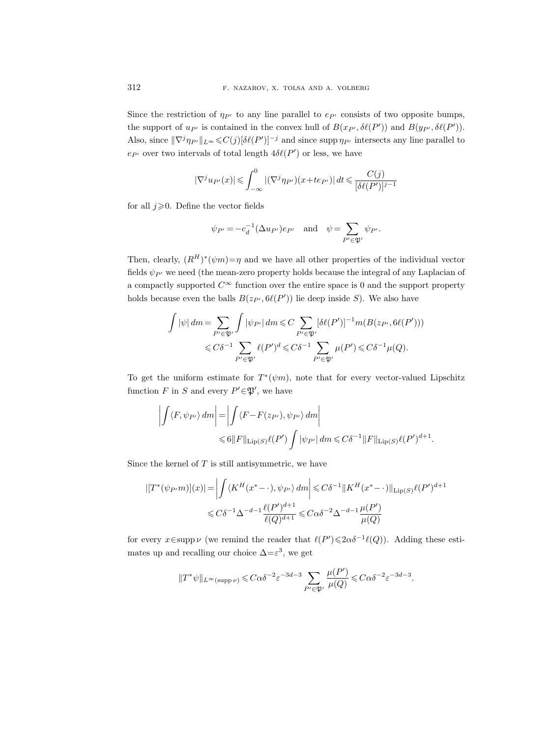Since the restriction of $\eta_{P'}$ to any line parallel to $e_{P'}$ consists of two opposite bumps, the support of $u_{P'}$ is contained in the convex hull of $B(x_{P'}, \delta\ell(P'))$ and $B(y_{P'}, \delta\ell(P'))$. Also, since $\|\nabla^j \eta_{P'}\|_{L^\infty} \leqslant C(j)[\delta\ell(P')]^{-j}$ and since $\operatorname{supp} \eta_{P'}$ intersects any line parallel to $e_{P'}$ over two intervals of total length $4\delta\ell(P')$ or less, we have

$$|\nabla^j u_{P'}(x)| \leqslant \int_{-\infty}^{0} |(\nabla^j \eta_{P'})(x+te_{P'})|\, dt \leqslant \frac{C(j)}{[\delta\ell(P')]^{j-1}}$$

for all $j \geqslant 0$. Define the vector fields

$$\psi_{P'} = -c_d^{-1}(\Delta u_{P'})e_{P'} \quad \text{and} \quad \psi = \sum_{P' \in \mathfrak{P}'} \psi_{P'}.$$

Then, clearly, $(R^H)^*(\psi m) = \eta$ and we have all other properties of the individual vector fields $\psi_{P'}$ we need (the mean-zero property holds because the integral of any Laplacian of a compactly supported $C^\infty$ function over the entire space is 0 and the support property holds because even the balls $B(z_{P'}, 6\ell(P'))$ lie deep inside $S$). We also have

$$\begin{aligned}
\int |\psi|\, dm &= \sum_{P' \in \mathfrak{P}'} \int |\psi_{P'}|\, dm \leqslant C \sum_{P' \in \mathfrak{P}'} [\delta\ell(P')]^{-1} m(B(z_{P'}, 6\ell(P'))) \\
&\leqslant C\delta^{-1} \sum_{P' \in \mathfrak{P}'} \ell(P')^d \leqslant C\delta^{-1} \sum_{P' \in \mathfrak{P}'} \mu(P') \leqslant C\delta^{-1}\mu(Q).
\end{aligned}$$

To get the uniform estimate for $T^*(\psi m)$, note that for every vector-valued Lipschitz function $F$ in $S$ and every $P' \in \mathfrak{P}'$, we have

$$\begin{aligned}
\left| \int \langle F, \psi_{P'} \rangle\, dm \right| &= \left| \int \langle F - F(z_{P'}), \psi_{P'} \rangle\, dm \right| \\
&\leqslant 6\|F\|_{\operatorname{Lip}(S)} \ell(P') \int |\psi_{P'}|\, dm \leqslant C\delta^{-1} \|F\|_{\operatorname{Lip}(S)} \ell(P')^{d+1}.
\end{aligned}$$

Since the kernel of $T$ is still antisymmetric, we have

$$\begin{aligned}
|[T^*(\psi_{P'} m)](x)| &= \left| \int \langle K^H(x^* - \cdot), \psi_{P'} \rangle\, dm \right| \leqslant C\delta^{-1} \|K^H(x^* - \cdot)\|_{\operatorname{Lip}(S)} \ell(P')^{d+1} \\
&\leqslant C\delta^{-1} \Delta^{-d-1} \frac{\ell(P')^{d+1}}{\ell(Q)^{d+1}} \leqslant C\alpha\delta^{-2} \Delta^{-d-1} \frac{\mu(P')}{\mu(Q)}
\end{aligned}$$

for every $x \in \operatorname{supp} \nu$ (we remind the reader that $\ell(P') \leqslant 2\alpha\delta^{-1}\ell(Q)$). Adding these estimates up and recalling our choice $\Delta = \varepsilon^3$, we get

$$\|T^*\psi\|_{L^\infty(\operatorname{supp} \nu)} \leqslant C\alpha\delta^{-2} \varepsilon^{-3d-3} \sum_{P' \in \mathfrak{P}'} \frac{\mu(P')}{\mu(Q)} \leqslant C\alpha\delta^{-2}\varepsilon^{-3d-3}.$$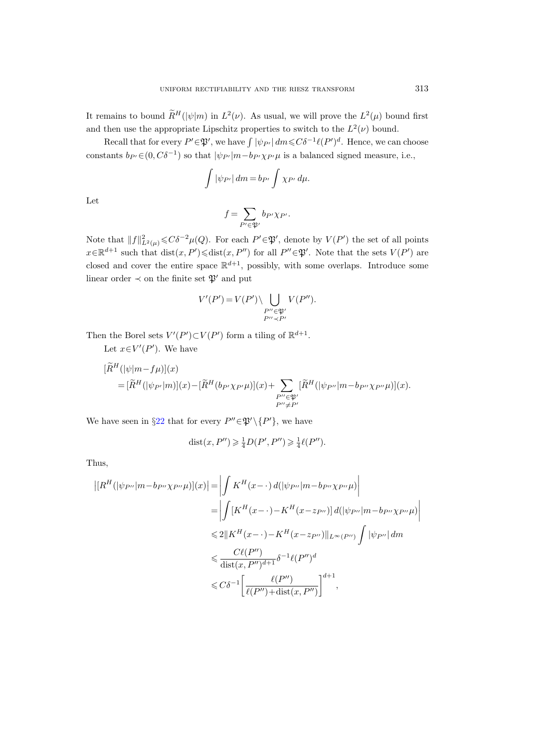It remains to bound $\widetilde{R}^H(|\psi|m)$ in $L^2(\nu)$. As usual, we will prove the $L^2(\mu)$ bound first and then use the appropriate Lipschitz properties to switch to the $L^2(\nu)$ bound.

Recall that for every $P'\in\mathfrak{P}'$, we have $\int|\psi_{P'}|\,dm\leqslant C\delta^{-1}\ell(P')^d$. Hence, we can choose constants $b_{P'}\in(0,C\delta^{-1})$ so that $|\psi_{P'}|m-b_{P'}\chi_{P'}\mu$ is a balanced signed measure, i.e.,

$$\int|\psi_{P'}|\,dm=b_{P'}\int\chi_{P'}\,d\mu.$$

Let

$$f=\sum_{P'\in\mathfrak{P}'}b_{P'}\chi_{P'}.$$

Note that $\|f\|^2_{L^2(\mu)}\leqslant C\delta^{-2}\mu(Q)$. For each $P'\in\mathfrak{P}'$, denote by $V(P')$ the set of all points $x\in\mathbb{R}^{d+1}$ such that $\operatorname{dist}(x,P')\leqslant\operatorname{dist}(x,P'')$ for all $P''\in\mathfrak{P}'$. Note that the sets $V(P')$ are closed and cover the entire space $\mathbb{R}^{d+1}$, possibly, with some overlaps. Introduce some linear order $\prec$ on the finite set $\mathfrak{P}'$ and put

$$V'(P')=V(P')\setminus\bigcup_{\substack{P''\in\mathfrak{P}'\\ P''\prec P'}}V(P'').$$

Then the Borel sets $V'(P')\subset V(P')$ form a tiling of $\mathbb{R}^{d+1}$.

Let $x\in V'(P')$. We have

$$\begin{aligned}
&[\widetilde{R}^H(|\psi|m-f\mu)](x)\\
&\quad=[\widetilde{R}^H(|\psi_{P'}|m)](x)-[\widetilde{R}^H(b_{P'}\chi_{P'}\mu)](x)+\sum_{\substack{P''\in\mathfrak{P}'\\ P''\neq P'}}[\widetilde{R}^H(|\psi_{P''}|m-b_{P''}\chi_{P''}\mu)](x).
\end{aligned}$$

We have seen in §22 that for every $P''\in\mathfrak{P}'\setminus\{P'\}$, we have

$$\operatorname{dist}(x,P'')\geqslant\tfrac{1}{4}D(P',P'')\geqslant\tfrac{1}{4}\ell(P'').$$

Thus,

$$\begin{aligned}
\big|[R^H(|\psi_{P''}|m-b_{P''}\chi_{P''}\mu)](x)\big|&=\left|\int K^H(x-\cdot\,)\,d(|\psi_{P''}|m-b_{P''}\chi_{P''}\mu)\right|\\
&=\left|\int[K^H(x-\cdot\,)-K^H(x-z_{P''})]\,d(|\psi_{P''}|m-b_{P''}\chi_{P''}\mu)\right|\\
&\leqslant 2\|K^H(x-\cdot\,)-K^H(x-z_{P''})\|_{L^\infty(P'')}\int|\psi_{P''}|\,dm\\
&\leqslant\frac{C\ell(P'')}{\operatorname{dist}(x,P'')^{d+1}}\delta^{-1}\ell(P'')^d\\
&\leqslant C\delta^{-1}\left[\frac{\ell(P'')}{\ell(P'')+\operatorname{dist}(x,P'')}\right]^{d+1},
\end{aligned}$$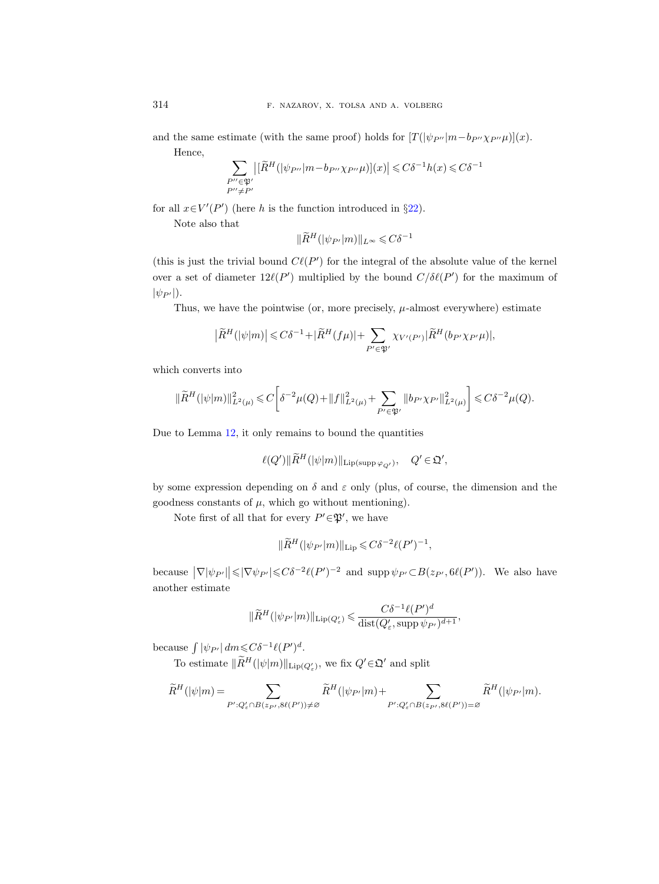and the same estimate (with the same proof) holds for $[T(|\psi_{P''}|m - b_{P''}\chi_{P''}\mu)](x)$.

Hence,

$$\sum_{\substack{P''\in\mathfrak{P}'\\ P''\neq P'}} \big|[\widetilde{R}^H(|\psi_{P''}|m - b_{P''}\chi_{P''}\mu)](x)\big| \leqslant C\delta^{-1}h(x) \leqslant C\delta^{-1}$$

for all $x\in V'(P')$ (here $h$ is the function introduced in §22).

Note also that

$$\|\widetilde{R}^H(|\psi_{P'}|m)\|_{L^\infty} \leqslant C\delta^{-1}$$

(this is just the trivial bound $C\ell(P')$ for the integral of the absolute value of the kernel over a set of diameter $12\ell(P')$ multiplied by the bound $C/\delta\ell(P')$ for the maximum of $|\psi_{P'}|$).

Thus, we have the pointwise (or, more precisely, $\mu$-almost everywhere) estimate

$$\big|\widetilde{R}^H(|\psi|m)\big| \leqslant C\delta^{-1} + |\widetilde{R}^H(f\mu)| + \sum_{P'\in\mathfrak{P}'} \chi_{V'(P')}|\widetilde{R}^H(b_{P'}\chi_{P'}\mu)|,$$

which converts into

$$\|\widetilde{R}^H(|\psi|m)\|^2_{L^2(\mu)} \leqslant C\bigg[\delta^{-2}\mu(Q) + \|f\|^2_{L^2(\mu)} + \sum_{P'\in\mathfrak{P}'}\|b_{P'}\chi_{P'}\|^2_{L^2(\mu)}\bigg] \leqslant C\delta^{-2}\mu(Q).$$

Due to Lemma 12, it only remains to bound the quantities

$$\ell(Q')\|\widetilde{R}^H(|\psi|m)\|_{\mathrm{Lip}(\operatorname{supp}\varphi_{Q'})}, \quad Q'\in\mathfrak{Q}',$$

by some expression depending on $\delta$ and $\varepsilon$ only (plus, of course, the dimension and the goodness constants of $\mu$, which go without mentioning).

Note first of all that for every $P'\in\mathfrak{P}'$, we have

$$\|\widetilde{R}^H(|\psi_{P'}|m)\|_{\mathrm{Lip}} \leqslant C\delta^{-2}\ell(P')^{-1},$$

because $\big|\nabla|\psi_{P'}|\big| \leqslant |\nabla\psi_{P'}| \leqslant C\delta^{-2}\ell(P')^{-2}$ and $\operatorname{supp}\psi_{P'}\subset B(z_{P'}, 6\ell(P'))$. We also have another estimate

$$\|\widetilde{R}^H(|\psi_{P'}|m)\|_{\mathrm{Lip}(Q'_\varepsilon)} \leqslant \frac{C\delta^{-1}\ell(P')^d}{\operatorname{dist}(Q'_\varepsilon, \operatorname{supp}\psi_{P'})^{d+1}},$$

because $\int|\psi_{P'}|\,dm \leqslant C\delta^{-1}\ell(P')^d$.

To estimate $\|\widetilde{R}^H(|\psi|m)\|_{\mathrm{Lip}(Q'_\varepsilon)}$, we fix $Q'\in\mathfrak{Q}'$ and split

$$\widetilde{R}^H(|\psi|m) = \sum_{P':Q'_\varepsilon\cap B(z_{P'},8\ell(P'))\neq\varnothing} \widetilde{R}^H(|\psi_{P'}|m) + \sum_{P':Q'_\varepsilon\cap B(z_{P'},8\ell(P'))=\varnothing} \widetilde{R}^H(|\psi_{P'}|m).$$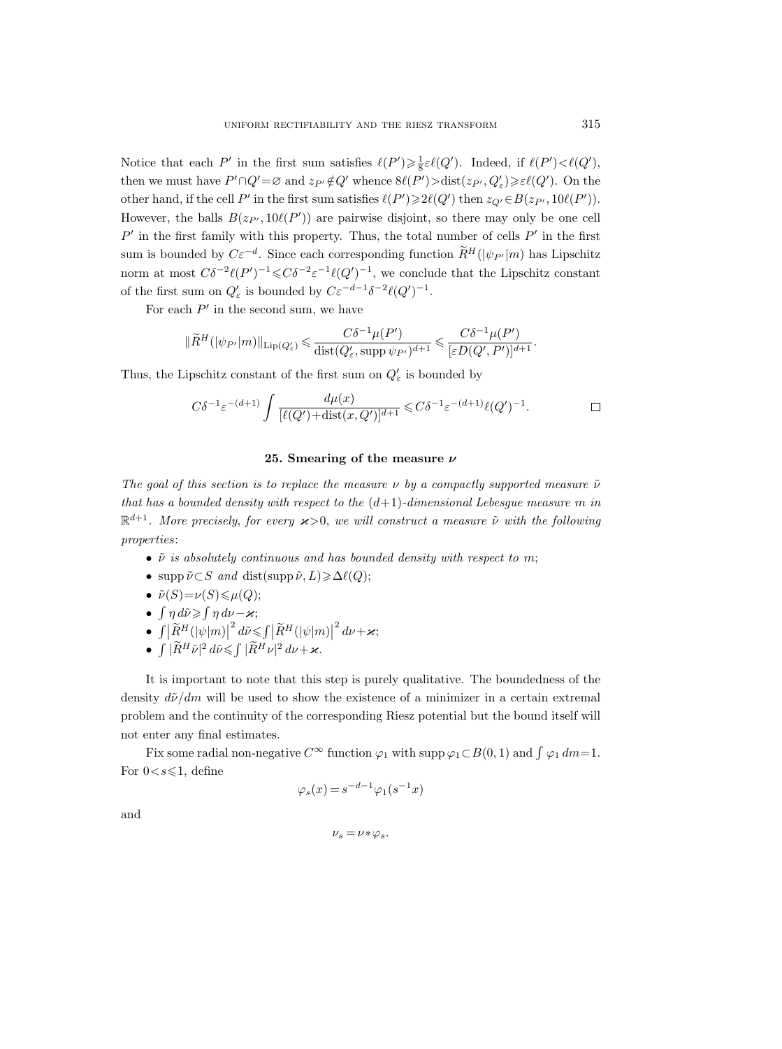Notice that each $P'$ in the first sum satisfies $\ell(P') \geqslant \frac{1}{8}\varepsilon\ell(Q')$. Indeed, if $\ell(P') < \ell(Q')$, then we must have $P' \cap Q' = \varnothing$ and $z_{P'} \notin Q'$ whence $8\ell(P') > \operatorname{dist}(z_{P'}, Q'_\varepsilon) \geqslant \varepsilon\ell(Q')$. On the other hand, if the cell $P'$ in the first sum satisfies $\ell(P') \geqslant 2\ell(Q')$ then $z_{Q'} \in B(z_{P'}, 10\ell(P'))$. However, the balls $B(z_{P'}, 10\ell(P'))$ are pairwise disjoint, so there may only be one cell $P'$ in the first family with this property. Thus, the total number of cells $P'$ in the first sum is bounded by $C\varepsilon^{-d}$. Since each corresponding function $\widetilde{R}^H(|\psi_{P'}|m)$ has Lipschitz norm at most $C\delta^{-2}\ell(P')^{-1} \leqslant C\delta^{-2}\varepsilon^{-1}\ell(Q')^{-1}$, we conclude that the Lipschitz constant of the first sum on $Q'_\varepsilon$ is bounded by $C\varepsilon^{-d-1}\delta^{-2}\ell(Q')^{-1}$.

For each $P'$ in the second sum, we have

$$\|\widetilde{R}^H(|\psi_{P'}|m)\|_{\operatorname{Lip}(Q'_\varepsilon)} \leqslant \frac{C\delta^{-1}\mu(P')}{\operatorname{dist}(Q'_\varepsilon, \operatorname{supp}\psi_{P'})^{d+1}} \leqslant \frac{C\delta^{-1}\mu(P')}{[\varepsilon D(Q', P')]^{d+1}}.$$

Thus, the Lipschitz constant of the first sum on $Q'_\varepsilon$ is bounded by

$$C\delta^{-1}\varepsilon^{-(d+1)} \int \frac{d\mu(x)}{[\ell(Q') + \operatorname{dist}(x, Q')]^{d+1}} \leqslant C\delta^{-1}\varepsilon^{-(d+1)}\ell(Q')^{-1}. \qquad \square$$

## 25. Smearing of the measure $\nu$

*The goal of this section is to replace the measure $\nu$ by a compactly supported measure $\tilde{\nu}$ that has a bounded density with respect to the $(d+1)$-dimensional Lebesgue measure $m$ in $\mathbb{R}^{d+1}$. More precisely, for every $\varkappa > 0$, we will construct a measure $\tilde{\nu}$ with the following properties:*

- *$\tilde{\nu}$ is absolutely continuous and has bounded density with respect to $m$;*
- *$\operatorname{supp}\tilde{\nu} \subset S$ and $\operatorname{dist}(\operatorname{supp}\tilde{\nu}, L) \geqslant \Delta\ell(Q)$;*
- *$\tilde{\nu}(S) = \nu(S) \leqslant \mu(Q)$;*
- *$\int \eta\, d\tilde{\nu} \geqslant \int \eta\, d\nu - \varkappa$;*
- *$\int \big|\widetilde{R}^H(|\psi|m)\big|^2\, d\tilde{\nu} \leqslant \int \big|\widetilde{R}^H(|\psi|m)\big|^2\, d\nu + \varkappa$;*
- *$\int |\widetilde{R}^H\tilde{\nu}|^2\, d\tilde{\nu} \leqslant \int |\widetilde{R}^H\nu|^2\, d\nu + \varkappa$.*

It is important to note that this step is purely qualitative. The boundedness of the density $d\tilde{\nu}/dm$ will be used to show the existence of a minimizer in a certain extremal problem and the continuity of the corresponding Riesz potential but the bound itself will not enter any final estimates.

Fix some radial non-negative $C^\infty$ function $\varphi_1$ with $\operatorname{supp}\varphi_1 \subset B(0,1)$ and $\int \varphi_1\, dm = 1$. For $0 < s \leqslant 1$, define

$$\varphi_s(x) = s^{-d-1}\varphi_1(s^{-1}x)$$

and

$$\nu_s = \nu * \varphi_s.$$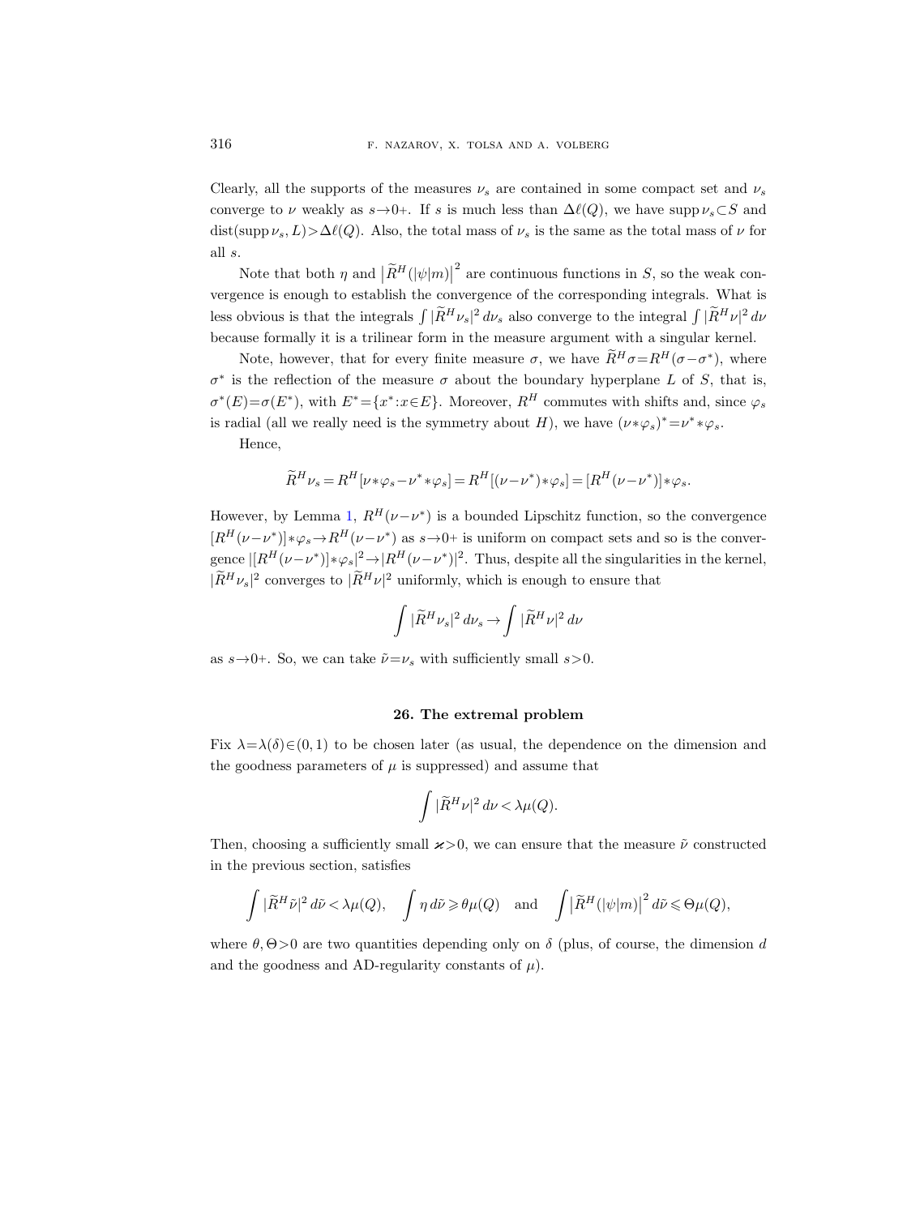Clearly, all the supports of the measures $\nu_s$ are contained in some compact set and $\nu_s$ converge to $\nu$ weakly as $s\to 0+$. If $s$ is much less than $\Delta\ell(Q)$, we have $\operatorname{supp}\nu_s\subset S$ and $\operatorname{dist}(\operatorname{supp}\nu_s, L)>\Delta\ell(Q)$. Also, the total mass of $\nu_s$ is the same as the total mass of $\nu$ for all $s$.

Note that both $\eta$ and $\left|\widetilde{R}^H(|\psi|m)\right|^2$ are continuous functions in $S$, so the weak convergence is enough to establish the convergence of the corresponding integrals. What is less obvious is that the integrals $\int|\widetilde{R}^H\nu_s|^2\,d\nu_s$ also converge to the integral $\int|\widetilde{R}^H\nu|^2\,d\nu$ because formally it is a trilinear form in the measure argument with a singular kernel.

Note, however, that for every finite measure $\sigma$, we have $\widetilde{R}^H\sigma=R^H(\sigma-\sigma^*)$, where $\sigma^*$ is the reflection of the measure $\sigma$ about the boundary hyperplane $L$ of $S$, that is, $\sigma^*(E)=\sigma(E^*)$, with $E^*=\{x^*:x\in E\}$. Moreover, $R^H$ commutes with shifts and, since $\varphi_s$ is radial (all we really need is the symmetry about $H$), we have $(\nu*\varphi_s)^*=\nu^**\varphi_s$.

Hence,

$$\widetilde{R}^H\nu_s=R^H[\nu*\varphi_s-\nu^**\varphi_s]=R^H[(\nu-\nu^*)*\varphi_s]=[R^H(\nu-\nu^*)]*\varphi_s.$$

However, by Lemma 1, $R^H(\nu-\nu^*)$ is a bounded Lipschitz function, so the convergence $[R^H(\nu-\nu^*)]*\varphi_s\to R^H(\nu-\nu^*)$ as $s\to 0+$ is uniform on compact sets and so is the convergence $|[R^H(\nu-\nu^*)]*\varphi_s|^2\to|R^H(\nu-\nu^*)|^2$. Thus, despite all the singularities in the kernel, $|\widetilde{R}^H\nu_s|^2$ converges to $|\widetilde{R}^H\nu|^2$ uniformly, which is enough to ensure that

$$\int|\widetilde{R}^H\nu_s|^2\,d\nu_s\to\int|\widetilde{R}^H\nu|^2\,d\nu$$

as $s\to 0+$. So, we can take $\tilde{\nu}=\nu_s$ with sufficiently small $s>0$.

## 26. The extremal problem

Fix $\lambda=\lambda(\delta)\in(0,1)$ to be chosen later (as usual, the dependence on the dimension and the goodness parameters of $\mu$ is suppressed) and assume that

$$\int|\widetilde{R}^H\nu|^2\,d\nu<\lambda\mu(Q).$$

Then, choosing a sufficiently small $\varkappa>0$, we can ensure that the measure $\tilde{\nu}$ constructed in the previous section, satisfies

$$\int|\widetilde{R}^H\tilde{\nu}|^2\,d\tilde{\nu}<\lambda\mu(Q),\quad \int\eta\,d\tilde{\nu}\geqslant\theta\mu(Q)\quad\text{and}\quad\int\left|\widetilde{R}^H(|\psi|m)\right|^2d\tilde{\nu}\leqslant\Theta\mu(Q),$$

where $\theta,\Theta>0$ are two quantities depending only on $\delta$ (plus, of course, the dimension $d$ and the goodness and AD-regularity constants of $\mu$).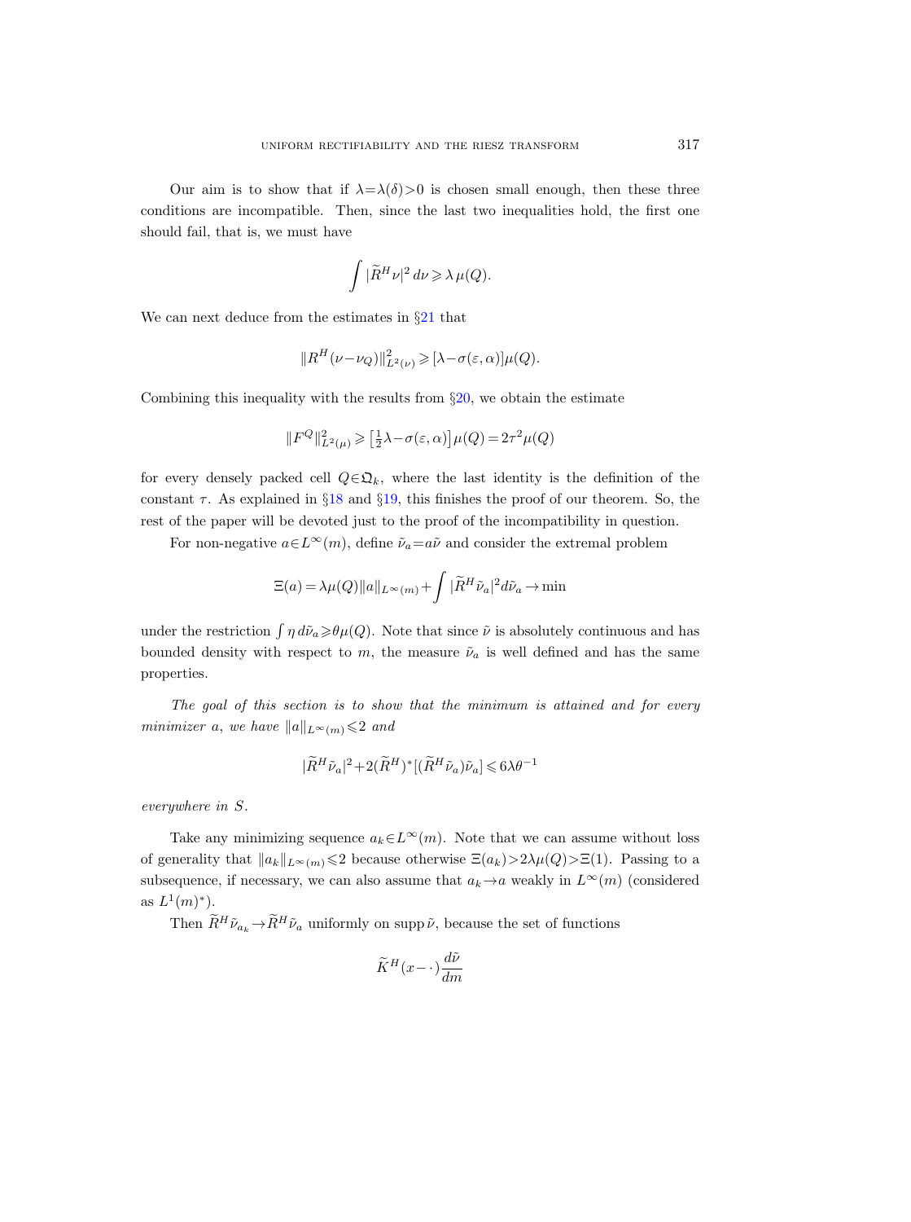Our aim is to show that if $\lambda=\lambda(\delta)>0$ is chosen small enough, then these three conditions are incompatible. Then, since the last two inequalities hold, the first one should fail, that is, we must have

$$\int |\widetilde{R}^H \nu|^2 \, d\nu \geqslant \lambda \, \mu(Q).$$

We can next deduce from the estimates in §21 that

$$\|R^H(\nu-\nu_Q)\|^2_{L^2(\nu)} \geqslant [\lambda-\sigma(\varepsilon,\alpha)]\mu(Q).$$

Combining this inequality with the results from §20, we obtain the estimate

$$\|F^Q\|^2_{L^2(\mu)} \geqslant \left[\tfrac{1}{2}\lambda-\sigma(\varepsilon,\alpha)\right]\mu(Q) = 2\tau^2\mu(Q)$$

for every densely packed cell $Q\in\mathfrak{Q}_k$, where the last identity is the definition of the constant $\tau$. As explained in §18 and §19, this finishes the proof of our theorem. So, the rest of the paper will be devoted just to the proof of the incompatibility in question.

For non-negative $a\in L^\infty(m)$, define $\tilde{\nu}_a=a\tilde{\nu}$ and consider the extremal problem

$$\Xi(a)=\lambda\mu(Q)\|a\|_{L^\infty(m)}+\int |\widetilde{R}^H\tilde{\nu}_a|^2 d\tilde{\nu}_a \to \min$$

under the restriction $\int \eta\, d\tilde{\nu}_a \geqslant \theta\mu(Q)$. Note that since $\tilde{\nu}$ is absolutely continuous and has bounded density with respect to $m$, the measure $\tilde{\nu}_a$ is well defined and has the same properties.

*The goal of this section is to show that the minimum is attained and for every minimizer $a$, we have $\|a\|_{L^\infty(m)}\leqslant 2$ and*

$$|\widetilde{R}^H\tilde{\nu}_a|^2+2(\widetilde{R}^H)^*[(\widetilde{R}^H\tilde{\nu}_a)\tilde{\nu}_a] \leqslant 6\lambda\theta^{-1}$$

*everywhere in $S$.*

Take any minimizing sequence $a_k\in L^\infty(m)$. Note that we can assume without loss of generality that $\|a_k\|_{L^\infty(m)}\leqslant 2$ because otherwise $\Xi(a_k)>2\lambda\mu(Q)>\Xi(1)$. Passing to a subsequence, if necessary, we can also assume that $a_k\to a$ weakly in $L^\infty(m)$ (considered as $L^1(m)^*$).

Then $\widetilde{R}^H\tilde{\nu}_{a_k}\to\widetilde{R}^H\tilde{\nu}_a$ uniformly on $\operatorname{supp}\tilde{\nu}$, because the set of functions

$$\widetilde{K}^H(x-\cdot)\frac{d\tilde{\nu}}{dm}$$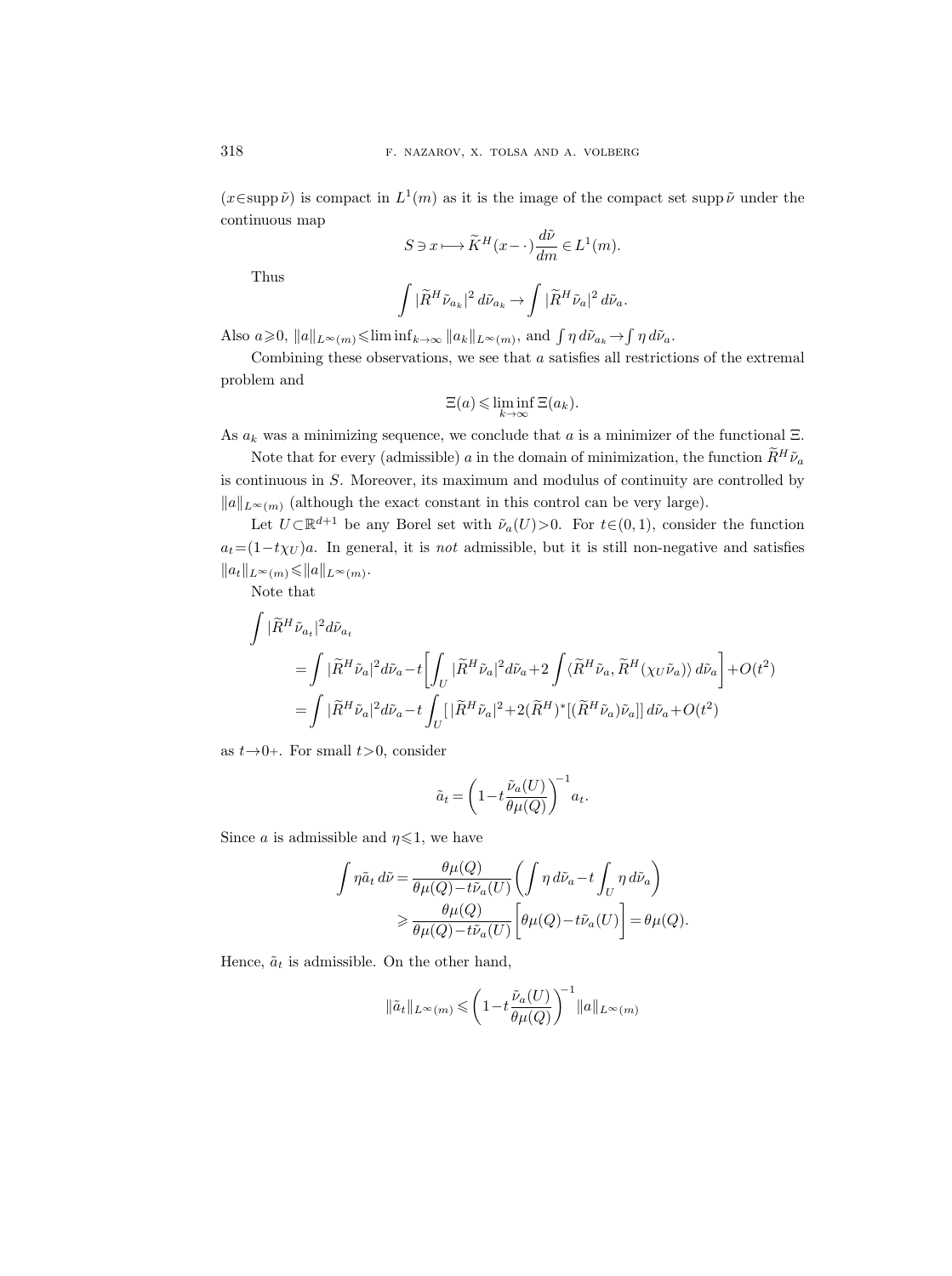$(x \in \operatorname{supp} \tilde{\nu})$ is compact in $L^1(m)$ as it is the image of the compact set $\operatorname{supp} \tilde{\nu}$ under the continuous map

$$S \ni x \longmapsto \widetilde{K}^H(x - \cdot) \frac{d\tilde{\nu}}{dm} \in L^1(m).$$

Thus

$$\int |\widetilde{R}^H \tilde{\nu}_{a_k}|^2 \, d\tilde{\nu}_{a_k} \to \int |\widetilde{R}^H \tilde{\nu}_a|^2 \, d\tilde{\nu}_a.$$

Also $a \geqslant 0$, $\|a\|_{L^\infty(m)} \leqslant \liminf_{k\to\infty} \|a_k\|_{L^\infty(m)}$, and $\int \eta \, d\tilde{\nu}_{a_k} \to \int \eta \, d\tilde{\nu}_a$.

Combining these observations, we see that $a$ satisfies all restrictions of the extremal problem and

$$\Xi(a) \leqslant \liminf_{k\to\infty} \Xi(a_k).$$

As $a_k$ was a minimizing sequence, we conclude that $a$ is a minimizer of the functional $\Xi$.

Note that for every (admissible) $a$ in the domain of minimization, the function $\widetilde{R}^H \tilde{\nu}_a$ is continuous in $S$. Moreover, its maximum and modulus of continuity are controlled by $\|a\|_{L^\infty(m)}$ (although the exact constant in this control can be very large).

Let $U \subset \mathbb{R}^{d+1}$ be any Borel set with $\tilde{\nu}_a(U) > 0$. For $t \in (0,1)$, consider the function $a_t = (1 - t\chi_U)a$. In general, it is *not* admissible, but it is still non-negative and satisfies $\|a_t\|_{L^\infty(m)} \leqslant \|a\|_{L^\infty(m)}$.

Note that

$$\begin{aligned}
\int &|\widetilde{R}^H \tilde{\nu}_{a_t}|^2 d\tilde{\nu}_{a_t} \\
&= \int |\widetilde{R}^H \tilde{\nu}_a|^2 d\tilde{\nu}_a - t\left[\int_U |\widetilde{R}^H \tilde{\nu}_a|^2 d\tilde{\nu}_a + 2\int \langle \widetilde{R}^H \tilde{\nu}_a, \widetilde{R}^H(\chi_U \tilde{\nu}_a)\rangle \, d\tilde{\nu}_a\right] + O(t^2) \\
&= \int |\widetilde{R}^H \tilde{\nu}_a|^2 d\tilde{\nu}_a - t\int_U [\,|\widetilde{R}^H \tilde{\nu}_a|^2 + 2(\widetilde{R}^H)^*[(\widetilde{R}^H \tilde{\nu}_a)\tilde{\nu}_a]] \, d\tilde{\nu}_a + O(t^2)
\end{aligned}$$

as $t \to 0+$. For small $t > 0$, consider

$$\tilde{a}_t = \left(1 - t\frac{\tilde{\nu}_a(U)}{\theta\mu(Q)}\right)^{-1} a_t.$$

Since $a$ is admissible and $\eta \leqslant 1$, we have

$$\begin{aligned}
\int \eta \tilde{a}_t \, d\tilde{\nu} &= \frac{\theta\mu(Q)}{\theta\mu(Q) - t\tilde{\nu}_a(U)} \left(\int \eta \, d\tilde{\nu}_a - t\int_U \eta \, d\tilde{\nu}_a\right) \\
&\geqslant \frac{\theta\mu(Q)}{\theta\mu(Q) - t\tilde{\nu}_a(U)} \Big[\theta\mu(Q) - t\tilde{\nu}_a(U)\Big] = \theta\mu(Q).
\end{aligned}$$

Hence, $\tilde{a}_t$ is admissible. On the other hand,

$$\|\tilde{a}_t\|_{L^\infty(m)} \leqslant \left(1 - t\frac{\tilde{\nu}_a(U)}{\theta\mu(Q)}\right)^{-1} \|a\|_{L^\infty(m)}$$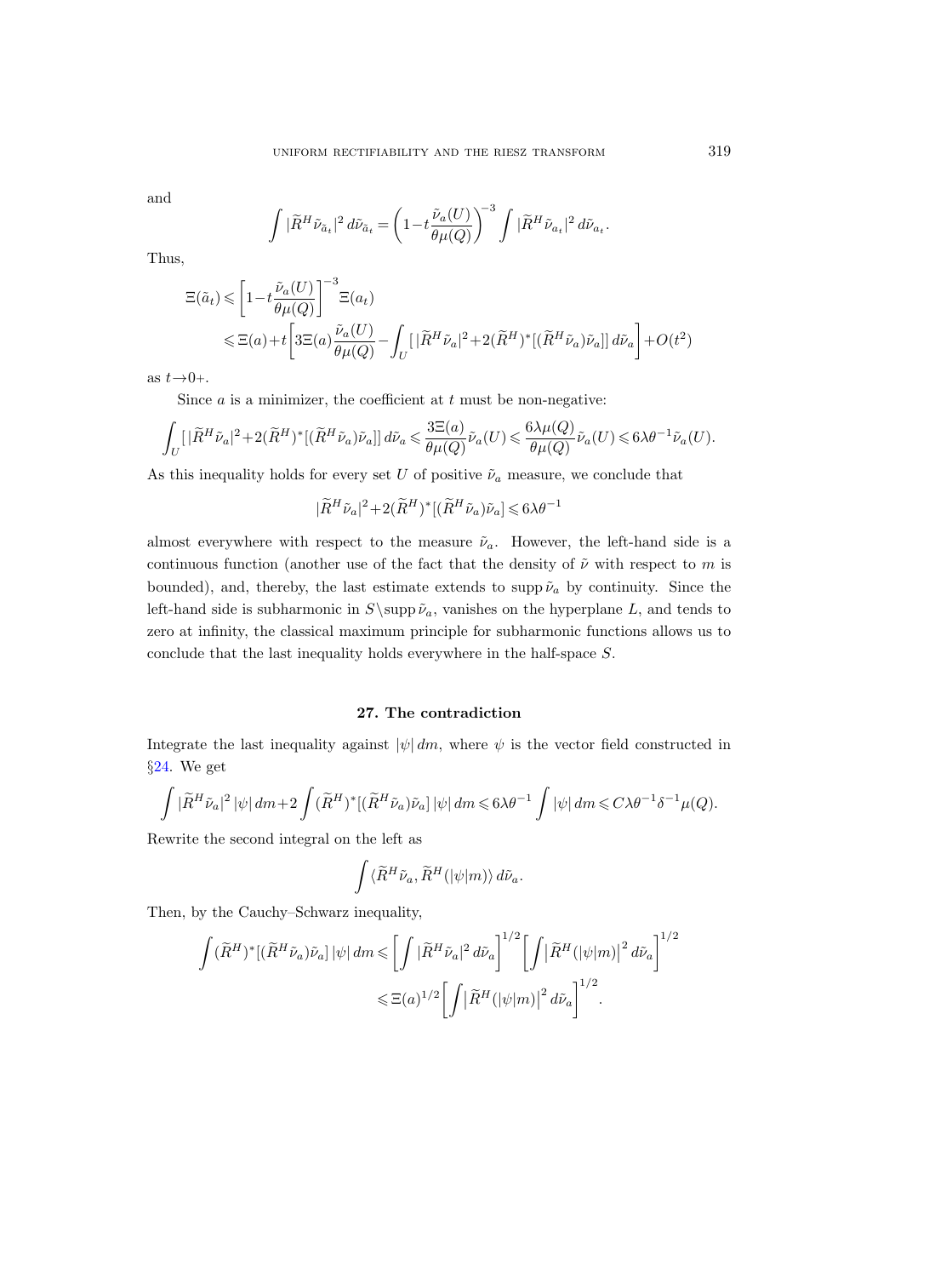and

$$\int |\widetilde{R}^H \tilde{\nu}_{\tilde{a}_t}|^2 \, d\tilde{\nu}_{\tilde{a}_t} = \left(1 - t\frac{\tilde{\nu}_a(U)}{\theta\mu(Q)}\right)^{-3} \int |\widetilde{R}^H \tilde{\nu}_{a_t}|^2 \, d\tilde{\nu}_{a_t}.$$

Thus,

$$\begin{aligned}
\Xi(\tilde{a}_t) &\leqslant \left[1 - t\frac{\tilde{\nu}_a(U)}{\theta\mu(Q)}\right]^{-3} \Xi(a_t) \\
&\leqslant \Xi(a) + t\left[3\Xi(a)\frac{\tilde{\nu}_a(U)}{\theta\mu(Q)} - \int_U [\,|\widetilde{R}^H \tilde{\nu}_a|^2 + 2(\widetilde{R}^H)^*[(\widetilde{R}^H \tilde{\nu}_a)\tilde{\nu}_a]]\, d\tilde{\nu}_a\right] + O(t^2)
\end{aligned}$$

as $t \to 0+$.

Since $a$ is a minimizer, the coefficient at $t$ must be non-negative:

$$\int_U [\,|\widetilde{R}^H \tilde{\nu}_a|^2 + 2(\widetilde{R}^H)^*[(\widetilde{R}^H \tilde{\nu}_a)\tilde{\nu}_a]]\, d\tilde{\nu}_a \leqslant \frac{3\Xi(a)}{\theta\mu(Q)}\tilde{\nu}_a(U) \leqslant \frac{6\lambda\mu(Q)}{\theta\mu(Q)}\tilde{\nu}_a(U) \leqslant 6\lambda\theta^{-1}\tilde{\nu}_a(U).$$

As this inequality holds for every set $U$ of positive $\tilde{\nu}_a$ measure, we conclude that

$$|\widetilde{R}^H \tilde{\nu}_a|^2 + 2(\widetilde{R}^H)^*[(\widetilde{R}^H \tilde{\nu}_a)\tilde{\nu}_a] \leqslant 6\lambda\theta^{-1}$$

almost everywhere with respect to the measure $\tilde{\nu}_a$. However, the left-hand side is a continuous function (another use of the fact that the density of $\tilde{\nu}$ with respect to $m$ is bounded), and, thereby, the last estimate extends to $\operatorname{supp}\tilde{\nu}_a$ by continuity. Since the left-hand side is subharmonic in $S \setminus \operatorname{supp}\tilde{\nu}_a$, vanishes on the hyperplane $L$, and tends to zero at infinity, the classical maximum principle for subharmonic functions allows us to conclude that the last inequality holds everywhere in the half-space $S$.

## 27. The contradiction

Integrate the last inequality against $|\psi|\, dm$, where $\psi$ is the vector field constructed in §24. We get

$$\int |\widetilde{R}^H \tilde{\nu}_a|^2 \, |\psi|\, dm + 2\int (\widetilde{R}^H)^*[(\widetilde{R}^H \tilde{\nu}_a)\tilde{\nu}_a]\, |\psi|\, dm \leqslant 6\lambda\theta^{-1} \int |\psi|\, dm \leqslant C\lambda\theta^{-1}\delta^{-1}\mu(Q).$$

Rewrite the second integral on the left as

$$\int \langle \widetilde{R}^H \tilde{\nu}_a, \widetilde{R}^H(|\psi|m)\rangle \, d\tilde{\nu}_a.$$

Then, by the Cauchy–Schwarz inequality,

$$\begin{aligned}
\int (\widetilde{R}^H)^*[(\widetilde{R}^H \tilde{\nu}_a)\tilde{\nu}_a]\, |\psi|\, dm &\leqslant \left[\int |\widetilde{R}^H \tilde{\nu}_a|^2 \, d\tilde{\nu}_a\right]^{1/2} \left[\int \left|\widetilde{R}^H(|\psi|m)\right|^2 d\tilde{\nu}_a\right]^{1/2} \\
&\leqslant \Xi(a)^{1/2} \left[\int \left|\widetilde{R}^H(|\psi|m)\right|^2 d\tilde{\nu}_a\right]^{1/2}.
\end{aligned}$$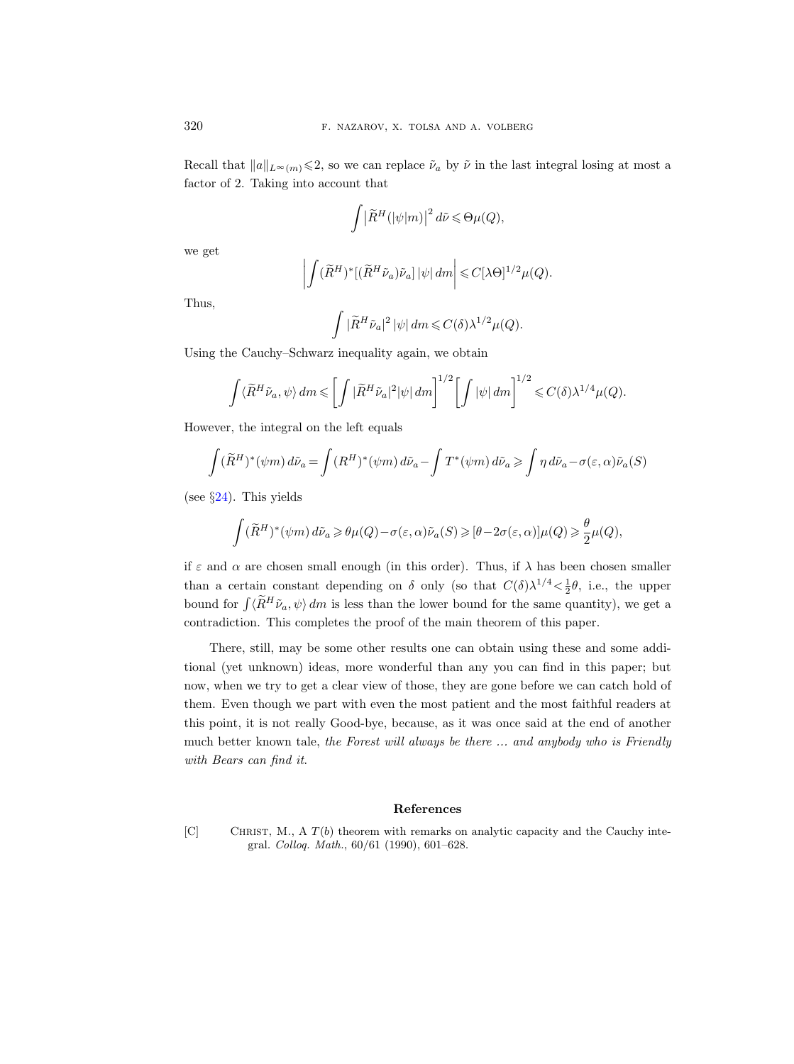Recall that $\|a\|_{L^\infty(m)} \leqslant 2$, so we can replace $\tilde\nu_a$ by $\tilde\nu$ in the last integral losing at most a factor of 2. Taking into account that

$$\int \big|\widetilde{R}^H(|\psi|m)\big|^2 \, d\tilde\nu \leqslant \Theta\mu(Q),$$

we get

$$\left| \int (\widetilde{R}^H)^*[(\widetilde{R}^H\tilde\nu_a)\tilde\nu_a]\,|\psi|\,dm \right| \leqslant C[\lambda\Theta]^{1/2}\mu(Q).$$

Thus,

$$\int |\widetilde{R}^H\tilde\nu_a|^2\,|\psi|\,dm \leqslant C(\delta)\lambda^{1/2}\mu(Q).$$

Using the Cauchy–Schwarz inequality again, we obtain

$$\int \langle \widetilde{R}^H\tilde\nu_a, \psi\rangle\,dm \leqslant \left[\int |\widetilde{R}^H\tilde\nu_a|^2|\psi|\,dm\right]^{1/2}\left[\int |\psi|\,dm\right]^{1/2} \leqslant C(\delta)\lambda^{1/4}\mu(Q).$$

However, the integral on the left equals

$$\int (\widetilde{R}^H)^*(\psi m)\,d\tilde\nu_a = \int (R^H)^*(\psi m)\,d\tilde\nu_a - \int T^*(\psi m)\,d\tilde\nu_a \geqslant \int \eta\,d\tilde\nu_a - \sigma(\varepsilon,\alpha)\tilde\nu_a(S)$$

(see §24). This yields

$$\int (\widetilde{R}^H)^*(\psi m)\,d\tilde\nu_a \geqslant \theta\mu(Q) - \sigma(\varepsilon,\alpha)\tilde\nu_a(S) \geqslant [\theta - 2\sigma(\varepsilon,\alpha)]\mu(Q) \geqslant \frac{\theta}{2}\mu(Q),$$

if $\varepsilon$ and $\alpha$ are chosen small enough (in this order). Thus, if $\lambda$ has been chosen smaller than a certain constant depending on $\delta$ only (so that $C(\delta)\lambda^{1/4} < \frac{1}{2}\theta$, i.e., the upper bound for $\int \langle \widetilde{R}^H\tilde\nu_a, \psi\rangle\,dm$ is less than the lower bound for the same quantity), we get a contradiction. This completes the proof of the main theorem of this paper.

There, still, may be some other results one can obtain using these and some additional (yet unknown) ideas, more wonderful than any you can find in this paper; but now, when we try to get a clear view of those, they are gone before we can catch hold of them. Even though we part with even the most patient and the most faithful readers at this point, it is not really Good-bye, because, as it was once said at the end of another much better known tale, *the Forest will always be there ... and anybody who is Friendly with Bears can find it*.

## References

[C] Christ, M., A $T(b)$ theorem with remarks on analytic capacity and the Cauchy integral. *Colloq. Math.*, 60/61 (1990), 601–628.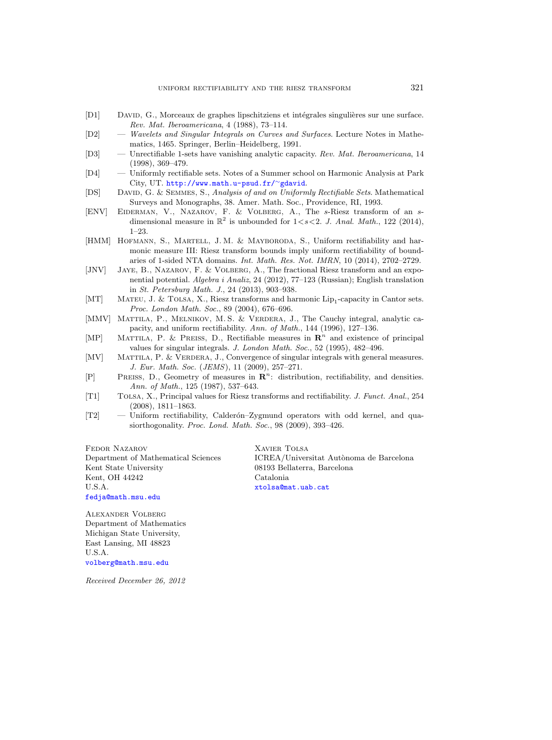[D1] David, G., Morceaux de graphes lipschitziens et intégrales singulières sur une surface. *Rev. Mat. Iberoamericana*, 4 (1988), 73–114.

[D2] — *Wavelets and Singular Integrals on Curves and Surfaces*. Lecture Notes in Mathematics, 1465. Springer, Berlin–Heidelberg, 1991.

[D3] — Unrectifiable 1-sets have vanishing analytic capacity. *Rev. Mat. Iberoamericana*, 14 (1998), 369–479.

[D4] — Uniformly rectifiable sets. Notes of a Summer school on Harmonic Analysis at Park City, UT. http://www.math.u-psud.fr/~gdavid.

[DS] David, G. & Semmes, S., *Analysis of and on Uniformly Rectifiable Sets*. Mathematical Surveys and Monographs, 38. Amer. Math. Soc., Providence, RI, 1993.

[ENV] Eiderman, V., Nazarov, F. & Volberg, A., The $s$-Riesz transform of an $s$-dimensional measure in $\mathbb{R}^2$ is unbounded for $1<s<2$. *J. Anal. Math.*, 122 (2014), 1–23.

[HMM] Hofmann, S., Martell, J. M. & Mayboroda, S., Uniform rectifiability and harmonic measure III: Riesz transform bounds imply uniform rectifiability of boundaries of 1-sided NTA domains. *Int. Math. Res. Not. IMRN*, 10 (2014), 2702–2729.

[JNV] Jaye, B., Nazarov, F. & Volberg, A., The fractional Riesz transform and an exponential potential. *Algebra i Analiz*, 24 (2012), 77–123 (Russian); English translation in *St. Petersburg Math. J.*, 24 (2013), 903–938.

[MT] Mateu, J. & Tolsa, X., Riesz transforms and harmonic $\mathrm{Lip}_1$-capacity in Cantor sets. *Proc. London Math. Soc.*, 89 (2004), 676–696.

[MMV] Mattila, P., Melnikov, M. S. & Verdera, J., The Cauchy integral, analytic capacity, and uniform rectifiability. *Ann. of Math.*, 144 (1996), 127–136.

[MP] Mattila, P. & Preiss, D., Rectifiable measures in $\mathbf{R}^n$ and existence of principal values for singular integrals. *J. London Math. Soc.*, 52 (1995), 482–496.

[MV] Mattila, P. & Verdera, J., Convergence of singular integrals with general measures. *J. Eur. Math. Soc.* (*JEMS*), 11 (2009), 257–271.

[P] Preiss, D., Geometry of measures in $\mathbf{R}^n$: distribution, rectifiability, and densities. *Ann. of Math.*, 125 (1987), 537–643.

[T1] Tolsa, X., Principal values for Riesz transforms and rectifiability. *J. Funct. Anal.*, 254 (2008), 1811–1863.

[T2] — Uniform rectifiability, Calderón–Zygmund operators with odd kernel, and quasiorthogonality. *Proc. Lond. Math. Soc.*, 98 (2009), 393–426.

Fedor Nazarov
Department of Mathematical Sciences
Kent State University
Kent, OH 44242
U.S.A.
fedja@math.msu.edu

Xavier Tolsa
ICREA/Universitat Autònoma de Barcelona
08193 Bellaterra, Barcelona
Catalonia
xtolsa@mat.uab.cat

Alexander Volberg
Department of Mathematics
Michigan State University,
East Lansing, MI 48823
U.S.A.
volberg@math.msu.edu

*Received December 26, 2012*